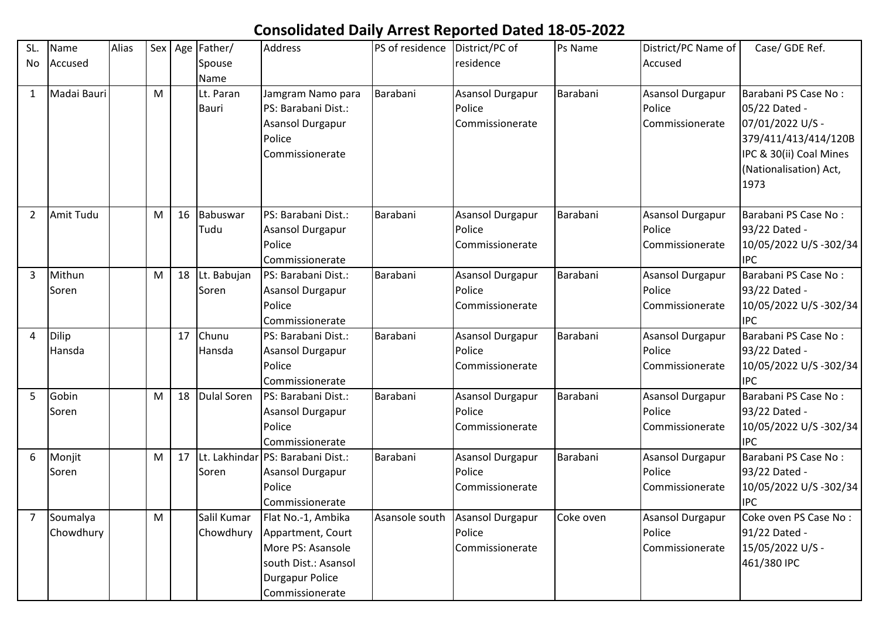# Consolidated Daily Arrest Reported Dated 18-05-2022

| SL. No | Name Accused | Alias | Sex | Age | Father/ Spouse Name | Address | PS of residence | District/PC of residence | Ps Name | District/PC Name of Accused | Case/ GDE Ref. |
|---|---|---|---|---|---|---|---|---|---|---|---|
| 1 | Madai Bauri | | M | | Lt. Paran Bauri | Jamgram Namo para PS: Barabani Dist.: Asansol Durgapur Police Commissionerate | Barabani | Asansol Durgapur Police Commissionerate | Barabani | Asansol Durgapur Police Commissionerate | Barabani PS Case No : 05/22 Dated - 07/01/2022 U/S - 379/411/413/414/120B IPC & 30(ii) Coal Mines (Nationalisation) Act, 1973 |
| 2 | Amit Tudu | | M | 16 | Babuswar Tudu | PS: Barabani Dist.: Asansol Durgapur Police Commissionerate | Barabani | Asansol Durgapur Police Commissionerate | Barabani | Asansol Durgapur Police Commissionerate | Barabani PS Case No : 93/22 Dated - 10/05/2022 U/S -302/34 IPC |
| 3 | Mithun Soren | | M | 18 | Lt. Babujan Soren | PS: Barabani Dist.: Asansol Durgapur Police Commissionerate | Barabani | Asansol Durgapur Police Commissionerate | Barabani | Asansol Durgapur Police Commissionerate | Barabani PS Case No : 93/22 Dated - 10/05/2022 U/S -302/34 IPC |
| 4 | Dilip Hansda | | | 17 | Chunu Hansda | PS: Barabani Dist.: Asansol Durgapur Police Commissionerate | Barabani | Asansol Durgapur Police Commissionerate | Barabani | Asansol Durgapur Police Commissionerate | Barabani PS Case No : 93/22 Dated - 10/05/2022 U/S -302/34 IPC |
| 5 | Gobin Soren | | M | 18 | Dulal Soren | PS: Barabani Dist.: Asansol Durgapur Police Commissionerate | Barabani | Asansol Durgapur Police Commissionerate | Barabani | Asansol Durgapur Police Commissionerate | Barabani PS Case No : 93/22 Dated - 10/05/2022 U/S -302/34 IPC |
| 6 | Monjit Soren | | M | 17 | Lt. Lakhindar Soren | PS: Barabani Dist.: Asansol Durgapur Police Commissionerate | Barabani | Asansol Durgapur Police Commissionerate | Barabani | Asansol Durgapur Police Commissionerate | Barabani PS Case No : 93/22 Dated - 10/05/2022 U/S -302/34 IPC |
| 7 | Soumalya Chowdhury | | M | | Salil Kumar Chowdhury | Flat No.-1, Ambika Appartment, Court More PS: Asansole south Dist.: Asansol Durgapur Police Commissionerate | Asansole south | Asansol Durgapur Police Commissionerate | Coke oven | Asansol Durgapur Police Commissionerate | Coke oven PS Case No : 91/22 Dated - 15/05/2022 U/S - 461/380 IPC |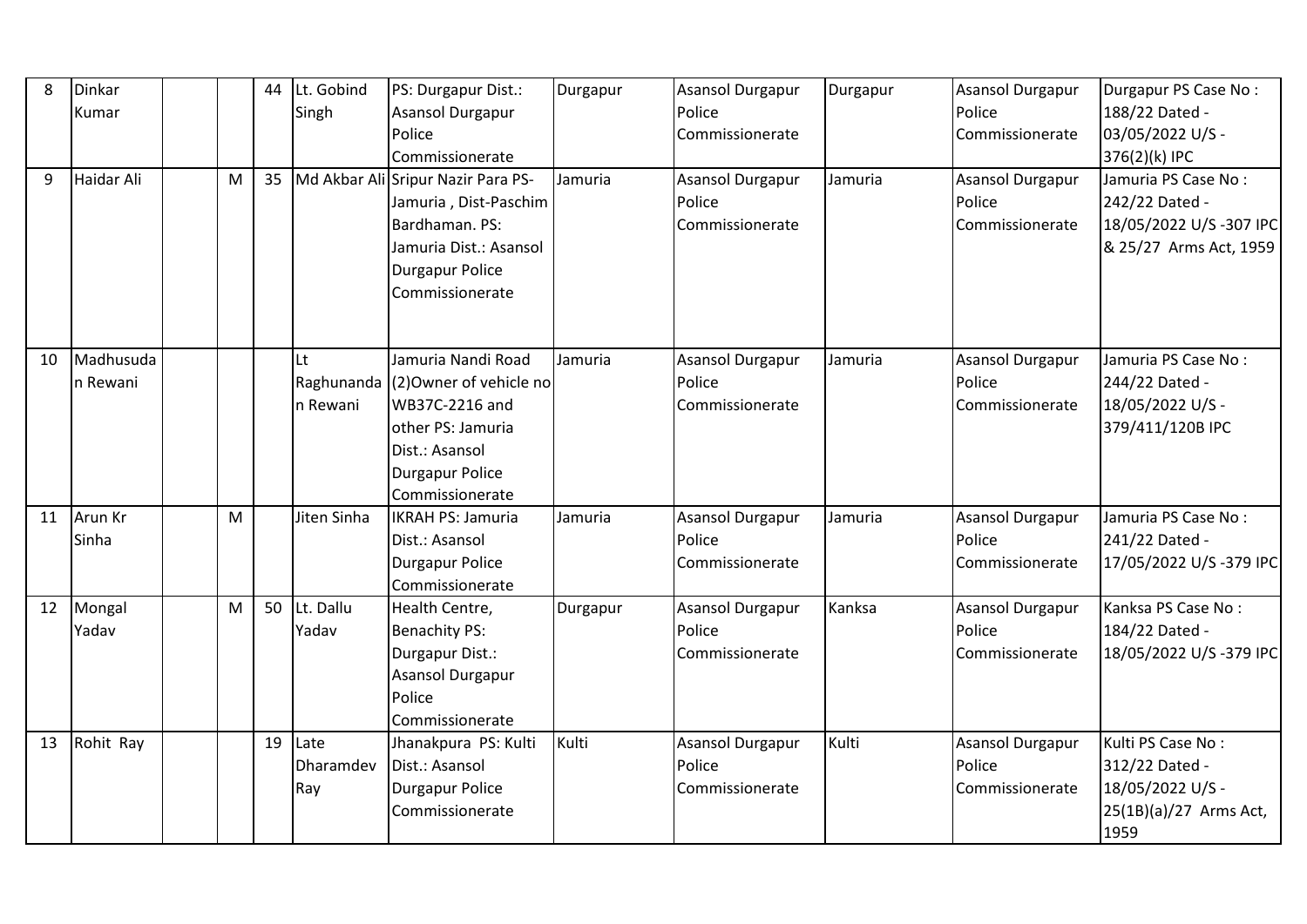| 8 | Dinkar Kumar | | | 44 | Lt. Gobind Singh | PS: Durgapur Dist.: Asansol Durgapur Police Commissionerate | Durgapur | Asansol Durgapur Police Commissionerate | Durgapur | Asansol Durgapur Police Commissionerate | Durgapur PS Case No : 188/22 Dated - 03/05/2022 U/S - 376(2)(k) IPC |
|---|---|---|---|---|---|---|---|---|---|---|---|
| 9 | Haidar Ali | | M | 35 | Md Akbar Ali | Sripur Nazir Para PS-Jamuria , Dist-Paschim Bardhaman. PS: Jamuria Dist.: Asansol Durgapur Police Commissionerate | Jamuria | Asansol Durgapur Police Commissionerate | Jamuria | Asansol Durgapur Police Commissionerate | Jamuria PS Case No : 242/22 Dated - 18/05/2022 U/S -307 IPC & 25/27 Arms Act, 1959 |
| 10 | Madhusudan Rewani | | | | Lt Raghunandan Rewani | Jamuria Nandi Road (2)Owner of vehicle no WB37C-2216 and other PS: Jamuria Dist.: Asansol Durgapur Police Commissionerate | Jamuria | Asansol Durgapur Police Commissionerate | Jamuria | Asansol Durgapur Police Commissionerate | Jamuria PS Case No : 244/22 Dated - 18/05/2022 U/S - 379/411/120B IPC |
| 11 | Arun Kr Sinha | | M | | Jiten Sinha | IKRAH PS: Jamuria Dist.: Asansol Durgapur Police Commissionerate | Jamuria | Asansol Durgapur Police Commissionerate | Jamuria | Asansol Durgapur Police Commissionerate | Jamuria PS Case No : 241/22 Dated - 17/05/2022 U/S -379 IPC |
| 12 | Mongal Yadav | | M | 50 | Lt. Dallu Yadav | Health Centre, Benachity PS: Durgapur Dist.: Asansol Durgapur Police Commissionerate | Durgapur | Asansol Durgapur Police Commissionerate | Kanksa | Asansol Durgapur Police Commissionerate | Kanksa PS Case No : 184/22 Dated - 18/05/2022 U/S -379 IPC |
| 13 | Rohit Ray | | | 19 | Late Dharamdev Ray | Jhanakpura PS: Kulti Dist.: Asansol Durgapur Police Commissionerate | Kulti | Asansol Durgapur Police Commissionerate | Kulti | Asansol Durgapur Police Commissionerate | Kulti PS Case No : 312/22 Dated - 18/05/2022 U/S - 25(1B)(a)/27 Arms Act, 1959 |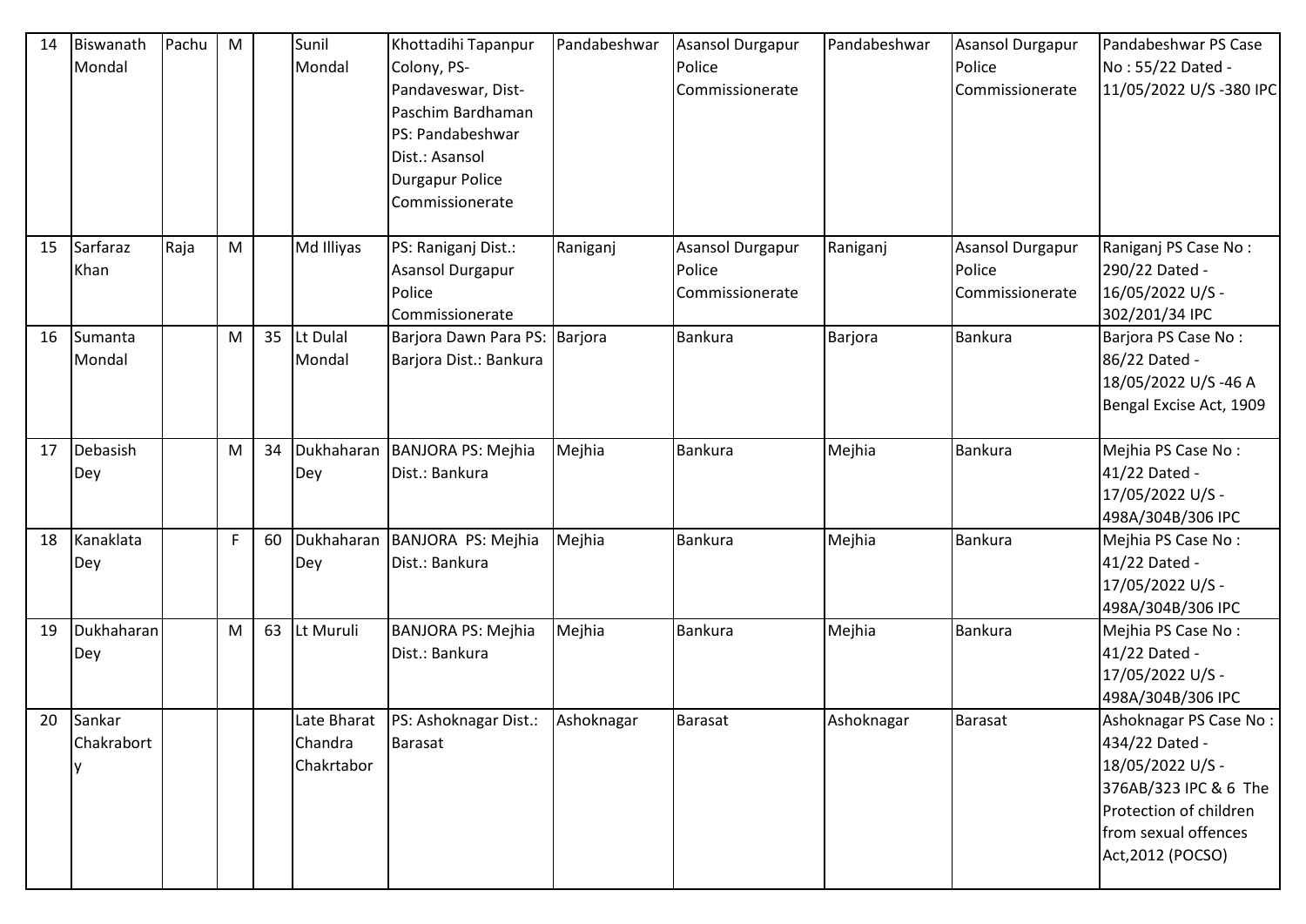| 14 | Biswanath Mondal | Pachu | M | | Sunil Mondal | Khottadihi Tapanpur Colony, PS-Pandaveswar, Dist-Paschim Bardhaman PS: Pandabeshwar Dist.: Asansol Durgapur Police Commissionerate | Pandabeshwar | Asansol Durgapur Police Commissionerate | Pandabeshwar | Asansol Durgapur Police Commissionerate | Pandabeshwar PS Case No : 55/22 Dated - 11/05/2022 U/S -380 IPC |
|---|---|---|---|---|---|---|---|---|---|---|---|
| 15 | Sarfaraz Khan | Raja | M | | Md Illiyas | PS: Raniganj Dist.: Asansol Durgapur Police Commissionerate | Raniganj | Asansol Durgapur Police Commissionerate | Raniganj | Asansol Durgapur Police Commissionerate | Raniganj PS Case No : 290/22 Dated - 16/05/2022 U/S - 302/201/34 IPC |
| 16 | Sumanta Mondal | | M | 35 | Lt Dulal Mondal | Barjora Dawn Para PS: Barjora Dist.: Bankura | Barjora | Bankura | Barjora | Bankura | Barjora PS Case No : 86/22 Dated - 18/05/2022 U/S -46 A Bengal Excise Act, 1909 |
| 17 | Debasish Dey | | M | 34 | Dukhaharan Dey | BANJORA PS: Mejhia Dist.: Bankura | Mejhia | Bankura | Mejhia | Bankura | Mejhia PS Case No : 41/22 Dated - 17/05/2022 U/S - 498A/304B/306 IPC |
| 18 | Kanaklata Dey | | F | 60 | Dukhaharan Dey | BANJORA PS: Mejhia Dist.: Bankura | Mejhia | Bankura | Mejhia | Bankura | Mejhia PS Case No : 41/22 Dated - 17/05/2022 U/S - 498A/304B/306 IPC |
| 19 | Dukhaharan Dey | | M | 63 | Lt Muruli | BANJORA PS: Mejhia Dist.: Bankura | Mejhia | Bankura | Mejhia | Bankura | Mejhia PS Case No : 41/22 Dated - 17/05/2022 U/S - 498A/304B/306 IPC |
| 20 | Sankar Chakraborty | | | | Late Bharat Chandra Chakrtabor | PS: Ashoknagar Dist.: Barasat | Ashoknagar | Barasat | Ashoknagar | Barasat | Ashoknagar PS Case No : 434/22 Dated - 18/05/2022 U/S - 376AB/323 IPC & 6 The Protection of children from sexual offences Act,2012 (POCSO) |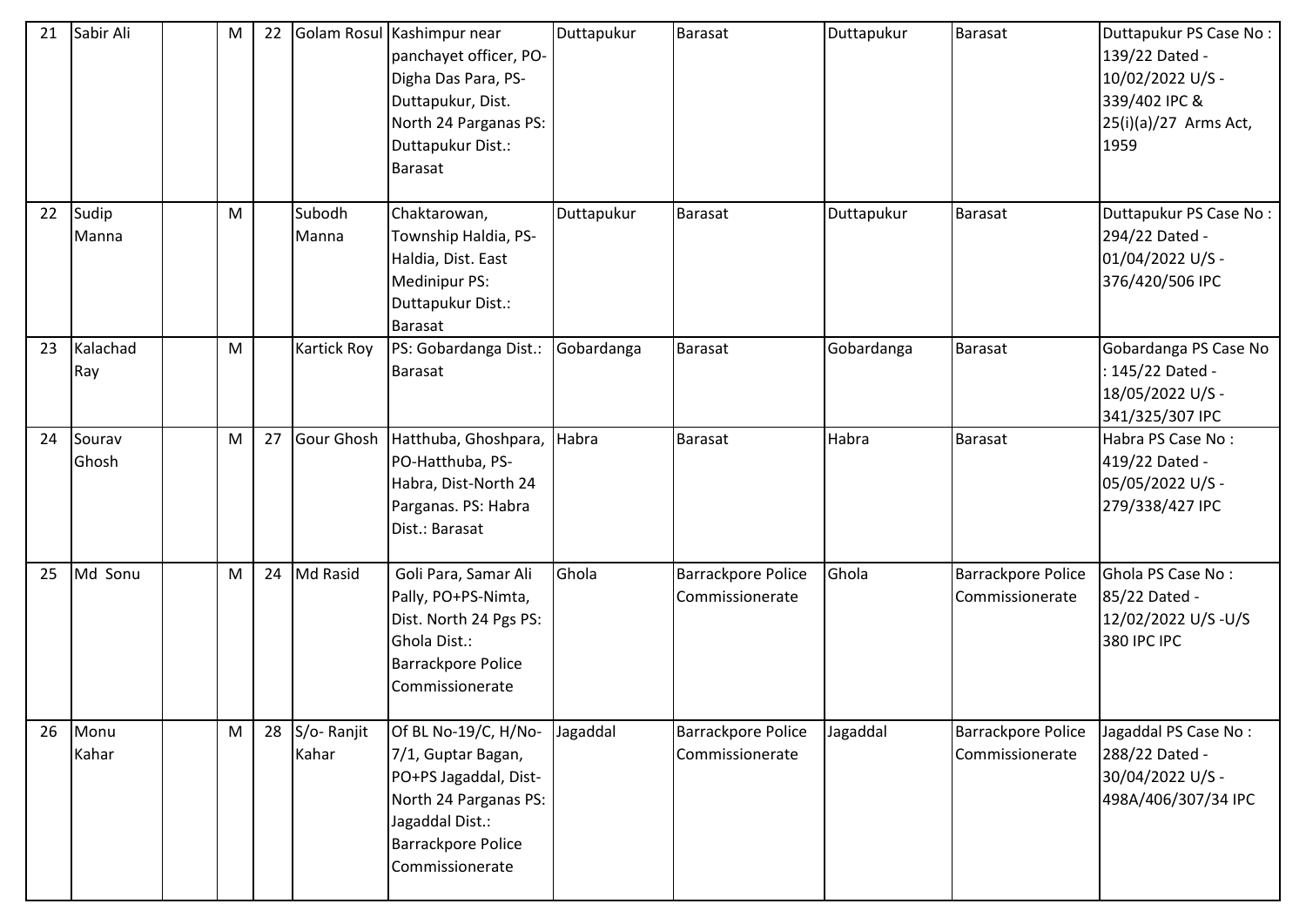| 21 | Sabir Ali | | M | 22 | Golam Rosul | Kashimpur near panchayet officer, PO-Digha Das Para, PS-Duttapukur, Dist. North 24 Parganas PS: Duttapukur Dist.: Barasat | Duttapukur | Barasat | Duttapukur | Barasat | Duttapukur PS Case No : 139/22 Dated - 10/02/2022 U/S - 339/402 IPC & 25(i)(a)/27 Arms Act, 1959 |
|---|---|---|---|---|---|---|---|---|---|---|---|
| 22 | Sudip Manna | | M | | Subodh Manna | Chaktarowan, Township Haldia, PS-Haldia, Dist. East Medinipur PS: Duttapukur Dist.: Barasat | Duttapukur | Barasat | Duttapukur | Barasat | Duttapukur PS Case No : 294/22 Dated - 01/04/2022 U/S - 376/420/506 IPC |
| 23 | Kalachad Ray | | M | | Kartick Roy | PS: Gobardanga Dist.: Barasat | Gobardanga | Barasat | Gobardanga | Barasat | Gobardanga PS Case No : 145/22 Dated - 18/05/2022 U/S - 341/325/307 IPC |
| 24 | Sourav Ghosh | | M | 27 | Gour Ghosh | Hatthuba, Ghoshpara, PO-Hatthuba, PS-Habra, Dist-North 24 Parganas. PS: Habra Dist.: Barasat | Habra | Barasat | Habra | Barasat | Habra PS Case No : 419/22 Dated - 05/05/2022 U/S - 279/338/427 IPC |
| 25 | Md Sonu | | M | 24 | Md Rasid | Goli Para, Samar Ali Pally, PO+PS-Nimta, Dist. North 24 Pgs PS: Ghola Dist.: Barrackpore Police Commissionerate | Ghola | Barrackpore Police Commissionerate | Ghola | Barrackpore Police Commissionerate | Ghola PS Case No : 85/22 Dated - 12/02/2022 U/S -U/S 380 IPC IPC |
| 26 | Monu Kahar | | M | 28 | S/o- Ranjit Kahar | Of BL No-19/C, H/No-7/1, Guptar Bagan, PO+PS Jagaddal, Dist-North 24 Parganas PS: Jagaddal Dist.: Barrackpore Police Commissionerate | Jagaddal | Barrackpore Police Commissionerate | Jagaddal | Barrackpore Police Commissionerate | Jagaddal PS Case No : 288/22 Dated - 30/04/2022 U/S - 498A/406/307/34 IPC |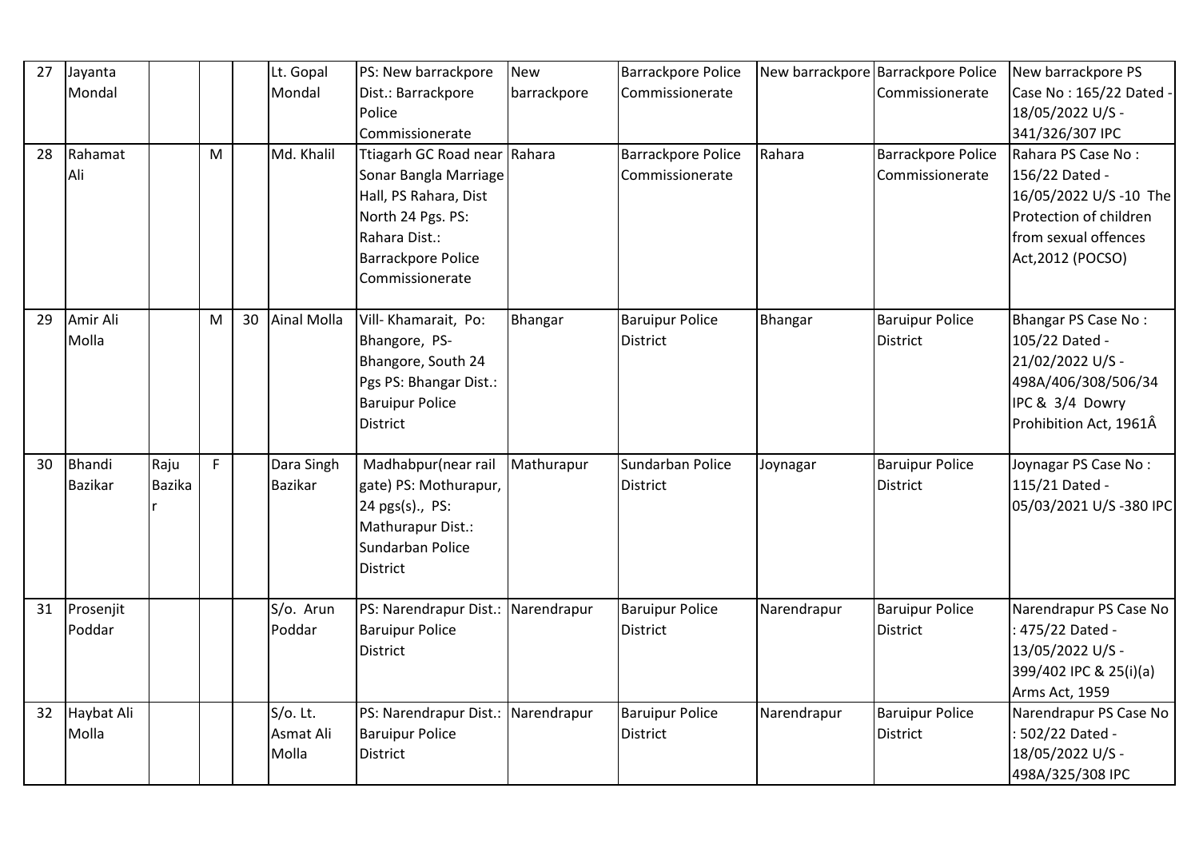| 27 | Jayanta Mondal | | | | Lt. Gopal Mondal | PS: New barrackpore Dist.: Barrackpore Police Commissionerate | New barrackpore | Barrackpore Police Commissionerate | New barrackpore | Barrackpore Police Commissionerate | New barrackpore PS Case No : 165/22 Dated - 18/05/2022 U/S - 341/326/307 IPC |
|---|---|---|---|---|---|---|---|---|---|---|---|
| 28 | Rahamat Ali | | M | | Md. Khalil | Ttiagarh GC Road near Sonar Bangla Marriage Hall, PS Rahara, Dist North 24 Pgs. PS: Rahara Dist.: Barrackpore Police Commissionerate | Rahara | Barrackpore Police Commissionerate | Rahara | Barrackpore Police Commissionerate | Rahara PS Case No : 156/22 Dated - 16/05/2022 U/S -10 The Protection of children from sexual offences Act,2012 (POCSO) |
| 29 | Amir Ali Molla | | M | 30 | Ainal Molla | Vill- Khamarait, Po: Bhangore, PS- Bhangore, South 24 Pgs PS: Bhangar Dist.: Baruipur Police District | Bhangar | Baruipur Police District | Bhangar | Baruipur Police District | Bhangar PS Case No : 105/22 Dated - 21/02/2022 U/S - 498A/406/308/506/34 IPC & 3/4 Dowry Prohibition Act, 1961Â |
| 30 | Bhandi Bazikar | Raju Bazikar | F | | Dara Singh Bazikar | Madhabpur(near rail gate) PS: Mothurapur, 24 pgs(s)., PS: Mathurapur Dist.: Sundarban Police District | Mathurapur | Sundarban Police District | Joynagar | Baruipur Police District | Joynagar PS Case No : 115/21 Dated - 05/03/2021 U/S -380 IPC |
| 31 | Prosenjit Poddar | | | | S/o. Arun Poddar | PS: Narendrapur Dist.: Baruipur Police District | Narendrapur | Baruipur Police District | Narendrapur | Baruipur Police District | Narendrapur PS Case No : 475/22 Dated - 13/05/2022 U/S - 399/402 IPC & 25(i)(a) Arms Act, 1959 |
| 32 | Haybat Ali Molla | | | | S/o. Lt. Asmat Ali Molla | PS: Narendrapur Dist.: Baruipur Police District | Narendrapur | Baruipur Police District | Narendrapur | Baruipur Police District | Narendrapur PS Case No : 502/22 Dated - 18/05/2022 U/S - 498A/325/308 IPC |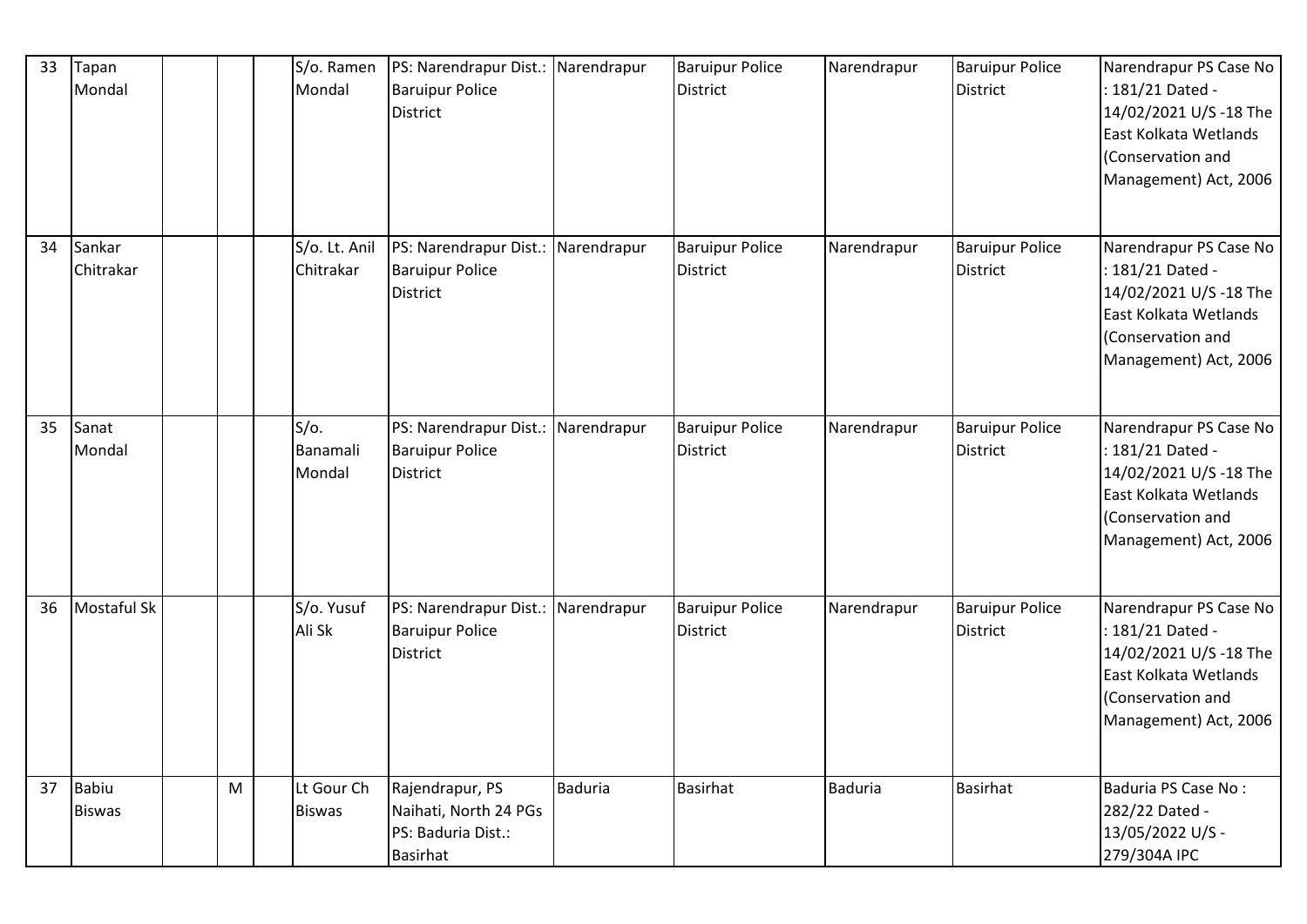| 33 | Tapan Mondal | | | S/o. Ramen Mondal | PS: Narendrapur Dist.: Baruipur Police District | Narendrapur | Baruipur Police District | Narendrapur | Baruipur Police District | Narendrapur PS Case No : 181/21 Dated - 14/02/2021 U/S -18 The East Kolkata Wetlands (Conservation and Management) Act, 2006 |
|---|---|---|---|---|---|---|---|---|---|---|
| 34 | Sankar Chitrakar | | | S/o. Lt. Anil Chitrakar | PS: Narendrapur Dist.: Baruipur Police District | Narendrapur | Baruipur Police District | Narendrapur | Baruipur Police District | Narendrapur PS Case No : 181/21 Dated - 14/02/2021 U/S -18 The East Kolkata Wetlands (Conservation and Management) Act, 2006 |
| 35 | Sanat Mondal | | | S/o. Banamali Mondal | PS: Narendrapur Dist.: Baruipur Police District | Narendrapur | Baruipur Police District | Narendrapur | Baruipur Police District | Narendrapur PS Case No : 181/21 Dated - 14/02/2021 U/S -18 The East Kolkata Wetlands (Conservation and Management) Act, 2006 |
| 36 | Mostaful Sk | | | S/o. Yusuf Ali Sk | PS: Narendrapur Dist.: Baruipur Police District | Narendrapur | Baruipur Police District | Narendrapur | Baruipur Police District | Narendrapur PS Case No : 181/21 Dated - 14/02/2021 U/S -18 The East Kolkata Wetlands (Conservation and Management) Act, 2006 |
| 37 | Babiu Biswas | | M | | Lt Gour Ch Biswas | Rajendrapur, PS Naihati, North 24 PGs PS: Baduria Dist.: Basirhat | Baduria | Basirhat | Baduria | Basirhat | Baduria PS Case No : 282/22 Dated - 13/05/2022 U/S - 279/304A IPC |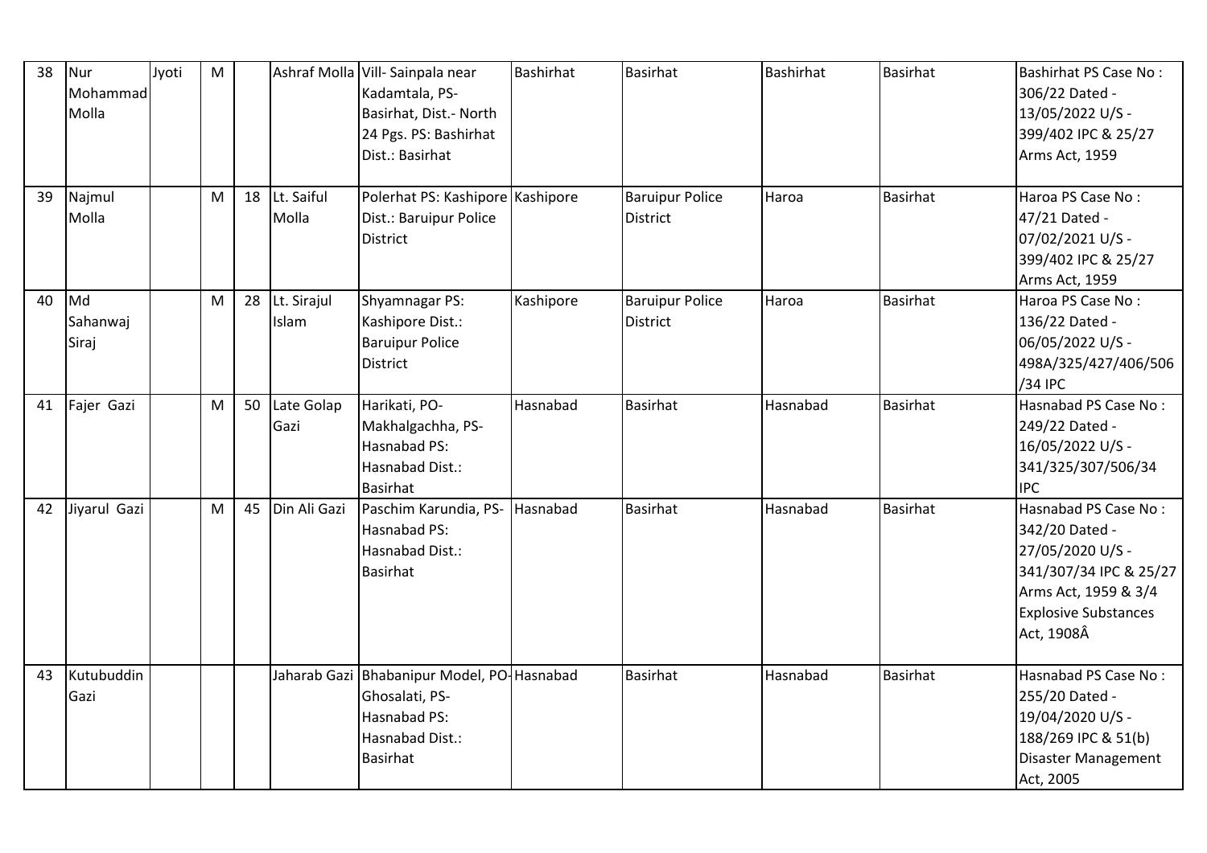| 38 | Nur Mohammad Molla | Jyoti | M | | Ashraf Molla | Vill- Sainpala near Kadamtala, PS- Basirhat, Dist.- North 24 Pgs. PS: Bashirhat Dist.: Basirhat | Bashirhat | Basirhat | Bashirhat | Basirhat | Bashirhat PS Case No : 306/22 Dated - 13/05/2022 U/S - 399/402 IPC & 25/27 Arms Act, 1959 |
|---|---|---|---|---|---|---|---|---|---|---|---|
| 39 | Najmul Molla | | M | 18 | Lt. Saiful Molla | Polerhat PS: Kashipore Dist.: Baruipur Police District | Kashipore | Baruipur Police District | Haroa | Basirhat | Haroa PS Case No : 47/21 Dated - 07/02/2021 U/S - 399/402 IPC & 25/27 Arms Act, 1959 |
| 40 | Md Sahanwaj Siraj | | M | 28 | Lt. Sirajul Islam | Shyamnagar PS: Kashipore Dist.: Baruipur Police District | Kashipore | Baruipur Police District | Haroa | Basirhat | Haroa PS Case No : 136/22 Dated - 06/05/2022 U/S - 498A/325/427/406/506 /34 IPC |
| 41 | Fajer Gazi | | M | 50 | Late Golap Gazi | Harikati, PO- Makhalgachha, PS- Hasnabad PS: Hasnabad Dist.: Basirhat | Hasnabad | Basirhat | Hasnabad | Basirhat | Hasnabad PS Case No : 249/22 Dated - 16/05/2022 U/S - 341/325/307/506/34 IPC |
| 42 | Jiyarul Gazi | | M | 45 | Din Ali Gazi | Paschim Karundia, PS- Hasnabad PS: Hasnabad Dist.: Basirhat | Hasnabad | Basirhat | Hasnabad | Basirhat | Hasnabad PS Case No : 342/20 Dated - 27/05/2020 U/S - 341/307/34 IPC & 25/27 Arms Act, 1959 & 3/4 Explosive Substances Act, 1908Â |
| 43 | Kutubuddin Gazi | | | | Jaharab Gazi | Bhabanipur Model, PO- Ghosalati, PS- Hasnabad PS: Hasnabad Dist.: Basirhat | Hasnabad | Basirhat | Hasnabad | Basirhat | Hasnabad PS Case No : 255/20 Dated - 19/04/2020 U/S - 188/269 IPC & 51(b) Disaster Management Act, 2005 |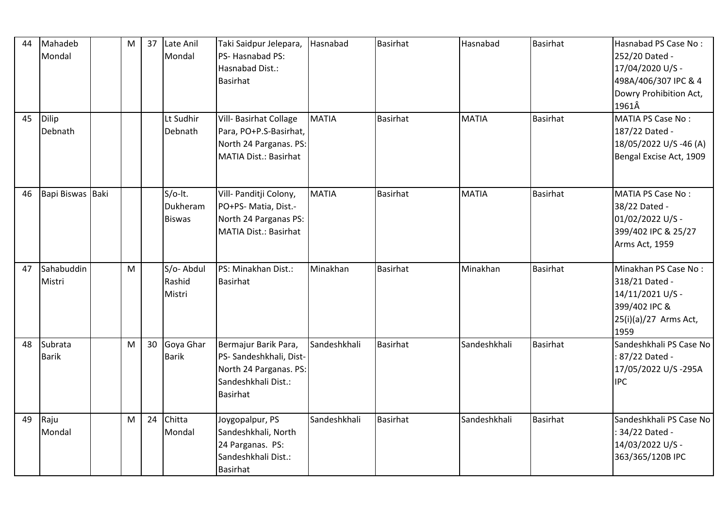| 44 | Mahadeb Mondal | | M | 37 | Late Anil Mondal | Taki Saidpur Jelepara, PS- Hasnabad PS: Hasnabad Dist.: Basirhat | Hasnabad | Basirhat | Hasnabad | Basirhat | Hasnabad PS Case No : 252/20 Dated - 17/04/2020 U/S - 498A/406/307 IPC & 4 Dowry Prohibition Act, 1961Â |
|---|---|---|---|---|---|---|---|---|---|---|---|
| 45 | Dilip Debnath | | | | Lt Sudhir Debnath | Vill- Basirhat Collage Para, PO+P.S-Basirhat, North 24 Parganas. PS: MATIA Dist.: Basirhat | MATIA | Basirhat | MATIA | Basirhat | MATIA PS Case No : 187/22 Dated - 18/05/2022 U/S -46 (A) Bengal Excise Act, 1909 |
| 46 | Bapi Biswas | Baki | | | S/o-lt. Dukheram Biswas | Vill- Panditji Colony, PO+PS- Matia, Dist.- North 24 Parganas PS: MATIA Dist.: Basirhat | MATIA | Basirhat | MATIA | Basirhat | MATIA PS Case No : 38/22 Dated - 01/02/2022 U/S - 399/402 IPC & 25/27 Arms Act, 1959 |
| 47 | Sahabuddin Mistri | | M | | S/o- Abdul Rashid Mistri | PS: Minakhan Dist.: Basirhat | Minakhan | Basirhat | Minakhan | Basirhat | Minakhan PS Case No : 318/21 Dated - 14/11/2021 U/S - 399/402 IPC & 25(i)(a)/27 Arms Act, 1959 |
| 48 | Subrata Barik | | M | 30 | Goya Ghar Barik | Bermajur Barik Para, PS- Sandeshkhali, Dist- North 24 Parganas. PS: Sandeshkhali Dist.: Basirhat | Sandeshkhali | Basirhat | Sandeshkhali | Basirhat | Sandeshkhali PS Case No : 87/22 Dated - 17/05/2022 U/S -295A IPC |
| 49 | Raju Mondal | | M | 24 | Chitta Mondal | Joygopalpur, PS Sandeshkhali, North 24 Parganas. PS: Sandeshkhali Dist.: Basirhat | Sandeshkhali | Basirhat | Sandeshkhali | Basirhat | Sandeshkhali PS Case No : 34/22 Dated - 14/03/2022 U/S - 363/365/120B IPC |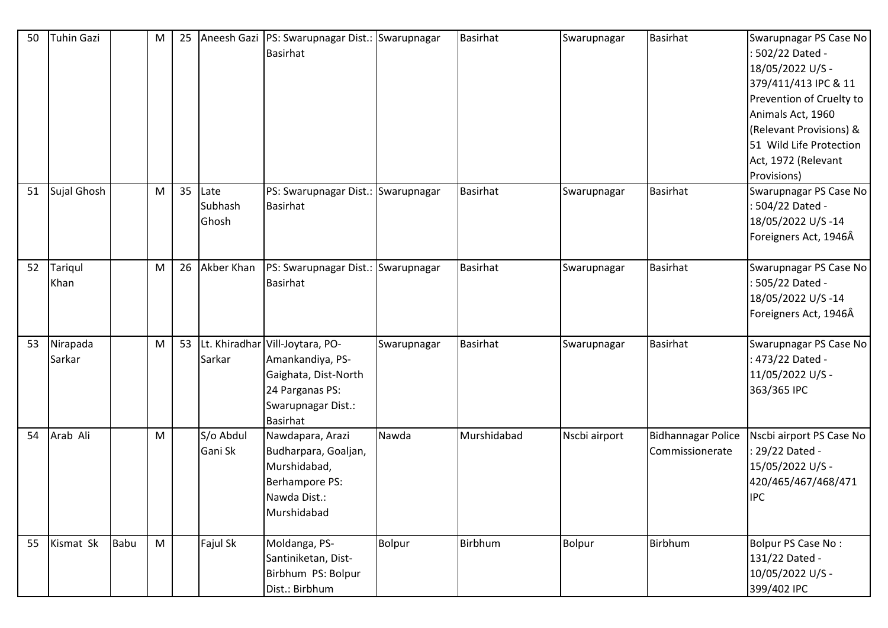| 50 | Tuhin Gazi | | M | 25 | Aneesh Gazi | PS: Swarupnagar Dist.: Basirhat | Swarupnagar | Basirhat | Swarupnagar | Basirhat | Swarupnagar PS Case No : 502/22 Dated - 18/05/2022 U/S - 379/411/413 IPC & 11 Prevention of Cruelty to Animals Act, 1960 (Relevant Provisions) & 51 Wild Life Protection Act, 1972 (Relevant Provisions) |
|---|---|---|---|---|---|---|---|---|---|---|---|
| 51 | Sujal Ghosh | | M | 35 | Late Subhash Ghosh | PS: Swarupnagar Dist.: Basirhat | Swarupnagar | Basirhat | Swarupnagar | Basirhat | Swarupnagar PS Case No : 504/22 Dated - 18/05/2022 U/S -14 Foreigners Act, 1946Â |
| 52 | Tariqul Khan | | M | 26 | Akber Khan | PS: Swarupnagar Dist.: Basirhat | Swarupnagar | Basirhat | Swarupnagar | Basirhat | Swarupnagar PS Case No : 505/22 Dated - 18/05/2022 U/S -14 Foreigners Act, 1946Â |
| 53 | Nirapada Sarkar | | M | 53 | Lt. Khiradhar Sarkar | Vill-Joytara, PO-Amankandiya, PS-Gaighata, Dist-North 24 Parganas PS: Swarupnagar Dist.: Basirhat | Swarupnagar | Basirhat | Swarupnagar | Basirhat | Swarupnagar PS Case No : 473/22 Dated - 11/05/2022 U/S - 363/365 IPC |
| 54 | Arab Ali | | M | | S/o Abdul Gani Sk | Nawdapara, Arazi Budharpara, Goaljan, Murshidabad, Berhampore PS: Nawda Dist.: Murshidabad | Nawda | Murshidabad | Nscbi airport | Bidhannagar Police Commissionerate | Nscbi airport PS Case No : 29/22 Dated - 15/05/2022 U/S - 420/465/467/468/471 IPC |
| 55 | Kismat Sk | Babu | M | | Fajul Sk | Moldanga, PS-Santiniketan, Dist-Birbhum PS: Bolpur Dist.: Birbhum | Bolpur | Birbhum | Bolpur | Birbhum | Bolpur PS Case No : 131/22 Dated - 10/05/2022 U/S - 399/402 IPC |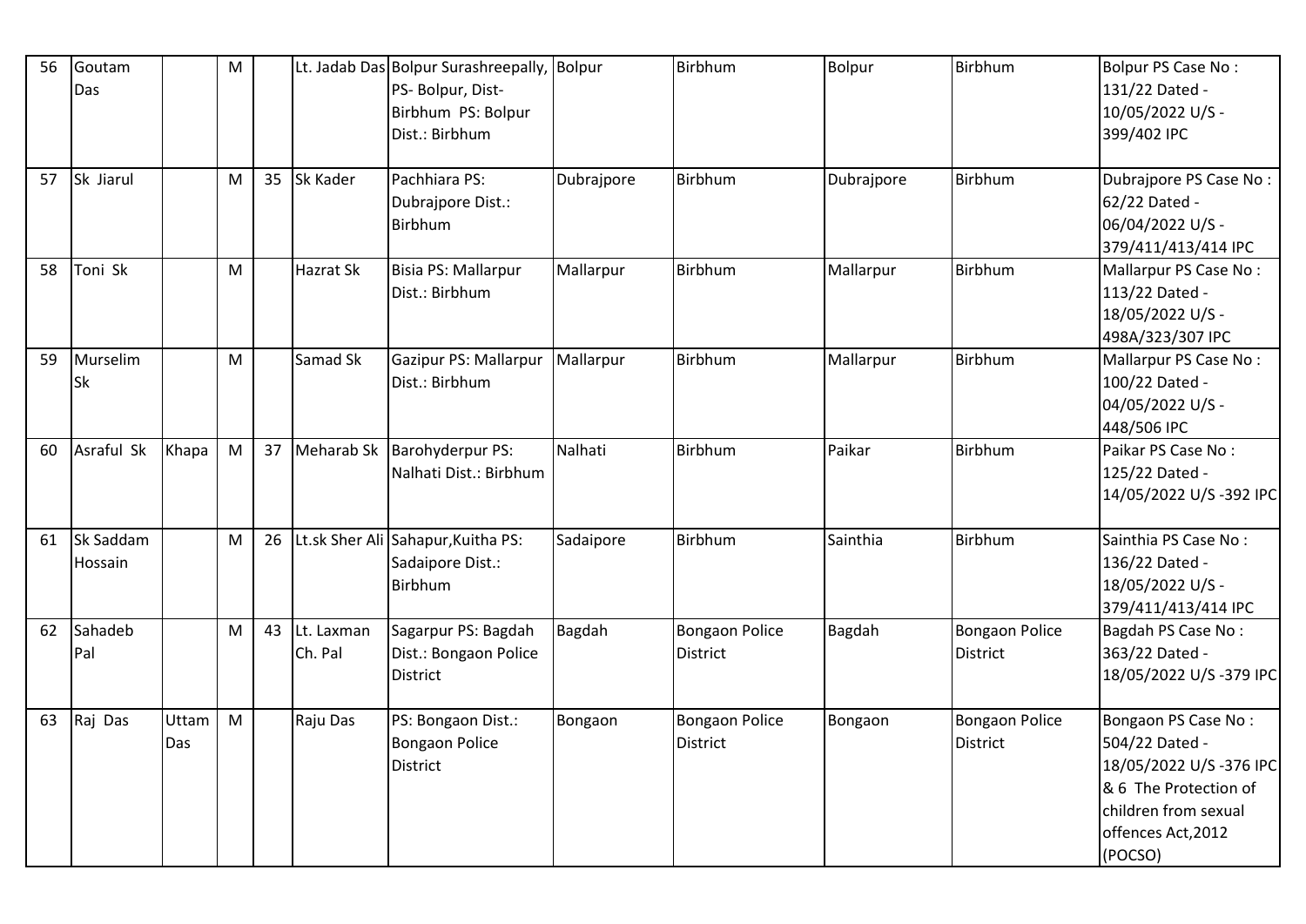| 56 | Goutam Das | | M | | Lt. Jadab Das | Bolpur Surashreepally, PS- Bolpur, Dist- Birbhum PS: Bolpur Dist.: Birbhum | Bolpur | Birbhum | Bolpur | Birbhum | Bolpur PS Case No : 131/22 Dated - 10/05/2022 U/S - 399/402 IPC |
|---|---|---|---|---|---|---|---|---|---|---|---|
| 57 | Sk Jiarul | | M | 35 | Sk Kader | Pachhiara PS: Dubrajpore Dist.: Birbhum | Dubrajpore | Birbhum | Dubrajpore | Birbhum | Dubrajpore PS Case No : 62/22 Dated - 06/04/2022 U/S - 379/411/413/414 IPC |
| 58 | Toni Sk | | M | | Hazrat Sk | Bisia PS: Mallarpur Dist.: Birbhum | Mallarpur | Birbhum | Mallarpur | Birbhum | Mallarpur PS Case No : 113/22 Dated - 18/05/2022 U/S - 498A/323/307 IPC |
| 59 | Murselim Sk | | M | | Samad Sk | Gazipur PS: Mallarpur Dist.: Birbhum | Mallarpur | Birbhum | Mallarpur | Birbhum | Mallarpur PS Case No : 100/22 Dated - 04/05/2022 U/S - 448/506 IPC |
| 60 | Asraful Sk | Khapa | M | 37 | Meharab Sk | Barohyderpur PS: Nalhati Dist.: Birbhum | Nalhati | Birbhum | Paikar | Birbhum | Paikar PS Case No : 125/22 Dated - 14/05/2022 U/S -392 IPC |
| 61 | Sk Saddam Hossain | | M | 26 | Lt.sk Sher Ali | Sahapur,Kuitha PS: Sadaipore Dist.: Birbhum | Sadaipore | Birbhum | Sainthia | Birbhum | Sainthia PS Case No : 136/22 Dated - 18/05/2022 U/S - 379/411/413/414 IPC |
| 62 | Sahadeb Pal | | M | 43 | Lt. Laxman Ch. Pal | Sagarpur PS: Bagdah Dist.: Bongaon Police District | Bagdah | Bongaon Police District | Bagdah | Bongaon Police District | Bagdah PS Case No : 363/22 Dated - 18/05/2022 U/S -379 IPC |
| 63 | Raj Das | Uttam Das | M | | Raju Das | PS: Bongaon Dist.: Bongaon Police District | Bongaon | Bongaon Police District | Bongaon | Bongaon Police District | Bongaon PS Case No : 504/22 Dated - 18/05/2022 U/S -376 IPC & 6 The Protection of children from sexual offences Act,2012 (POCSO) |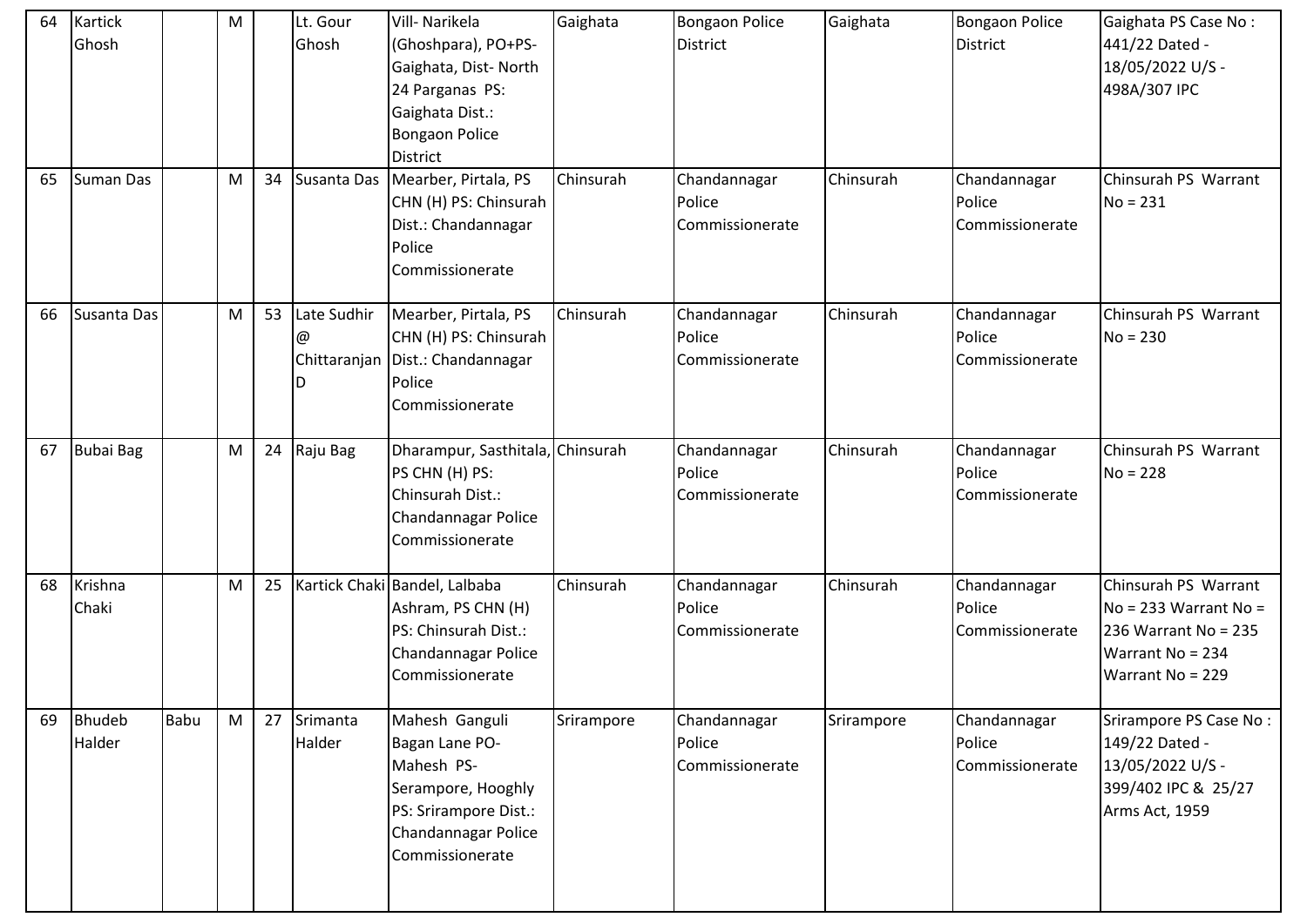| 64 | Kartick Ghosh | | M | | Lt. Gour Ghosh | Vill- Narikela (Ghoshpara), PO+PS- Gaighata, Dist- North 24 Parganas PS: Gaighata Dist.: Bongaon Police District | Gaighata | Bongaon Police District | Gaighata | Bongaon Police District | Gaighata PS Case No : 441/22 Dated - 18/05/2022 U/S - 498A/307 IPC |
|---|---|---|---|---|---|---|---|---|---|---|---|
| 65 | Suman Das | | M | 34 | Susanta Das | Mearber, Pirtala, PS CHN (H) PS: Chinsurah Dist.: Chandannagar Police Commissionerate | Chinsurah | Chandannagar Police Commissionerate | Chinsurah | Chandannagar Police Commissionerate | Chinsurah PS Warrant No = 231 |
| 66 | Susanta Das | | M | 53 | Late Sudhir @ Chittaranjan D | Mearber, Pirtala, PS CHN (H) PS: Chinsurah Dist.: Chandannagar Police Commissionerate | Chinsurah | Chandannagar Police Commissionerate | Chinsurah | Chandannagar Police Commissionerate | Chinsurah PS Warrant No = 230 |
| 67 | Bubai Bag | | M | 24 | Raju Bag | Dharampur, Sasthitala, PS CHN (H) PS: Chinsurah Dist.: Chandannagar Police Commissionerate | Chinsurah | Chandannagar Police Commissionerate | Chinsurah | Chandannagar Police Commissionerate | Chinsurah PS Warrant No = 228 |
| 68 | Krishna Chaki | | M | 25 | Kartick Chaki | Bandel, Lalbaba Ashram, PS CHN (H) PS: Chinsurah Dist.: Chandannagar Police Commissionerate | Chinsurah | Chandannagar Police Commissionerate | Chinsurah | Chandannagar Police Commissionerate | Chinsurah PS Warrant No = 233 Warrant No = 236 Warrant No = 235 Warrant No = 234 Warrant No = 229 |
| 69 | Bhudeb Halder | Babu | M | 27 | Srimanta Halder | Mahesh Ganguli Bagan Lane PO- Mahesh PS- Serampore, Hooghly PS: Srirampore Dist.: Chandannagar Police Commissionerate | Srirampore | Chandannagar Police Commissionerate | Srirampore | Chandannagar Police Commissionerate | Srirampore PS Case No : 149/22 Dated - 13/05/2022 U/S - 399/402 IPC & 25/27 Arms Act, 1959 |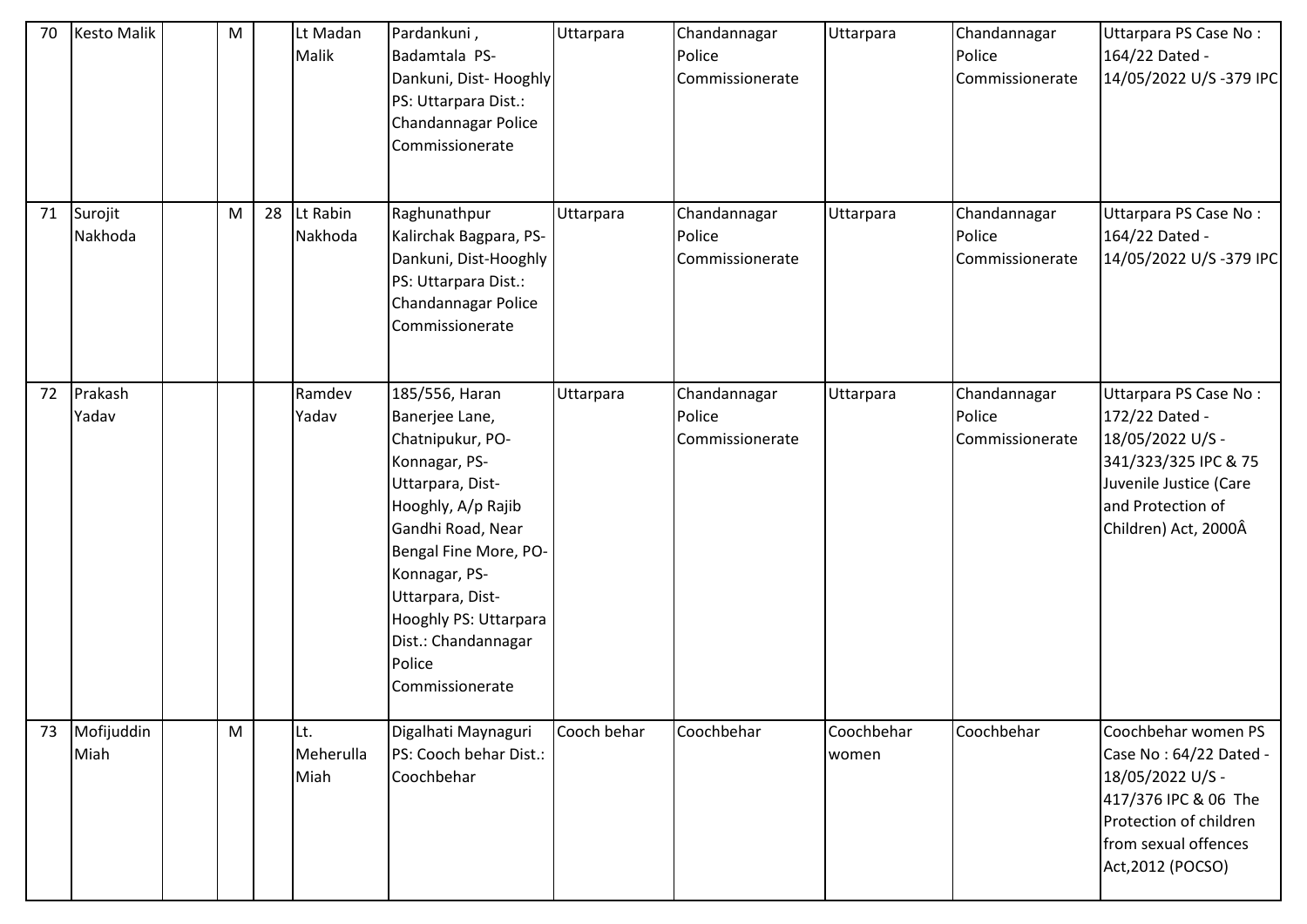| 70 | Kesto Malik | | M | | Lt Madan Malik | Pardankuni , Badamtala PS- Dankuni, Dist- Hooghly PS: Uttarpara Dist.: Chandannagar Police Commissionerate | Uttarpara | Chandannagar Police Commissionerate | Uttarpara | Chandannagar Police Commissionerate | Uttarpara PS Case No : 164/22 Dated - 14/05/2022 U/S -379 IPC |
|---|---|---|---|---|---|---|---|---|---|---|---|
| 71 | Surojit Nakhoda | | M | 28 | Lt Rabin Nakhoda | Raghunathpur Kalirchak Bagpara, PS- Dankuni, Dist-Hooghly PS: Uttarpara Dist.: Chandannagar Police Commissionerate | Uttarpara | Chandannagar Police Commissionerate | Uttarpara | Chandannagar Police Commissionerate | Uttarpara PS Case No : 164/22 Dated - 14/05/2022 U/S -379 IPC |
| 72 | Prakash Yadav | | | | Ramdev Yadav | 185/556, Haran Banerjee Lane, Chatnipukur, PO- Konnagar, PS- Uttarpara, Dist- Hooghly, A/p Rajib Gandhi Road, Near Bengal Fine More, PO- Konnagar, PS- Uttarpara, Dist- Hooghly PS: Uttarpara Dist.: Chandannagar Police Commissionerate | Uttarpara | Chandannagar Police Commissionerate | Uttarpara | Chandannagar Police Commissionerate | Uttarpara PS Case No : 172/22 Dated - 18/05/2022 U/S - 341/323/325 IPC & 75 Juvenile Justice (Care and Protection of Children) Act, 2000Â |
| 73 | Mofijuddin Miah | | M | | Lt. Meherulla Miah | Digalhati Maynaguri PS: Cooch behar Dist.: Coochbehar | Cooch behar | Coochbehar | Coochbehar women | Coochbehar | Coochbehar women PS Case No : 64/22 Dated - 18/05/2022 U/S - 417/376 IPC & 06 The Protection of children from sexual offences Act,2012 (POCSO) |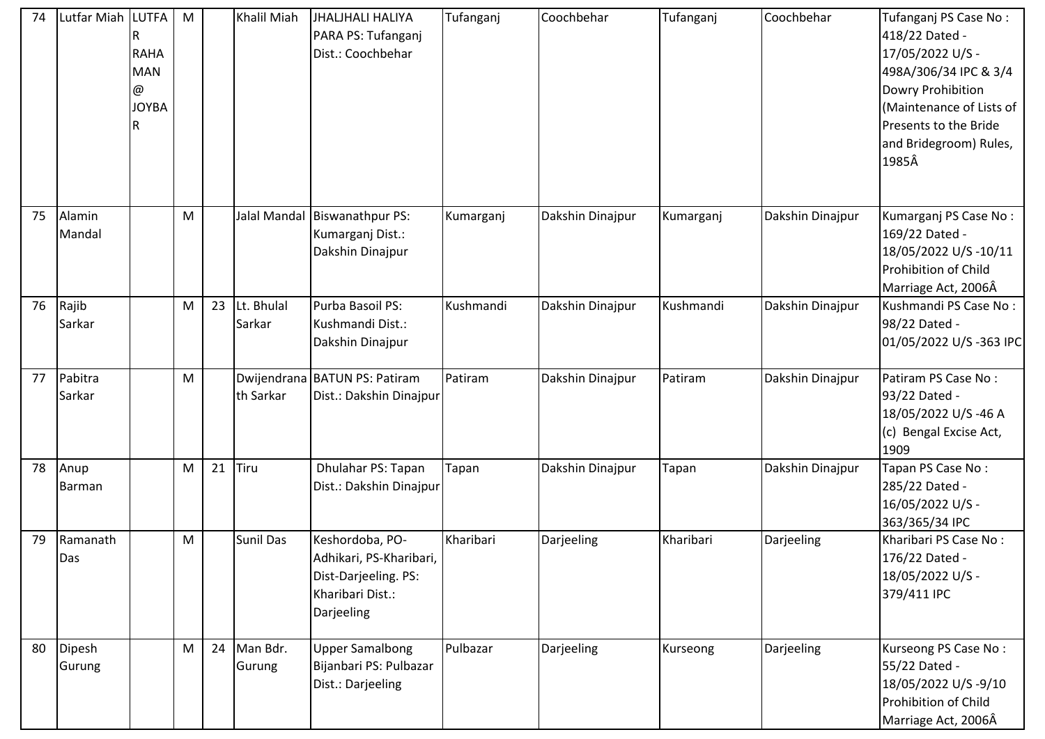| 74 | Lutfar Miah | LUTFAR RAHAMAN @ JOYBAR | M | | Khalil Miah | JHALJHALI HALIYA PARA PS: Tufanganj Dist.: Coochbehar | Tufanganj | Coochbehar | Tufanganj | Coochbehar | Tufanganj PS Case No : 418/22 Dated - 17/05/2022 U/S - 498A/306/34 IPC & 3/4 Dowry Prohibition (Maintenance of Lists of Presents to the Bride and Bridegroom) Rules, 1985Â |
|---|---|---|---|---|---|---|---|---|---|---|---|
| 75 | Alamin Mandal | | M | | Jalal Mandal | Biswanathpur PS: Kumarganj Dist.: Dakshin Dinajpur | Kumarganj | Dakshin Dinajpur | Kumarganj | Dakshin Dinajpur | Kumarganj PS Case No : 169/22 Dated - 18/05/2022 U/S -10/11 Prohibition of Child Marriage Act, 2006Â |
| 76 | Rajib Sarkar | | M | 23 | Lt. Bhulal Sarkar | Purba Basoil PS: Kushmandi Dist.: Dakshin Dinajpur | Kushmandi | Dakshin Dinajpur | Kushmandi | Dakshin Dinajpur | Kushmandi PS Case No : 98/22 Dated - 01/05/2022 U/S -363 IPC |
| 77 | Pabitra Sarkar | | M | | Dwijendranath Sarkar | BATUN PS: Patiram Dist.: Dakshin Dinajpur | Patiram | Dakshin Dinajpur | Patiram | Dakshin Dinajpur | Patiram PS Case No : 93/22 Dated - 18/05/2022 U/S -46 A (c) Bengal Excise Act, 1909 |
| 78 | Anup Barman | | M | 21 | Tiru | Dhulahar PS: Tapan Dist.: Dakshin Dinajpur | Tapan | Dakshin Dinajpur | Tapan | Dakshin Dinajpur | Tapan PS Case No : 285/22 Dated - 16/05/2022 U/S - 363/365/34 IPC |
| 79 | Ramanath Das | | M | | Sunil Das | Keshordoba, PO-Adhikari, PS-Kharibari, Dist-Darjeeling. PS: Kharibari Dist.: Darjeeling | Kharibari | Darjeeling | Kharibari | Darjeeling | Kharibari PS Case No : 176/22 Dated - 18/05/2022 U/S - 379/411 IPC |
| 80 | Dipesh Gurung | | M | 24 | Man Bdr. Gurung | Upper Samalbong Bijanbari PS: Pulbazar Dist.: Darjeeling | Pulbazar | Darjeeling | Kurseong | Darjeeling | Kurseong PS Case No : 55/22 Dated - 18/05/2022 U/S -9/10 Prohibition of Child Marriage Act, 2006Â |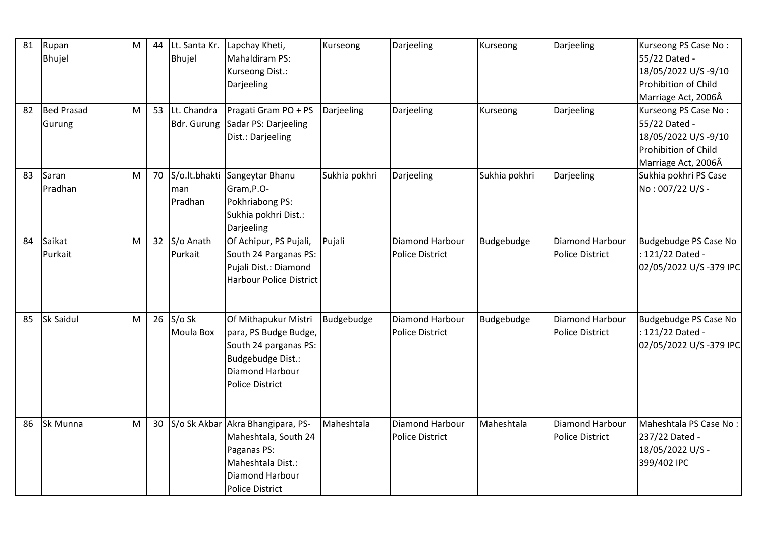| 81 | Rupan Bhujel | | M | 44 | Lt. Santa Kr. Bhujel | Lapchay Kheti, Mahaldiram PS: Kurseong Dist.: Darjeeling | Kurseong | Darjeeling | Kurseong | Darjeeling | Kurseong PS Case No : 55/22 Dated - 18/05/2022 U/S -9/10 Prohibition of Child Marriage Act, 2006Â |
|---|---|---|---|---|---|---|---|---|---|---|---|
| 82 | Bed Prasad Gurung | | M | 53 | Lt. Chandra Bdr. Gurung | Pragati Gram PO + PS Sadar PS: Darjeeling Dist.: Darjeeling | Darjeeling | Darjeeling | Kurseong | Darjeeling | Kurseong PS Case No : 55/22 Dated - 18/05/2022 U/S -9/10 Prohibition of Child Marriage Act, 2006Â |
| 83 | Saran Pradhan | | M | 70 | S/o.lt.bhakti man Pradhan | Sangeytar Bhanu Gram,P.O-Pokhriabong PS: Sukhia pokhri Dist.: Darjeeling | Sukhia pokhri | Darjeeling | Sukhia pokhri | Darjeeling | Sukhia pokhri PS Case No : 007/22 U/S - |
| 84 | Saikat Purkait | | M | 32 | S/o Anath Purkait | Of Achipur, PS Pujali, South 24 Parganas PS: Pujali Dist.: Diamond Harbour Police District | Pujali | Diamond Harbour Police District | Budgebudge | Diamond Harbour Police District | Budgebudge PS Case No : 121/22 Dated - 02/05/2022 U/S -379 IPC |
| 85 | Sk Saidul | | M | 26 | S/o Sk Moula Box | Of Mithapukur Mistri para, PS Budge Budge, South 24 parganas PS: Budgebudge Dist.: Diamond Harbour Police District | Budgebudge | Diamond Harbour Police District | Budgebudge | Diamond Harbour Police District | Budgebudge PS Case No : 121/22 Dated - 02/05/2022 U/S -379 IPC |
| 86 | Sk Munna | | M | 30 | S/o Sk Akbar | Akra Bhangipara, PS-Maheshtala, South 24 Paganas PS: Maheshtala Dist.: Diamond Harbour Police District | Maheshtala | Diamond Harbour Police District | Maheshtala | Diamond Harbour Police District | Maheshtala PS Case No : 237/22 Dated - 18/05/2022 U/S - 399/402 IPC |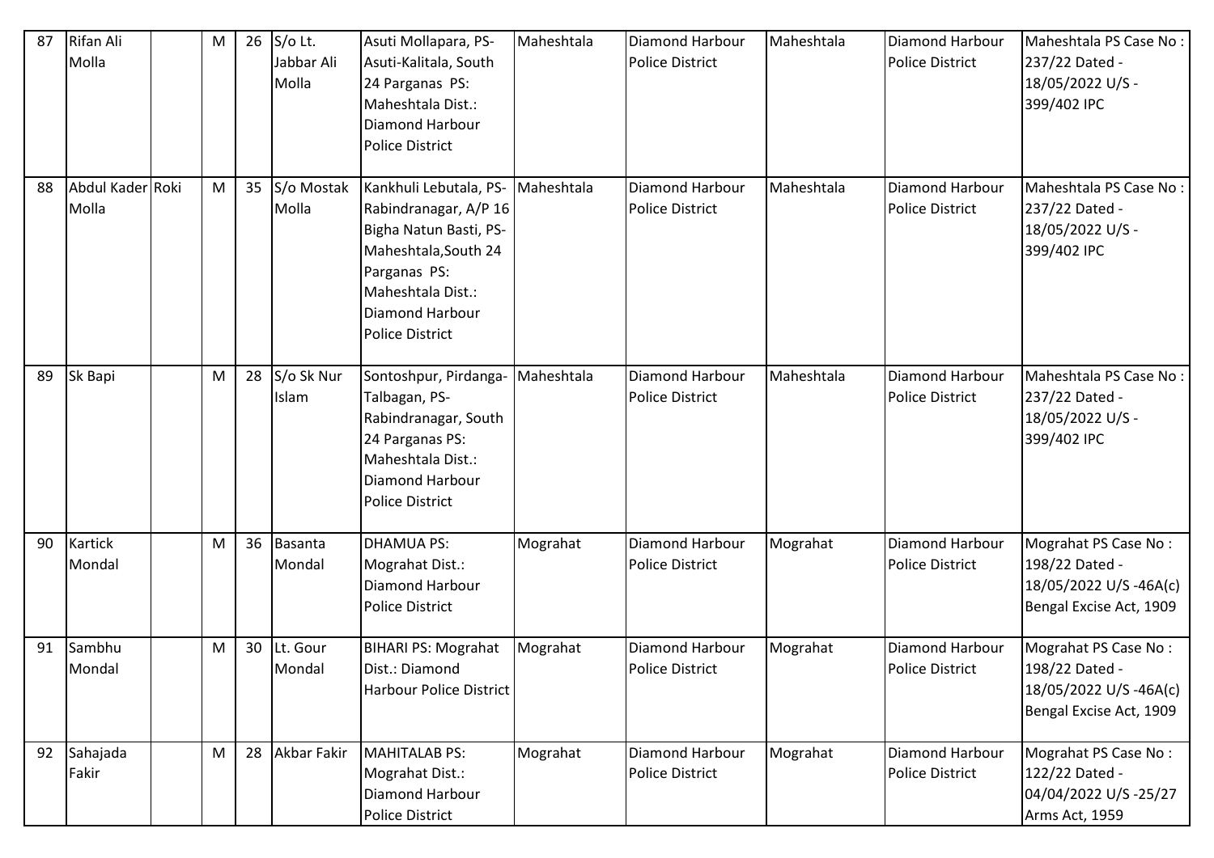| 87 | Rifan Ali Molla | | M | 26 | S/o Lt. Jabbar Ali Molla | Asuti Mollapara, PS-Asuti-Kalitala, South 24 Parganas PS: Maheshtala Dist.: Diamond Harbour Police District | Maheshtala | Diamond Harbour Police District | Maheshtala | Diamond Harbour Police District | Maheshtala PS Case No : 237/22 Dated - 18/05/2022 U/S - 399/402 IPC |
|---|---|---|---|---|---|---|---|---|---|---|---|
| 88 | Abdul Kader Molla | Roki | M | 35 | S/o Mostak Molla | Kankhuli Lebutala, PS-Rabindranagar, A/P 16 Bigha Natun Basti, PS-Maheshtala,South 24 Parganas PS: Maheshtala Dist.: Diamond Harbour Police District | Maheshtala | Diamond Harbour Police District | Maheshtala | Diamond Harbour Police District | Maheshtala PS Case No : 237/22 Dated - 18/05/2022 U/S - 399/402 IPC |
| 89 | Sk Bapi | | M | 28 | S/o Sk Nur Islam | Sontoshpur, Pirdanga-Talbagan, PS-Rabindranagar, South 24 Parganas PS: Maheshtala Dist.: Diamond Harbour Police District | Maheshtala | Diamond Harbour Police District | Maheshtala | Diamond Harbour Police District | Maheshtala PS Case No : 237/22 Dated - 18/05/2022 U/S - 399/402 IPC |
| 90 | Kartick Mondal | | M | 36 | Basanta Mondal | DHAMUA PS: Mograhat Dist.: Diamond Harbour Police District | Mograhat | Diamond Harbour Police District | Mograhat | Diamond Harbour Police District | Mograhat PS Case No : 198/22 Dated - 18/05/2022 U/S -46A(c) Bengal Excise Act, 1909 |
| 91 | Sambhu Mondal | | M | 30 | Lt. Gour Mondal | BIHARI PS: Mograhat Dist.: Diamond Harbour Police District | Mograhat | Diamond Harbour Police District | Mograhat | Diamond Harbour Police District | Mograhat PS Case No : 198/22 Dated - 18/05/2022 U/S -46A(c) Bengal Excise Act, 1909 |
| 92 | Sahajada Fakir | | M | 28 | Akbar Fakir | MAHITALAB PS: Mograhat Dist.: Diamond Harbour Police District | Mograhat | Diamond Harbour Police District | Mograhat | Diamond Harbour Police District | Mograhat PS Case No : 122/22 Dated - 04/04/2022 U/S -25/27 Arms Act, 1959 |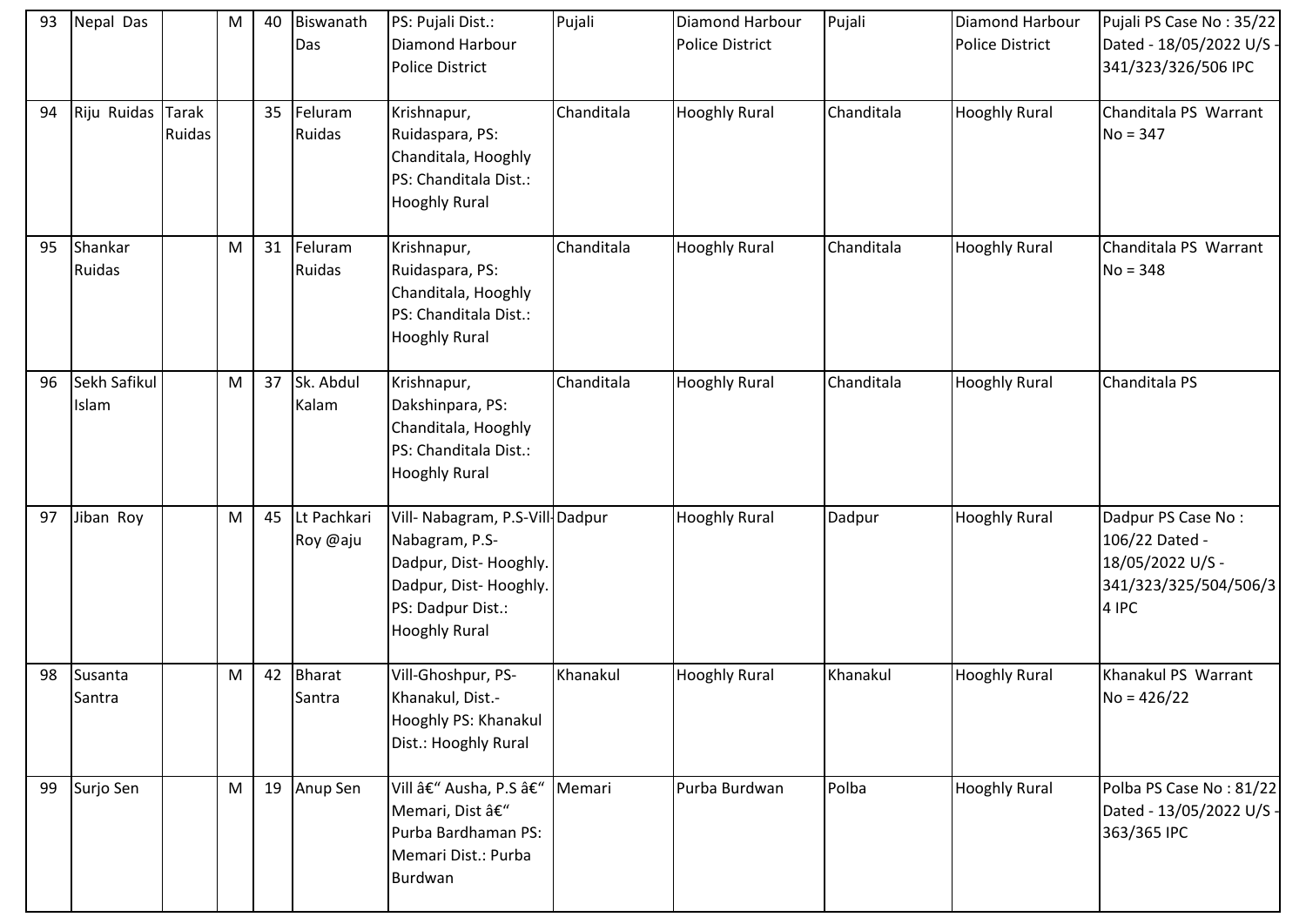| 93 | Nepal Das | | M | 40 | Biswanath Das | PS: Pujali Dist.: Diamond Harbour Police District | Pujali | Diamond Harbour Police District | Pujali | Diamond Harbour Police District | Pujali PS Case No : 35/22 Dated - 18/05/2022 U/S - 341/323/326/506 IPC |
|---|---|---|---|---|---|---|---|---|---|---|---|
| 94 | Riju Ruidas | Tarak Ruidas | | 35 | Feluram Ruidas | Krishnapur, Ruidaspara, PS: Chanditala, Hooghly PS: Chanditala Dist.: Hooghly Rural | Chanditala | Hooghly Rural | Chanditala | Hooghly Rural | Chanditala PS Warrant No = 347 |
| 95 | Shankar Ruidas | | M | 31 | Feluram Ruidas | Krishnapur, Ruidaspara, PS: Chanditala, Hooghly PS: Chanditala Dist.: Hooghly Rural | Chanditala | Hooghly Rural | Chanditala | Hooghly Rural | Chanditala PS Warrant No = 348 |
| 96 | Sekh Safikul Islam | | M | 37 | Sk. Abdul Kalam | Krishnapur, Dakshinpara, PS: Chanditala, Hooghly PS: Chanditala Dist.: Hooghly Rural | Chanditala | Hooghly Rural | Chanditala | Hooghly Rural | Chanditala PS |
| 97 | Jiban Roy | | M | 45 | Lt Pachkari Roy @aju | Vill- Nabagram, P.S-Vill- Nabagram, P.S- Dadpur, Dist- Hooghly. Dadpur, Dist- Hooghly. PS: Dadpur Dist.: Hooghly Rural | Dadpur | Hooghly Rural | Dadpur | Hooghly Rural | Dadpur PS Case No : 106/22 Dated - 18/05/2022 U/S - 341/323/325/504/506/34 IPC |
| 98 | Susanta Santra | | M | 42 | Bharat Santra | Vill-Ghoshpur, PS-Khanakul, Dist.- Hooghly PS: Khanakul Dist.: Hooghly Rural | Khanakul | Hooghly Rural | Khanakul | Hooghly Rural | Khanakul PS Warrant No = 426/22 |
| 99 | Surjo Sen | | M | 19 | Anup Sen | Vill â€“ Ausha, P.S â€“ Memari, Dist â€“ Purba Bardhaman PS: Memari Dist.: Purba Burdwan | Memari | Purba Burdwan | Polba | Hooghly Rural | Polba PS Case No : 81/22 Dated - 13/05/2022 U/S - 363/365 IPC |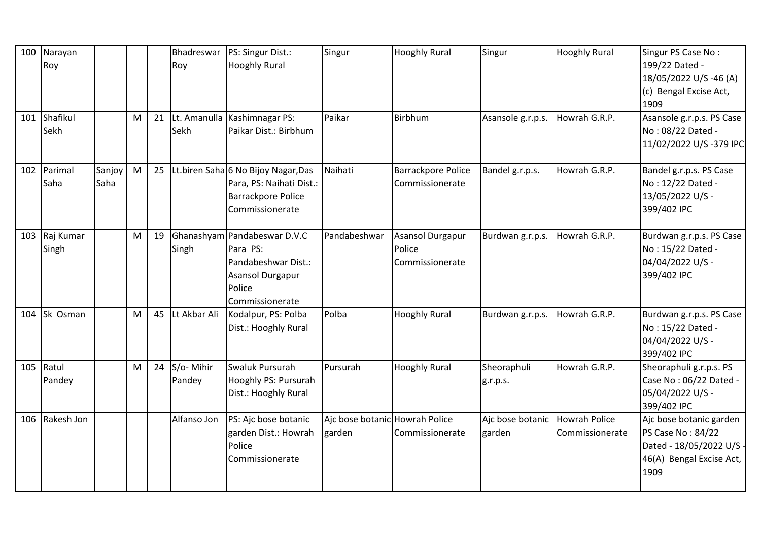| 100 | Narayan Roy | | | | Bhadreswar Roy | PS: Singur Dist.: Hooghly Rural | Singur | Hooghly Rural | Singur | Hooghly Rural | Singur PS Case No : 199/22 Dated - 18/05/2022 U/S -46 (A) (c) Bengal Excise Act, 1909 |
|---|---|---|---|---|---|---|---|---|---|---|---|
| 101 | Shafikul Sekh | | M | 21 | Lt. Amanulla Sekh | Kashimnagar PS: Paikar Dist.: Birbhum | Paikar | Birbhum | Asansole g.r.p.s. | Howrah G.R.P. | Asansole g.r.p.s. PS Case No : 08/22 Dated - 11/02/2022 U/S -379 IPC |
| 102 | Parimal Saha | Sanjoy Saha | M | 25 | Lt.biren Saha | 6 No Bijoy Nagar,Das Para, PS: Naihati Dist.: Barrackpore Police Commissionerate | Naihati | Barrackpore Police Commissionerate | Bandel g.r.p.s. | Howrah G.R.P. | Bandel g.r.p.s. PS Case No : 12/22 Dated - 13/05/2022 U/S - 399/402 IPC |
| 103 | Raj Kumar Singh | | M | 19 | Ghanashyam Singh | Pandabeswar D.V.C Para PS: Pandabeshwar Dist.: Asansol Durgapur Police Commissionerate | Pandabeshwar | Asansol Durgapur Police Commissionerate | Burdwan g.r.p.s. | Howrah G.R.P. | Burdwan g.r.p.s. PS Case No : 15/22 Dated - 04/04/2022 U/S - 399/402 IPC |
| 104 | Sk Osman | | M | 45 | Lt Akbar Ali | Kodalpur, PS: Polba Dist.: Hooghly Rural | Polba | Hooghly Rural | Burdwan g.r.p.s. | Howrah G.R.P. | Burdwan g.r.p.s. PS Case No : 15/22 Dated - 04/04/2022 U/S - 399/402 IPC |
| 105 | Ratul Pandey | | M | 24 | S/o- Mihir Pandey | Swaluk Pursurah Hooghly PS: Pursurah Dist.: Hooghly Rural | Pursurah | Hooghly Rural | Sheoraphuli g.r.p.s. | Howrah G.R.P. | Sheoraphuli g.r.p.s. PS Case No : 06/22 Dated - 05/04/2022 U/S - 399/402 IPC |
| 106 | Rakesh Jon | | | | Alfanso Jon | PS: Ajc bose botanic garden Dist.: Howrah Police Commissionerate | Ajc bose botanic garden | Howrah Police Commissionerate | Ajc bose botanic garden | Howrah Police Commissionerate | Ajc bose botanic garden PS Case No : 84/22 Dated - 18/05/2022 U/S - 46(A) Bengal Excise Act, 1909 |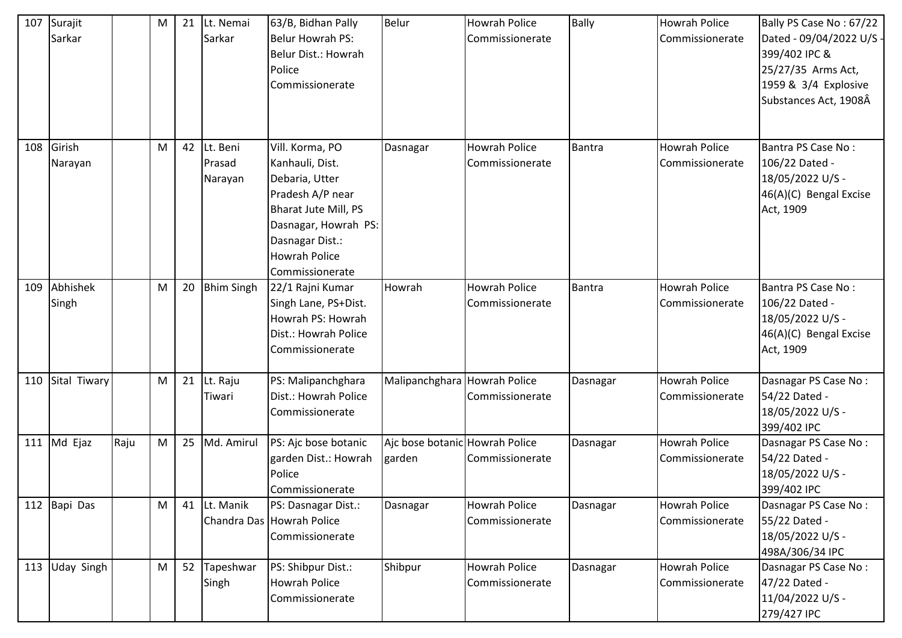| 107 | Surajit Sarkar | | M | 21 | Lt. Nemai Sarkar | 63/B, Bidhan Pally Belur Howrah PS: Belur Dist.: Howrah Police Commissionerate | Belur | Howrah Police Commissionerate | Bally | Howrah Police Commissionerate | Bally PS Case No : 67/22 Dated - 09/04/2022 U/S - 399/402 IPC & 25/27/35 Arms Act, 1959 & 3/4 Explosive Substances Act, 1908Â |
|---|---|---|---|---|---|---|---|---|---|---|---|
| 108 | Girish Narayan | | M | 42 | Lt. Beni Prasad Narayan | Vill. Korma, PO Kanhauli, Dist. Debaria, Utter Pradesh A/P near Bharat Jute Mill, PS Dasnagar, Howrah PS: Dasnagar Dist.: Howrah Police Commissionerate | Dasnagar | Howrah Police Commissionerate | Bantra | Howrah Police Commissionerate | Bantra PS Case No : 106/22 Dated - 18/05/2022 U/S - 46(A)(C) Bengal Excise Act, 1909 |
| 109 | Abhishek Singh | | M | 20 | Bhim Singh | 22/1 Rajni Kumar Singh Lane, PS+Dist. Howrah PS: Howrah Dist.: Howrah Police Commissionerate | Howrah | Howrah Police Commissionerate | Bantra | Howrah Police Commissionerate | Bantra PS Case No : 106/22 Dated - 18/05/2022 U/S - 46(A)(C) Bengal Excise Act, 1909 |
| 110 | Sital Tiwary | | M | 21 | Lt. Raju Tiwari | PS: Malipanchghara Dist.: Howrah Police Commissionerate | Malipanchghara | Howrah Police Commissionerate | Dasnagar | Howrah Police Commissionerate | Dasnagar PS Case No : 54/22 Dated - 18/05/2022 U/S - 399/402 IPC |
| 111 | Md Ejaz | Raju | M | 25 | Md. Amirul | PS: Ajc bose botanic garden Dist.: Howrah Police Commissionerate | Ajc bose botanic garden | Howrah Police Commissionerate | Dasnagar | Howrah Police Commissionerate | Dasnagar PS Case No : 54/22 Dated - 18/05/2022 U/S - 399/402 IPC |
| 112 | Bapi Das | | M | 41 | Lt. Manik Chandra Das | PS: Dasnagar Dist.: Howrah Police Commissionerate | Dasnagar | Howrah Police Commissionerate | Dasnagar | Howrah Police Commissionerate | Dasnagar PS Case No : 55/22 Dated - 18/05/2022 U/S - 498A/306/34 IPC |
| 113 | Uday Singh | | M | 52 | Tapeshwar Singh | PS: Shibpur Dist.: Howrah Police Commissionerate | Shibpur | Howrah Police Commissionerate | Dasnagar | Howrah Police Commissionerate | Dasnagar PS Case No : 47/22 Dated - 11/04/2022 U/S - 279/427 IPC |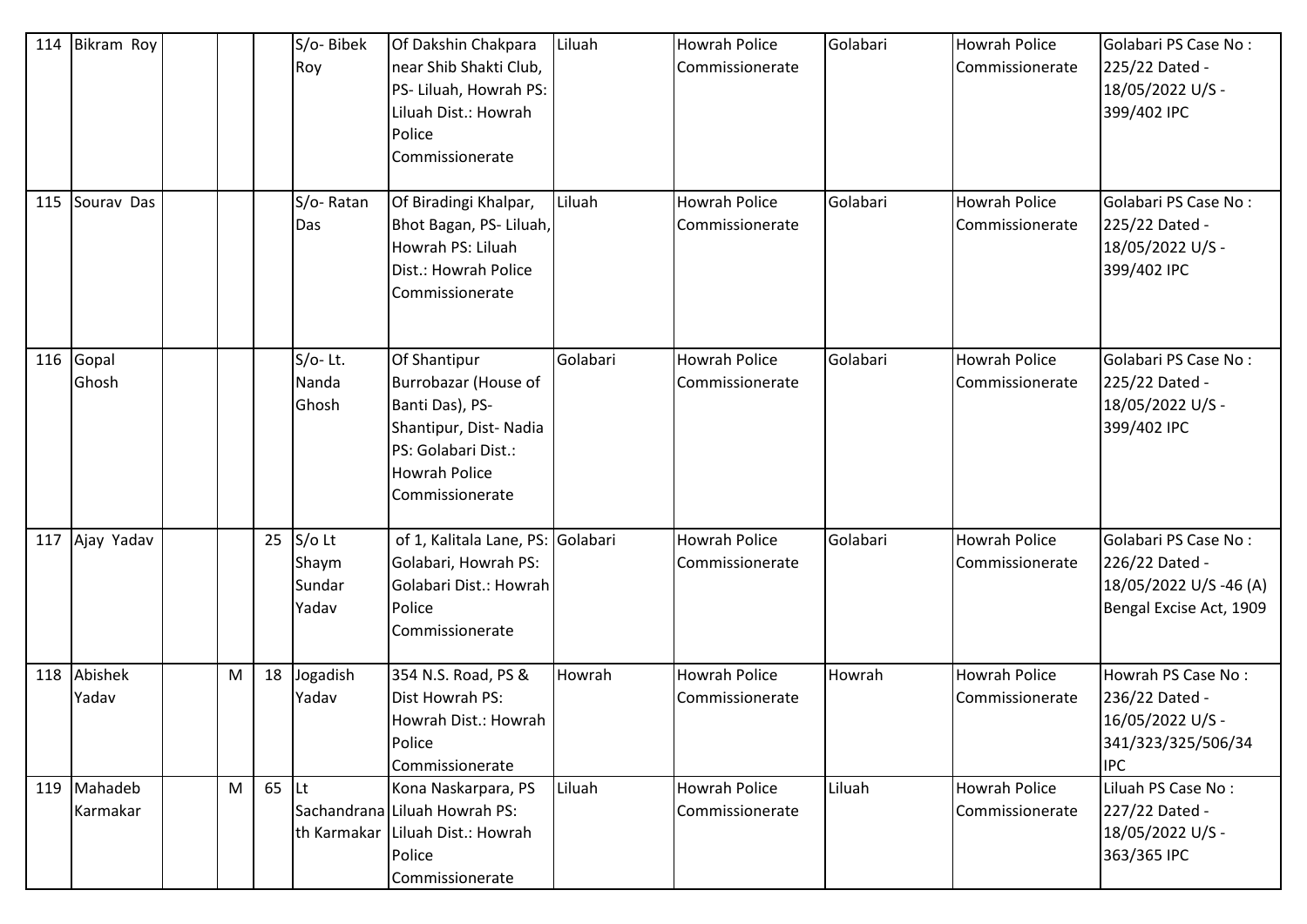| 114 | Bikram Roy | | | | S/o- Bibek Roy | Of Dakshin Chakpara near Shib Shakti Club, PS- Liluah, Howrah PS: Liluah Dist.: Howrah Police Commissionerate | Liluah | Howrah Police Commissionerate | Golabari | Howrah Police Commissionerate | Golabari PS Case No : 225/22 Dated - 18/05/2022 U/S - 399/402 IPC |
|---|---|---|---|---|---|---|---|---|---|---|---|
| 115 | Sourav Das | | | | S/o- Ratan Das | Of Biradingi Khalpar, Bhot Bagan, PS- Liluah, Howrah PS: Liluah Dist.: Howrah Police Commissionerate | Liluah | Howrah Police Commissionerate | Golabari | Howrah Police Commissionerate | Golabari PS Case No : 225/22 Dated - 18/05/2022 U/S - 399/402 IPC |
| 116 | Gopal Ghosh | | | | S/o- Lt. Nanda Ghosh | Of Shantipur Burrobazar (House of Banti Das), PS- Shantipur, Dist- Nadia PS: Golabari Dist.: Howrah Police Commissionerate | Golabari | Howrah Police Commissionerate | Golabari | Howrah Police Commissionerate | Golabari PS Case No : 225/22 Dated - 18/05/2022 U/S - 399/402 IPC |
| 117 | Ajay Yadav | | | 25 | S/o Lt Shaym Sundar Yadav | of 1, Kalitala Lane, PS: Golabari, Howrah PS: Golabari Dist.: Howrah Police Commissionerate | Golabari | Howrah Police Commissionerate | Golabari | Howrah Police Commissionerate | Golabari PS Case No : 226/22 Dated - 18/05/2022 U/S -46 (A) Bengal Excise Act, 1909 |
| 118 | Abishek Yadav | | M | 18 | Jogadish Yadav | 354 N.S. Road, PS & Dist Howrah PS: Howrah Dist.: Howrah Police Commissionerate | Howrah | Howrah Police Commissionerate | Howrah | Howrah Police Commissionerate | Howrah PS Case No : 236/22 Dated - 16/05/2022 U/S - 341/323/325/506/34 IPC |
| 119 | Mahadeb Karmakar | | M | 65 | Lt Sachandranath Karmakar | Kona Naskarpara, PS Liluah Howrah PS: Liluah Dist.: Howrah Police Commissionerate | Liluah | Howrah Police Commissionerate | Liluah | Howrah Police Commissionerate | Liluah PS Case No : 227/22 Dated - 18/05/2022 U/S - 363/365 IPC |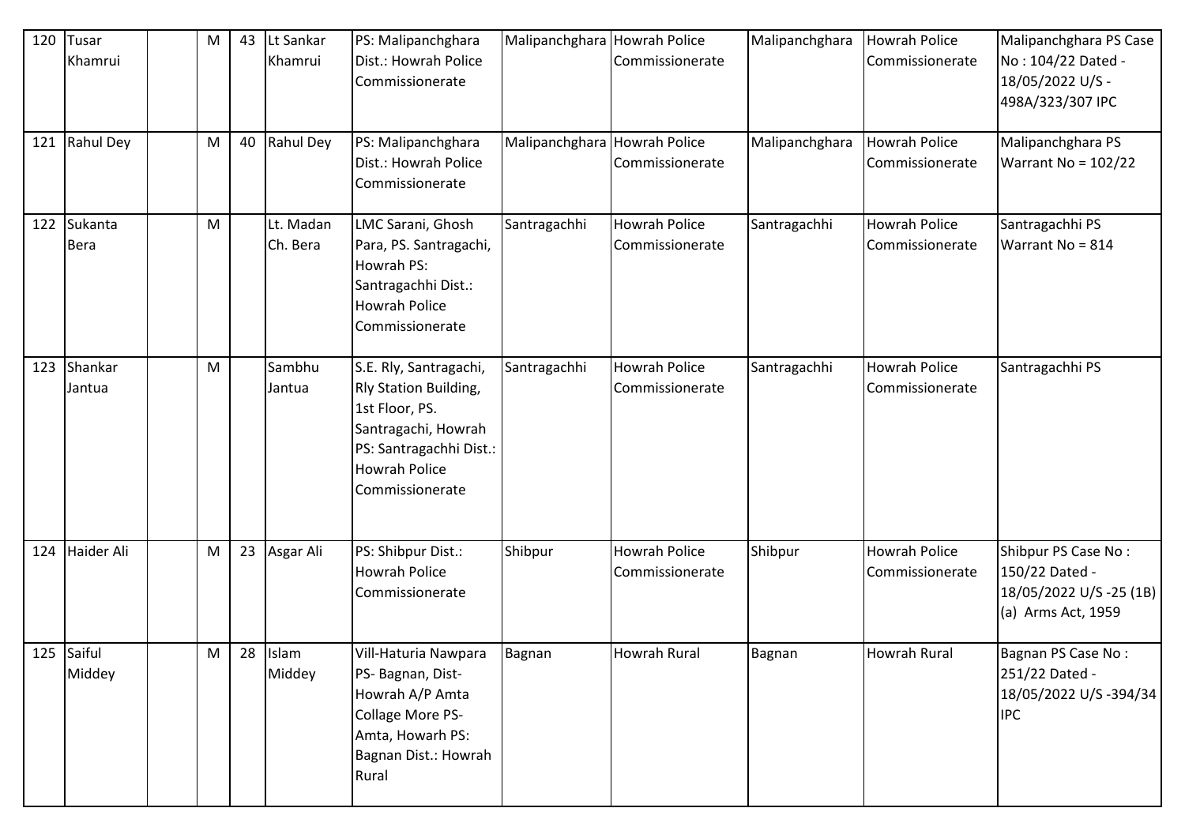| 120 | Tusar Khamrui | | M | 43 | Lt Sankar Khamrui | PS: Malipanchghara Dist.: Howrah Police Commissionerate | Malipanchghara | Howrah Police Commissionerate | Malipanchghara | Howrah Police Commissionerate | Malipanchghara PS Case No : 104/22 Dated - 18/05/2022 U/S - 498A/323/307 IPC |
|---|---|---|---|---|---|---|---|---|---|---|---|
| 121 | Rahul Dey | | M | 40 | Rahul Dey | PS: Malipanchghara Dist.: Howrah Police Commissionerate | Malipanchghara | Howrah Police Commissionerate | Malipanchghara | Howrah Police Commissionerate | Malipanchghara PS Warrant No = 102/22 |
| 122 | Sukanta Bera | | M | | Lt. Madan Ch. Bera | LMC Sarani, Ghosh Para, PS. Santragachi, Howrah PS: Santragachhi Dist.: Howrah Police Commissionerate | Santragachhi | Howrah Police Commissionerate | Santragachhi | Howrah Police Commissionerate | Santragachhi PS Warrant No = 814 |
| 123 | Shankar Jantua | | M | | Sambhu Jantua | S.E. Rly, Santragachi, Rly Station Building, 1st Floor, PS. Santragachi, Howrah PS: Santragachhi Dist.: Howrah Police Commissionerate | Santragachhi | Howrah Police Commissionerate | Santragachhi | Howrah Police Commissionerate | Santragachhi PS |
| 124 | Haider Ali | | M | 23 | Asgar Ali | PS: Shibpur Dist.: Howrah Police Commissionerate | Shibpur | Howrah Police Commissionerate | Shibpur | Howrah Police Commissionerate | Shibpur PS Case No : 150/22 Dated - 18/05/2022 U/S -25 (1B) (a) Arms Act, 1959 |
| 125 | Saiful Middey | | M | 28 | Islam Middey | Vill-Haturia Nawpara PS- Bagnan, Dist-Howrah A/P Amta Collage More PS-Amta, Howarh PS: Bagnan Dist.: Howrah Rural | Bagnan | Howrah Rural | Bagnan | Howrah Rural | Bagnan PS Case No : 251/22 Dated - 18/05/2022 U/S -394/34 IPC |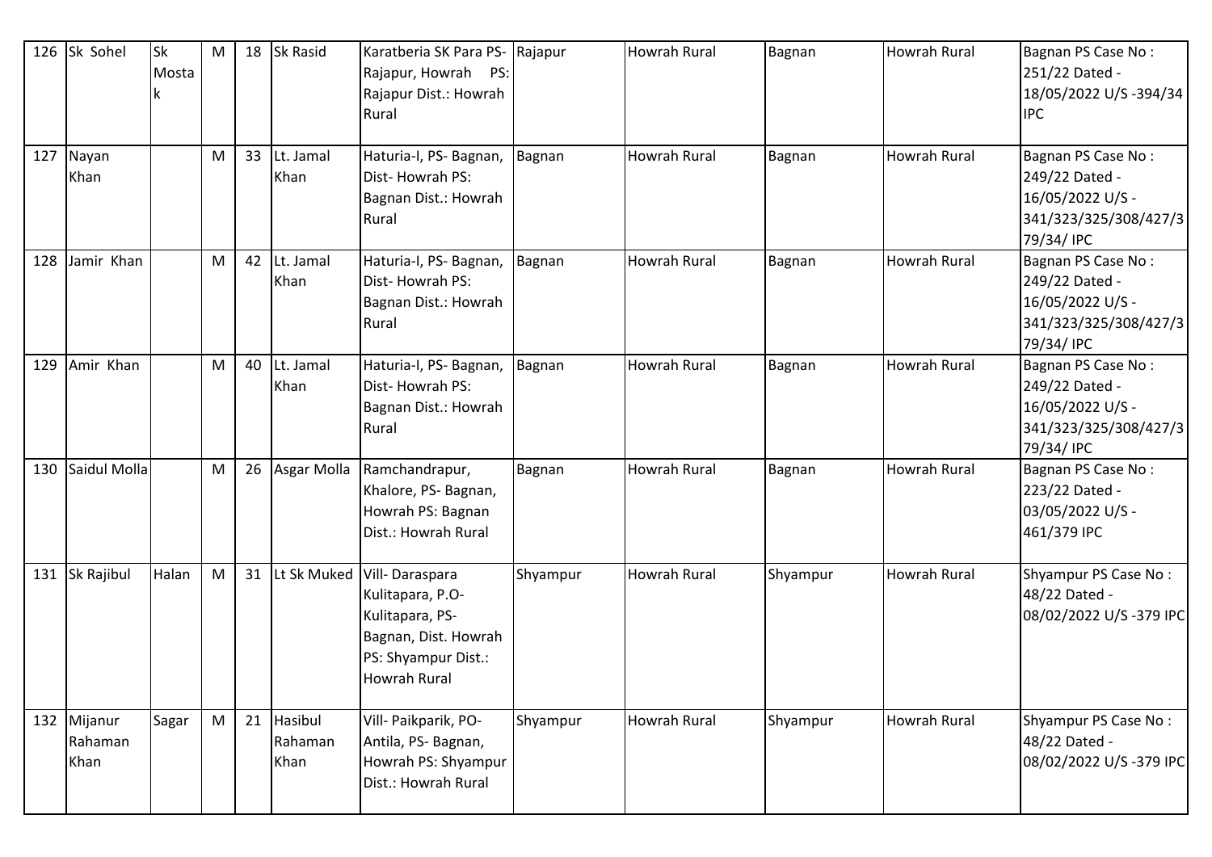| 126 | Sk Sohel | Sk Mostak | M | 18 | Sk Rasid | Karatberia SK Para PS- Rajapur, Howrah PS: Rajapur Dist.: Howrah Rural | Rajapur | Howrah Rural | Bagnan | Howrah Rural | Bagnan PS Case No : 251/22 Dated - 18/05/2022 U/S -394/34 IPC |
|---|---|---|---|---|---|---|---|---|---|---|---|
| 127 | Nayan Khan | | M | 33 | Lt. Jamal Khan | Haturia-I, PS- Bagnan, Dist- Howrah PS: Bagnan Dist.: Howrah Rural | Bagnan | Howrah Rural | Bagnan | Howrah Rural | Bagnan PS Case No : 249/22 Dated - 16/05/2022 U/S - 341/323/325/308/427/379/34/ IPC |
| 128 | Jamir Khan | | M | 42 | Lt. Jamal Khan | Haturia-I, PS- Bagnan, Dist- Howrah PS: Bagnan Dist.: Howrah Rural | Bagnan | Howrah Rural | Bagnan | Howrah Rural | Bagnan PS Case No : 249/22 Dated - 16/05/2022 U/S - 341/323/325/308/427/379/34/ IPC |
| 129 | Amir Khan | | M | 40 | Lt. Jamal Khan | Haturia-I, PS- Bagnan, Dist- Howrah PS: Bagnan Dist.: Howrah Rural | Bagnan | Howrah Rural | Bagnan | Howrah Rural | Bagnan PS Case No : 249/22 Dated - 16/05/2022 U/S - 341/323/325/308/427/379/34/ IPC |
| 130 | Saidul Molla | | M | 26 | Asgar Molla | Ramchandrapur, Khalore, PS- Bagnan, Howrah PS: Bagnan Dist.: Howrah Rural | Bagnan | Howrah Rural | Bagnan | Howrah Rural | Bagnan PS Case No : 223/22 Dated - 03/05/2022 U/S - 461/379 IPC |
| 131 | Sk Rajibul | Halan | M | 31 | Lt Sk Muked | Vill- Daraspara Kulitapara, P.O- Kulitapara, PS- Bagnan, Dist. Howrah PS: Shyampur Dist.: Howrah Rural | Shyampur | Howrah Rural | Shyampur | Howrah Rural | Shyampur PS Case No : 48/22 Dated - 08/02/2022 U/S -379 IPC |
| 132 | Mijanur Rahaman Khan | Sagar | M | 21 | Hasibul Rahaman Khan | Vill- Paikparik, PO- Antila, PS- Bagnan, Howrah PS: Shyampur Dist.: Howrah Rural | Shyampur | Howrah Rural | Shyampur | Howrah Rural | Shyampur PS Case No : 48/22 Dated - 08/02/2022 U/S -379 IPC |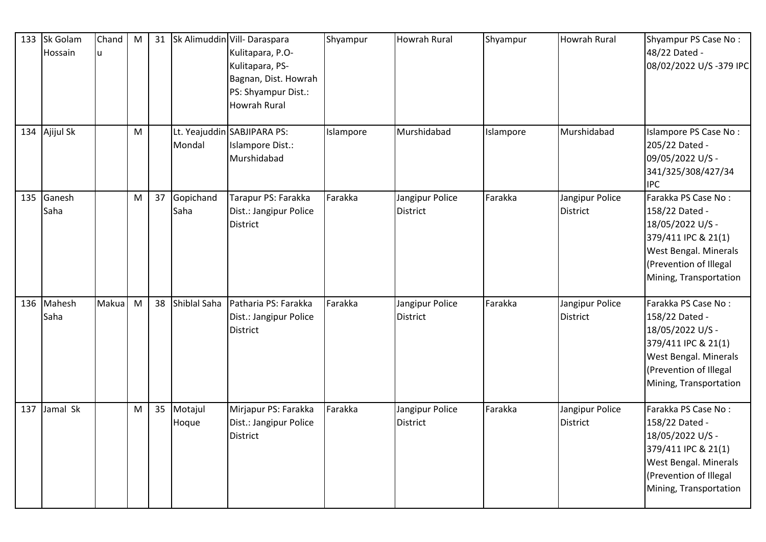| 133 | Sk Golam Hossain | Chandu | M | 31 | Sk Alimuddin | Vill- Daraspara Kulitapara, P.O- Kulitapara, PS- Bagnan, Dist. Howrah PS: Shyampur Dist.: Howrah Rural | Shyampur | Howrah Rural | Shyampur | Howrah Rural | Shyampur PS Case No : 48/22 Dated - 08/02/2022 U/S -379 IPC |
|---|---|---|---|---|---|---|---|---|---|---|---|
| 134 | Ajijul Sk | | M | | Lt. Yeajuddin Mondal | SABJIPARA PS: Islampore Dist.: Murshidabad | Islampore | Murshidabad | Islampore | Murshidabad | Islampore PS Case No : 205/22 Dated - 09/05/2022 U/S - 341/325/308/427/34 IPC |
| 135 | Ganesh Saha | | M | 37 | Gopichand Saha | Tarapur PS: Farakka Dist.: Jangipur Police District | Farakka | Jangipur Police District | Farakka | Jangipur Police District | Farakka PS Case No : 158/22 Dated - 18/05/2022 U/S - 379/411 IPC & 21(1) West Bengal. Minerals (Prevention of Illegal Mining, Transportation |
| 136 | Mahesh Saha | Makua | M | 38 | Shiblal Saha | Patharia PS: Farakka Dist.: Jangipur Police District | Farakka | Jangipur Police District | Farakka | Jangipur Police District | Farakka PS Case No : 158/22 Dated - 18/05/2022 U/S - 379/411 IPC & 21(1) West Bengal. Minerals (Prevention of Illegal Mining, Transportation |
| 137 | Jamal Sk | | M | 35 | Motajul Hoque | Mirjapur PS: Farakka Dist.: Jangipur Police District | Farakka | Jangipur Police District | Farakka | Jangipur Police District | Farakka PS Case No : 158/22 Dated - 18/05/2022 U/S - 379/411 IPC & 21(1) West Bengal. Minerals (Prevention of Illegal Mining, Transportation |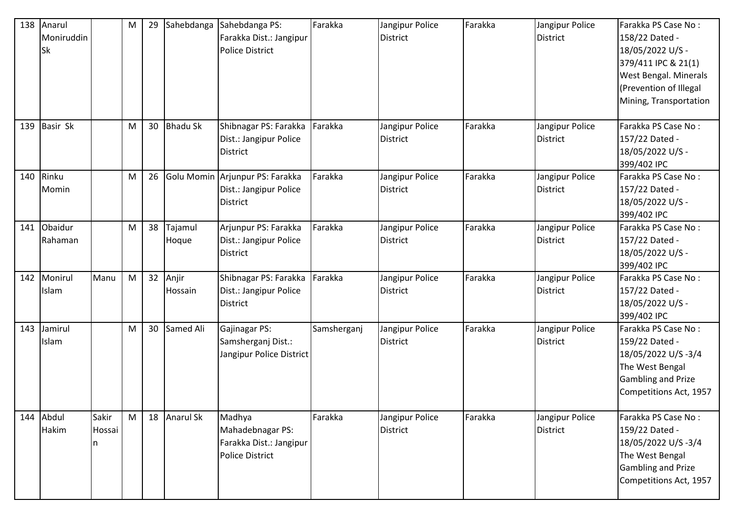| 138 | Anarul Moniruddin Sk | | M | 29 | Sahebdanga | Sahebdanga PS: Farakka Dist.: Jangipur Police District | Farakka | Jangipur Police District | Farakka | Jangipur Police District | Farakka PS Case No : 158/22 Dated - 18/05/2022 U/S - 379/411 IPC & 21(1) West Bengal. Minerals (Prevention of Illegal Mining, Transportation |
|---|---|---|---|---|---|---|---|---|---|---|---|
| 139 | Basir Sk | | M | 30 | Bhadu Sk | Shibnagar PS: Farakka Dist.: Jangipur Police District | Farakka | Jangipur Police District | Farakka | Jangipur Police District | Farakka PS Case No : 157/22 Dated - 18/05/2022 U/S - 399/402 IPC |
| 140 | Rinku Momin | | M | 26 | Golu Momin | Arjunpur PS: Farakka Dist.: Jangipur Police District | Farakka | Jangipur Police District | Farakka | Jangipur Police District | Farakka PS Case No : 157/22 Dated - 18/05/2022 U/S - 399/402 IPC |
| 141 | Obaidur Rahaman | | M | 38 | Tajamul Hoque | Arjunpur PS: Farakka Dist.: Jangipur Police District | Farakka | Jangipur Police District | Farakka | Jangipur Police District | Farakka PS Case No : 157/22 Dated - 18/05/2022 U/S - 399/402 IPC |
| 142 | Monirul Islam | Manu | M | 32 | Anjir Hossain | Shibnagar PS: Farakka Dist.: Jangipur Police District | Farakka | Jangipur Police District | Farakka | Jangipur Police District | Farakka PS Case No : 157/22 Dated - 18/05/2022 U/S - 399/402 IPC |
| 143 | Jamirul Islam | | M | 30 | Samed Ali | Gajinagar PS: Samsherganj Dist.: Jangipur Police District | Samsherganj | Jangipur Police District | Farakka | Jangipur Police District | Farakka PS Case No : 159/22 Dated - 18/05/2022 U/S -3/4 The West Bengal Gambling and Prize Competitions Act, 1957 |
| 144 | Abdul Hakim | Sakir Hossain | M | 18 | Anarul Sk | Madhya Mahadebnagar PS: Farakka Dist.: Jangipur Police District | Farakka | Jangipur Police District | Farakka | Jangipur Police District | Farakka PS Case No : 159/22 Dated - 18/05/2022 U/S -3/4 The West Bengal Gambling and Prize Competitions Act, 1957 |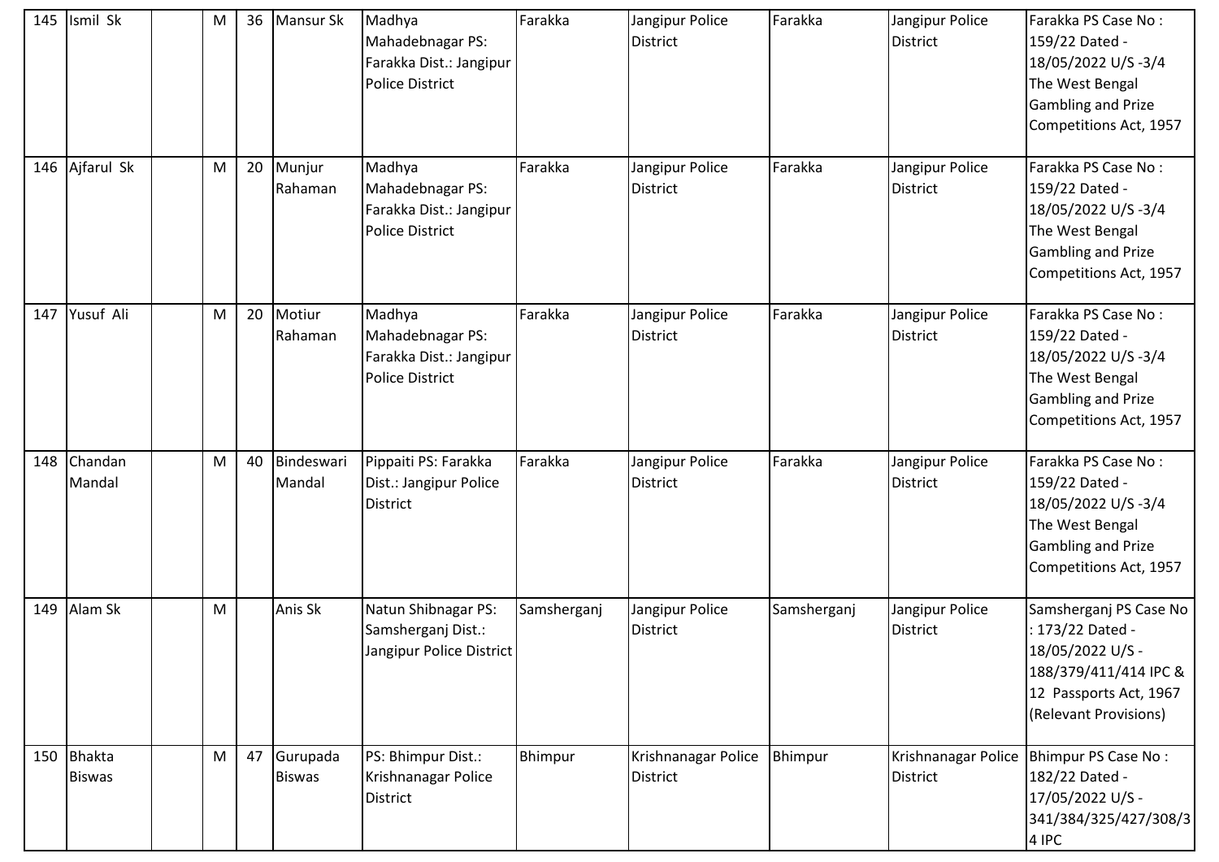| 145 | Ismil Sk | | M | 36 | Mansur Sk | Madhya Mahadebnagar PS: Farakka Dist.: Jangipur Police District | Farakka | Jangipur Police District | Farakka | Jangipur Police District | Farakka PS Case No : 159/22 Dated - 18/05/2022 U/S -3/4 The West Bengal Gambling and Prize Competitions Act, 1957 |
|---|---|---|---|---|---|---|---|---|---|---|---|
| 146 | Ajfarul Sk | | M | 20 | Munjur Rahaman | Madhya Mahadebnagar PS: Farakka Dist.: Jangipur Police District | Farakka | Jangipur Police District | Farakka | Jangipur Police District | Farakka PS Case No : 159/22 Dated - 18/05/2022 U/S -3/4 The West Bengal Gambling and Prize Competitions Act, 1957 |
| 147 | Yusuf Ali | | M | 20 | Motiur Rahaman | Madhya Mahadebnagar PS: Farakka Dist.: Jangipur Police District | Farakka | Jangipur Police District | Farakka | Jangipur Police District | Farakka PS Case No : 159/22 Dated - 18/05/2022 U/S -3/4 The West Bengal Gambling and Prize Competitions Act, 1957 |
| 148 | Chandan Mandal | | M | 40 | Bindeswari Mandal | Pippaiti PS: Farakka Dist.: Jangipur Police District | Farakka | Jangipur Police District | Farakka | Jangipur Police District | Farakka PS Case No : 159/22 Dated - 18/05/2022 U/S -3/4 The West Bengal Gambling and Prize Competitions Act, 1957 |
| 149 | Alam Sk | | M | | Anis Sk | Natun Shibnagar PS: Samsherganj Dist.: Jangipur Police District | Samsherganj | Jangipur Police District | Samsherganj | Jangipur Police District | Samsherganj PS Case No : 173/22 Dated - 18/05/2022 U/S - 188/379/411/414 IPC & 12 Passports Act, 1967 (Relevant Provisions) |
| 150 | Bhakta Biswas | | M | 47 | Gurupada Biswas | PS: Bhimpur Dist.: Krishnanagar Police District | Bhimpur | Krishnanagar Police District | Bhimpur | Krishnanagar Police District | Bhimpur PS Case No : 182/22 Dated - 17/05/2022 U/S - 341/384/325/427/308/34 IPC |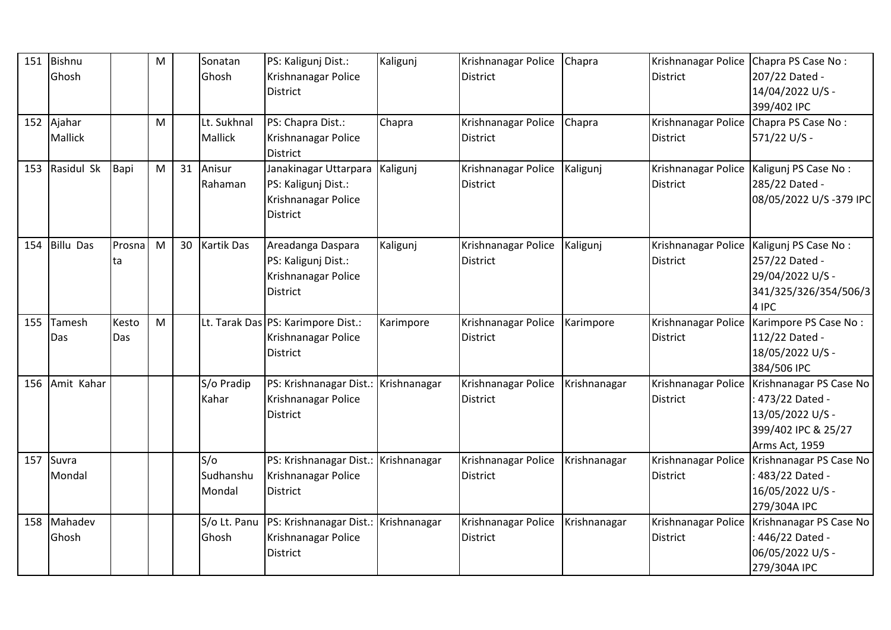| 151 | Bishnu Ghosh | | M | | Sonatan Ghosh | PS: Kaligunj Dist.: Krishnanagar Police District | Kaligunj | Krishnanagar Police District | Chapra | Krishnanagar Police District | Chapra PS Case No : 207/22 Dated - 14/04/2022 U/S - 399/402 IPC |
|---|---|---|---|---|---|---|---|---|---|---|---|
| 152 | Ajahar Mallick | | M | | Lt. Sukhnal Mallick | PS: Chapra Dist.: Krishnanagar Police District | Chapra | Krishnanagar Police District | Chapra | Krishnanagar Police District | Chapra PS Case No : 571/22 U/S - |
| 153 | Rasidul Sk | Bapi | M | 31 | Anisur Rahaman | Janakinagar Uttarpara PS: Kaligunj Dist.: Krishnanagar Police District | Kaligunj | Krishnanagar Police District | Kaligunj | Krishnanagar Police District | Kaligunj PS Case No : 285/22 Dated - 08/05/2022 U/S -379 IPC |
| 154 | Billu Das | Prosnata | M | 30 | Kartik Das | Areadanga Daspara PS: Kaligunj Dist.: Krishnanagar Police District | Kaligunj | Krishnanagar Police District | Kaligunj | Krishnanagar Police District | Kaligunj PS Case No : 257/22 Dated - 29/04/2022 U/S - 341/325/326/354/506/34 IPC |
| 155 | Tamesh Das | Kesto Das | M | | Lt. Tarak Das | PS: Karimpore Dist.: Krishnanagar Police District | Karimpore | Krishnanagar Police District | Karimpore | Krishnanagar Police District | Karimpore PS Case No : 112/22 Dated - 18/05/2022 U/S - 384/506 IPC |
| 156 | Amit Kahar | | | | S/o Pradip Kahar | PS: Krishnanagar Dist.: Krishnanagar Police District | Krishnanagar | Krishnanagar Police District | Krishnanagar | Krishnanagar Police District | Krishnanagar PS Case No : 473/22 Dated - 13/05/2022 U/S - 399/402 IPC & 25/27 Arms Act, 1959 |
| 157 | Suvra Mondal | | | | S/o Sudhanshu Mondal | PS: Krishnanagar Dist.: Krishnanagar Police District | Krishnanagar | Krishnanagar Police District | Krishnanagar | Krishnanagar Police District | Krishnanagar PS Case No : 483/22 Dated - 16/05/2022 U/S - 279/304A IPC |
| 158 | Mahadev Ghosh | | | | S/o Lt. Panu Ghosh | PS: Krishnanagar Dist.: Krishnanagar Police District | Krishnanagar | Krishnanagar Police District | Krishnanagar | Krishnanagar Police District | Krishnanagar PS Case No : 446/22 Dated - 06/05/2022 U/S - 279/304A IPC |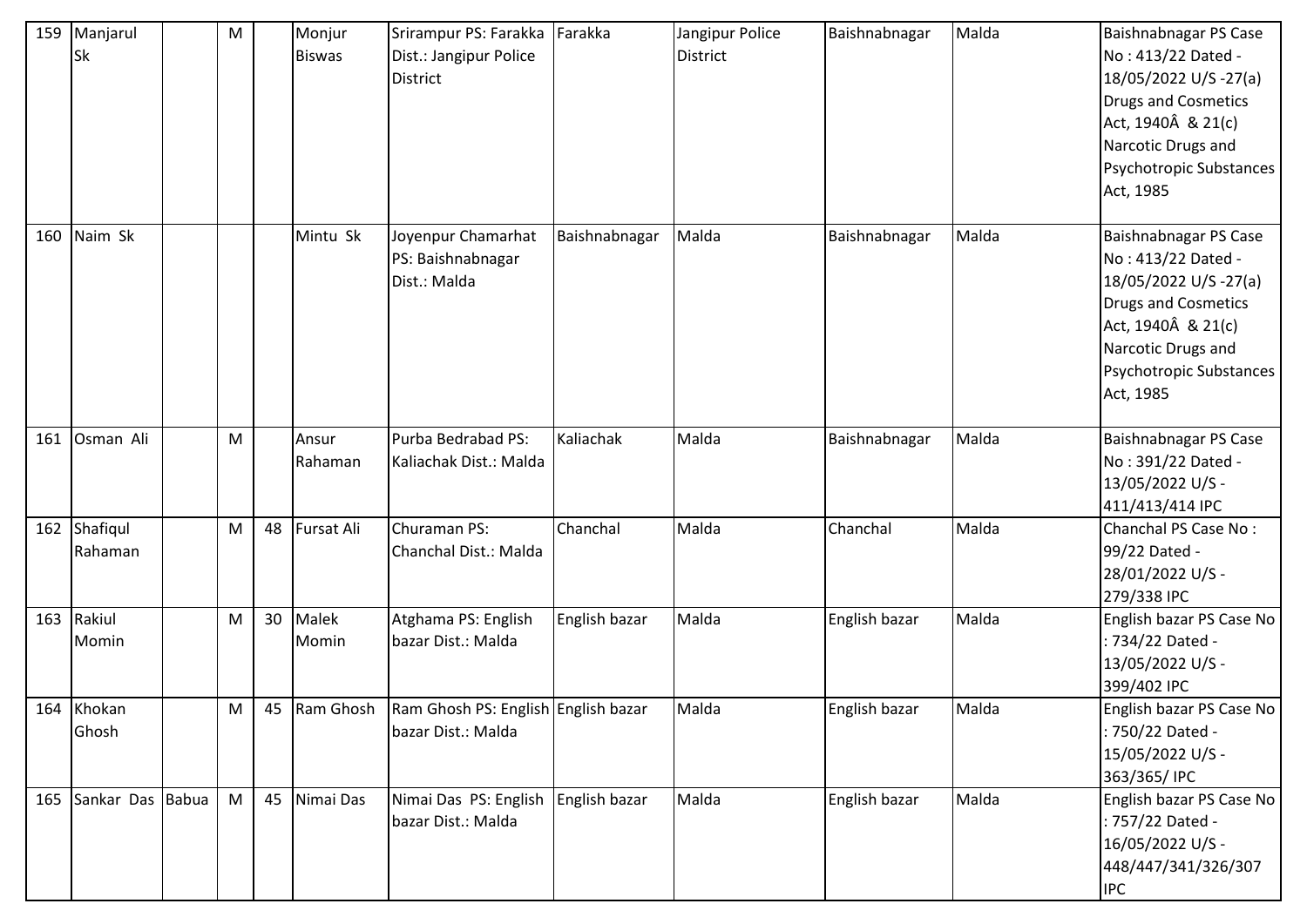| 159 | Manjarul Sk | | M | | Monjur Biswas | Srirampur PS: Farakka Dist.: Jangipur Police District | Farakka | Jangipur Police District | Baishnabnagar | Malda | Baishnabnagar PS Case No : 413/22 Dated - 18/05/2022 U/S -27(a) Drugs and Cosmetics Act, 1940Â & 21(c) Narcotic Drugs and Psychotropic Substances Act, 1985 |
|---|---|---|---|---|---|---|---|---|---|---|---|
| 160 | Naim Sk | | | | Mintu Sk | Joyenpur Chamarhat PS: Baishnabnagar Dist.: Malda | Baishnabnagar | Malda | Baishnabnagar | Malda | Baishnabnagar PS Case No : 413/22 Dated - 18/05/2022 U/S -27(a) Drugs and Cosmetics Act, 1940Â & 21(c) Narcotic Drugs and Psychotropic Substances Act, 1985 |
| 161 | Osman Ali | | M | | Ansur Rahaman | Purba Bedrabad PS: Kaliachak Dist.: Malda | Kaliachak | Malda | Baishnabnagar | Malda | Baishnabnagar PS Case No : 391/22 Dated - 13/05/2022 U/S - 411/413/414 IPC |
| 162 | Shafiqul Rahaman | | M | 48 | Fursat Ali | Churaman PS: Chanchal Dist.: Malda | Chanchal | Malda | Chanchal | Malda | Chanchal PS Case No : 99/22 Dated - 28/01/2022 U/S - 279/338 IPC |
| 163 | Rakiul Momin | | M | 30 | Malek Momin | Atghama PS: English bazar Dist.: Malda | English bazar | Malda | English bazar | Malda | English bazar PS Case No : 734/22 Dated - 13/05/2022 U/S - 399/402 IPC |
| 164 | Khokan Ghosh | | M | 45 | Ram Ghosh | Ram Ghosh PS: English bazar Dist.: Malda | English bazar | Malda | English bazar | Malda | English bazar PS Case No : 750/22 Dated - 15/05/2022 U/S - 363/365/ IPC |
| 165 | Sankar Das | Babua | M | 45 | Nimai Das | Nimai Das PS: English bazar Dist.: Malda | English bazar | Malda | English bazar | Malda | English bazar PS Case No : 757/22 Dated - 16/05/2022 U/S - 448/447/341/326/307 IPC |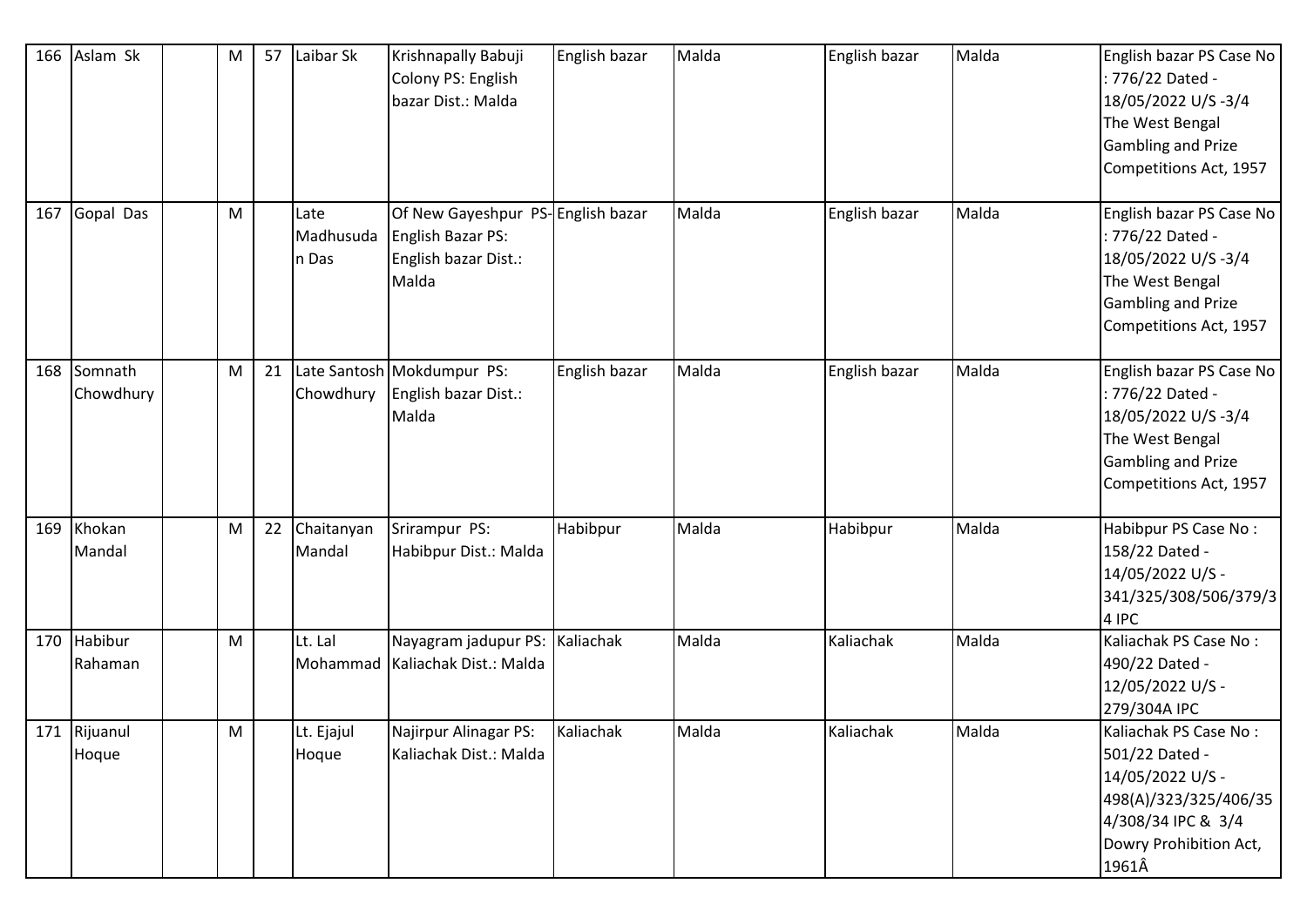| 166 | Aslam Sk | | M | 57 | Laibar Sk | Krishnapally Babuji Colony PS: English bazar Dist.: Malda | English bazar | Malda | English bazar | Malda | English bazar PS Case No : 776/22 Dated - 18/05/2022 U/S -3/4 The West Bengal Gambling and Prize Competitions Act, 1957 |
|---|---|---|---|---|---|---|---|---|---|---|---|
| 167 | Gopal Das | | M | | Late Madhusudan Das | Of New Gayeshpur PS- English Bazar PS: English bazar Dist.: Malda | English bazar | Malda | English bazar | Malda | English bazar PS Case No : 776/22 Dated - 18/05/2022 U/S -3/4 The West Bengal Gambling and Prize Competitions Act, 1957 |
| 168 | Somnath Chowdhury | | M | 21 | Late Santosh Chowdhury | Mokdumpur PS: English bazar Dist.: Malda | English bazar | Malda | English bazar | Malda | English bazar PS Case No : 776/22 Dated - 18/05/2022 U/S -3/4 The West Bengal Gambling and Prize Competitions Act, 1957 |
| 169 | Khokan Mandal | | M | 22 | Chaitanyan Mandal | Srirampur PS: Habibpur Dist.: Malda | Habibpur | Malda | Habibpur | Malda | Habibpur PS Case No : 158/22 Dated - 14/05/2022 U/S - 341/325/308/506/379/34 IPC |
| 170 | Habibur Rahaman | | M | | Lt. Lal Mohammad | Nayagram jadupur PS: Kaliachak Dist.: Malda | Kaliachak | Malda | Kaliachak | Malda | Kaliachak PS Case No : 490/22 Dated - 12/05/2022 U/S - 279/304A IPC |
| 171 | Rijuanul Hoque | | M | | Lt. Ejajul Hoque | Najirpur Alinagar PS: Kaliachak Dist.: Malda | Kaliachak | Malda | Kaliachak | Malda | Kaliachak PS Case No : 501/22 Dated - 14/05/2022 U/S - 498(A)/323/325/406/354/308/34 IPC & 3/4 Dowry Prohibition Act, 1961Â |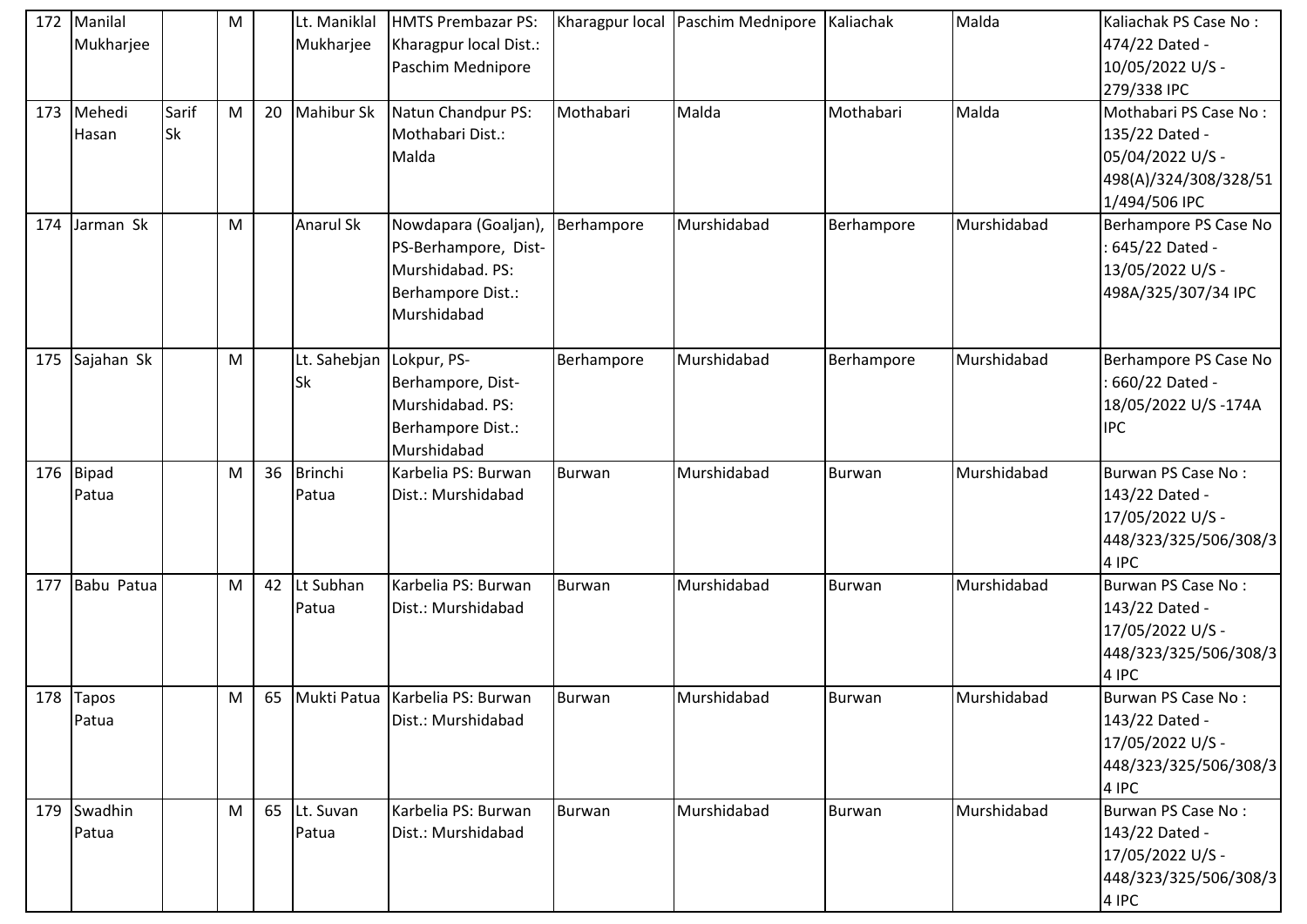| 172 | Manilal Mukharjee | | M | | Lt. Maniklal Mukharjee | HMTS Prembazar PS: Kharagpur local Dist.: Paschim Mednipore | Kharagpur local | Paschim Mednipore | Kaliachak | Malda | Kaliachak PS Case No : 474/22 Dated - 10/05/2022 U/S - 279/338 IPC |
|---|---|---|---|---|---|---|---|---|---|---|---|
| 173 | Mehedi Hasan | Sarif Sk | M | 20 | Mahibur Sk | Natun Chandpur PS: Mothabari Dist.: Malda | Mothabari | Malda | Mothabari | Malda | Mothabari PS Case No : 135/22 Dated - 05/04/2022 U/S - 498(A)/324/308/328/511/494/506 IPC |
| 174 | Jarman Sk | | M | | Anarul Sk | Nowdapara (Goaljan), PS-Berhampore, Dist-Murshidabad. PS: Berhampore Dist.: Murshidabad | Berhampore | Murshidabad | Berhampore | Murshidabad | Berhampore PS Case No : 645/22 Dated - 13/05/2022 U/S - 498A/325/307/34 IPC |
| 175 | Sajahan Sk | | M | | Lt. Sahebjan Sk | Lokpur, PS-Berhampore, Dist-Murshidabad. PS: Berhampore Dist.: Murshidabad | Berhampore | Murshidabad | Berhampore | Murshidabad | Berhampore PS Case No : 660/22 Dated - 18/05/2022 U/S -174A IPC |
| 176 | Bipad Patua | | M | 36 | Brinchi Patua | Karbelia PS: Burwan Dist.: Murshidabad | Burwan | Murshidabad | Burwan | Murshidabad | Burwan PS Case No : 143/22 Dated - 17/05/2022 U/S - 448/323/325/506/308/34 IPC |
| 177 | Babu Patua | | M | 42 | Lt Subhan Patua | Karbelia PS: Burwan Dist.: Murshidabad | Burwan | Murshidabad | Burwan | Murshidabad | Burwan PS Case No : 143/22 Dated - 17/05/2022 U/S - 448/323/325/506/308/34 IPC |
| 178 | Tapos Patua | | M | 65 | Mukti Patua | Karbelia PS: Burwan Dist.: Murshidabad | Burwan | Murshidabad | Burwan | Murshidabad | Burwan PS Case No : 143/22 Dated - 17/05/2022 U/S - 448/323/325/506/308/34 IPC |
| 179 | Swadhin Patua | | M | 65 | Lt. Suvan Patua | Karbelia PS: Burwan Dist.: Murshidabad | Burwan | Murshidabad | Burwan | Murshidabad | Burwan PS Case No : 143/22 Dated - 17/05/2022 U/S - 448/323/325/506/308/34 IPC |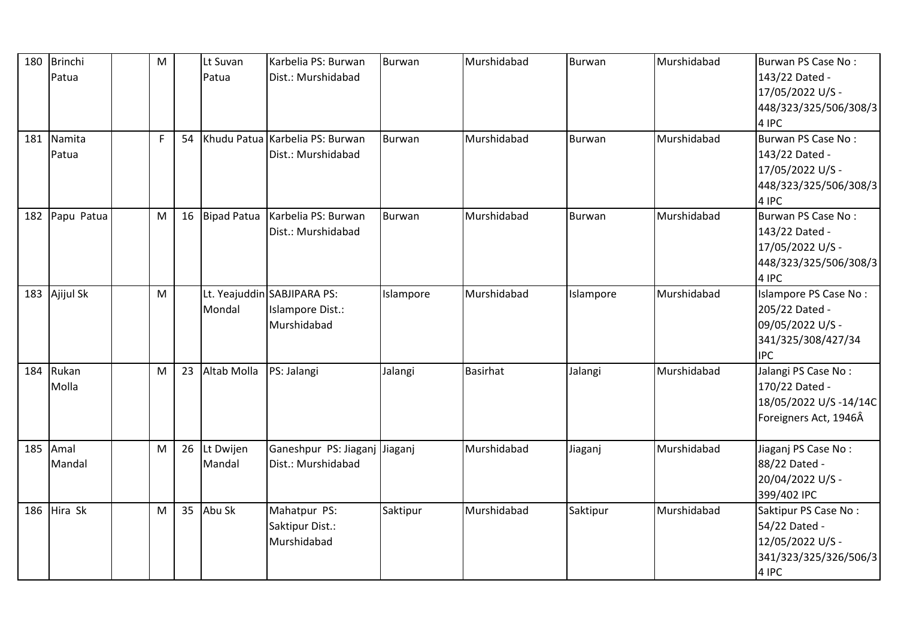| 180 | Brinchi Patua | | M | | Lt Suvan Patua | Karbelia PS: Burwan Dist.: Murshidabad | Burwan | Murshidabad | Burwan | Murshidabad | Burwan PS Case No : 143/22 Dated - 17/05/2022 U/S - 448/323/325/506/308/34 IPC |
|---|---|---|---|---|---|---|---|---|---|---|---|
| 181 | Namita Patua | | F | 54 | Khudu Patua | Karbelia PS: Burwan Dist.: Murshidabad | Burwan | Murshidabad | Burwan | Murshidabad | Burwan PS Case No : 143/22 Dated - 17/05/2022 U/S - 448/323/325/506/308/34 IPC |
| 182 | Papu Patua | | M | 16 | Bipad Patua | Karbelia PS: Burwan Dist.: Murshidabad | Burwan | Murshidabad | Burwan | Murshidabad | Burwan PS Case No : 143/22 Dated - 17/05/2022 U/S - 448/323/325/506/308/34 IPC |
| 183 | Ajijul Sk | | M | | Lt. Yeajuddin Mondal | SABJIPARA PS: Islampore Dist.: Murshidabad | Islampore | Murshidabad | Islampore | Murshidabad | Islampore PS Case No : 205/22 Dated - 09/05/2022 U/S - 341/325/308/427/34 IPC |
| 184 | Rukan Molla | | M | 23 | Altab Molla | PS: Jalangi | Jalangi | Basirhat | Jalangi | Murshidabad | Jalangi PS Case No : 170/22 Dated - 18/05/2022 U/S -14/14C Foreigners Act, 1946Â |
| 185 | Amal Mandal | | M | 26 | Lt Dwijen Mandal | Ganeshpur PS: Jiaganj Dist.: Murshidabad | Jiaganj | Murshidabad | Jiaganj | Murshidabad | Jiaganj PS Case No : 88/22 Dated - 20/04/2022 U/S - 399/402 IPC |
| 186 | Hira Sk | | M | 35 | Abu Sk | Mahatpur PS: Saktipur Dist.: Murshidabad | Saktipur | Murshidabad | Saktipur | Murshidabad | Saktipur PS Case No : 54/22 Dated - 12/05/2022 U/S - 341/323/325/326/506/34 IPC |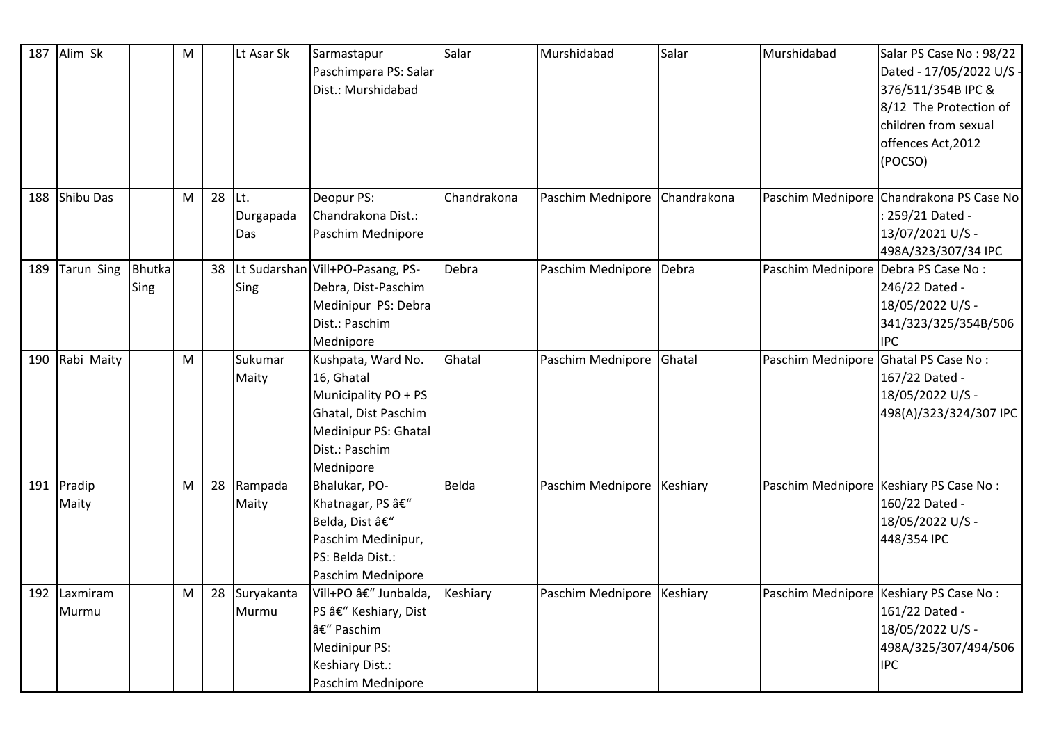| 187 | Alim Sk | | M | | Lt Asar Sk | Sarmastapur Paschimpara PS: Salar Dist.: Murshidabad | Salar | Murshidabad | Salar | Murshidabad | Salar PS Case No : 98/22 Dated - 17/05/2022 U/S - 376/511/354B IPC & 8/12 The Protection of children from sexual offences Act,2012 (POCSO) |
|---|---|---|---|---|---|---|---|---|---|---|---|
| 188 | Shibu Das | | M | 28 | Lt. Durgapada Das | Deopur PS: Chandrakona Dist.: Paschim Mednipore | Chandrakona | Paschim Mednipore | Chandrakona | Paschim Mednipore | Chandrakona PS Case No : 259/21 Dated - 13/07/2021 U/S - 498A/323/307/34 IPC |
| 189 | Tarun Sing | Bhutka Sing | | 38 | Lt Sudarshan Sing | Vill+PO-Pasang, PS-Debra, Dist-Paschim Medinipur PS: Debra Dist.: Paschim Mednipore | Debra | Paschim Mednipore | Debra | Paschim Mednipore | Debra PS Case No : 246/22 Dated - 18/05/2022 U/S - 341/323/325/354B/506 IPC |
| 190 | Rabi Maity | | M | | Sukumar Maity | Kushpata, Ward No. 16, Ghatal Municipality PO + PS Ghatal, Dist Paschim Medinipur PS: Ghatal Dist.: Paschim Mednipore | Ghatal | Paschim Mednipore | Ghatal | Paschim Mednipore | Ghatal PS Case No : 167/22 Dated - 18/05/2022 U/S - 498(A)/323/324/307 IPC |
| 191 | Pradip Maity | | M | 28 | Rampada Maity | Bhalukar, PO-Khatnagar, PS â€" Belda, Dist â€" Paschim Medinipur, PS: Belda Dist.: Paschim Mednipore | Belda | Paschim Mednipore | Keshiary | Paschim Mednipore | Keshiary PS Case No : 160/22 Dated - 18/05/2022 U/S - 448/354 IPC |
| 192 | Laxmiram Murmu | | M | 28 | Suryakanta Murmu | Vill+PO â€" Junbalda, PS â€" Keshiary, Dist â€" Paschim Medinipur PS: Keshiary Dist.: Paschim Mednipore | Keshiary | Paschim Mednipore | Keshiary | Paschim Mednipore | Keshiary PS Case No : 161/22 Dated - 18/05/2022 U/S - 498A/325/307/494/506 IPC |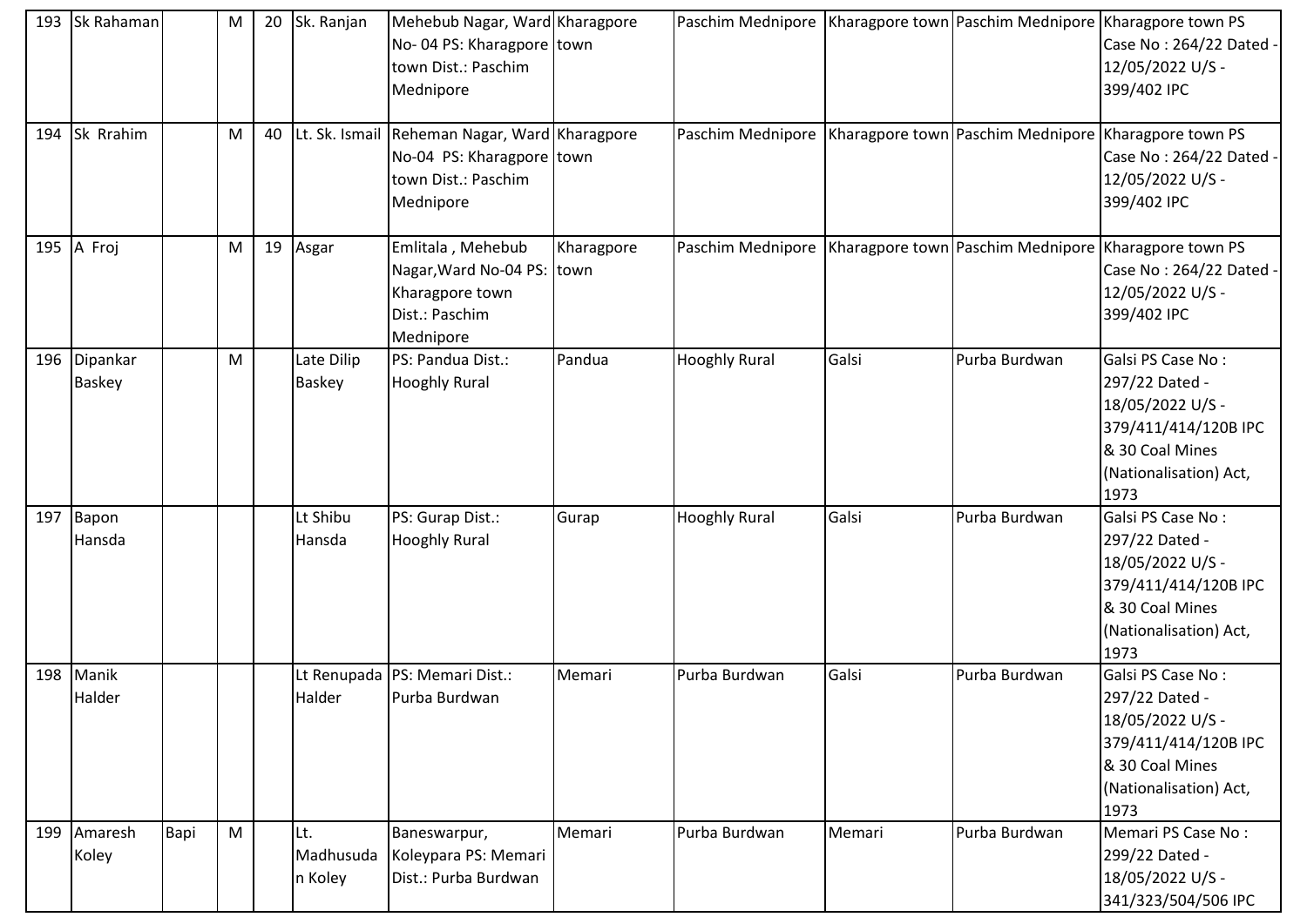| 193 | Sk Rahaman | | M | 20 | Sk. Ranjan | Mehebub Nagar, Ward No- 04 PS: Kharagpore town Dist.: Paschim Mednipore | Kharagpore town | Paschim Mednipore | Kharagpore town | Paschim Mednipore | Kharagpore town PS Case No : 264/22 Dated - 12/05/2022 U/S - 399/402 IPC |
|---|---|---|---|---|---|---|---|---|---|---|---|
| 194 | Sk Rrahim | | M | 40 | Lt. Sk. Ismail | Reheman Nagar, Ward No-04 PS: Kharagpore town Dist.: Paschim Mednipore | Kharagpore town | Paschim Mednipore | Kharagpore town | Paschim Mednipore | Kharagpore town PS Case No : 264/22 Dated - 12/05/2022 U/S - 399/402 IPC |
| 195 | A Froj | | M | 19 | Asgar | Emlitala , Mehebub Nagar,Ward No-04 PS: Kharagpore town Dist.: Paschim Mednipore | Kharagpore town | Paschim Mednipore | Kharagpore town | Paschim Mednipore | Kharagpore town PS Case No : 264/22 Dated - 12/05/2022 U/S - 399/402 IPC |
| 196 | Dipankar Baskey | | M | | Late Dilip Baskey | PS: Pandua Dist.: Hooghly Rural | Pandua | Hooghly Rural | Galsi | Purba Burdwan | Galsi PS Case No : 297/22 Dated - 18/05/2022 U/S - 379/411/414/120B IPC & 30 Coal Mines (Nationalisation) Act, 1973 |
| 197 | Bapon Hansda | | | | Lt Shibu Hansda | PS: Gurap Dist.: Hooghly Rural | Gurap | Hooghly Rural | Galsi | Purba Burdwan | Galsi PS Case No : 297/22 Dated - 18/05/2022 U/S - 379/411/414/120B IPC & 30 Coal Mines (Nationalisation) Act, 1973 |
| 198 | Manik Halder | | | | Lt Renupada Halder | PS: Memari Dist.: Purba Burdwan | Memari | Purba Burdwan | Galsi | Purba Burdwan | Galsi PS Case No : 297/22 Dated - 18/05/2022 U/S - 379/411/414/120B IPC & 30 Coal Mines (Nationalisation) Act, 1973 |
| 199 | Amaresh Koley | Bapi | M | | Lt. Madhusudan Koley | Baneswarpur, Koleypara PS: Memari Dist.: Purba Burdwan | Memari | Purba Burdwan | Memari | Purba Burdwan | Memari PS Case No : 299/22 Dated - 18/05/2022 U/S - 341/323/504/506 IPC |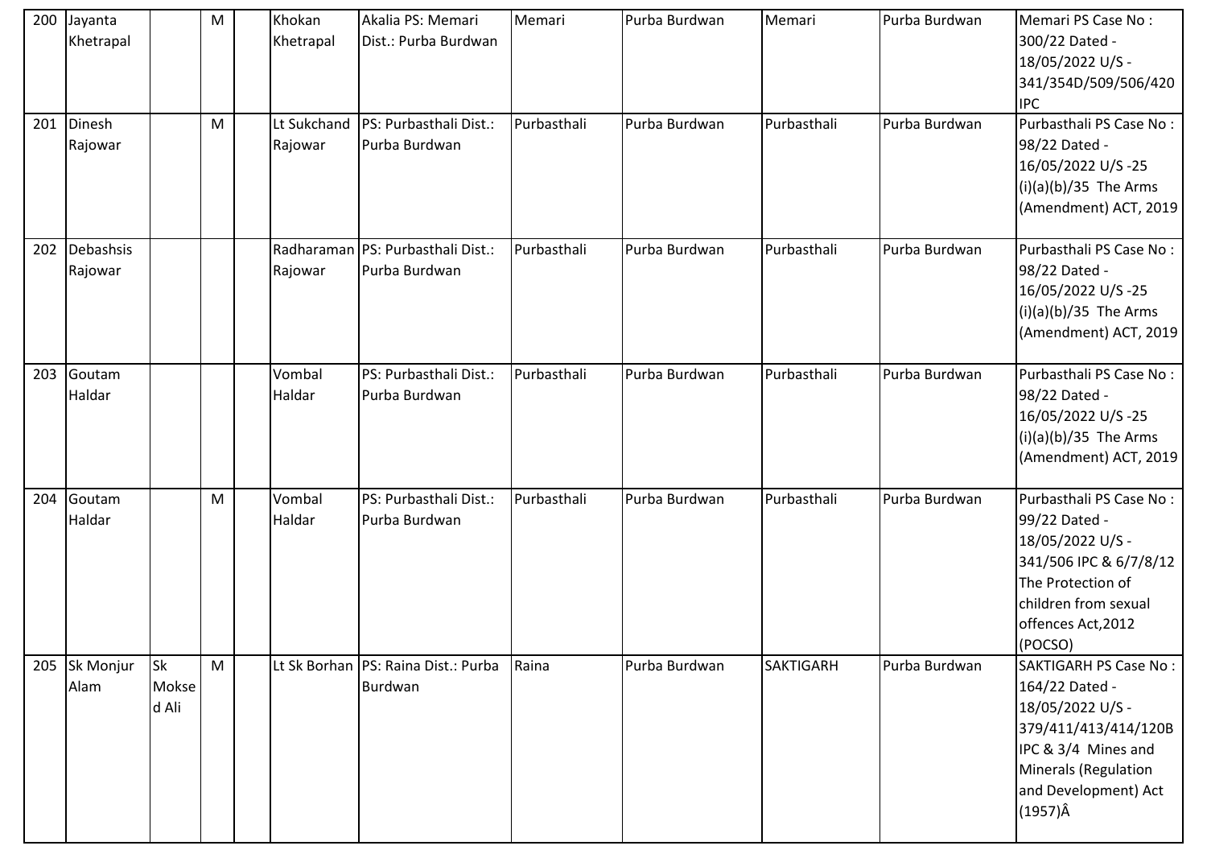| 200 | Jayanta Khetrapal | | M | | Khokan Khetrapal | Akalia PS: Memari Dist.: Purba Burdwan | Memari | Purba Burdwan | Memari | Purba Burdwan | Memari PS Case No : 300/22 Dated - 18/05/2022 U/S - 341/354D/509/506/420 IPC |
|---|---|---|---|---|---|---|---|---|---|---|---|
| 201 | Dinesh Rajowar | | M | | Lt Sukchand Rajowar | PS: Purbasthali Dist.: Purba Burdwan | Purbasthali | Purba Burdwan | Purbasthali | Purba Burdwan | Purbasthali PS Case No : 98/22 Dated - 16/05/2022 U/S -25 (i)(a)(b)/35 The Arms (Amendment) ACT, 2019 |
| 202 | Debashsis Rajowar | | | | Radharaman Rajowar | PS: Purbasthali Dist.: Purba Burdwan | Purbasthali | Purba Burdwan | Purbasthali | Purba Burdwan | Purbasthali PS Case No : 98/22 Dated - 16/05/2022 U/S -25 (i)(a)(b)/35 The Arms (Amendment) ACT, 2019 |
| 203 | Goutam Haldar | | | | Vombal Haldar | PS: Purbasthali Dist.: Purba Burdwan | Purbasthali | Purba Burdwan | Purbasthali | Purba Burdwan | Purbasthali PS Case No : 98/22 Dated - 16/05/2022 U/S -25 (i)(a)(b)/35 The Arms (Amendment) ACT, 2019 |
| 204 | Goutam Haldar | | M | | Vombal Haldar | PS: Purbasthali Dist.: Purba Burdwan | Purbasthali | Purba Burdwan | Purbasthali | Purba Burdwan | Purbasthali PS Case No : 99/22 Dated - 18/05/2022 U/S - 341/506 IPC & 6/7/8/12 The Protection of children from sexual offences Act,2012 (POCSO) |
| 205 | Sk Monjur Alam | Sk Moksed Ali | M | | Lt Sk Borhan | PS: Raina Dist.: Purba Burdwan | Raina | Purba Burdwan | SAKTIGARH | Purba Burdwan | SAKTIGARH PS Case No : 164/22 Dated - 18/05/2022 U/S - 379/411/413/414/120B IPC & 3/4 Mines and Minerals (Regulation and Development) Act (1957)Â |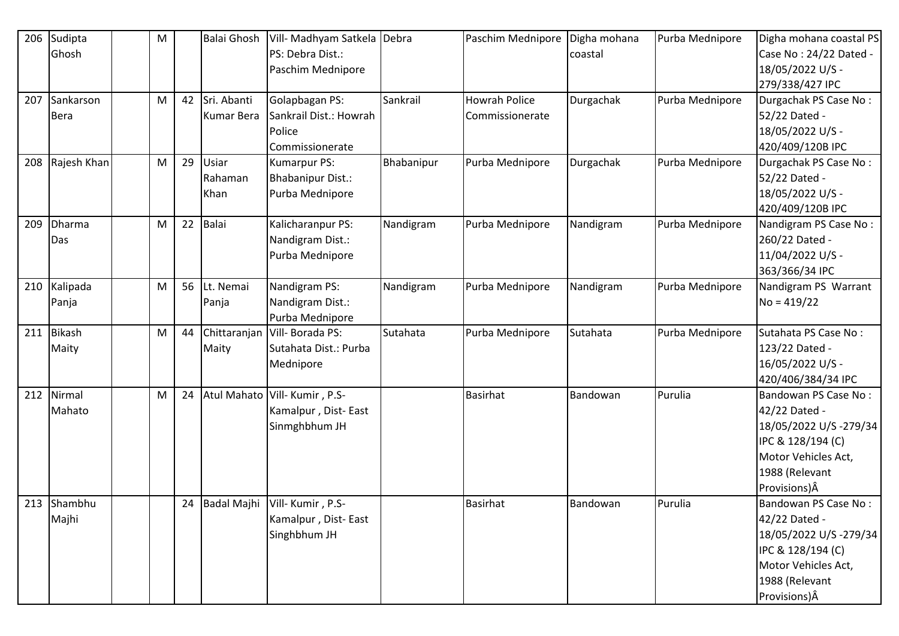| 206 | Sudipta Ghosh | | M | | Balai Ghosh | Vill- Madhyam Satkela PS: Debra Dist.: Paschim Mednipore | Debra | Paschim Mednipore | Digha mohana coastal | Purba Mednipore | Digha mohana coastal PS Case No : 24/22 Dated - 18/05/2022 U/S - 279/338/427 IPC |
|---|---|---|---|---|---|---|---|---|---|---|---|
| 207 | Sankarson Bera | | M | 42 | Sri. Abanti Kumar Bera | Golapbagan PS: Sankrail Dist.: Howrah Police Commissionerate | Sankrail | Howrah Police Commissionerate | Durgachak | Purba Mednipore | Durgachak PS Case No : 52/22 Dated - 18/05/2022 U/S - 420/409/120B IPC |
| 208 | Rajesh Khan | | M | 29 | Usiar Rahaman Khan | Kumarpur PS: Bhabanipur Dist.: Purba Mednipore | Bhabanipur | Purba Mednipore | Durgachak | Purba Mednipore | Durgachak PS Case No : 52/22 Dated - 18/05/2022 U/S - 420/409/120B IPC |
| 209 | Dharma Das | | M | 22 | Balai | Kalicharanpur PS: Nandigram Dist.: Purba Mednipore | Nandigram | Purba Mednipore | Nandigram | Purba Mednipore | Nandigram PS Case No : 260/22 Dated - 11/04/2022 U/S - 363/366/34 IPC |
| 210 | Kalipada Panja | | M | 56 | Lt. Nemai Panja | Nandigram PS: Nandigram Dist.: Purba Mednipore | Nandigram | Purba Mednipore | Nandigram | Purba Mednipore | Nandigram PS Warrant No = 419/22 |
| 211 | Bikash Maity | | M | 44 | Chittaranjan Maity | Vill- Borada PS: Sutahata Dist.: Purba Mednipore | Sutahata | Purba Mednipore | Sutahata | Purba Mednipore | Sutahata PS Case No : 123/22 Dated - 16/05/2022 U/S - 420/406/384/34 IPC |
| 212 | Nirmal Mahato | | M | 24 | Atul Mahato | Vill- Kumir , P.S- Kamalpur , Dist- East Sinmghbhum JH | | Basirhat | Bandowan | Purulia | Bandowan PS Case No : 42/22 Dated - 18/05/2022 U/S -279/34 IPC & 128/194 (C) Motor Vehicles Act, 1988 (Relevant Provisions)Â |
| 213 | Shambhu Majhi | | | 24 | Badal Majhi | Vill- Kumir , P.S- Kamalpur , Dist- East Singhbhum JH | | Basirhat | Bandowan | Purulia | Bandowan PS Case No : 42/22 Dated - 18/05/2022 U/S -279/34 IPC & 128/194 (C) Motor Vehicles Act, 1988 (Relevant Provisions)Â |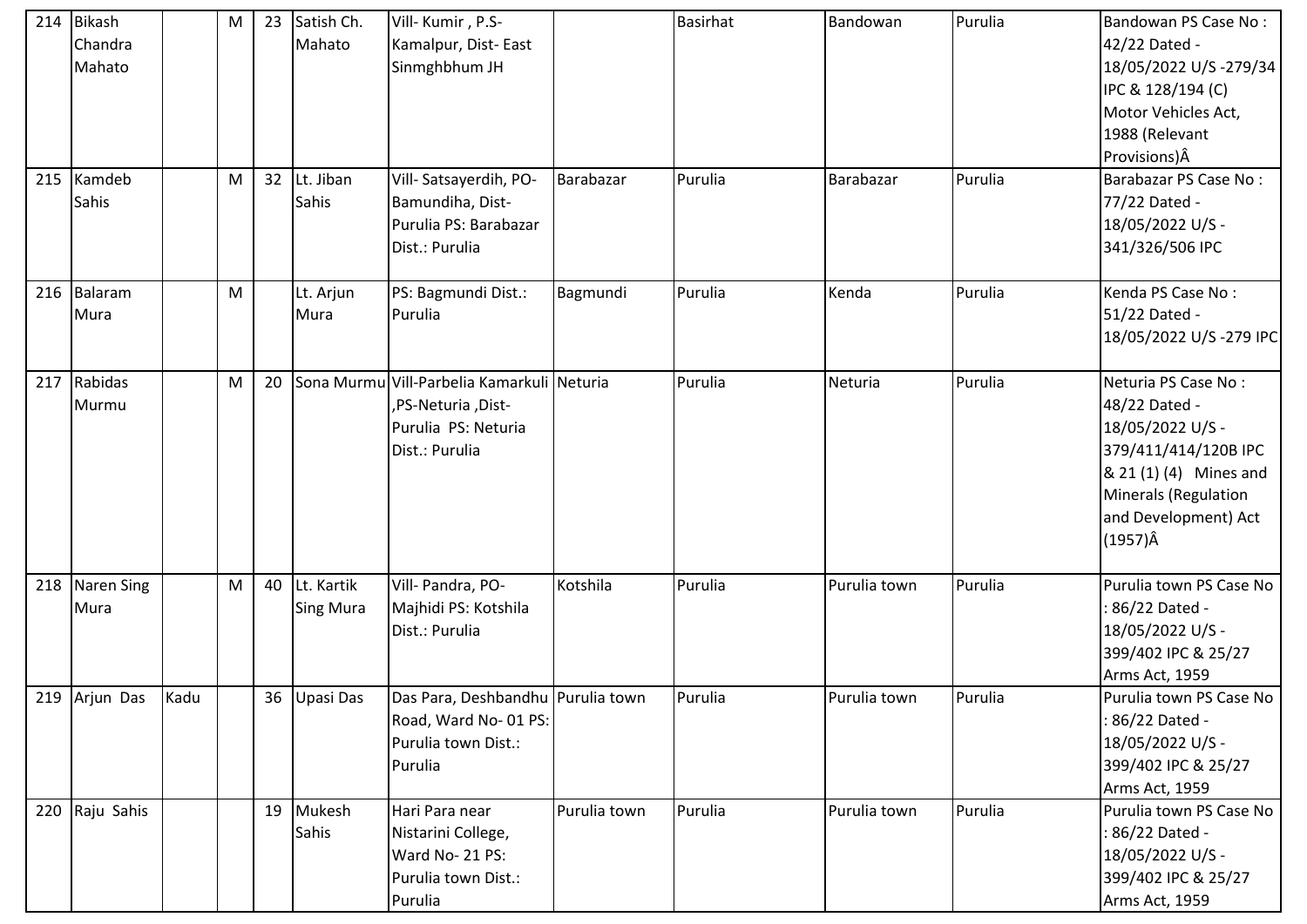| 214 | Bikash Chandra Mahato | | M | 23 | Satish Ch. Mahato | Vill- Kumir , P.S- Kamalpur, Dist- East Sinmghbhum JH | | Basirhat | Bandowan | Purulia | Bandowan PS Case No : 42/22 Dated - 18/05/2022 U/S -279/34 IPC & 128/194 (C) Motor Vehicles Act, 1988 (Relevant Provisions)Â |
|---|---|---|---|---|---|---|---|---|---|---|---|
| 215 | Kamdeb Sahis | | M | 32 | Lt. Jiban Sahis | Vill- Satsayerdih, PO- Bamundiha, Dist- Purulia PS: Barabazar Dist.: Purulia | Barabazar | Purulia | Barabazar | Purulia | Barabazar PS Case No : 77/22 Dated - 18/05/2022 U/S - 341/326/506 IPC |
| 216 | Balaram Mura | | M | | Lt. Arjun Mura | PS: Bagmundi Dist.: Purulia | Bagmundi | Purulia | Kenda | Purulia | Kenda PS Case No : 51/22 Dated - 18/05/2022 U/S -279 IPC |
| 217 | Rabidas Murmu | | M | 20 | Sona Murmu | Vill-Parbelia Kamarkuli ,PS-Neturia ,Dist- Purulia PS: Neturia Dist.: Purulia | Neturia | Purulia | Neturia | Purulia | Neturia PS Case No : 48/22 Dated - 18/05/2022 U/S - 379/411/414/120B IPC & 21 (1) (4) Mines and Minerals (Regulation and Development) Act (1957)Â |
| 218 | Naren Sing Mura | | M | 40 | Lt. Kartik Sing Mura | Vill- Pandra, PO- Majhidi PS: Kotshila Dist.: Purulia | Kotshila | Purulia | Purulia town | Purulia | Purulia town PS Case No : 86/22 Dated - 18/05/2022 U/S - 399/402 IPC & 25/27 Arms Act, 1959 |
| 219 | Arjun Das | Kadu | | 36 | Upasi Das | Das Para, Deshbandhu Road, Ward No- 01 PS: Purulia town Dist.: Purulia | Purulia town | Purulia | Purulia town | Purulia | Purulia town PS Case No : 86/22 Dated - 18/05/2022 U/S - 399/402 IPC & 25/27 Arms Act, 1959 |
| 220 | Raju Sahis | | | 19 | Mukesh Sahis | Hari Para near Nistarini College, Ward No- 21 PS: Purulia town Dist.: Purulia | Purulia town | Purulia | Purulia town | Purulia | Purulia town PS Case No : 86/22 Dated - 18/05/2022 U/S - 399/402 IPC & 25/27 Arms Act, 1959 |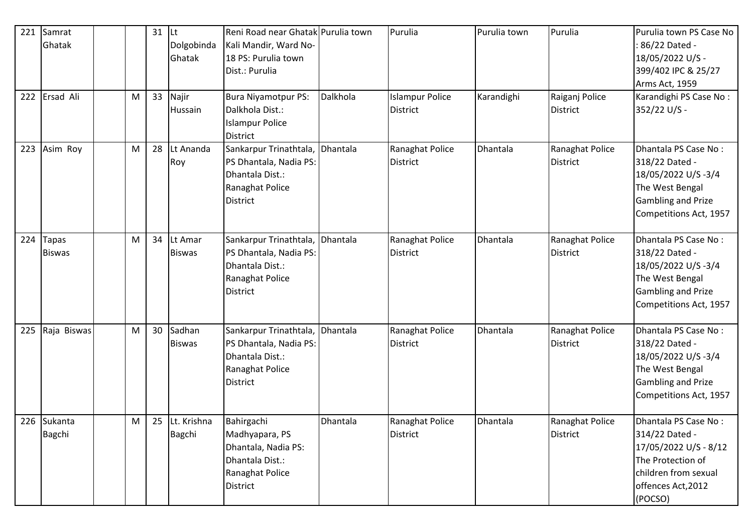| 221 | Samrat Ghatak | | | 31 | Lt Dolgobinda Ghatak | Reni Road near Ghatak Kali Mandir, Ward No-18 PS: Purulia town Dist.: Purulia | Purulia town | Purulia | Purulia town | Purulia | Purulia town PS Case No : 86/22 Dated - 18/05/2022 U/S - 399/402 IPC & 25/27 Arms Act, 1959 |
|---|---|---|---|---|---|---|---|---|---|---|---|
| 222 | Ersad Ali | | M | 33 | Najir Hussain | Bura Niyamotpur PS: Dalkhola Dist.: Islampur Police District | Dalkhola | Islampur Police District | Karandighi | Raiganj Police District | Karandighi PS Case No : 352/22 U/S - |
| 223 | Asim Roy | | M | 28 | Lt Ananda Roy | Sankarpur Trinathtala, PS Dhantala, Nadia PS: Dhantala Dist.: Ranaghat Police District | Dhantala | Ranaghat Police District | Dhantala | Ranaghat Police District | Dhantala PS Case No : 318/22 Dated - 18/05/2022 U/S -3/4 The West Bengal Gambling and Prize Competitions Act, 1957 |
| 224 | Tapas Biswas | | M | 34 | Lt Amar Biswas | Sankarpur Trinathtala, PS Dhantala, Nadia PS: Dhantala Dist.: Ranaghat Police District | Dhantala | Ranaghat Police District | Dhantala | Ranaghat Police District | Dhantala PS Case No : 318/22 Dated - 18/05/2022 U/S -3/4 The West Bengal Gambling and Prize Competitions Act, 1957 |
| 225 | Raja Biswas | | M | 30 | Sadhan Biswas | Sankarpur Trinathtala, PS Dhantala, Nadia PS: Dhantala Dist.: Ranaghat Police District | Dhantala | Ranaghat Police District | Dhantala | Ranaghat Police District | Dhantala PS Case No : 318/22 Dated - 18/05/2022 U/S -3/4 The West Bengal Gambling and Prize Competitions Act, 1957 |
| 226 | Sukanta Bagchi | | M | 25 | Lt. Krishna Bagchi | Bahirgachi Madhyapara, PS Dhantala, Nadia PS: Dhantala Dist.: Ranaghat Police District | Dhantala | Ranaghat Police District | Dhantala | Ranaghat Police District | Dhantala PS Case No : 314/22 Dated - 17/05/2022 U/S - 8/12 The Protection of children from sexual offences Act,2012 (POCSO) |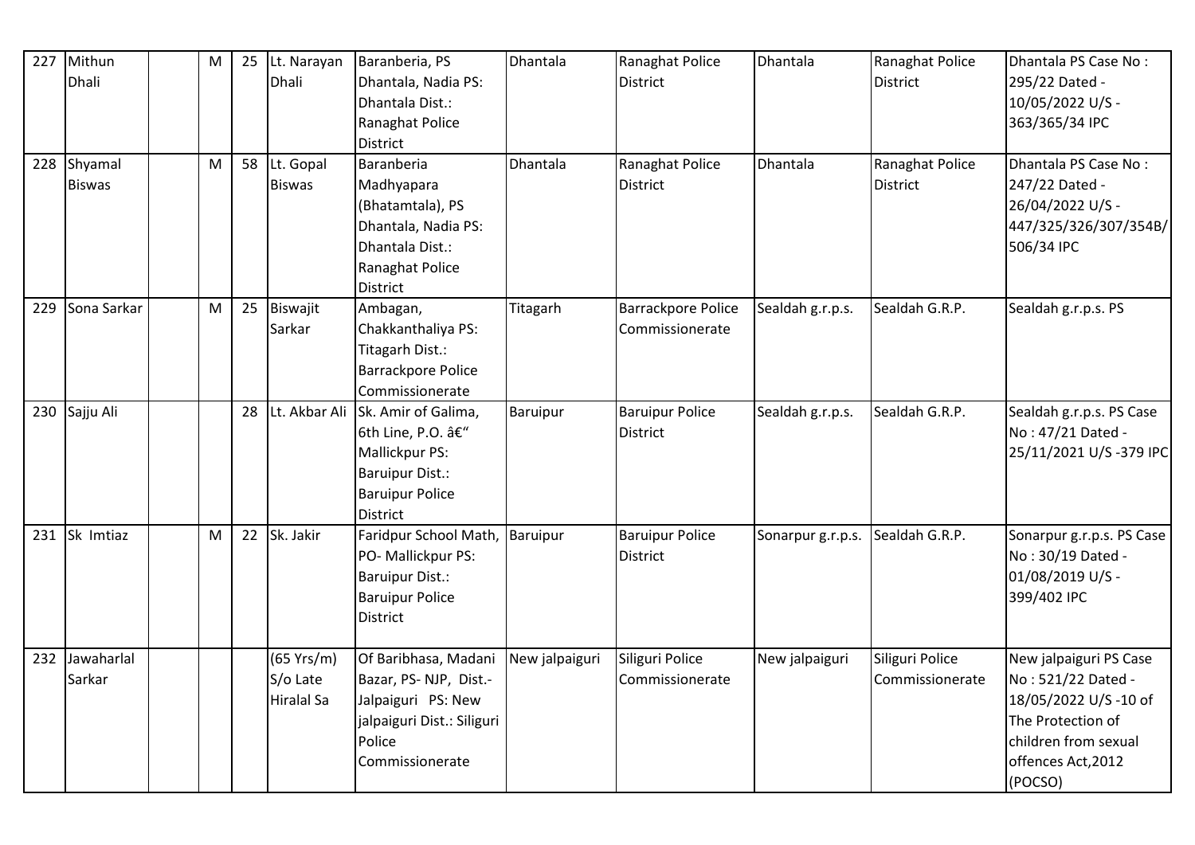| 227 | Mithun Dhali | | M | 25 | Lt. Narayan Dhali | Baranberia, PS Dhantala, Nadia PS: Dhantala Dist.: Ranaghat Police District | Dhantala | Ranaghat Police District | Dhantala | Ranaghat Police District | Dhantala PS Case No : 295/22 Dated - 10/05/2022 U/S - 363/365/34 IPC |
|---|---|---|---|---|---|---|---|---|---|---|---|
| 228 | Shyamal Biswas | | M | 58 | Lt. Gopal Biswas | Baranberia Madhyapara (Bhatamtala), PS Dhantala, Nadia PS: Dhantala Dist.: Ranaghat Police District | Dhantala | Ranaghat Police District | Dhantala | Ranaghat Police District | Dhantala PS Case No : 247/22 Dated - 26/04/2022 U/S - 447/325/326/307/354B/506/34 IPC |
| 229 | Sona Sarkar | | M | 25 | Biswajit Sarkar | Ambagan, Chakkanthaliya PS: Titagarh Dist.: Barrackpore Police Commissionerate | Titagarh | Barrackpore Police Commissionerate | Sealdah g.r.p.s. | Sealdah G.R.P. | Sealdah g.r.p.s. PS |
| 230 | Sajju Ali | | | 28 | Lt. Akbar Ali | Sk. Amir of Galima, 6th Line, P.O. â€" Mallickpur PS: Baruipur Dist.: Baruipur Police District | Baruipur | Baruipur Police District | Sealdah g.r.p.s. | Sealdah G.R.P. | Sealdah g.r.p.s. PS Case No : 47/21 Dated - 25/11/2021 U/S -379 IPC |
| 231 | Sk Imtiaz | | M | 22 | Sk. Jakir | Faridpur School Math, PO- Mallickpur PS: Baruipur Dist.: Baruipur Police District | Baruipur | Baruipur Police District | Sonarpur g.r.p.s. | Sealdah G.R.P. | Sonarpur g.r.p.s. PS Case No : 30/19 Dated - 01/08/2019 U/S - 399/402 IPC |
| 232 | Jawaharlal Sarkar | | | | (65 Yrs/m) S/o Late Hiralal Sa | Of Baribhasa, Madani Bazar, PS- NJP, Dist.- Jalpaiguri PS: New jalpaiguri Dist.: Siliguri Police Commissionerate | New jalpaiguri | Siliguri Police Commissionerate | New jalpaiguri | Siliguri Police Commissionerate | New jalpaiguri PS Case No : 521/22 Dated - 18/05/2022 U/S -10 of The Protection of children from sexual offences Act,2012 (POCSO) |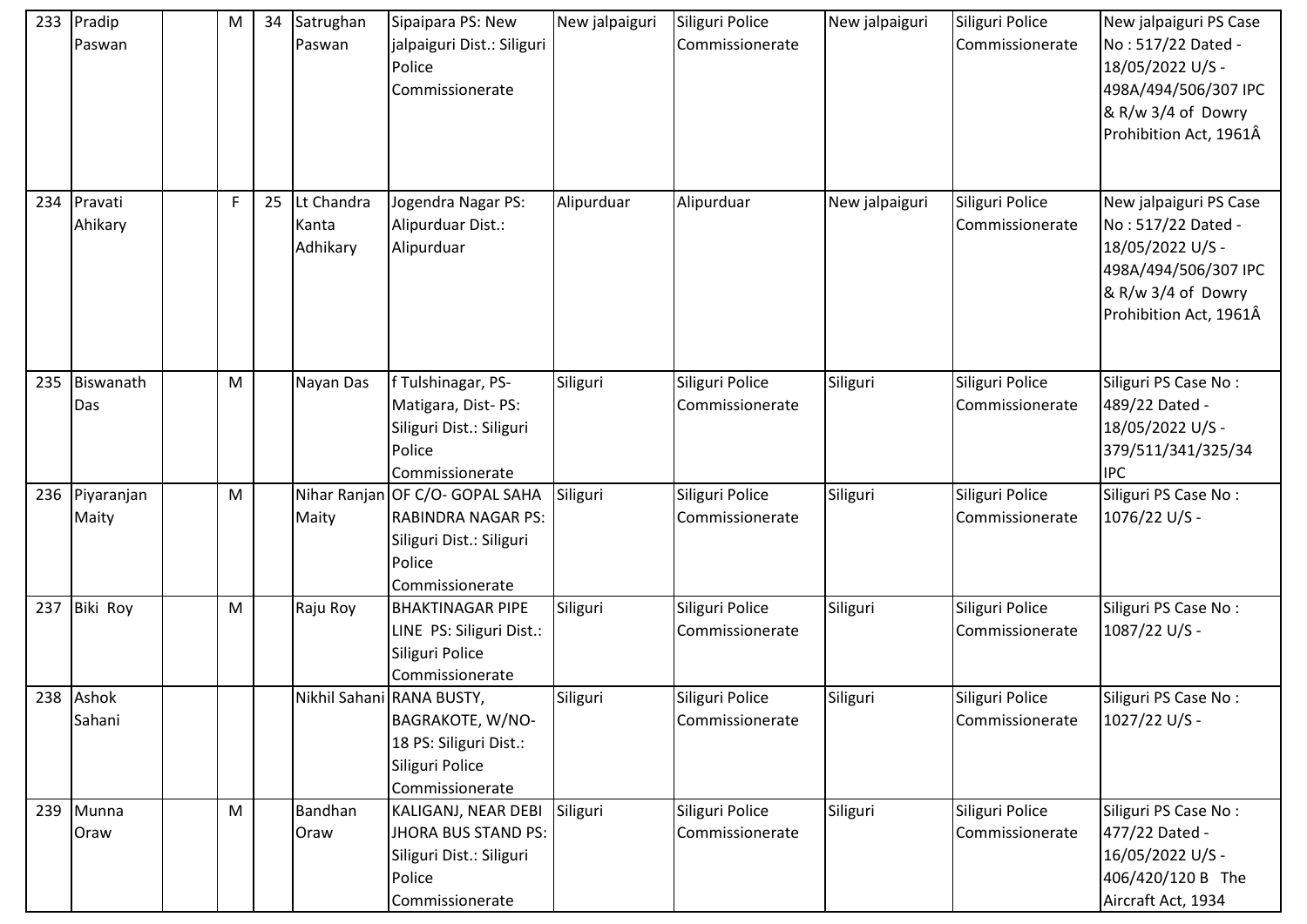| | | | | | | | | | | | |
|---|---|---|---|---|---|---|---|---|---|---|---|
| 233 | Pradip Paswan | | M | 34 | Satrughan Paswan | Sipaipara PS: New jalpaiguri Dist.: Siliguri Police Commissionerate | New jalpaiguri | Siliguri Police Commissionerate | New jalpaiguri | Siliguri Police Commissionerate | New jalpaiguri PS Case No : 517/22 Dated - 18/05/2022 U/S - 498A/494/506/307 IPC & R/w 3/4 of Dowry Prohibition Act, 1961Â |
| 234 | Pravati Ahikary | | F | 25 | Lt Chandra Kanta Adhikary | Jogendra Nagar PS: Alipurduar Dist.: Alipurduar | Alipurduar | Alipurduar | New jalpaiguri | Siliguri Police Commissionerate | New jalpaiguri PS Case No : 517/22 Dated - 18/05/2022 U/S - 498A/494/506/307 IPC & R/w 3/4 of Dowry Prohibition Act, 1961Â |
| 235 | Biswanath Das | | M | | Nayan Das | f Tulshinagar, PS- Matigara, Dist- PS: Siliguri Dist.: Siliguri Police Commissionerate | Siliguri | Siliguri Police Commissionerate | Siliguri | Siliguri Police Commissionerate | Siliguri PS Case No : 489/22 Dated - 18/05/2022 U/S - 379/511/341/325/34 IPC |
| 236 | Piyaranjan Maity | | M | | Nihar Ranjan Maity | OF C/O- GOPAL SAHA RABINDRA NAGAR PS: Siliguri Dist.: Siliguri Police Commissionerate | Siliguri | Siliguri Police Commissionerate | Siliguri | Siliguri Police Commissionerate | Siliguri PS Case No : 1076/22 U/S - |
| 237 | Biki Roy | | M | | Raju Roy | BHAKTINAGAR PIPE LINE PS: Siliguri Dist.: Siliguri Police Commissionerate | Siliguri | Siliguri Police Commissionerate | Siliguri | Siliguri Police Commissionerate | Siliguri PS Case No : 1087/22 U/S - |
| 238 | Ashok Sahani | | | | Nikhil Sahani | RANA BUSTY, BAGRAKOTE, W/NO- 18 PS: Siliguri Dist.: Siliguri Police Commissionerate | Siliguri | Siliguri Police Commissionerate | Siliguri | Siliguri Police Commissionerate | Siliguri PS Case No : 1027/22 U/S - |
| 239 | Munna Oraw | | M | | Bandhan Oraw | KALIGANJ, NEAR DEBI JHORA BUS STAND PS: Siliguri Dist.: Siliguri Police Commissionerate | Siliguri | Siliguri Police Commissionerate | Siliguri | Siliguri Police Commissionerate | Siliguri PS Case No : 477/22 Dated - 16/05/2022 U/S - 406/420/120 B The Aircraft Act, 1934 |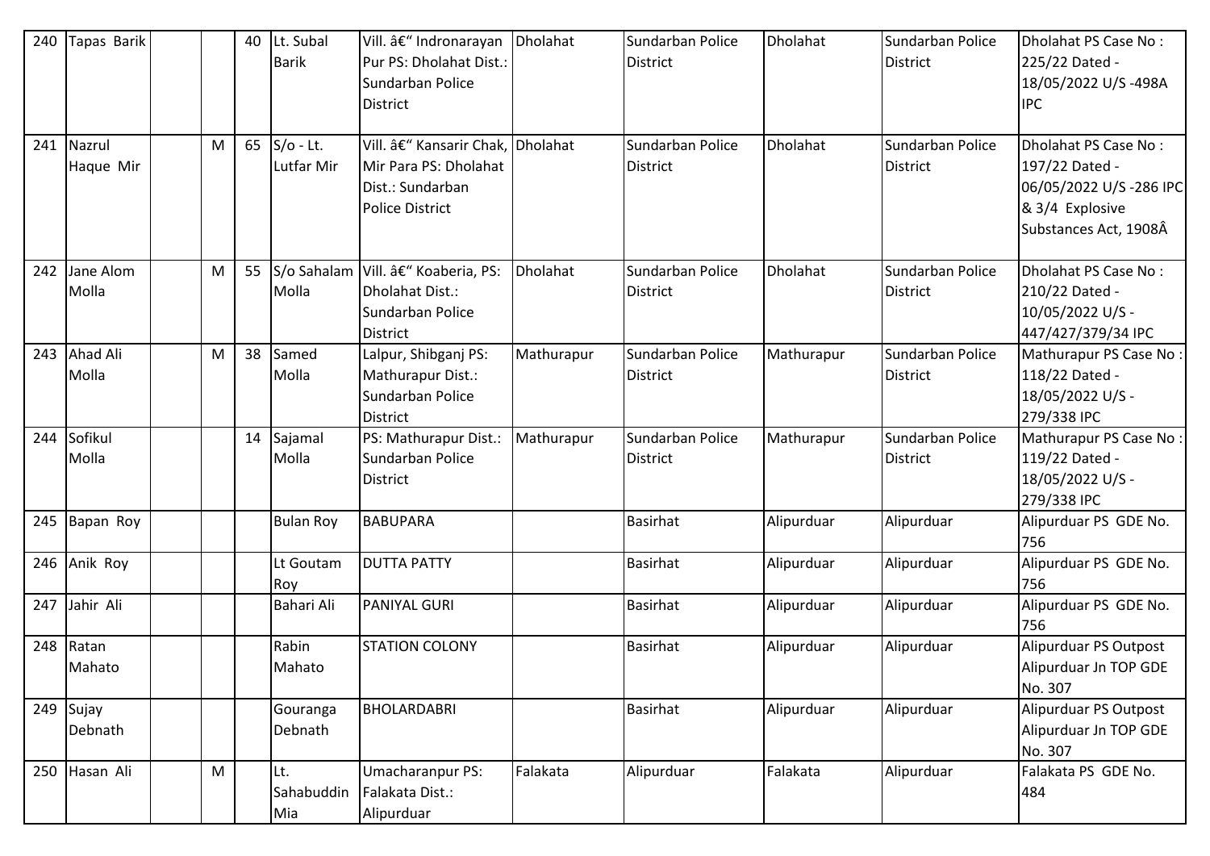| 240 | Tapas Barik | | | 40 | Lt. Subal Barik | Vill. â€" Indronarayan Pur PS: Dholahat Dist.: Sundarban Police District | Dholahat | Sundarban Police District | Dholahat | Sundarban Police District | Dholahat PS Case No : 225/22 Dated - 18/05/2022 U/S -498A IPC |
|---|---|---|---|---|---|---|---|---|---|---|---|
| 241 | Nazrul Haque Mir | | M | 65 | S/o - Lt. Lutfar Mir | Vill. â€" Kansarir Chak, Mir Para PS: Dholahat Dist.: Sundarban Police District | Dholahat | Sundarban Police District | Dholahat | Sundarban Police District | Dholahat PS Case No : 197/22 Dated - 06/05/2022 U/S -286 IPC & 3/4 Explosive Substances Act, 1908Â |
| 242 | Jane Alom Molla | | M | 55 | S/o Sahalam Molla | Vill. â€" Koaberia, PS: Dholahat Dist.: Sundarban Police District | Dholahat | Sundarban Police District | Dholahat | Sundarban Police District | Dholahat PS Case No : 210/22 Dated - 10/05/2022 U/S - 447/427/379/34 IPC |
| 243 | Ahad Ali Molla | | M | 38 | Samed Molla | Lalpur, Shibganj PS: Mathurapur Dist.: Sundarban Police District | Mathurapur | Sundarban Police District | Mathurapur | Sundarban Police District | Mathurapur PS Case No : 118/22 Dated - 18/05/2022 U/S - 279/338 IPC |
| 244 | Sofikul Molla | | | 14 | Sajamal Molla | PS: Mathurapur Dist.: Sundarban Police District | Mathurapur | Sundarban Police District | Mathurapur | Sundarban Police District | Mathurapur PS Case No : 119/22 Dated - 18/05/2022 U/S - 279/338 IPC |
| 245 | Bapan Roy | | | | Bulan Roy | BABUPARA | | Basirhat | Alipurduar | Alipurduar | Alipurduar PS GDE No. 756 |
| 246 | Anik Roy | | | | Lt Goutam Roy | DUTTA PATTY | | Basirhat | Alipurduar | Alipurduar | Alipurduar PS GDE No. 756 |
| 247 | Jahir Ali | | | | Bahari Ali | PANIYAL GURI | | Basirhat | Alipurduar | Alipurduar | Alipurduar PS GDE No. 756 |
| 248 | Ratan Mahato | | | | Rabin Mahato | STATION COLONY | | Basirhat | Alipurduar | Alipurduar | Alipurduar PS Outpost Alipurduar Jn TOP GDE No. 307 |
| 249 | Sujay Debnath | | | | Gouranga Debnath | BHOLARDABRI | | Basirhat | Alipurduar | Alipurduar | Alipurduar PS Outpost Alipurduar Jn TOP GDE No. 307 |
| 250 | Hasan Ali | | M | | Lt. Sahabuddin Mia | Umacharanpur PS: Falakata Dist.: Alipurduar | Falakata | Alipurduar | Falakata | Alipurduar | Falakata PS GDE No. 484 |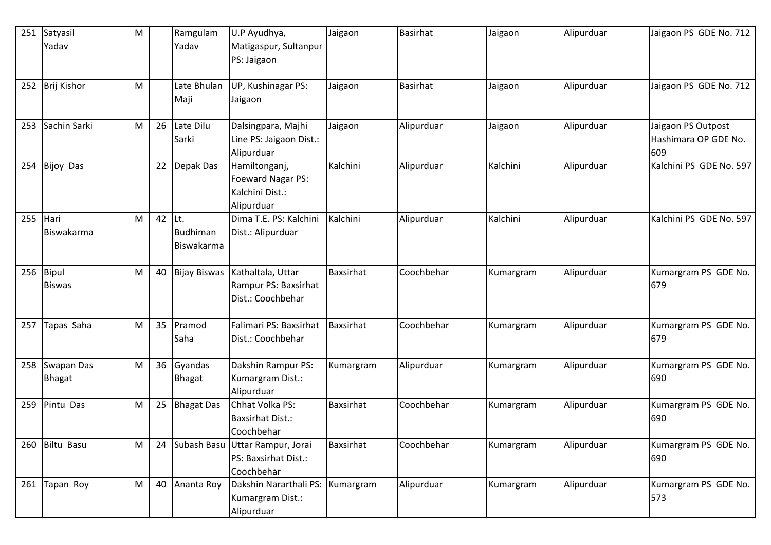| 251 | Satyasil Yadav | | M | | Ramgulam Yadav | U.P Ayudhya, Matigaspur, Sultanpur PS: Jaigaon | Jaigaon | Basirhat | Jaigaon | Alipurduar | Jaigaon PS GDE No. 712 |
|---|---|---|---|---|---|---|---|---|---|---|---|
| 252 | Brij Kishor | | M | | Late Bhulan Maji | UP, Kushinagar PS: Jaigaon | Jaigaon | Basirhat | Jaigaon | Alipurduar | Jaigaon PS GDE No. 712 |
| 253 | Sachin Sarki | | M | 26 | Late Dilu Sarki | Dalsingpara, Majhi Line PS: Jaigaon Dist.: Alipurduar | Jaigaon | Alipurduar | Jaigaon | Alipurduar | Jaigaon PS Outpost Hashimara OP GDE No. 609 |
| 254 | Bijoy Das | | | 22 | Depak Das | Hamiltonganj, Foeward Nagar PS: Kalchini Dist.: Alipurduar | Kalchini | Alipurduar | Kalchini | Alipurduar | Kalchini PS GDE No. 597 |
| 255 | Hari Biswakarma | | M | 42 | Lt. Budhiman Biswakarma | Dima T.E. PS: Kalchini Dist.: Alipurduar | Kalchini | Alipurduar | Kalchini | Alipurduar | Kalchini PS GDE No. 597 |
| 256 | Bipul Biswas | | M | 40 | Bijay Biswas | Kathaltala, Uttar Rampur PS: Baxsirhat Dist.: Coochbehar | Baxsirhat | Coochbehar | Kumargram | Alipurduar | Kumargram PS GDE No. 679 |
| 257 | Tapas Saha | | M | 35 | Pramod Saha | Falimari PS: Baxsirhat Dist.: Coochbehar | Baxsirhat | Coochbehar | Kumargram | Alipurduar | Kumargram PS GDE No. 679 |
| 258 | Swapan Das Bhagat | | M | 36 | Gyandas Bhagat | Dakshin Rampur PS: Kumargram Dist.: Alipurduar | Kumargram | Alipurduar | Kumargram | Alipurduar | Kumargram PS GDE No. 690 |
| 259 | Pintu Das | | M | 25 | Bhagat Das | Chhat Volka PS: Baxsirhat Dist.: Coochbehar | Baxsirhat | Coochbehar | Kumargram | Alipurduar | Kumargram PS GDE No. 690 |
| 260 | Biltu Basu | | M | 24 | Subash Basu | Uttar Rampur, Jorai PS: Baxsirhat Dist.: Coochbehar | Baxsirhat | Coochbehar | Kumargram | Alipurduar | Kumargram PS GDE No. 690 |
| 261 | Tapan Roy | | M | 40 | Ananta Roy | Dakshin Nararthali PS: Kumargram Dist.: Alipurduar | Kumargram | Alipurduar | Kumargram | Alipurduar | Kumargram PS GDE No. 573 |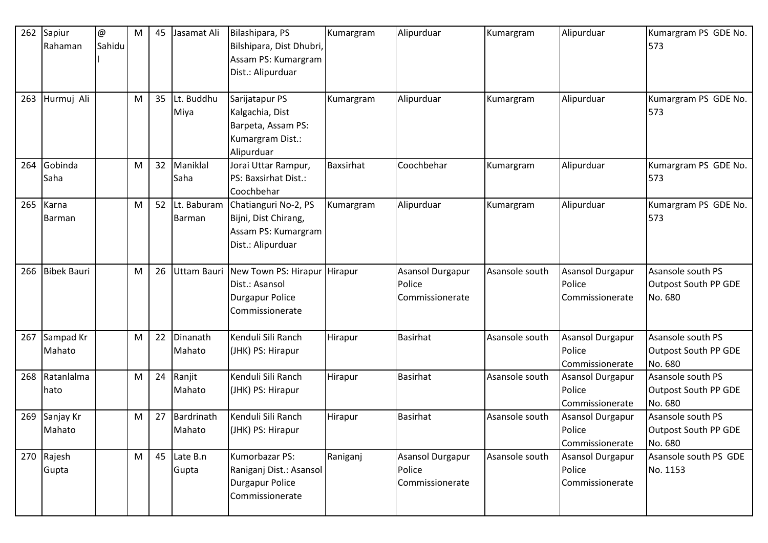| 262 | Sapiur Rahaman | @ Sahidul | M | 45 | Jasamat Ali | Bilashipara, PS Bilshipara, Dist Dhubri, Assam PS: Kumargram Dist.: Alipurduar | Kumargram | Alipurduar | Kumargram | Alipurduar | Kumargram PS GDE No. 573 |
|---|---|---|---|---|---|---|---|---|---|---|---|
| 263 | Hurmuj Ali | | M | 35 | Lt. Buddhu Miya | Sarijatapur PS Kalgachia, Dist Barpeta, Assam PS: Kumargram Dist.: Alipurduar | Kumargram | Alipurduar | Kumargram | Alipurduar | Kumargram PS GDE No. 573 |
| 264 | Gobinda Saha | | M | 32 | Maniklal Saha | Jorai Uttar Rampur, PS: Baxsirhat Dist.: Coochbehar | Baxsirhat | Coochbehar | Kumargram | Alipurduar | Kumargram PS GDE No. 573 |
| 265 | Karna Barman | | M | 52 | Lt. Baburam Barman | Chatianguri No-2, PS Bijni, Dist Chirang, Assam PS: Kumargram Dist.: Alipurduar | Kumargram | Alipurduar | Kumargram | Alipurduar | Kumargram PS GDE No. 573 |
| 266 | Bibek Bauri | | M | 26 | Uttam Bauri | New Town PS: Hirapur Dist.: Asansol Durgapur Police Commissionerate | Hirapur | Asansol Durgapur Police Commissionerate | Asansole south | Asansol Durgapur Police Commissionerate | Asansole south PS Outpost South PP GDE No. 680 |
| 267 | Sampad Kr Mahato | | M | 22 | Dinanath Mahato | Kenduli Sili Ranch (JHK) PS: Hirapur | Hirapur | Basirhat | Asansole south | Asansol Durgapur Police Commissionerate | Asansole south PS Outpost South PP GDE No. 680 |
| 268 | Ratanlalmahato | | M | 24 | Ranjit Mahato | Kenduli Sili Ranch (JHK) PS: Hirapur | Hirapur | Basirhat | Asansole south | Asansol Durgapur Police Commissionerate | Asansole south PS Outpost South PP GDE No. 680 |
| 269 | Sanjay Kr Mahato | | M | 27 | Bardrinath Mahato | Kenduli Sili Ranch (JHK) PS: Hirapur | Hirapur | Basirhat | Asansole south | Asansol Durgapur Police Commissionerate | Asansole south PS Outpost South PP GDE No. 680 |
| 270 | Rajesh Gupta | | M | 45 | Late B.n Gupta | Kumorbazar PS: Raniganj Dist.: Asansol Durgapur Police Commissionerate | Raniganj | Asansol Durgapur Police Commissionerate | Asansole south | Asansol Durgapur Police Commissionerate | Asansole south PS GDE No. 1153 |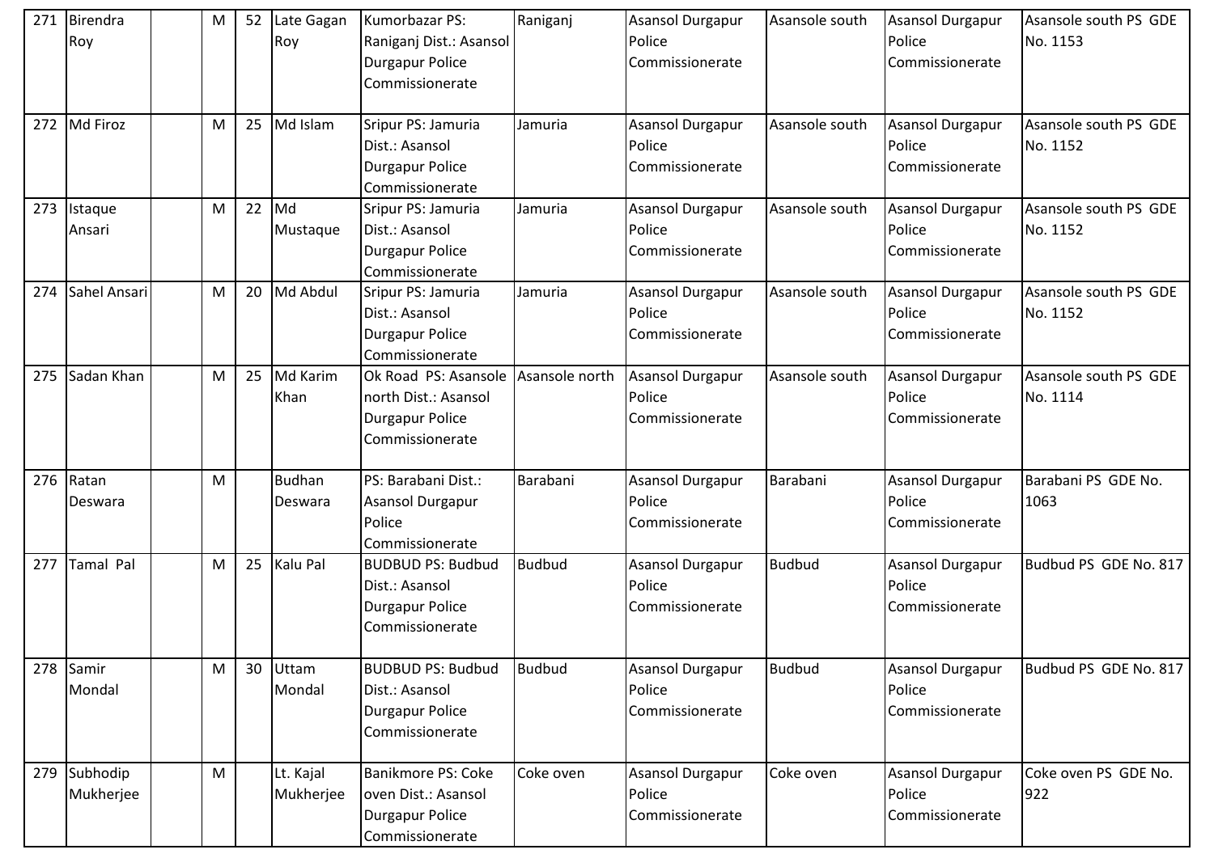| 271 | Birendra Roy | | M | 52 | Late Gagan Roy | Kumorbazar PS: Raniganj Dist.: Asansol Durgapur Police Commissionerate | Raniganj | Asansol Durgapur Police Commissionerate | Asansole south | Asansol Durgapur Police Commissionerate | Asansole south PS GDE No. 1153 |
|---|---|---|---|---|---|---|---|---|---|---|---|
| 272 | Md Firoz | | M | 25 | Md Islam | Sripur PS: Jamuria Dist.: Asansol Durgapur Police Commissionerate | Jamuria | Asansol Durgapur Police Commissionerate | Asansole south | Asansol Durgapur Police Commissionerate | Asansole south PS GDE No. 1152 |
| 273 | Istaque Ansari | | M | 22 | Md Mustaque | Sripur PS: Jamuria Dist.: Asansol Durgapur Police Commissionerate | Jamuria | Asansol Durgapur Police Commissionerate | Asansole south | Asansol Durgapur Police Commissionerate | Asansole south PS GDE No. 1152 |
| 274 | Sahel Ansari | | M | 20 | Md Abdul | Sripur PS: Jamuria Dist.: Asansol Durgapur Police Commissionerate | Jamuria | Asansol Durgapur Police Commissionerate | Asansole south | Asansol Durgapur Police Commissionerate | Asansole south PS GDE No. 1152 |
| 275 | Sadan Khan | | M | 25 | Md Karim Khan | Ok Road PS: Asansole north Dist.: Asansol Durgapur Police Commissionerate | Asansole north | Asansol Durgapur Police Commissionerate | Asansole south | Asansol Durgapur Police Commissionerate | Asansole south PS GDE No. 1114 |
| 276 | Ratan Deswara | | M | | Budhan Deswara | PS: Barabani Dist.: Asansol Durgapur Police Commissionerate | Barabani | Asansol Durgapur Police Commissionerate | Barabani | Asansol Durgapur Police Commissionerate | Barabani PS GDE No. 1063 |
| 277 | Tamal Pal | | M | 25 | Kalu Pal | BUDBUD PS: Budbud Dist.: Asansol Durgapur Police Commissionerate | Budbud | Asansol Durgapur Police Commissionerate | Budbud | Asansol Durgapur Police Commissionerate | Budbud PS GDE No. 817 |
| 278 | Samir Mondal | | M | 30 | Uttam Mondal | BUDBUD PS: Budbud Dist.: Asansol Durgapur Police Commissionerate | Budbud | Asansol Durgapur Police Commissionerate | Budbud | Asansol Durgapur Police Commissionerate | Budbud PS GDE No. 817 |
| 279 | Subhodip Mukherjee | | M | | Lt. Kajal Mukherjee | Banikmore PS: Coke oven Dist.: Asansol Durgapur Police Commissionerate | Coke oven | Asansol Durgapur Police Commissionerate | Coke oven | Asansol Durgapur Police Commissionerate | Coke oven PS GDE No. 922 |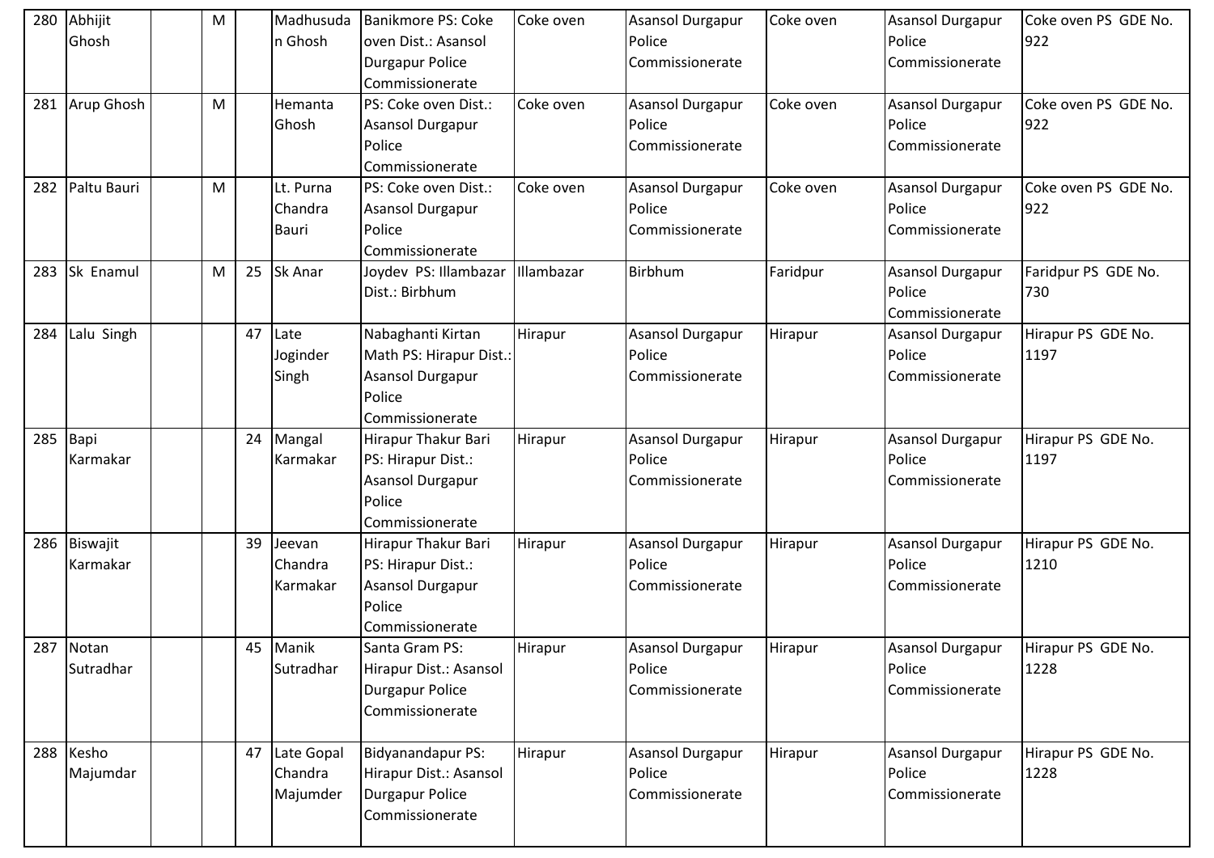| 280 | Abhijit Ghosh | | M | | Madhusudan Ghosh | Banikmore PS: Coke oven Dist.: Asansol Durgapur Police Commissionerate | Coke oven | Asansol Durgapur Police Commissionerate | Coke oven | Asansol Durgapur Police Commissionerate | Coke oven PS GDE No. 922 |
|---|---|---|---|---|---|---|---|---|---|---|---|
| 281 | Arup Ghosh | | M | | Hemanta Ghosh | PS: Coke oven Dist.: Asansol Durgapur Police Commissionerate | Coke oven | Asansol Durgapur Police Commissionerate | Coke oven | Asansol Durgapur Police Commissionerate | Coke oven PS GDE No. 922 |
| 282 | Paltu Bauri | | M | | Lt. Purna Chandra Bauri | PS: Coke oven Dist.: Asansol Durgapur Police Commissionerate | Coke oven | Asansol Durgapur Police Commissionerate | Coke oven | Asansol Durgapur Police Commissionerate | Coke oven PS GDE No. 922 |
| 283 | Sk Enamul | | M | 25 | Sk Anar | Joydev PS: Illambazar Dist.: Birbhum | Illambazar | Birbhum | Faridpur | Asansol Durgapur Police Commissionerate | Faridpur PS GDE No. 730 |
| 284 | Lalu Singh | | | 47 | Late Joginder Singh | Nabaghanti Kirtan Math PS: Hirapur Dist.: Asansol Durgapur Police Commissionerate | Hirapur | Asansol Durgapur Police Commissionerate | Hirapur | Asansol Durgapur Police Commissionerate | Hirapur PS GDE No. 1197 |
| 285 | Bapi Karmakar | | | 24 | Mangal Karmakar | Hirapur Thakur Bari PS: Hirapur Dist.: Asansol Durgapur Police Commissionerate | Hirapur | Asansol Durgapur Police Commissionerate | Hirapur | Asansol Durgapur Police Commissionerate | Hirapur PS GDE No. 1197 |
| 286 | Biswajit Karmakar | | | 39 | Jeevan Chandra Karmakar | Hirapur Thakur Bari PS: Hirapur Dist.: Asansol Durgapur Police Commissionerate | Hirapur | Asansol Durgapur Police Commissionerate | Hirapur | Asansol Durgapur Police Commissionerate | Hirapur PS GDE No. 1210 |
| 287 | Notan Sutradhar | | | 45 | Manik Sutradhar | Santa Gram PS: Hirapur Dist.: Asansol Durgapur Police Commissionerate | Hirapur | Asansol Durgapur Police Commissionerate | Hirapur | Asansol Durgapur Police Commissionerate | Hirapur PS GDE No. 1228 |
| 288 | Kesho Majumdar | | | 47 | Late Gopal Chandra Majumder | Bidyanandapur PS: Hirapur Dist.: Asansol Durgapur Police Commissionerate | Hirapur | Asansol Durgapur Police Commissionerate | Hirapur | Asansol Durgapur Police Commissionerate | Hirapur PS GDE No. 1228 |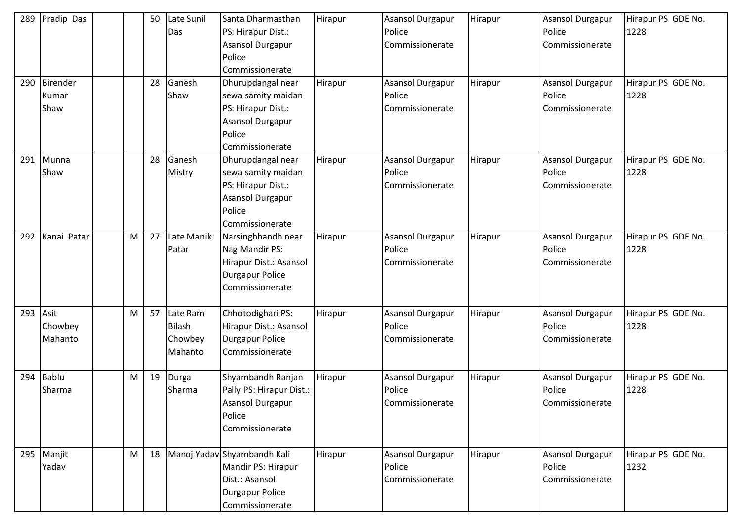| 289 | Pradip Das | | | 50 | Late Sunil Das | Santa Dharmasthan PS: Hirapur Dist.: Asansol Durgapur Police Commissionerate | Hirapur | Asansol Durgapur Police Commissionerate | Hirapur | Asansol Durgapur Police Commissionerate | Hirapur PS GDE No. 1228 |
|---|---|---|---|---|---|---|---|---|---|---|---|
| 290 | Birender Kumar Shaw | | | 28 | Ganesh Shaw | Dhurupdangal near sewa samity maidan PS: Hirapur Dist.: Asansol Durgapur Police Commissionerate | Hirapur | Asansol Durgapur Police Commissionerate | Hirapur | Asansol Durgapur Police Commissionerate | Hirapur PS GDE No. 1228 |
| 291 | Munna Shaw | | | 28 | Ganesh Mistry | Dhurupdangal near sewa samity maidan PS: Hirapur Dist.: Asansol Durgapur Police Commissionerate | Hirapur | Asansol Durgapur Police Commissionerate | Hirapur | Asansol Durgapur Police Commissionerate | Hirapur PS GDE No. 1228 |
| 292 | Kanai Patar | | M | 27 | Late Manik Patar | Narsinghbandh near Nag Mandir PS: Hirapur Dist.: Asansol Durgapur Police Commissionerate | Hirapur | Asansol Durgapur Police Commissionerate | Hirapur | Asansol Durgapur Police Commissionerate | Hirapur PS GDE No. 1228 |
| 293 | Asit Chowbey Mahanto | | M | 57 | Late Ram Bilash Chowbey Mahanto | Chhotodighari PS: Hirapur Dist.: Asansol Durgapur Police Commissionerate | Hirapur | Asansol Durgapur Police Commissionerate | Hirapur | Asansol Durgapur Police Commissionerate | Hirapur PS GDE No. 1228 |
| 294 | Bablu Sharma | | M | 19 | Durga Sharma | Shyambandh Ranjan Pally PS: Hirapur Dist.: Asansol Durgapur Police Commissionerate | Hirapur | Asansol Durgapur Police Commissionerate | Hirapur | Asansol Durgapur Police Commissionerate | Hirapur PS GDE No. 1228 |
| 295 | Manjit Yadav | | M | 18 | Manoj Yadav | Shyambandh Kali Mandir PS: Hirapur Dist.: Asansol Durgapur Police Commissionerate | Hirapur | Asansol Durgapur Police Commissionerate | Hirapur | Asansol Durgapur Police Commissionerate | Hirapur PS GDE No. 1232 |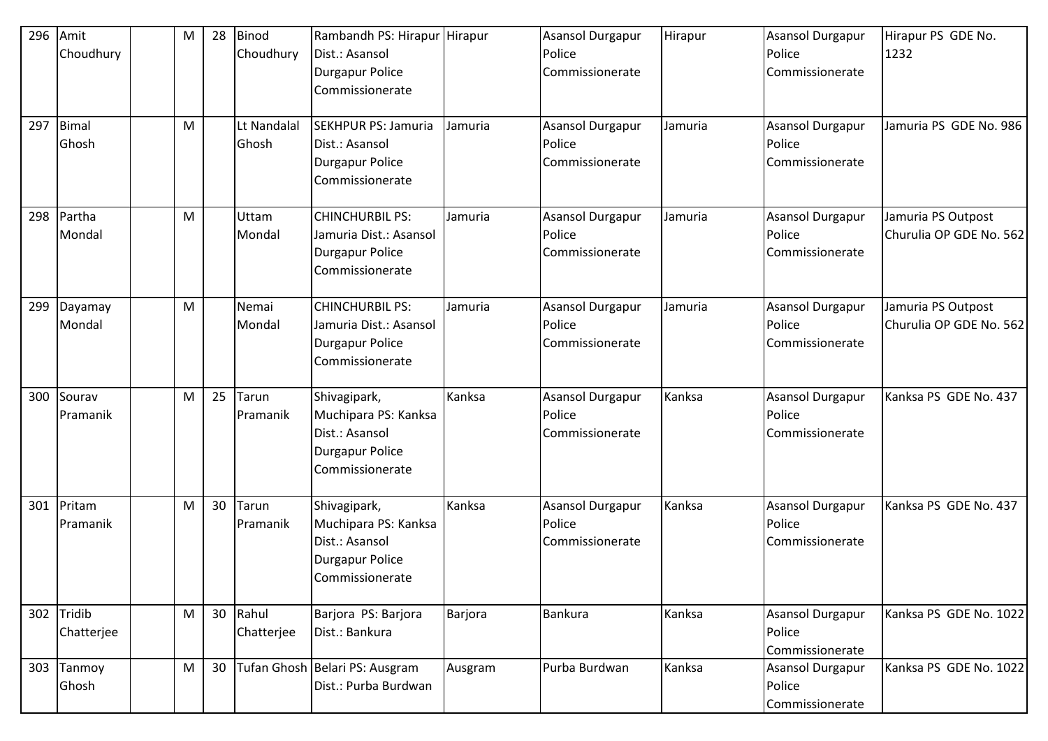| 296 | Amit Choudhury | | M | 28 | Binod Choudhury | Rambandh PS: Hirapur Dist.: Asansol Durgapur Police Commissionerate | Hirapur | Asansol Durgapur Police Commissionerate | Hirapur | Asansol Durgapur Police Commissionerate | Hirapur PS GDE No. 1232 |
|---|---|---|---|---|---|---|---|---|---|---|---|
| 297 | Bimal Ghosh | | M | | Lt Nandalal Ghosh | SEKHPUR PS: Jamuria Dist.: Asansol Durgapur Police Commissionerate | Jamuria | Asansol Durgapur Police Commissionerate | Jamuria | Asansol Durgapur Police Commissionerate | Jamuria PS GDE No. 986 |
| 298 | Partha Mondal | | M | | Uttam Mondal | CHINCHURBIL PS: Jamuria Dist.: Asansol Durgapur Police Commissionerate | Jamuria | Asansol Durgapur Police Commissionerate | Jamuria | Asansol Durgapur Police Commissionerate | Jamuria PS Outpost Churulia OP GDE No. 562 |
| 299 | Dayamay Mondal | | M | | Nemai Mondal | CHINCHURBIL PS: Jamuria Dist.: Asansol Durgapur Police Commissionerate | Jamuria | Asansol Durgapur Police Commissionerate | Jamuria | Asansol Durgapur Police Commissionerate | Jamuria PS Outpost Churulia OP GDE No. 562 |
| 300 | Sourav Pramanik | | M | 25 | Tarun Pramanik | Shivagipark, Muchipara PS: Kanksa Dist.: Asansol Durgapur Police Commissionerate | Kanksa | Asansol Durgapur Police Commissionerate | Kanksa | Asansol Durgapur Police Commissionerate | Kanksa PS GDE No. 437 |
| 301 | Pritam Pramanik | | M | 30 | Tarun Pramanik | Shivagipark, Muchipara PS: Kanksa Dist.: Asansol Durgapur Police Commissionerate | Kanksa | Asansol Durgapur Police Commissionerate | Kanksa | Asansol Durgapur Police Commissionerate | Kanksa PS GDE No. 437 |
| 302 | Tridib Chatterjee | | M | 30 | Rahul Chatterjee | Barjora PS: Barjora Dist.: Bankura | Barjora | Bankura | Kanksa | Asansol Durgapur Police Commissionerate | Kanksa PS GDE No. 1022 |
| 303 | Tanmoy Ghosh | | M | 30 | Tufan Ghosh | Belari PS: Ausgram Dist.: Purba Burdwan | Ausgram | Purba Burdwan | Kanksa | Asansol Durgapur Police Commissionerate | Kanksa PS GDE No. 1022 |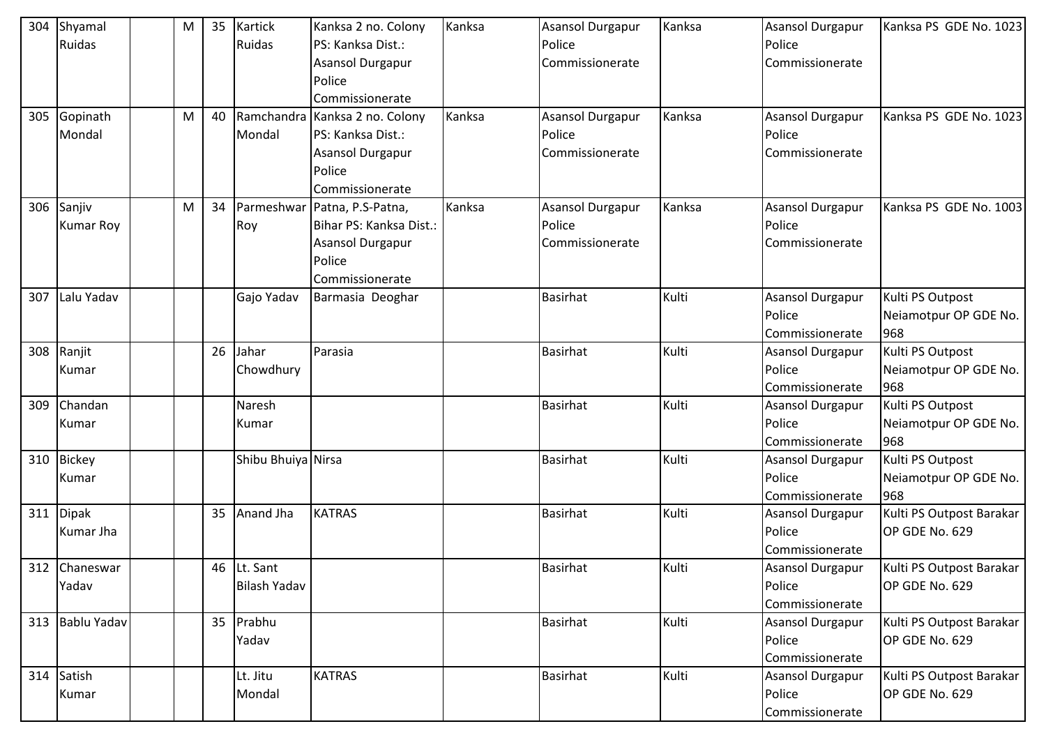| 304 | Shyamal Ruidas | | M | 35 | Kartick Ruidas | Kanksa 2 no. Colony PS: Kanksa Dist.: Asansol Durgapur Police Commissionerate | Kanksa | Asansol Durgapur Police Commissionerate | Kanksa | Asansol Durgapur Police Commissionerate | Kanksa PS GDE No. 1023 |
|---|---|---|---|---|---|---|---|---|---|---|---|
| 305 | Gopinath Mondal | | M | 40 | Ramchandra Mondal | Kanksa 2 no. Colony PS: Kanksa Dist.: Asansol Durgapur Police Commissionerate | Kanksa | Asansol Durgapur Police Commissionerate | Kanksa | Asansol Durgapur Police Commissionerate | Kanksa PS GDE No. 1023 |
| 306 | Sanjiv Kumar Roy | | M | 34 | Parmeshwar Roy | Patna, P.S-Patna, Bihar PS: Kanksa Dist.: Asansol Durgapur Police Commissionerate | Kanksa | Asansol Durgapur Police Commissionerate | Kanksa | Asansol Durgapur Police Commissionerate | Kanksa PS GDE No. 1003 |
| 307 | Lalu Yadav | | | | Gajo Yadav | Barmasia Deoghar | | Basirhat | Kulti | Asansol Durgapur Police Commissionerate | Kulti PS Outpost Neiamotpur OP GDE No. 968 |
| 308 | Ranjit Kumar | | | 26 | Jahar Chowdhury | Parasia | | Basirhat | Kulti | Asansol Durgapur Police Commissionerate | Kulti PS Outpost Neiamotpur OP GDE No. 968 |
| 309 | Chandan Kumar | | | | Naresh Kumar | | | Basirhat | Kulti | Asansol Durgapur Police Commissionerate | Kulti PS Outpost Neiamotpur OP GDE No. 968 |
| 310 | Bickey Kumar | | | | Shibu Bhuiya | Nirsa | | Basirhat | Kulti | Asansol Durgapur Police Commissionerate | Kulti PS Outpost Neiamotpur OP GDE No. 968 |
| 311 | Dipak Kumar Jha | | | 35 | Anand Jha | KATRAS | | Basirhat | Kulti | Asansol Durgapur Police Commissionerate | Kulti PS Outpost Barakar OP GDE No. 629 |
| 312 | Chaneswar Yadav | | | 46 | Lt. Sant Bilash Yadav | | | Basirhat | Kulti | Asansol Durgapur Police Commissionerate | Kulti PS Outpost Barakar OP GDE No. 629 |
| 313 | Bablu Yadav | | | 35 | Prabhu Yadav | | | Basirhat | Kulti | Asansol Durgapur Police Commissionerate | Kulti PS Outpost Barakar OP GDE No. 629 |
| 314 | Satish Kumar | | | | Lt. Jitu Mondal | KATRAS | | Basirhat | Kulti | Asansol Durgapur Police Commissionerate | Kulti PS Outpost Barakar OP GDE No. 629 |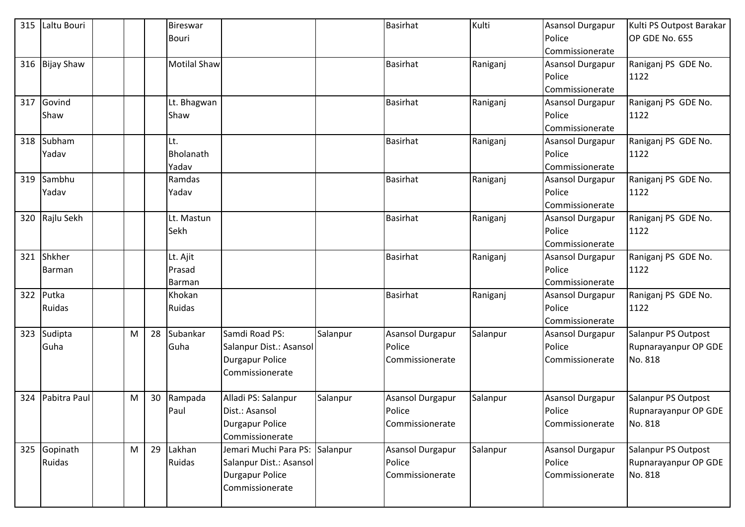| 315 | Laltu Bouri | | | | Bireswar Bouri | | | Basirhat | Kulti | Asansol Durgapur Police Commissionerate | Kulti PS Outpost Barakar OP GDE No. 655 |
|---|---|---|---|---|---|---|---|---|---|---|---|
| 316 | Bijay Shaw | | | | Motilal Shaw | | | Basirhat | Raniganj | Asansol Durgapur Police Commissionerate | Raniganj PS GDE No. 1122 |
| 317 | Govind Shaw | | | | Lt. Bhagwan Shaw | | | Basirhat | Raniganj | Asansol Durgapur Police Commissionerate | Raniganj PS GDE No. 1122 |
| 318 | Subham Yadav | | | | Lt. Bholanath Yadav | | | Basirhat | Raniganj | Asansol Durgapur Police Commissionerate | Raniganj PS GDE No. 1122 |
| 319 | Sambhu Yadav | | | | Ramdas Yadav | | | Basirhat | Raniganj | Asansol Durgapur Police Commissionerate | Raniganj PS GDE No. 1122 |
| 320 | Rajlu Sekh | | | | Lt. Mastun Sekh | | | Basirhat | Raniganj | Asansol Durgapur Police Commissionerate | Raniganj PS GDE No. 1122 |
| 321 | Shkher Barman | | | | Lt. Ajit Prasad Barman | | | Basirhat | Raniganj | Asansol Durgapur Police Commissionerate | Raniganj PS GDE No. 1122 |
| 322 | Putka Ruidas | | | | Khokan Ruidas | | | Basirhat | Raniganj | Asansol Durgapur Police Commissionerate | Raniganj PS GDE No. 1122 |
| 323 | Sudipta Guha | | M | 28 | Subankar Guha | Samdi Road PS: Salanpur Dist.: Asansol Durgapur Police Commissionerate | Salanpur | Asansol Durgapur Police Commissionerate | Salanpur | Asansol Durgapur Police Commissionerate | Salanpur PS Outpost Rupnarayanpur OP GDE No. 818 |
| 324 | Pabitra Paul | | M | 30 | Rampada Paul | Alladi PS: Salanpur Dist.: Asansol Durgapur Police Commissionerate | Salanpur | Asansol Durgapur Police Commissionerate | Salanpur | Asansol Durgapur Police Commissionerate | Salanpur PS Outpost Rupnarayanpur OP GDE No. 818 |
| 325 | Gopinath Ruidas | | M | 29 | Lakhan Ruidas | Jemari Muchi Para PS: Salanpur Dist.: Asansol Durgapur Police Commissionerate | Salanpur | Asansol Durgapur Police Commissionerate | Salanpur | Asansol Durgapur Police Commissionerate | Salanpur PS Outpost Rupnarayanpur OP GDE No. 818 |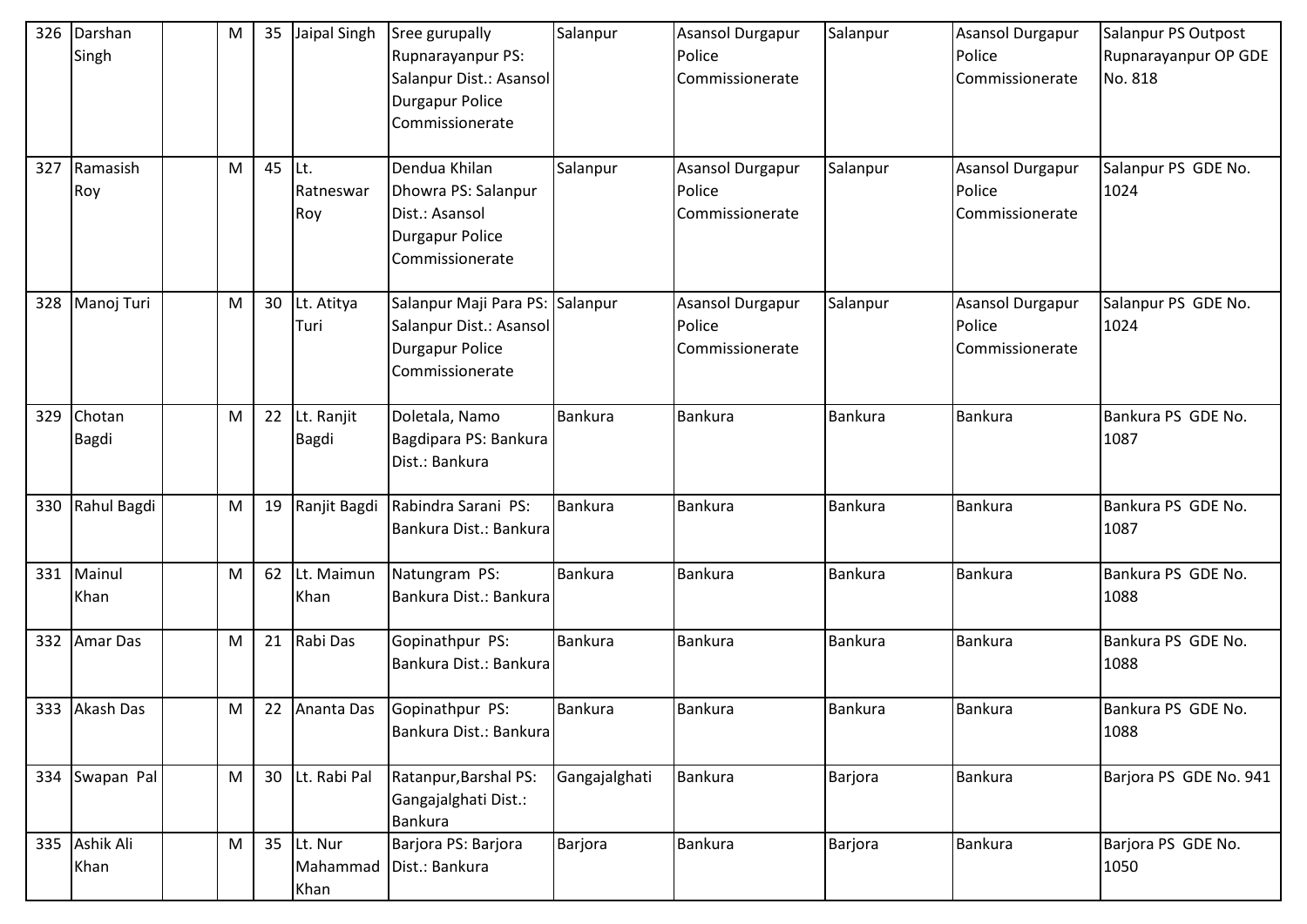| 326 | Darshan Singh | | M | 35 | Jaipal Singh | Sree gurupally Rupnarayanpur PS: Salanpur Dist.: Asansol Durgapur Police Commissionerate | Salanpur | Asansol Durgapur Police Commissionerate | Salanpur | Asansol Durgapur Police Commissionerate | Salanpur PS Outpost Rupnarayanpur OP GDE No. 818 |
|---|---|---|---|---|---|---|---|---|---|---|---|
| 327 | Ramasish Roy | | M | 45 | Lt. Ratneswar Roy | Dendua Khilan Dhowra PS: Salanpur Dist.: Asansol Durgapur Police Commissionerate | Salanpur | Asansol Durgapur Police Commissionerate | Salanpur | Asansol Durgapur Police Commissionerate | Salanpur PS GDE No. 1024 |
| 328 | Manoj Turi | | M | 30 | Lt. Atitya Turi | Salanpur Maji Para PS: Salanpur Dist.: Asansol Durgapur Police Commissionerate | Salanpur | Asansol Durgapur Police Commissionerate | Salanpur | Asansol Durgapur Police Commissionerate | Salanpur PS GDE No. 1024 |
| 329 | Chotan Bagdi | | M | 22 | Lt. Ranjit Bagdi | Doletala, Namo Bagdipara PS: Bankura Dist.: Bankura | Bankura | Bankura | Bankura | Bankura | Bankura PS GDE No. 1087 |
| 330 | Rahul Bagdi | | M | 19 | Ranjit Bagdi | Rabindra Sarani PS: Bankura Dist.: Bankura | Bankura | Bankura | Bankura | Bankura | Bankura PS GDE No. 1087 |
| 331 | Mainul Khan | | M | 62 | Lt. Maimun Khan | Natungram PS: Bankura Dist.: Bankura | Bankura | Bankura | Bankura | Bankura | Bankura PS GDE No. 1088 |
| 332 | Amar Das | | M | 21 | Rabi Das | Gopinathpur PS: Bankura Dist.: Bankura | Bankura | Bankura | Bankura | Bankura | Bankura PS GDE No. 1088 |
| 333 | Akash Das | | M | 22 | Ananta Das | Gopinathpur PS: Bankura Dist.: Bankura | Bankura | Bankura | Bankura | Bankura | Bankura PS GDE No. 1088 |
| 334 | Swapan Pal | | M | 30 | Lt. Rabi Pal | Ratanpur,Barshal PS: Gangajalghati Dist.: Bankura | Gangajalghati | Bankura | Barjora | Bankura | Barjora PS GDE No. 941 |
| 335 | Ashik Ali Khan | | M | 35 | Lt. Nur Mahammad Khan | Barjora PS: Barjora Dist.: Bankura | Barjora | Bankura | Barjora | Bankura | Barjora PS GDE No. 1050 |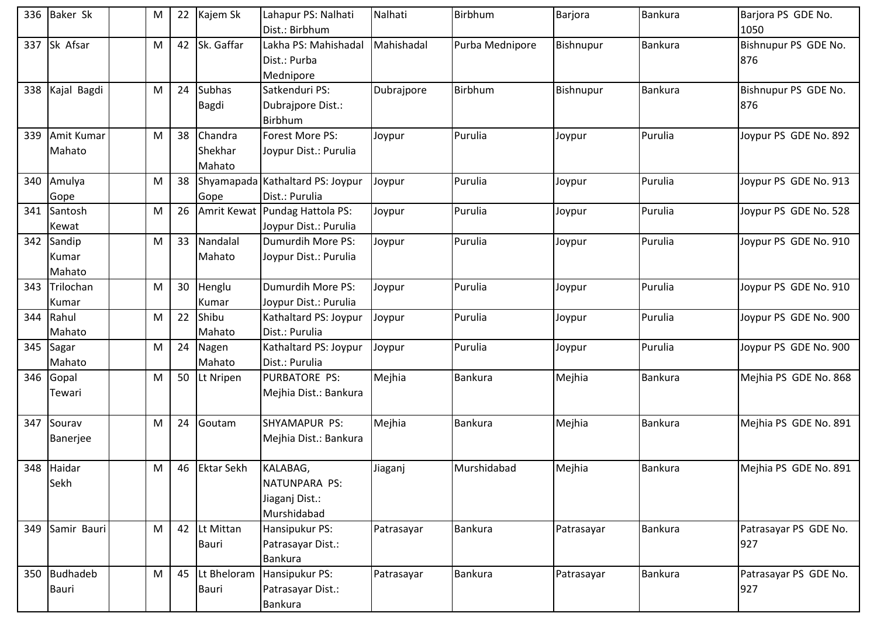| 336 | Baker Sk | | M | 22 | Kajem Sk | Lahapur PS: Nalhati Dist.: Birbhum | Nalhati | Birbhum | Barjora | Bankura | Barjora PS GDE No. 1050 |
|---|---|---|---|---|---|---|---|---|---|---|---|
| 337 | Sk Afsar | | M | 42 | Sk. Gaffar | Lakha PS: Mahishadal Dist.: Purba Mednipore | Mahishadal | Purba Mednipore | Bishnupur | Bankura | Bishnupur PS GDE No. 876 |
| 338 | Kajal Bagdi | | M | 24 | Subhas Bagdi | Satkenduri PS: Dubrajpore Dist.: Birbhum | Dubrajpore | Birbhum | Bishnupur | Bankura | Bishnupur PS GDE No. 876 |
| 339 | Amit Kumar Mahato | | M | 38 | Chandra Shekhar Mahato | Forest More PS: Joypur Dist.: Purulia | Joypur | Purulia | Joypur | Purulia | Joypur PS GDE No. 892 |
| 340 | Amulya Gope | | M | 38 | Shyamapada Gope | Kathaltard PS: Joypur Dist.: Purulia | Joypur | Purulia | Joypur | Purulia | Joypur PS GDE No. 913 |
| 341 | Santosh Kewat | | M | 26 | Amrit Kewat | Pundag Hattola PS: Joypur Dist.: Purulia | Joypur | Purulia | Joypur | Purulia | Joypur PS GDE No. 528 |
| 342 | Sandip Kumar Mahato | | M | 33 | Nandalal Mahato | Dumurdih More PS: Joypur Dist.: Purulia | Joypur | Purulia | Joypur | Purulia | Joypur PS GDE No. 910 |
| 343 | Trilochan Kumar | | M | 30 | Henglu Kumar | Dumurdih More PS: Joypur Dist.: Purulia | Joypur | Purulia | Joypur | Purulia | Joypur PS GDE No. 910 |
| 344 | Rahul Mahato | | M | 22 | Shibu Mahato | Kathaltard PS: Joypur Dist.: Purulia | Joypur | Purulia | Joypur | Purulia | Joypur PS GDE No. 900 |
| 345 | Sagar Mahato | | M | 24 | Nagen Mahato | Kathaltard PS: Joypur Dist.: Purulia | Joypur | Purulia | Joypur | Purulia | Joypur PS GDE No. 900 |
| 346 | Gopal Tewari | | M | 50 | Lt Nripen | PURBATORE PS: Mejhia Dist.: Bankura | Mejhia | Bankura | Mejhia | Bankura | Mejhia PS GDE No. 868 |
| 347 | Sourav Banerjee | | M | 24 | Goutam | SHYAMAPUR PS: Mejhia Dist.: Bankura | Mejhia | Bankura | Mejhia | Bankura | Mejhia PS GDE No. 891 |
| 348 | Haidar Sekh | | M | 46 | Ektar Sekh | KALABAG, NATUNPARA PS: Jiaganj Dist.: Murshidabad | Jiaganj | Murshidabad | Mejhia | Bankura | Mejhia PS GDE No. 891 |
| 349 | Samir Bauri | | M | 42 | Lt Mittan Bauri | Hansipukur PS: Patrasayar Dist.: Bankura | Patrasayar | Bankura | Patrasayar | Bankura | Patrasayar PS GDE No. 927 |
| 350 | Budhadeb Bauri | | M | 45 | Lt Bheloram Bauri | Hansipukur PS: Patrasayar Dist.: Bankura | Patrasayar | Bankura | Patrasayar | Bankura | Patrasayar PS GDE No. 927 |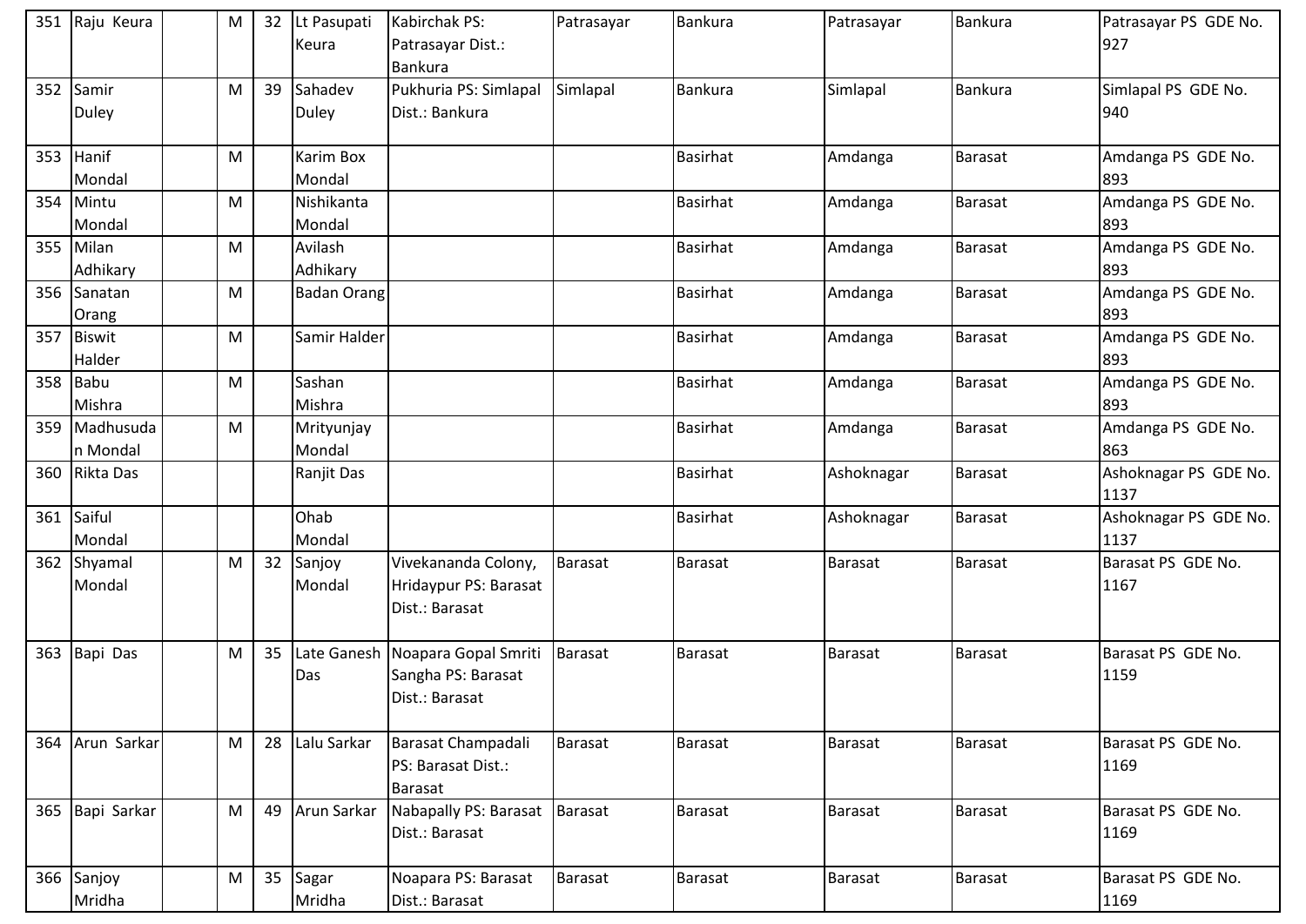| 351 | Raju Keura | | M | 32 | Lt Pasupati Keura | Kabirchak PS: Patrasayar Dist.: Bankura | Patrasayar | Bankura | Patrasayar | Bankura | Patrasayar PS GDE No. 927 |
|---|---|---|---|---|---|---|---|---|---|---|---|
| 352 | Samir Duley | | M | 39 | Sahadev Duley | Pukhuria PS: Simlapal Dist.: Bankura | Simlapal | Bankura | Simlapal | Bankura | Simlapal PS GDE No. 940 |
| 353 | Hanif Mondal | | M | | Karim Box Mondal | | | Basirhat | Amdanga | Barasat | Amdanga PS GDE No. 893 |
| 354 | Mintu Mondal | | M | | Nishikanta Mondal | | | Basirhat | Amdanga | Barasat | Amdanga PS GDE No. 893 |
| 355 | Milan Adhikary | | M | | Avilash Adhikary | | | Basirhat | Amdanga | Barasat | Amdanga PS GDE No. 893 |
| 356 | Sanatan Orang | | M | | Badan Orang | | | Basirhat | Amdanga | Barasat | Amdanga PS GDE No. 893 |
| 357 | Biswit Halder | | M | | Samir Halder | | | Basirhat | Amdanga | Barasat | Amdanga PS GDE No. 893 |
| 358 | Babu Mishra | | M | | Sashan Mishra | | | Basirhat | Amdanga | Barasat | Amdanga PS GDE No. 893 |
| 359 | Madhusudan Mondal | | M | | Mrityunjay Mondal | | | Basirhat | Amdanga | Barasat | Amdanga PS GDE No. 863 |
| 360 | Rikta Das | | | | Ranjit Das | | | Basirhat | Ashoknagar | Barasat | Ashoknagar PS GDE No. 1137 |
| 361 | Saiful Mondal | | | | Ohab Mondal | | | Basirhat | Ashoknagar | Barasat | Ashoknagar PS GDE No. 1137 |
| 362 | Shyamal Mondal | | M | 32 | Sanjoy Mondal | Vivekananda Colony, Hridaypur PS: Barasat Dist.: Barasat | Barasat | Barasat | Barasat | Barasat | Barasat PS GDE No. 1167 |
| 363 | Bapi Das | | M | 35 | Late Ganesh Das | Noapara Gopal Smriti Sangha PS: Barasat Dist.: Barasat | Barasat | Barasat | Barasat | Barasat | Barasat PS GDE No. 1159 |
| 364 | Arun Sarkar | | M | 28 | Lalu Sarkar | Barasat Champadali PS: Barasat Dist.: Barasat | Barasat | Barasat | Barasat | Barasat | Barasat PS GDE No. 1169 |
| 365 | Bapi Sarkar | | M | 49 | Arun Sarkar | Nabapally PS: Barasat Dist.: Barasat | Barasat | Barasat | Barasat | Barasat | Barasat PS GDE No. 1169 |
| 366 | Sanjoy Mridha | | M | 35 | Sagar Mridha | Noapara PS: Barasat Dist.: Barasat | Barasat | Barasat | Barasat | Barasat | Barasat PS GDE No. 1169 |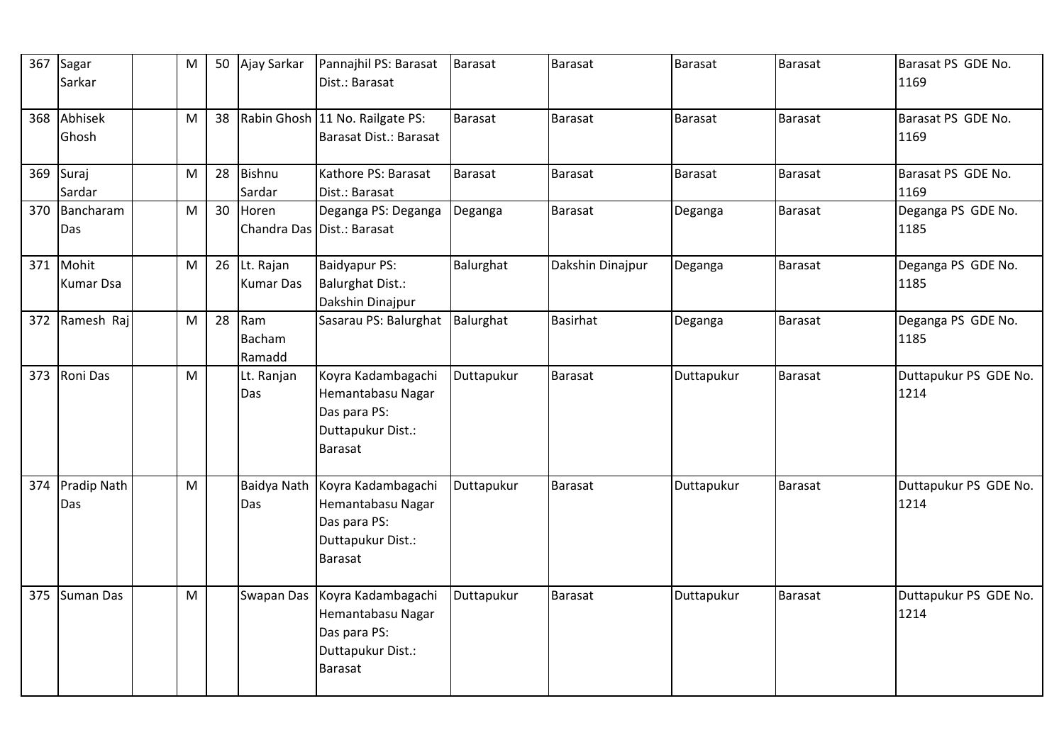| 367 | Sagar Sarkar | | M | 50 | Ajay Sarkar | Pannajhil PS: Barasat Dist.: Barasat | Barasat | Barasat | Barasat | Barasat | Barasat PS GDE No. 1169 |
|---|---|---|---|---|---|---|---|---|---|---|---|
| 368 | Abhisek Ghosh | | M | 38 | Rabin Ghosh | 11 No. Railgate PS: Barasat Dist.: Barasat | Barasat | Barasat | Barasat | Barasat | Barasat PS GDE No. 1169 |
| 369 | Suraj Sardar | | M | 28 | Bishnu Sardar | Kathore PS: Barasat Dist.: Barasat | Barasat | Barasat | Barasat | Barasat | Barasat PS GDE No. 1169 |
| 370 | Bancharam Das | | M | 30 | Horen Chandra Das | Deganga PS: Deganga Dist.: Barasat | Deganga | Barasat | Deganga | Barasat | Deganga PS GDE No. 1185 |
| 371 | Mohit Kumar Dsa | | M | 26 | Lt. Rajan Kumar Das | Baidyapur PS: Balurghat Dist.: Dakshin Dinajpur | Balurghat | Dakshin Dinajpur | Deganga | Barasat | Deganga PS GDE No. 1185 |
| 372 | Ramesh Raj | | M | 28 | Ram Bacham Ramadd | Sasarau PS: Balurghat | Balurghat | Basirhat | Deganga | Barasat | Deganga PS GDE No. 1185 |
| 373 | Roni Das | | M | | Lt. Ranjan Das | Koyra Kadambagachi Hemantabasu Nagar Das para PS: Duttapukur Dist.: Barasat | Duttapukur | Barasat | Duttapukur | Barasat | Duttapukur PS GDE No. 1214 |
| 374 | Pradip Nath Das | | M | | Baidya Nath Das | Koyra Kadambagachi Hemantabasu Nagar Das para PS: Duttapukur Dist.: Barasat | Duttapukur | Barasat | Duttapukur | Barasat | Duttapukur PS GDE No. 1214 |
| 375 | Suman Das | | M | | Swapan Das | Koyra Kadambagachi Hemantabasu Nagar Das para PS: Duttapukur Dist.: Barasat | Duttapukur | Barasat | Duttapukur | Barasat | Duttapukur PS GDE No. 1214 |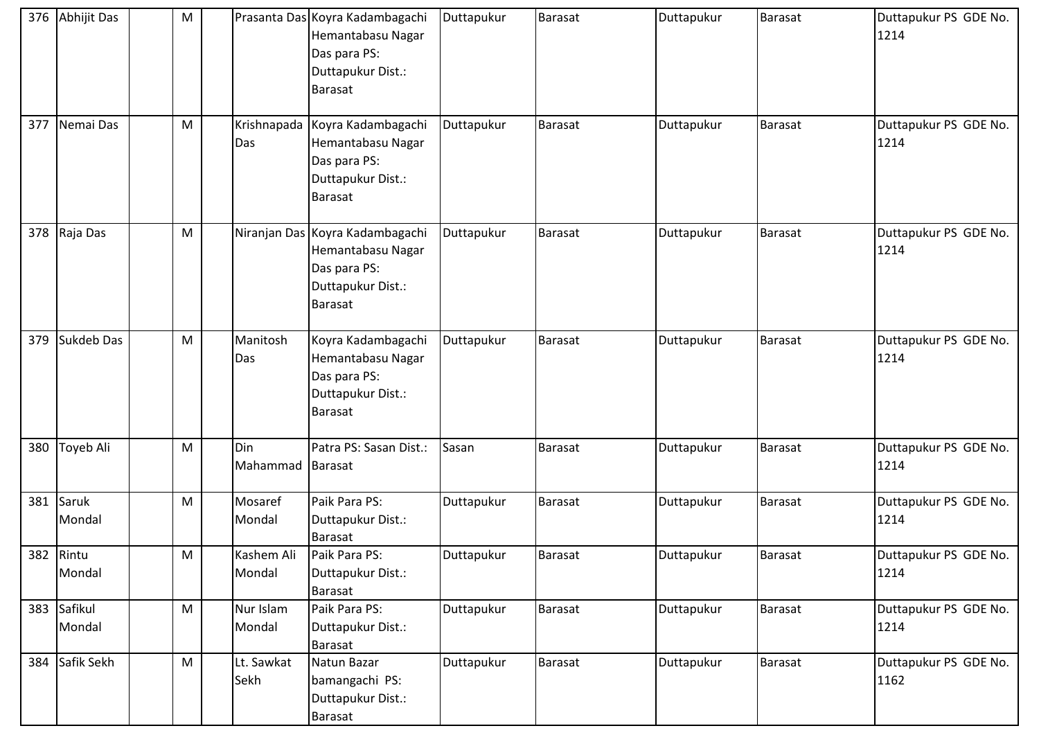| 376 | Abhijit Das | | M | | Prasanta Das | Koyra Kadambagachi Hemantabasu Nagar Das para PS: Duttapukur Dist.: Barasat | Duttapukur | Barasat | Duttapukur | Barasat | Duttapukur PS GDE No. 1214 |
|---|---|---|---|---|---|---|---|---|---|---|---|
| 377 | Nemai Das | | M | | Krishnapada Das | Koyra Kadambagachi Hemantabasu Nagar Das para PS: Duttapukur Dist.: Barasat | Duttapukur | Barasat | Duttapukur | Barasat | Duttapukur PS GDE No. 1214 |
| 378 | Raja Das | | M | | Niranjan Das | Koyra Kadambagachi Hemantabasu Nagar Das para PS: Duttapukur Dist.: Barasat | Duttapukur | Barasat | Duttapukur | Barasat | Duttapukur PS GDE No. 1214 |
| 379 | Sukdeb Das | | M | | Manitosh Das | Koyra Kadambagachi Hemantabasu Nagar Das para PS: Duttapukur Dist.: Barasat | Duttapukur | Barasat | Duttapukur | Barasat | Duttapukur PS GDE No. 1214 |
| 380 | Toyeb Ali | | M | | Din Mahammad | Patra PS: Sasan Dist.: Barasat | Sasan | Barasat | Duttapukur | Barasat | Duttapukur PS GDE No. 1214 |
| 381 | Saruk Mondal | | M | | Mosaref Mondal | Paik Para PS: Duttapukur Dist.: Barasat | Duttapukur | Barasat | Duttapukur | Barasat | Duttapukur PS GDE No. 1214 |
| 382 | Rintu Mondal | | M | | Kashem Ali Mondal | Paik Para PS: Duttapukur Dist.: Barasat | Duttapukur | Barasat | Duttapukur | Barasat | Duttapukur PS GDE No. 1214 |
| 383 | Safikul Mondal | | M | | Nur Islam Mondal | Paik Para PS: Duttapukur Dist.: Barasat | Duttapukur | Barasat | Duttapukur | Barasat | Duttapukur PS GDE No. 1214 |
| 384 | Safik Sekh | | M | | Lt. Sawkat Sekh | Natun Bazar bamangachi PS: Duttapukur Dist.: Barasat | Duttapukur | Barasat | Duttapukur | Barasat | Duttapukur PS GDE No. 1162 |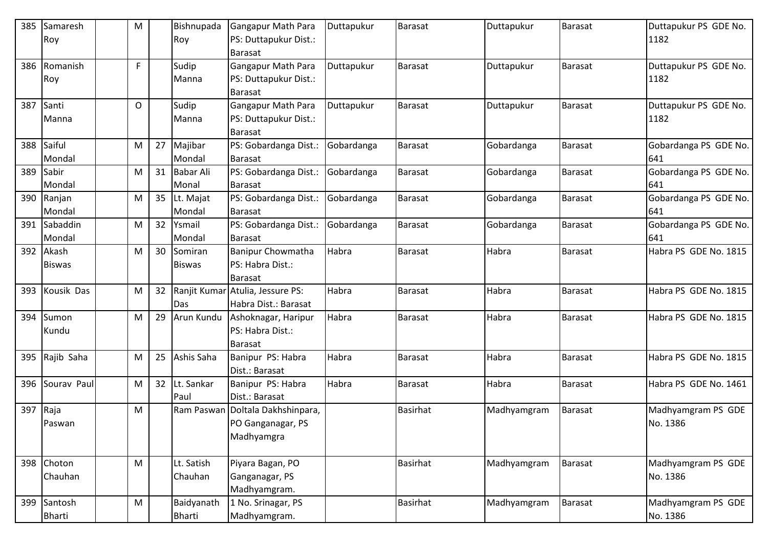| 385 | Samaresh Roy | | M | | Bishnupada Roy | Gangapur Math Para PS: Duttapukur Dist.: Barasat | Duttapukur | Barasat | Duttapukur | Barasat | Duttapukur PS GDE No. 1182 |
|---|---|---|---|---|---|---|---|---|---|---|---|
| 386 | Romanish Roy | | F | | Sudip Manna | Gangapur Math Para PS: Duttapukur Dist.: Barasat | Duttapukur | Barasat | Duttapukur | Barasat | Duttapukur PS GDE No. 1182 |
| 387 | Santi Manna | | O | | Sudip Manna | Gangapur Math Para PS: Duttapukur Dist.: Barasat | Duttapukur | Barasat | Duttapukur | Barasat | Duttapukur PS GDE No. 1182 |
| 388 | Saiful Mondal | | M | 27 | Majibar Mondal | PS: Gobardanga Dist.: Barasat | Gobardanga | Barasat | Gobardanga | Barasat | Gobardanga PS GDE No. 641 |
| 389 | Sabir Mondal | | M | 31 | Babar Ali Monal | PS: Gobardanga Dist.: Barasat | Gobardanga | Barasat | Gobardanga | Barasat | Gobardanga PS GDE No. 641 |
| 390 | Ranjan Mondal | | M | 35 | Lt. Majat Mondal | PS: Gobardanga Dist.: Barasat | Gobardanga | Barasat | Gobardanga | Barasat | Gobardanga PS GDE No. 641 |
| 391 | Sabaddin Mondal | | M | 32 | Ysmail Mondal | PS: Gobardanga Dist.: Barasat | Gobardanga | Barasat | Gobardanga | Barasat | Gobardanga PS GDE No. 641 |
| 392 | Akash Biswas | | M | 30 | Somiran Biswas | Banipur Chowmatha PS: Habra Dist.: Barasat | Habra | Barasat | Habra | Barasat | Habra PS GDE No. 1815 |
| 393 | Kousik Das | | M | 32 | Ranjit Kumar Das | Atulia, Jessure PS: Habra Dist.: Barasat | Habra | Barasat | Habra | Barasat | Habra PS GDE No. 1815 |
| 394 | Sumon Kundu | | M | 29 | Arun Kundu | Ashoknagar, Haripur PS: Habra Dist.: Barasat | Habra | Barasat | Habra | Barasat | Habra PS GDE No. 1815 |
| 395 | Rajib Saha | | M | 25 | Ashis Saha | Banipur PS: Habra Dist.: Barasat | Habra | Barasat | Habra | Barasat | Habra PS GDE No. 1815 |
| 396 | Sourav Paul | | M | 32 | Lt. Sankar Paul | Banipur PS: Habra Dist.: Barasat | Habra | Barasat | Habra | Barasat | Habra PS GDE No. 1461 |
| 397 | Raja Paswan | | M | | Ram Paswan | Doltala Dakhshinpara, PO Ganganagar, PS Madhyamgra | | Basirhat | Madhyamgram | Barasat | Madhyamgram PS GDE No. 1386 |
| 398 | Choton Chauhan | | M | | Lt. Satish Chauhan | Piyara Bagan, PO Ganganagar, PS Madhyamgram. | | Basirhat | Madhyamgram | Barasat | Madhyamgram PS GDE No. 1386 |
| 399 | Santosh Bharti | | M | | Baidyanath Bharti | 1 No. Srinagar, PS Madhyamgram. | | Basirhat | Madhyamgram | Barasat | Madhyamgram PS GDE No. 1386 |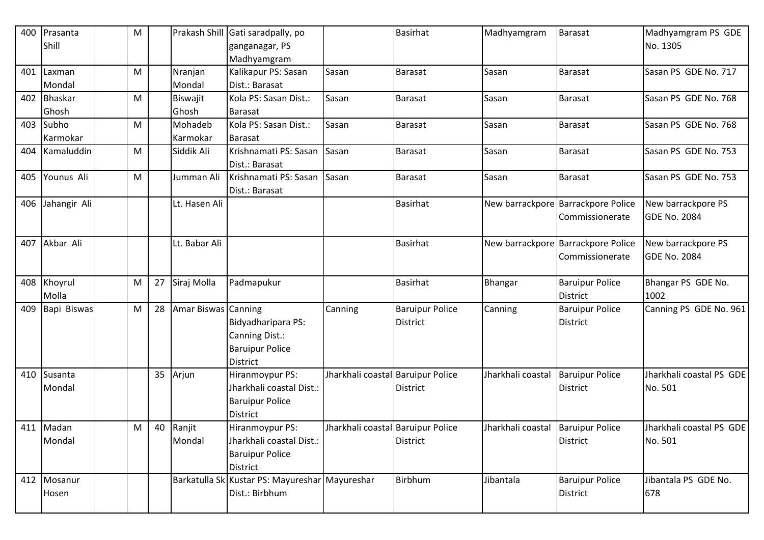| 400 | Prasanta Shill | | M | | Prakash Shill | Gati saradpally, po ganganagar, PS Madhyamgram | | Basirhat | Madhyamgram | Barasat | Madhyamgram PS GDE No. 1305 |
|---|---|---|---|---|---|---|---|---|---|---|---|
| 401 | Laxman Mondal | | M | | Nranjan Mondal | Kalikapur PS: Sasan Dist.: Barasat | Sasan | Barasat | Sasan | Barasat | Sasan PS GDE No. 717 |
| 402 | Bhaskar Ghosh | | M | | Biswajit Ghosh | Kola PS: Sasan Dist.: Barasat | Sasan | Barasat | Sasan | Barasat | Sasan PS GDE No. 768 |
| 403 | Subho Karmokar | | M | | Mohadeb Karmokar | Kola PS: Sasan Dist.: Barasat | Sasan | Barasat | Sasan | Barasat | Sasan PS GDE No. 768 |
| 404 | Kamaluddin | | M | | Siddik Ali | Krishnamati PS: Sasan Dist.: Barasat | Sasan | Barasat | Sasan | Barasat | Sasan PS GDE No. 753 |
| 405 | Younus Ali | | M | | Jumman Ali | Krishnamati PS: Sasan Dist.: Barasat | Sasan | Barasat | Sasan | Barasat | Sasan PS GDE No. 753 |
| 406 | Jahangir Ali | | | | Lt. Hasen Ali | | | Basirhat | New barrackpore | Barrackpore Police Commissionerate | New barrackpore PS GDE No. 2084 |
| 407 | Akbar Ali | | | | Lt. Babar Ali | | | Basirhat | New barrackpore | Barrackpore Police Commissionerate | New barrackpore PS GDE No. 2084 |
| 408 | Khoyrul Molla | | M | 27 | Siraj Molla | Padmapukur | | Basirhat | Bhangar | Baruipur Police District | Bhangar PS GDE No. 1002 |
| 409 | Bapi Biswas | | M | 28 | Amar Biswas | Canning Bidyadharipara PS: Canning Dist.: Baruipur Police District | Canning | Baruipur Police District | Canning | Baruipur Police District | Canning PS GDE No. 961 |
| 410 | Susanta Mondal | | | 35 | Arjun | Hiranmoypur PS: Jharkhali coastal Dist.: Baruipur Police District | Jharkhali coastal | Baruipur Police District | Jharkhali coastal | Baruipur Police District | Jharkhali coastal PS GDE No. 501 |
| 411 | Madan Mondal | | M | 40 | Ranjit Mondal | Hiranmoypur PS: Jharkhali coastal Dist.: Baruipur Police District | Jharkhali coastal | Baruipur Police District | Jharkhali coastal | Baruipur Police District | Jharkhali coastal PS GDE No. 501 |
| 412 | Mosanur Hosen | | | | Barkatulla Sk | Kustar PS: Mayureshar Dist.: Birbhum | Mayureshar | Birbhum | Jibantala | Baruipur Police District | Jibantala PS GDE No. 678 |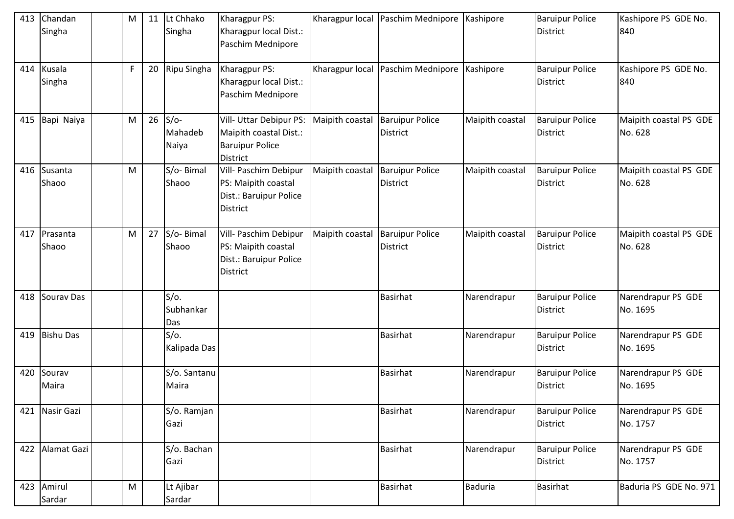| 413 | Chandan Singha | | M | 11 | Lt Chhako Singha | Kharagpur PS: Kharagpur local Dist.: Paschim Mednipore | Kharagpur local | Paschim Mednipore | Kashipore | Baruipur Police District | Kashipore PS GDE No. 840 |
|---|---|---|---|---|---|---|---|---|---|---|---|
| 414 | Kusala Singha | | F | 20 | Ripu Singha | Kharagpur PS: Kharagpur local Dist.: Paschim Mednipore | Kharagpur local | Paschim Mednipore | Kashipore | Baruipur Police District | Kashipore PS GDE No. 840 |
| 415 | Bapi Naiya | | M | 26 | S/o- Mahadeb Naiya | Vill- Uttar Debipur PS: Maipith coastal Dist.: Baruipur Police District | Maipith coastal | Baruipur Police District | Maipith coastal | Baruipur Police District | Maipith coastal PS GDE No. 628 |
| 416 | Susanta Shaoo | | M | | S/o- Bimal Shaoo | Vill- Paschim Debipur PS: Maipith coastal Dist.: Baruipur Police District | Maipith coastal | Baruipur Police District | Maipith coastal | Baruipur Police District | Maipith coastal PS GDE No. 628 |
| 417 | Prasanta Shaoo | | M | 27 | S/o- Bimal Shaoo | Vill- Paschim Debipur PS: Maipith coastal Dist.: Baruipur Police District | Maipith coastal | Baruipur Police District | Maipith coastal | Baruipur Police District | Maipith coastal PS GDE No. 628 |
| 418 | Sourav Das | | | | S/o. Subhankar Das | | | Basirhat | Narendrapur | Baruipur Police District | Narendrapur PS GDE No. 1695 |
| 419 | Bishu Das | | | | S/o. Kalipada Das | | | Basirhat | Narendrapur | Baruipur Police District | Narendrapur PS GDE No. 1695 |
| 420 | Sourav Maira | | | | S/o. Santanu Maira | | | Basirhat | Narendrapur | Baruipur Police District | Narendrapur PS GDE No. 1695 |
| 421 | Nasir Gazi | | | | S/o. Ramjan Gazi | | | Basirhat | Narendrapur | Baruipur Police District | Narendrapur PS GDE No. 1757 |
| 422 | Alamat Gazi | | | | S/o. Bachan Gazi | | | Basirhat | Narendrapur | Baruipur Police District | Narendrapur PS GDE No. 1757 |
| 423 | Amirul Sardar | | M | | Lt Ajibar Sardar | | | Basirhat | Baduria | Basirhat | Baduria PS GDE No. 971 |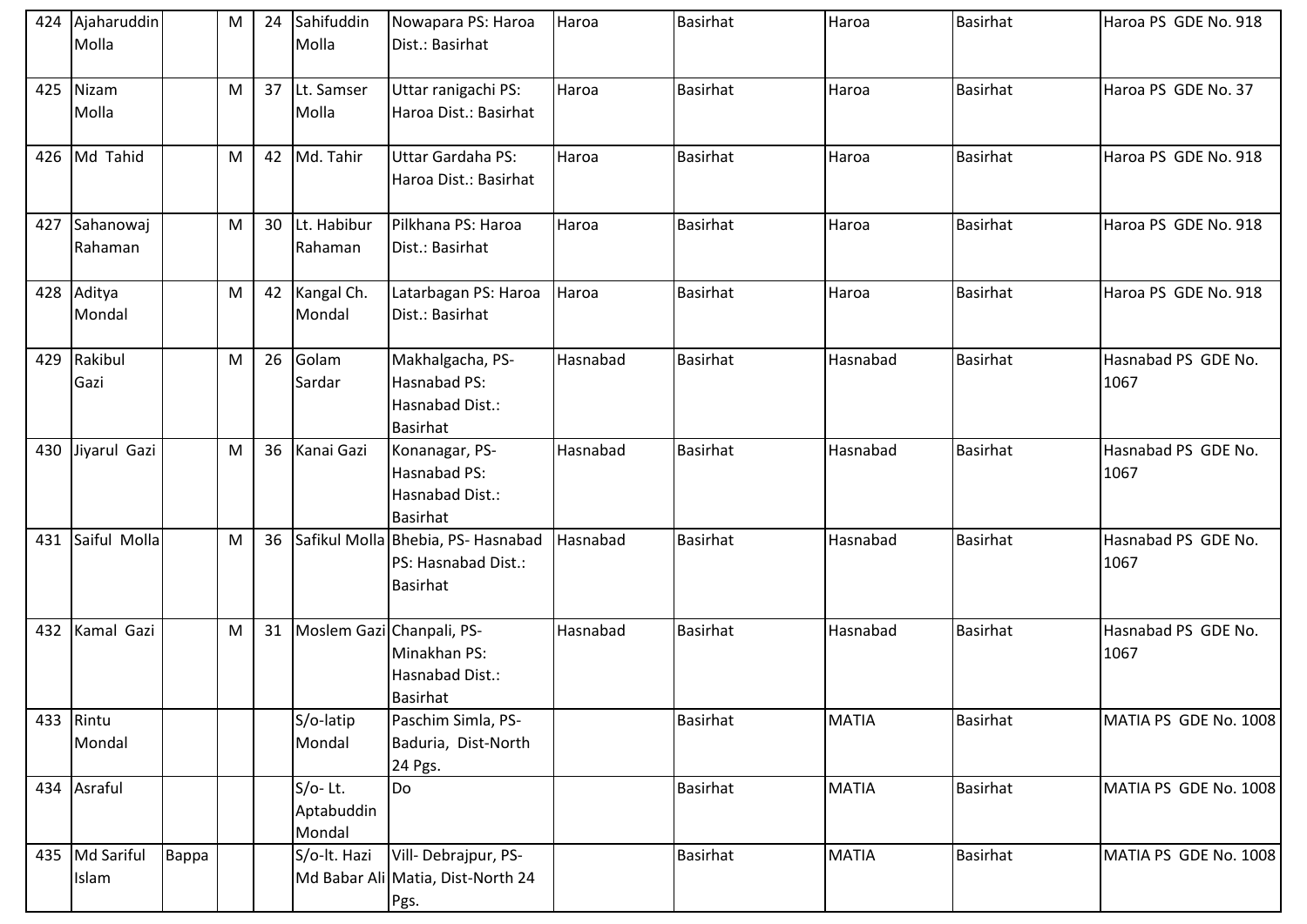| 424 | Ajaharuddin Molla | | M | 24 | Sahifuddin Molla | Nowapara PS: Haroa Dist.: Basirhat | Haroa | Basirhat | Haroa | Basirhat | Haroa PS GDE No. 918 |
|---|---|---|---|---|---|---|---|---|---|---|---|
| 425 | Nizam Molla | | M | 37 | Lt. Samser Molla | Uttar ranigachi PS: Haroa Dist.: Basirhat | Haroa | Basirhat | Haroa | Basirhat | Haroa PS GDE No. 37 |
| 426 | Md Tahid | | M | 42 | Md. Tahir | Uttar Gardaha PS: Haroa Dist.: Basirhat | Haroa | Basirhat | Haroa | Basirhat | Haroa PS GDE No. 918 |
| 427 | Sahanowaj Rahaman | | M | 30 | Lt. Habibur Rahaman | Pilkhana PS: Haroa Dist.: Basirhat | Haroa | Basirhat | Haroa | Basirhat | Haroa PS GDE No. 918 |
| 428 | Aditya Mondal | | M | 42 | Kangal Ch. Mondal | Latarbagan PS: Haroa Dist.: Basirhat | Haroa | Basirhat | Haroa | Basirhat | Haroa PS GDE No. 918 |
| 429 | Rakibul Gazi | | M | 26 | Golam Sardar | Makhalgacha, PS-Hasnabad PS: Hasnabad Dist.: Basirhat | Hasnabad | Basirhat | Hasnabad | Basirhat | Hasnabad PS GDE No. 1067 |
| 430 | Jiyarul Gazi | | M | 36 | Kanai Gazi | Konanagar, PS-Hasnabad PS: Hasnabad Dist.: Basirhat | Hasnabad | Basirhat | Hasnabad | Basirhat | Hasnabad PS GDE No. 1067 |
| 431 | Saiful Molla | | M | 36 | Safikul Molla | Bhebia, PS- Hasnabad PS: Hasnabad Dist.: Basirhat | Hasnabad | Basirhat | Hasnabad | Basirhat | Hasnabad PS GDE No. 1067 |
| 432 | Kamal Gazi | | M | 31 | Moslem Gazi | Chanpali, PS-Minakhan PS: Hasnabad Dist.: Basirhat | Hasnabad | Basirhat | Hasnabad | Basirhat | Hasnabad PS GDE No. 1067 |
| 433 | Rintu Mondal | | | | S/o-latip Mondal | Paschim Simla, PS-Baduria, Dist-North 24 Pgs. | | Basirhat | MATIA | Basirhat | MATIA PS GDE No. 1008 |
| 434 | Asraful | | | | S/o- Lt. Aptabuddin Mondal | Do | | Basirhat | MATIA | Basirhat | MATIA PS GDE No. 1008 |
| 435 | Md Sariful Islam | Bappa | | | S/o-lt. Hazi Md Babar Ali | Vill- Debrajpur, PS-Matia, Dist-North 24 Pgs. | | Basirhat | MATIA | Basirhat | MATIA PS GDE No. 1008 |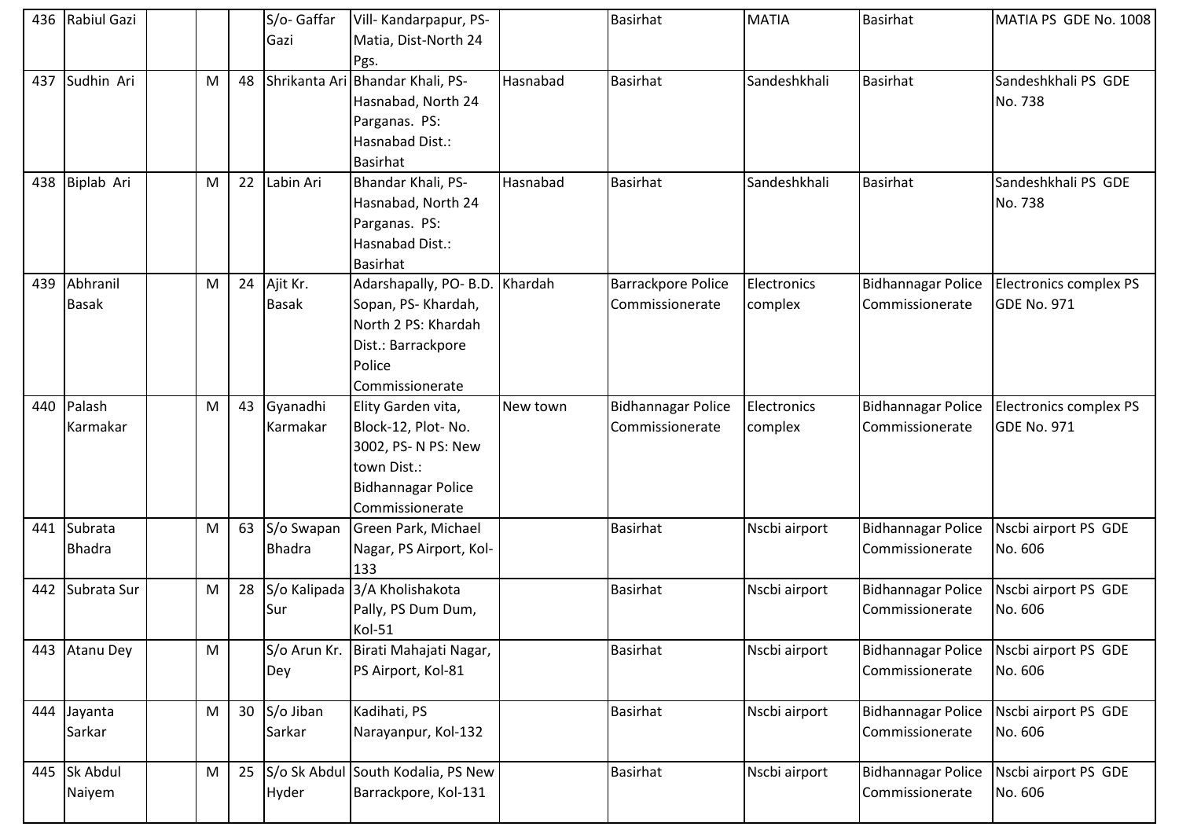| 436 | Rabiul Gazi | | | | S/o- Gaffar Gazi | Vill- Kandarpapur, PS-Matia, Dist-North 24 Pgs. | | Basirhat | MATIA | Basirhat | MATIA PS GDE No. 1008 |
|---|---|---|---|---|---|---|---|---|---|---|---|
| 437 | Sudhin Ari | | M | 48 | Shrikanta Ari | Bhandar Khali, PS-Hasnabad, North 24 Parganas. PS: Hasnabad Dist.: Basirhat | Hasnabad | Basirhat | Sandeshkhali | Basirhat | Sandeshkhali PS GDE No. 738 |
| 438 | Biplab Ari | | M | 22 | Labin Ari | Bhandar Khali, PS-Hasnabad, North 24 Parganas. PS: Hasnabad Dist.: Basirhat | Hasnabad | Basirhat | Sandeshkhali | Basirhat | Sandeshkhali PS GDE No. 738 |
| 439 | Abhranil Basak | | M | 24 | Ajit Kr. Basak | Adarshapally, PO- B.D. Sopan, PS- Khardah, North 2 PS: Khardah Dist.: Barrackpore Police Commissionerate | Khardah | Barrackpore Police Commissionerate | Electronics complex | Bidhannagar Police Commissionerate | Electronics complex PS GDE No. 971 |
| 440 | Palash Karmakar | | M | 43 | Gyanadhi Karmakar | Elity Garden vita, Block-12, Plot- No. 3002, PS- N PS: New town Dist.: Bidhannagar Police Commissionerate | New town | Bidhannagar Police Commissionerate | Electronics complex | Bidhannagar Police Commissionerate | Electronics complex PS GDE No. 971 |
| 441 | Subrata Bhadra | | M | 63 | S/o Swapan Bhadra | Green Park, Michael Nagar, PS Airport, Kol-133 | | Basirhat | Nscbi airport | Bidhannagar Police Commissionerate | Nscbi airport PS GDE No. 606 |
| 442 | Subrata Sur | | M | 28 | S/o Kalipada Sur | 3/A Kholishakota Pally, PS Dum Dum, Kol-51 | | Basirhat | Nscbi airport | Bidhannagar Police Commissionerate | Nscbi airport PS GDE No. 606 |
| 443 | Atanu Dey | | M | | S/o Arun Kr. Dey | Birati Mahajati Nagar, PS Airport, Kol-81 | | Basirhat | Nscbi airport | Bidhannagar Police Commissionerate | Nscbi airport PS GDE No. 606 |
| 444 | Jayanta Sarkar | | M | 30 | S/o Jiban Sarkar | Kadihati, PS Narayanpur, Kol-132 | | Basirhat | Nscbi airport | Bidhannagar Police Commissionerate | Nscbi airport PS GDE No. 606 |
| 445 | Sk Abdul Naiyem | | M | 25 | S/o Sk Abdul Hyder | South Kodalia, PS New Barrackpore, Kol-131 | | Basirhat | Nscbi airport | Bidhannagar Police Commissionerate | Nscbi airport PS GDE No. 606 |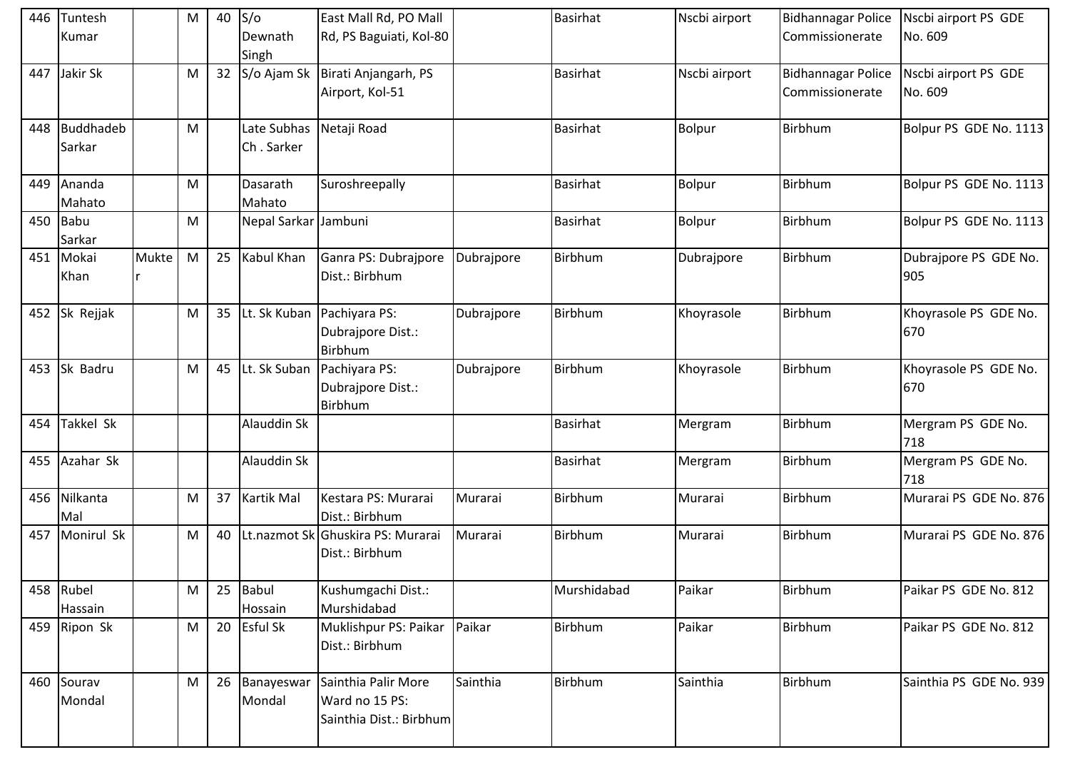| | | | | | | | | | | | |
|---|---|---|---|---|---|---|---|---|---|---|---|
| 446 | Tuntesh Kumar | | M | 40 | S/o Dewnath Singh | East Mall Rd, PO Mall Rd, PS Baguiati, Kol-80 | | Basirhat | Nscbi airport | Bidhannagar Police Commissionerate | Nscbi airport PS GDE No. 609 |
| 447 | Jakir Sk | | M | 32 | S/o Ajam Sk | Birati Anjangarh, PS Airport, Kol-51 | | Basirhat | Nscbi airport | Bidhannagar Police Commissionerate | Nscbi airport PS GDE No. 609 |
| 448 | Buddhadeb Sarkar | | M | | Late Subhas Ch . Sarker | Netaji Road | | Basirhat | Bolpur | Birbhum | Bolpur PS GDE No. 1113 |
| 449 | Ananda Mahato | | M | | Dasarath Mahato | Suroshreepally | | Basirhat | Bolpur | Birbhum | Bolpur PS GDE No. 1113 |
| 450 | Babu Sarkar | | M | | Nepal Sarkar | Jambuni | | Basirhat | Bolpur | Birbhum | Bolpur PS GDE No. 1113 |
| 451 | Mokai Khan | Mukter | M | 25 | Kabul Khan | Ganra PS: Dubrajpore Dist.: Birbhum | Dubrajpore | Birbhum | Dubrajpore | Birbhum | Dubrajpore PS GDE No. 905 |
| 452 | Sk Rejjak | | M | 35 | Lt. Sk Kuban | Pachiyara PS: Dubrajpore Dist.: Birbhum | Dubrajpore | Birbhum | Khoyrasole | Birbhum | Khoyrasole PS GDE No. 670 |
| 453 | Sk Badru | | M | 45 | Lt. Sk Suban | Pachiyara PS: Dubrajpore Dist.: Birbhum | Dubrajpore | Birbhum | Khoyrasole | Birbhum | Khoyrasole PS GDE No. 670 |
| 454 | Takkel Sk | | | | Alauddin Sk | | | Basirhat | Mergram | Birbhum | Mergram PS GDE No. 718 |
| 455 | Azahar Sk | | | | Alauddin Sk | | | Basirhat | Mergram | Birbhum | Mergram PS GDE No. 718 |
| 456 | Nilkanta Mal | | M | 37 | Kartik Mal | Kestara PS: Murarai Dist.: Birbhum | Murarai | Birbhum | Murarai | Birbhum | Murarai PS GDE No. 876 |
| 457 | Monirul Sk | | M | 40 | Lt.nazmot Sk | Ghuskira PS: Murarai Dist.: Birbhum | Murarai | Birbhum | Murarai | Birbhum | Murarai PS GDE No. 876 |
| 458 | Rubel Hassain | | M | 25 | Babul Hossain | Kushumgachi Dist.: Murshidabad | | Murshidabad | Paikar | Birbhum | Paikar PS GDE No. 812 |
| 459 | Ripon Sk | | M | 20 | Esful Sk | Muklishpur PS: Paikar Dist.: Birbhum | Paikar | Birbhum | Paikar | Birbhum | Paikar PS GDE No. 812 |
| 460 | Sourav Mondal | | M | 26 | Banayeswar Mondal | Sainthia Palir More Ward no 15 PS: Sainthia Dist.: Birbhum | Sainthia | Birbhum | Sainthia | Birbhum | Sainthia PS GDE No. 939 |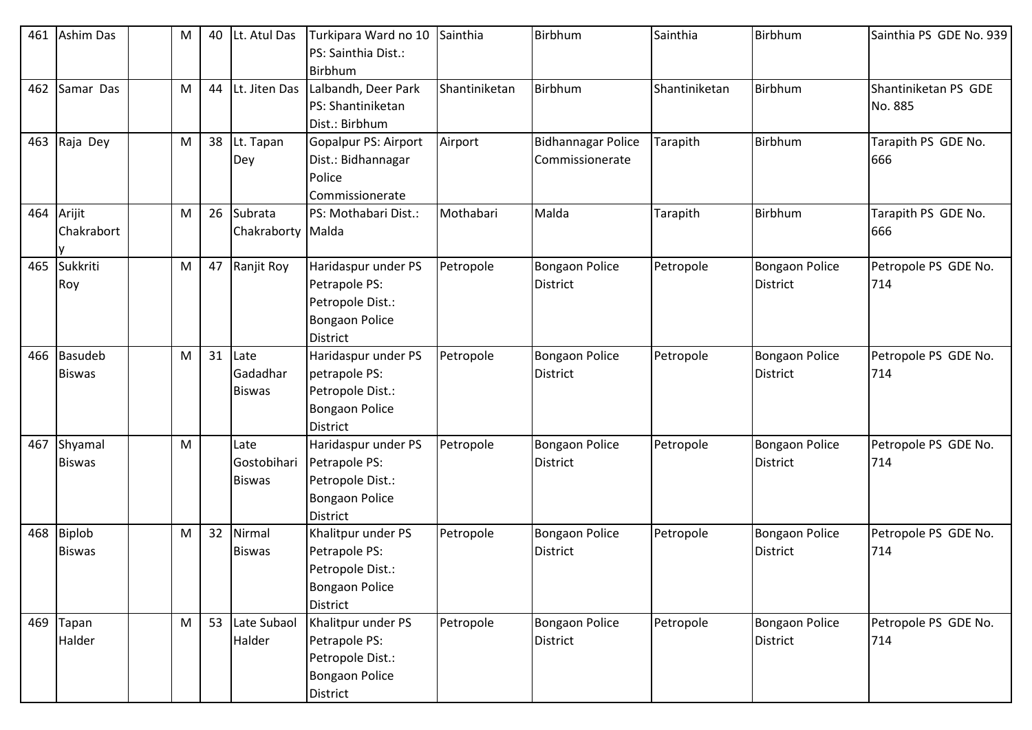| 461 | Ashim Das | | M | 40 | Lt. Atul Das | Turkipara Ward no 10 PS: Sainthia Dist.: Birbhum | Sainthia | Birbhum | Sainthia | Birbhum | Sainthia PS GDE No. 939 |
|---|---|---|---|---|---|---|---|---|---|---|---|
| 462 | Samar Das | | M | 44 | Lt. Jiten Das | Lalbandh, Deer Park PS: Shantiniketan Dist.: Birbhum | Shantiniketan | Birbhum | Shantiniketan | Birbhum | Shantiniketan PS GDE No. 885 |
| 463 | Raja Dey | | M | 38 | Lt. Tapan Dey | Gopalpur PS: Airport Dist.: Bidhannagar Police Commissionerate | Airport | Bidhannagar Police Commissionerate | Tarapith | Birbhum | Tarapith PS GDE No. 666 |
| 464 | Arijit Chakraborty | | M | 26 | Subrata Chakraborty | PS: Mothabari Dist.: Malda | Mothabari | Malda | Tarapith | Birbhum | Tarapith PS GDE No. 666 |
| 465 | Sukkriti Roy | | M | 47 | Ranjit Roy | Haridaspur under PS Petrapole PS: Petropole Dist.: Bongaon Police District | Petropole | Bongaon Police District | Petropole | Bongaon Police District | Petropole PS GDE No. 714 |
| 466 | Basudeb Biswas | | M | 31 | Late Gadadhar Biswas | Haridaspur under PS petrapole PS: Petropole Dist.: Bongaon Police District | Petropole | Bongaon Police District | Petropole | Bongaon Police District | Petropole PS GDE No. 714 |
| 467 | Shyamal Biswas | | M | | Late Gostobihari Biswas | Haridaspur under PS Petrapole PS: Petropole Dist.: Bongaon Police District | Petropole | Bongaon Police District | Petropole | Bongaon Police District | Petropole PS GDE No. 714 |
| 468 | Biplob Biswas | | M | 32 | Nirmal Biswas | Khalitpur under PS Petrapole PS: Petropole Dist.: Bongaon Police District | Petropole | Bongaon Police District | Petropole | Bongaon Police District | Petropole PS GDE No. 714 |
| 469 | Tapan Halder | | M | 53 | Late Subaol Halder | Khalitpur under PS Petrapole PS: Petropole Dist.: Bongaon Police District | Petropole | Bongaon Police District | Petropole | Bongaon Police District | Petropole PS GDE No. 714 |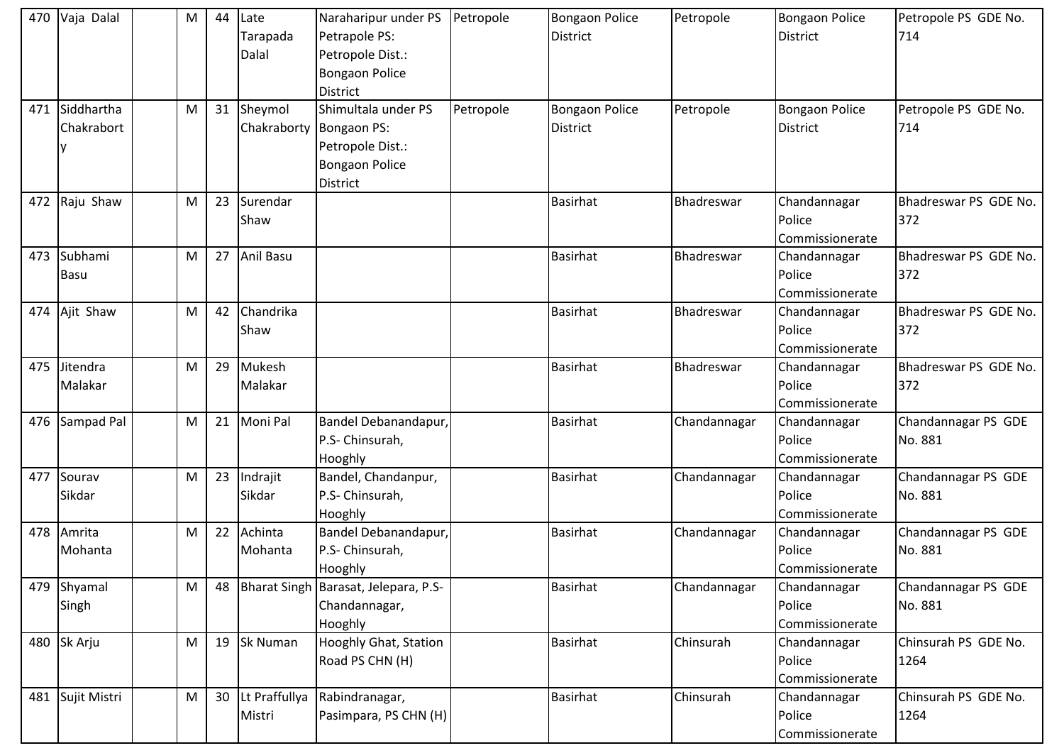| | | | | | | | | | | | |
|---|---|---|---|---|---|---|---|---|---|---|---|
| 470 | Vaja Dalal | | M | 44 | Late Tarapada Dalal | Naraharipur under PS Petrapole PS: Petrapole Dist.: Bongaon Police District | Petropole | Bongaon Police District | Petropole | Bongaon Police District | Petropole PS GDE No. 714 |
| 471 | Siddhartha Chakraborty | | M | 31 | Sheymol Chakraborty | Shimultala under PS Bongaon PS: Petrapole Dist.: Bongaon Police District | Petropole | Bongaon Police District | Petropole | Bongaon Police District | Petropole PS GDE No. 714 |
| 472 | Raju Shaw | | M | 23 | Surendar Shaw | | | Basirhat | Bhadreswar | Chandannagar Police Commissionerate | Bhadreswar PS GDE No. 372 |
| 473 | Subhami Basu | | M | 27 | Anil Basu | | | Basirhat | Bhadreswar | Chandannagar Police Commissionerate | Bhadreswar PS GDE No. 372 |
| 474 | Ajit Shaw | | M | 42 | Chandrika Shaw | | | Basirhat | Bhadreswar | Chandannagar Police Commissionerate | Bhadreswar PS GDE No. 372 |
| 475 | Jitendra Malakar | | M | 29 | Mukesh Malakar | | | Basirhat | Bhadreswar | Chandannagar Police Commissionerate | Bhadreswar PS GDE No. 372 |
| 476 | Sampad Pal | | M | 21 | Moni Pal | Bandel Debanandapur, P.S- Chinsurah, Hooghly | | Basirhat | Chandannagar | Chandannagar Police Commissionerate | Chandannagar PS GDE No. 881 |
| 477 | Sourav Sikdar | | M | 23 | Indrajit Sikdar | Bandel, Chandanpur, P.S- Chinsurah, Hooghly | | Basirhat | Chandannagar | Chandannagar Police Commissionerate | Chandannagar PS GDE No. 881 |
| 478 | Amrita Mohanta | | M | 22 | Achinta Mohanta | Bandel Debanandapur, P.S- Chinsurah, Hooghly | | Basirhat | Chandannagar | Chandannagar Police Commissionerate | Chandannagar PS GDE No. 881 |
| 479 | Shyamal Singh | | M | 48 | Bharat Singh | Barasat, Jelepara, P.S- Chandannagar, Hooghly | | Basirhat | Chandannagar | Chandannagar Police Commissionerate | Chandannagar PS GDE No. 881 |
| 480 | Sk Arju | | M | 19 | Sk Numan | Hooghly Ghat, Station Road PS CHN (H) | | Basirhat | Chinsurah | Chandannagar Police Commissionerate | Chinsurah PS GDE No. 1264 |
| 481 | Sujit Mistri | | M | 30 | Lt Praffullya Mistri | Rabindranagar, Pasimpara, PS CHN (H) | | Basirhat | Chinsurah | Chandannagar Police Commissionerate | Chinsurah PS GDE No. 1264 |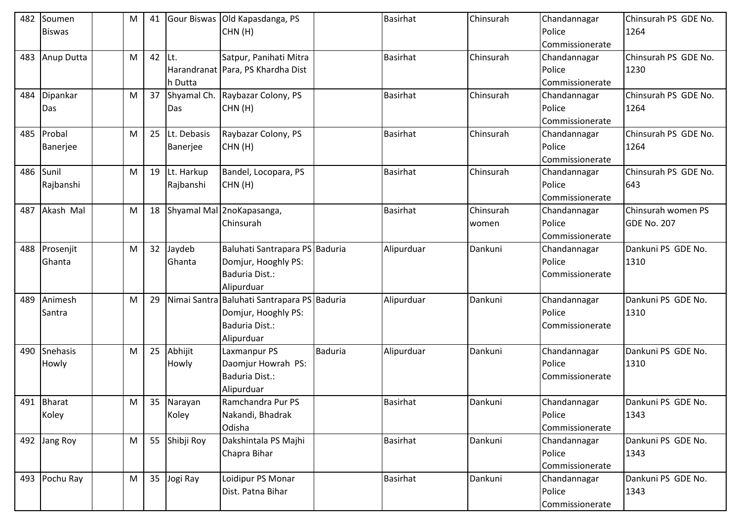| 482 | Soumen Biswas | | M | 41 | Gour Biswas | Old Kapasdanga, PS CHN (H) | | Basirhat | Chinsurah | Chandannagar Police Commissionerate | Chinsurah PS GDE No. 1264 |
|---|---|---|---|---|---|---|---|---|---|---|---|
| 483 | Anup Dutta | | M | 42 | Lt. Harandranath Dutta | Satpur, Panihati Mitra Para, PS Khardha Dist | | Basirhat | Chinsurah | Chandannagar Police Commissionerate | Chinsurah PS GDE No. 1230 |
| 484 | Dipankar Das | | M | 37 | Shyamal Ch. Das | Raybazar Colony, PS CHN (H) | | Basirhat | Chinsurah | Chandannagar Police Commissionerate | Chinsurah PS GDE No. 1264 |
| 485 | Probal Banerjee | | M | 25 | Lt. Debasis Banerjee | Raybazar Colony, PS CHN (H) | | Basirhat | Chinsurah | Chandannagar Police Commissionerate | Chinsurah PS GDE No. 1264 |
| 486 | Sunil Rajbanshi | | M | 19 | Lt. Harkup Rajbanshi | Bandel, Locopara, PS CHN (H) | | Basirhat | Chinsurah | Chandannagar Police Commissionerate | Chinsurah PS GDE No. 643 |
| 487 | Akash Mal | | M | 18 | Shyamal Mal | 2noKapasanga, Chinsurah | | Basirhat | Chinsurah women | Chandannagar Police Commissionerate | Chinsurah women PS GDE No. 207 |
| 488 | Prosenjit Ghanta | | M | 32 | Jaydeb Ghanta | Baluhati Santrapara PS Domjur, Hooghly PS: Baduria Dist.: Alipurduar | Baduria | Alipurduar | Dankuni | Chandannagar Police Commissionerate | Dankuni PS GDE No. 1310 |
| 489 | Animesh Santra | | M | 29 | Nimai Santra | Baluhati Santrapara PS Domjur, Hooghly PS: Baduria Dist.: Alipurduar | Baduria | Alipurduar | Dankuni | Chandannagar Police Commissionerate | Dankuni PS GDE No. 1310 |
| 490 | Snehasis Howly | | M | 25 | Abhijit Howly | Laxmanpur PS Daomjur Howrah PS: Baduria Dist.: Alipurduar | Baduria | Alipurduar | Dankuni | Chandannagar Police Commissionerate | Dankuni PS GDE No. 1310 |
| 491 | Bharat Koley | | M | 35 | Narayan Koley | Ramchandra Pur PS Nakandi, Bhadrak Odisha | | Basirhat | Dankuni | Chandannagar Police Commissionerate | Dankuni PS GDE No. 1343 |
| 492 | Jang Roy | | M | 55 | Shibji Roy | Dakshintala PS Majhi Chapra Bihar | | Basirhat | Dankuni | Chandannagar Police Commissionerate | Dankuni PS GDE No. 1343 |
| 493 | Pochu Ray | | M | 35 | Jogi Ray | Loidipur PS Monar Dist. Patna Bihar | | Basirhat | Dankuni | Chandannagar Police Commissionerate | Dankuni PS GDE No. 1343 |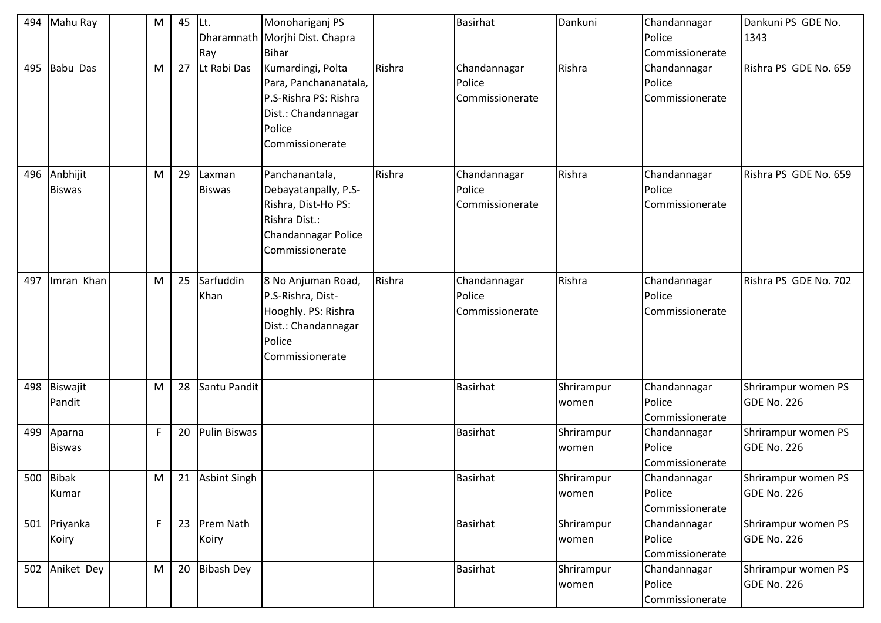| 494 | Mahu Ray | | M | 45 | Lt. Dharamnath Ray | Monohariganj PS Morjhi Dist. Chapra Bihar | | Basirhat | Dankuni | Chandannagar Police Commissionerate | Dankuni PS GDE No. 1343 |
|---|---|---|---|---|---|---|---|---|---|---|---|
| 495 | Babu Das | | M | 27 | Lt Rabi Das | Kumardingi, Polta Para, Panchananatala, P.S-Rishra PS: Rishra Dist.: Chandannagar Police Commissionerate | Rishra | Chandannagar Police Commissionerate | Rishra | Chandannagar Police Commissionerate | Rishra PS GDE No. 659 |
| 496 | Anbhijit Biswas | | M | 29 | Laxman Biswas | Panchanantala, Debayatanpally, P.S-Rishra, Dist-Ho PS: Rishra Dist.: Chandannagar Police Commissionerate | Rishra | Chandannagar Police Commissionerate | Rishra | Chandannagar Police Commissionerate | Rishra PS GDE No. 659 |
| 497 | Imran Khan | | M | 25 | Sarfuddin Khan | 8 No Anjuman Road, P.S-Rishra, Dist-Hooghly. PS: Rishra Dist.: Chandannagar Police Commissionerate | Rishra | Chandannagar Police Commissionerate | Rishra | Chandannagar Police Commissionerate | Rishra PS GDE No. 702 |
| 498 | Biswajit Pandit | | M | 28 | Santu Pandit | | | Basirhat | Shrirampur women | Chandannagar Police Commissionerate | Shrirampur women PS GDE No. 226 |
| 499 | Aparna Biswas | | F | 20 | Pulin Biswas | | | Basirhat | Shrirampur women | Chandannagar Police Commissionerate | Shrirampur women PS GDE No. 226 |
| 500 | Bibak Kumar | | M | 21 | Asbint Singh | | | Basirhat | Shrirampur women | Chandannagar Police Commissionerate | Shrirampur women PS GDE No. 226 |
| 501 | Priyanka Koiry | | F | 23 | Prem Nath Koiry | | | Basirhat | Shrirampur women | Chandannagar Police Commissionerate | Shrirampur women PS GDE No. 226 |
| 502 | Aniket Dey | | M | 20 | Bibash Dey | | | Basirhat | Shrirampur women | Chandannagar Police Commissionerate | Shrirampur women PS GDE No. 226 |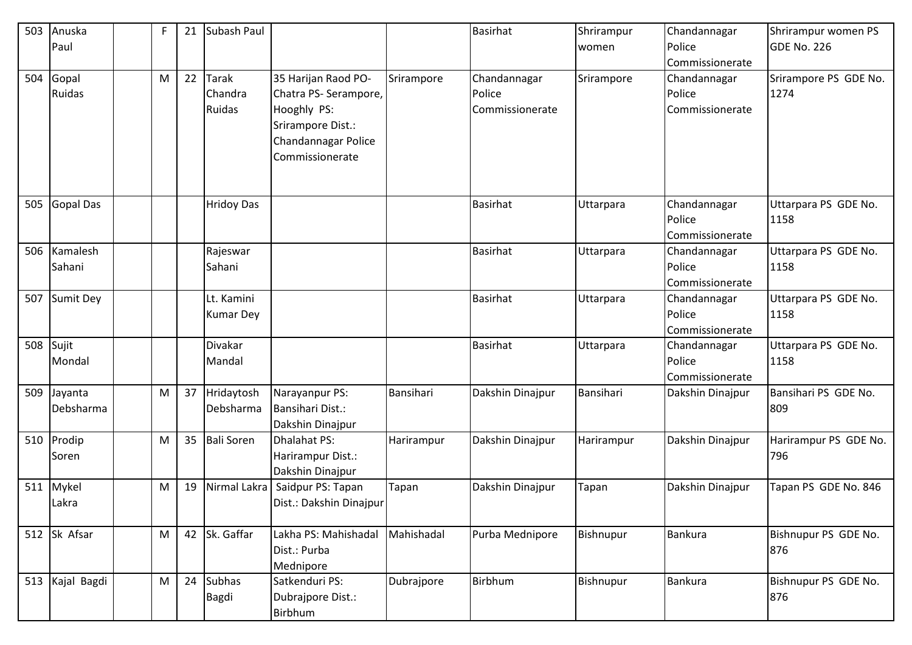| 503 | Anuska Paul | | F | 21 | Subash Paul | | | Basirhat | Shrirampur women | Chandannagar Police Commissionerate | Shrirampur women PS GDE No. 226 |
|---|---|---|---|---|---|---|---|---|---|---|---|
| 504 | Gopal Ruidas | | M | 22 | Tarak Chandra Ruidas | 35 Harijan Raod PO- Chatra PS- Serampore, Hooghly PS: Srirampore Dist.: Chandannagar Police Commissionerate | Srirampore | Chandannagar Police Commissionerate | Srirampore | Chandannagar Police Commissionerate | Srirampore PS GDE No. 1274 |
| 505 | Gopal Das | | | | Hridoy Das | | | Basirhat | Uttarpara | Chandannagar Police Commissionerate | Uttarpara PS GDE No. 1158 |
| 506 | Kamalesh Sahani | | | | Rajeswar Sahani | | | Basirhat | Uttarpara | Chandannagar Police Commissionerate | Uttarpara PS GDE No. 1158 |
| 507 | Sumit Dey | | | | Lt. Kamini Kumar Dey | | | Basirhat | Uttarpara | Chandannagar Police Commissionerate | Uttarpara PS GDE No. 1158 |
| 508 | Sujit Mondal | | | | Divakar Mandal | | | Basirhat | Uttarpara | Chandannagar Police Commissionerate | Uttarpara PS GDE No. 1158 |
| 509 | Jayanta Debsharma | | M | 37 | Hridaytosh Debsharma | Narayanpur PS: Bansihari Dist.: Dakshin Dinajpur | Bansihari | Dakshin Dinajpur | Bansihari | Dakshin Dinajpur | Bansihari PS GDE No. 809 |
| 510 | Prodip Soren | | M | 35 | Bali Soren | Dhalahat PS: Harirampur Dist.: Dakshin Dinajpur | Harirampur | Dakshin Dinajpur | Harirampur | Dakshin Dinajpur | Harirampur PS GDE No. 796 |
| 511 | Mykel Lakra | | M | 19 | Nirmal Lakra | Saidpur PS: Tapan Dist.: Dakshin Dinajpur | Tapan | Dakshin Dinajpur | Tapan | Dakshin Dinajpur | Tapan PS GDE No. 846 |
| 512 | Sk Afsar | | M | 42 | Sk. Gaffar | Lakha PS: Mahishadal Dist.: Purba Mednipore | Mahishadal | Purba Mednipore | Bishnupur | Bankura | Bishnupur PS GDE No. 876 |
| 513 | Kajal Bagdi | | M | 24 | Subhas Bagdi | Satkenduri PS: Dubrajpore Dist.: Birbhum | Dubrajpore | Birbhum | Bishnupur | Bankura | Bishnupur PS GDE No. 876 |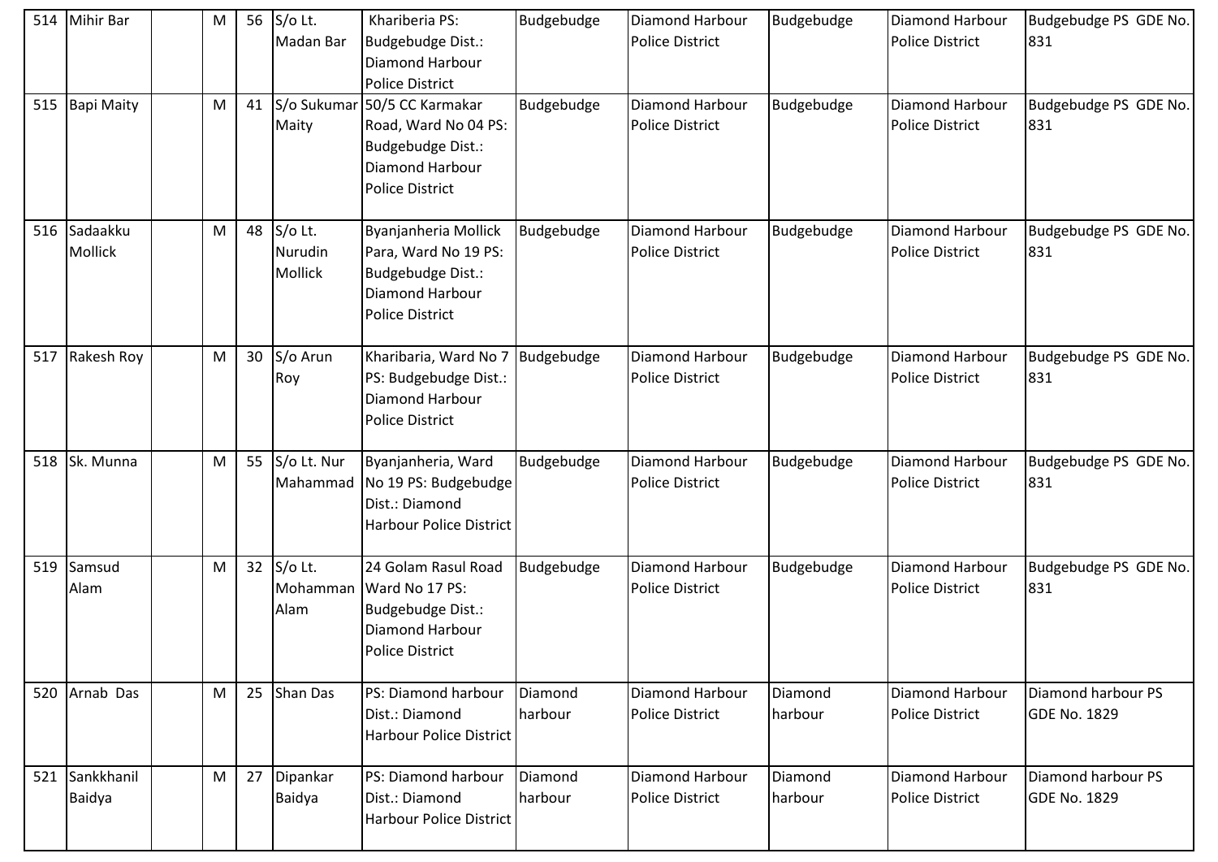| 514 | Mihir Bar | | M | 56 | S/o Lt. Madan Bar | Khariberia PS: Budgebudge Dist.: Diamond Harbour Police District | Budgebudge | Diamond Harbour Police District | Budgebudge | Diamond Harbour Police District | Budgebudge PS GDE No. 831 |
|---|---|---|---|---|---|---|---|---|---|---|---|
| 515 | Bapi Maity | | M | 41 | S/o Sukumar Maity | 50/5 CC Karmakar Road, Ward No 04 PS: Budgebudge Dist.: Diamond Harbour Police District | Budgebudge | Diamond Harbour Police District | Budgebudge | Diamond Harbour Police District | Budgebudge PS GDE No. 831 |
| 516 | Sadaakku Mollick | | M | 48 | S/o Lt. Nurudin Mollick | Byanjanheria Mollick Para, Ward No 19 PS: Budgebudge Dist.: Diamond Harbour Police District | Budgebudge | Diamond Harbour Police District | Budgebudge | Diamond Harbour Police District | Budgebudge PS GDE No. 831 |
| 517 | Rakesh Roy | | M | 30 | S/o Arun Roy | Kharibaria, Ward No 7 PS: Budgebudge Dist.: Diamond Harbour Police District | Budgebudge | Diamond Harbour Police District | Budgebudge | Diamond Harbour Police District | Budgebudge PS GDE No. 831 |
| 518 | Sk. Munna | | M | 55 | S/o Lt. Nur Mahammad | Byanjanheria, Ward No 19 PS: Budgebudge Dist.: Diamond Harbour Police District | Budgebudge | Diamond Harbour Police District | Budgebudge | Diamond Harbour Police District | Budgebudge PS GDE No. 831 |
| 519 | Samsud Alam | | M | 32 | S/o Lt. Mohamman Alam | 24 Golam Rasul Road Ward No 17 PS: Budgebudge Dist.: Diamond Harbour Police District | Budgebudge | Diamond Harbour Police District | Budgebudge | Diamond Harbour Police District | Budgebudge PS GDE No. 831 |
| 520 | Arnab Das | | M | 25 | Shan Das | PS: Diamond harbour Dist.: Diamond Harbour Police District | Diamond harbour | Diamond Harbour Police District | Diamond harbour | Diamond Harbour Police District | Diamond harbour PS GDE No. 1829 |
| 521 | Sankkhanil Baidya | | M | 27 | Dipankar Baidya | PS: Diamond harbour Dist.: Diamond Harbour Police District | Diamond harbour | Diamond Harbour Police District | Diamond harbour | Diamond Harbour Police District | Diamond harbour PS GDE No. 1829 |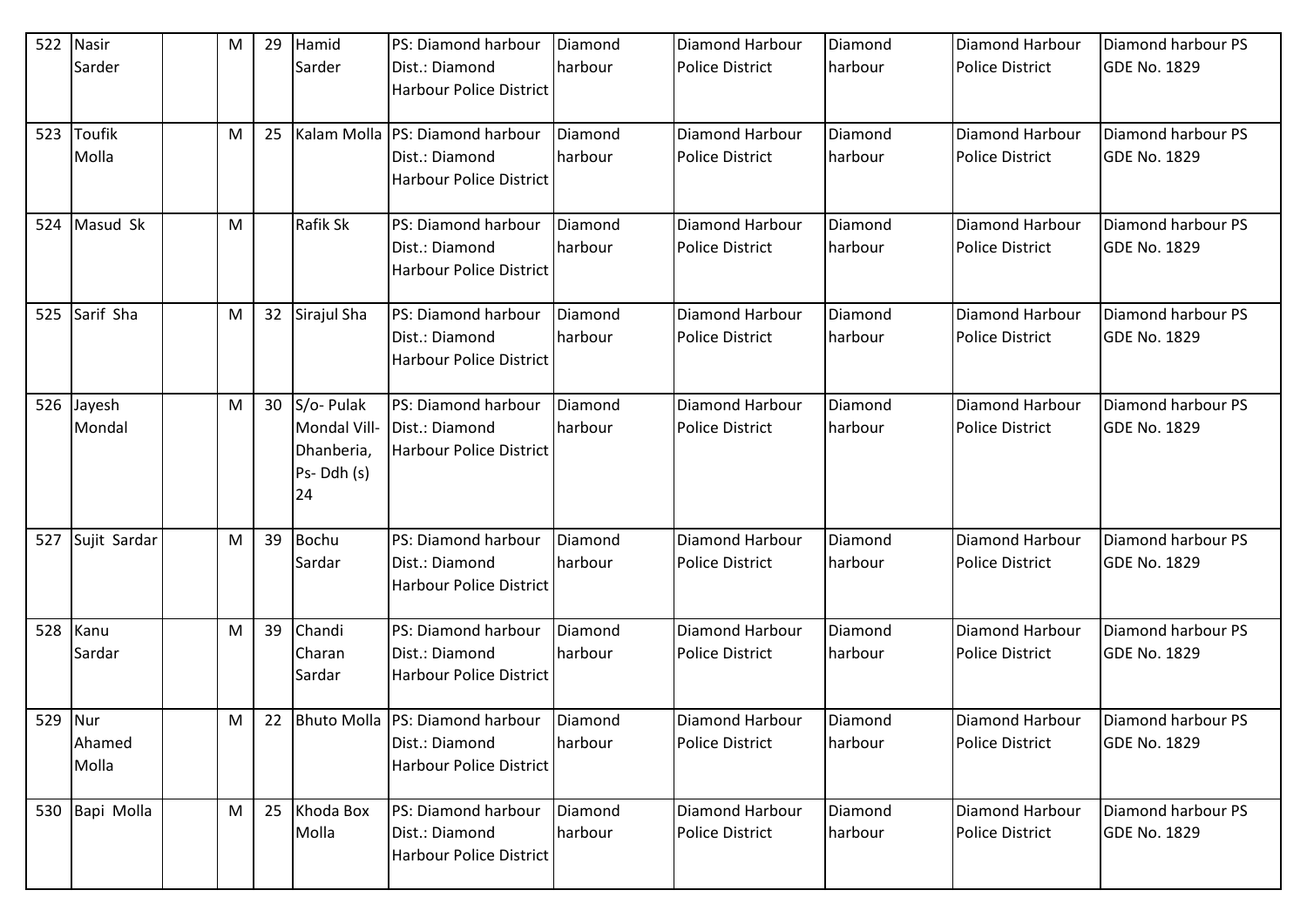| 522 | Nasir Sarder | | M | 29 | Hamid Sarder | PS: Diamond harbour Dist.: Diamond Harbour Police District | Diamond harbour | Diamond Harbour Police District | Diamond harbour | Diamond Harbour Police District | Diamond harbour PS GDE No. 1829 |
|---|---|---|---|---|---|---|---|---|---|---|---|
| 523 | Toufik Molla | | M | 25 | Kalam Molla | PS: Diamond harbour Dist.: Diamond Harbour Police District | Diamond harbour | Diamond Harbour Police District | Diamond harbour | Diamond Harbour Police District | Diamond harbour PS GDE No. 1829 |
| 524 | Masud Sk | | M | | Rafik Sk | PS: Diamond harbour Dist.: Diamond Harbour Police District | Diamond harbour | Diamond Harbour Police District | Diamond harbour | Diamond Harbour Police District | Diamond harbour PS GDE No. 1829 |
| 525 | Sarif Sha | | M | 32 | Sirajul Sha | PS: Diamond harbour Dist.: Diamond Harbour Police District | Diamond harbour | Diamond Harbour Police District | Diamond harbour | Diamond Harbour Police District | Diamond harbour PS GDE No. 1829 |
| 526 | Jayesh Mondal | | M | 30 | S/o- Pulak Mondal Vill- Dhanberia, Ps- Ddh (s) 24 | PS: Diamond harbour Dist.: Diamond Harbour Police District | Diamond harbour | Diamond Harbour Police District | Diamond harbour | Diamond Harbour Police District | Diamond harbour PS GDE No. 1829 |
| 527 | Sujit Sardar | | M | 39 | Bochu Sardar | PS: Diamond harbour Dist.: Diamond Harbour Police District | Diamond harbour | Diamond Harbour Police District | Diamond harbour | Diamond Harbour Police District | Diamond harbour PS GDE No. 1829 |
| 528 | Kanu Sardar | | M | 39 | Chandi Charan Sardar | PS: Diamond harbour Dist.: Diamond Harbour Police District | Diamond harbour | Diamond Harbour Police District | Diamond harbour | Diamond Harbour Police District | Diamond harbour PS GDE No. 1829 |
| 529 | Nur Ahamed Molla | | M | 22 | Bhuto Molla | PS: Diamond harbour Dist.: Diamond Harbour Police District | Diamond harbour | Diamond Harbour Police District | Diamond harbour | Diamond Harbour Police District | Diamond harbour PS GDE No. 1829 |
| 530 | Bapi Molla | | M | 25 | Khoda Box Molla | PS: Diamond harbour Dist.: Diamond Harbour Police District | Diamond harbour | Diamond Harbour Police District | Diamond harbour | Diamond Harbour Police District | Diamond harbour PS GDE No. 1829 |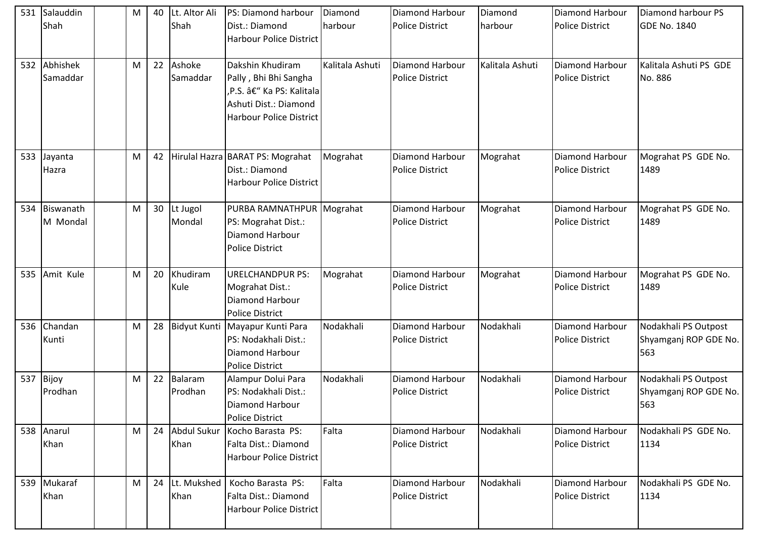| 531 | Salauddin Shah | | M | 40 | Lt. Altor Ali Shah | PS: Diamond harbour Dist.: Diamond Harbour Police District | Diamond harbour | Diamond Harbour Police District | Diamond harbour | Diamond Harbour Police District | Diamond harbour PS GDE No. 1840 |
|---|---|---|---|---|---|---|---|---|---|---|---|
| 532 | Abhishek Samaddar | | M | 22 | Ashoke Samaddar | Dakshin Khudiram Pally , Bhi Bhi Sangha ,P.S. â€“ Ka PS: Kalitala Ashuti Dist.: Diamond Harbour Police District | Kalitala Ashuti | Diamond Harbour Police District | Kalitala Ashuti | Diamond Harbour Police District | Kalitala Ashuti PS GDE No. 886 |
| 533 | Jayanta Hazra | | M | 42 | Hirulal Hazra | BARAT PS: Mograhat Dist.: Diamond Harbour Police District | Mograhat | Diamond Harbour Police District | Mograhat | Diamond Harbour Police District | Mograhat PS GDE No. 1489 |
| 534 | Biswanath M Mondal | | M | 30 | Lt Jugol Mondal | PURBA RAMNATHPUR PS: Mograhat Dist.: Diamond Harbour Police District | Mograhat | Diamond Harbour Police District | Mograhat | Diamond Harbour Police District | Mograhat PS GDE No. 1489 |
| 535 | Amit Kule | | M | 20 | Khudiram Kule | URELCHANDPUR PS: Mograhat Dist.: Diamond Harbour Police District | Mograhat | Diamond Harbour Police District | Mograhat | Diamond Harbour Police District | Mograhat PS GDE No. 1489 |
| 536 | Chandan Kunti | | M | 28 | Bidyut Kunti | Mayapur Kunti Para PS: Nodakhali Dist.: Diamond Harbour Police District | Nodakhali | Diamond Harbour Police District | Nodakhali | Diamond Harbour Police District | Nodakhali PS Outpost Shyamganj ROP GDE No. 563 |
| 537 | Bijoy Prodhan | | M | 22 | Balaram Prodhan | Alampur Dolui Para PS: Nodakhali Dist.: Diamond Harbour Police District | Nodakhali | Diamond Harbour Police District | Nodakhali | Diamond Harbour Police District | Nodakhali PS Outpost Shyamganj ROP GDE No. 563 |
| 538 | Anarul Khan | | M | 24 | Abdul Sukur Khan | Kocho Barasta PS: Falta Dist.: Diamond Harbour Police District | Falta | Diamond Harbour Police District | Nodakhali | Diamond Harbour Police District | Nodakhali PS GDE No. 1134 |
| 539 | Mukaraf Khan | | M | 24 | Lt. Mukshed Khan | Kocho Barasta PS: Falta Dist.: Diamond Harbour Police District | Falta | Diamond Harbour Police District | Nodakhali | Diamond Harbour Police District | Nodakhali PS GDE No. 1134 |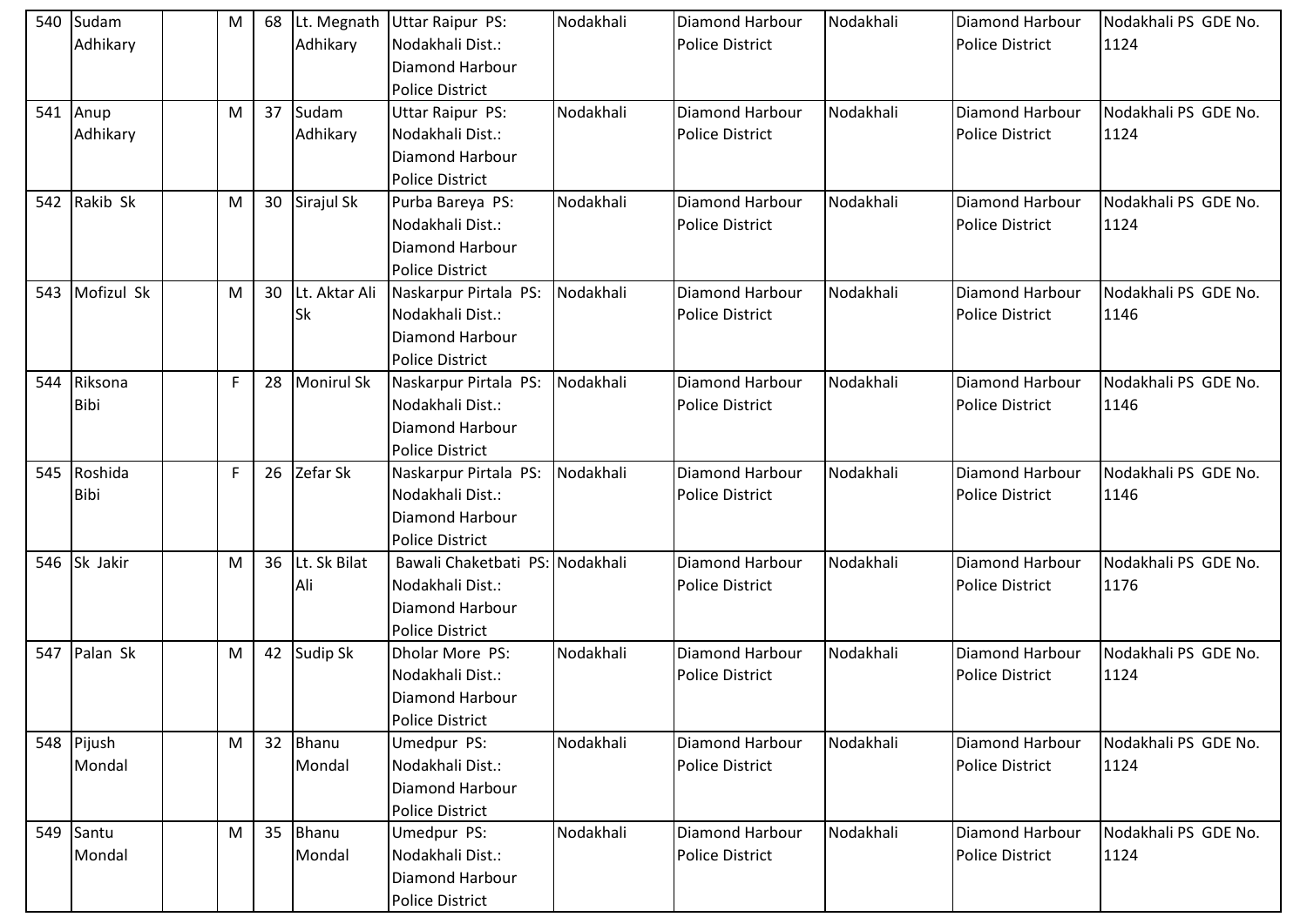| 540 | Sudam Adhikary | | M | 68 | Lt. Megnath Adhikary | Uttar Raipur PS: Nodakhali Dist.: Diamond Harbour Police District | Nodakhali | Diamond Harbour Police District | Nodakhali | Diamond Harbour Police District | Nodakhali PS GDE No. 1124 |
|---|---|---|---|---|---|---|---|---|---|---|---|
| 541 | Anup Adhikary | | M | 37 | Sudam Adhikary | Uttar Raipur PS: Nodakhali Dist.: Diamond Harbour Police District | Nodakhali | Diamond Harbour Police District | Nodakhali | Diamond Harbour Police District | Nodakhali PS GDE No. 1124 |
| 542 | Rakib Sk | | M | 30 | Sirajul Sk | Purba Bareya PS: Nodakhali Dist.: Diamond Harbour Police District | Nodakhali | Diamond Harbour Police District | Nodakhali | Diamond Harbour Police District | Nodakhali PS GDE No. 1124 |
| 543 | Mofizul Sk | | M | 30 | Lt. Aktar Ali Sk | Naskarpur Pirtala PS: Nodakhali Dist.: Diamond Harbour Police District | Nodakhali | Diamond Harbour Police District | Nodakhali | Diamond Harbour Police District | Nodakhali PS GDE No. 1146 |
| 544 | Riksona Bibi | | F | 28 | Monirul Sk | Naskarpur Pirtala PS: Nodakhali Dist.: Diamond Harbour Police District | Nodakhali | Diamond Harbour Police District | Nodakhali | Diamond Harbour Police District | Nodakhali PS GDE No. 1146 |
| 545 | Roshida Bibi | | F | 26 | Zefar Sk | Naskarpur Pirtala PS: Nodakhali Dist.: Diamond Harbour Police District | Nodakhali | Diamond Harbour Police District | Nodakhali | Diamond Harbour Police District | Nodakhali PS GDE No. 1146 |
| 546 | Sk Jakir | | M | 36 | Lt. Sk Bilat Ali | Bawali Chaketbati PS: Nodakhali Dist.: Diamond Harbour Police District | Nodakhali | Diamond Harbour Police District | Nodakhali | Diamond Harbour Police District | Nodakhali PS GDE No. 1176 |
| 547 | Palan Sk | | M | 42 | Sudip Sk | Dholar More PS: Nodakhali Dist.: Diamond Harbour Police District | Nodakhali | Diamond Harbour Police District | Nodakhali | Diamond Harbour Police District | Nodakhali PS GDE No. 1124 |
| 548 | Pijush Mondal | | M | 32 | Bhanu Mondal | Umedpur PS: Nodakhali Dist.: Diamond Harbour Police District | Nodakhali | Diamond Harbour Police District | Nodakhali | Diamond Harbour Police District | Nodakhali PS GDE No. 1124 |
| 549 | Santu Mondal | | M | 35 | Bhanu Mondal | Umedpur PS: Nodakhali Dist.: Diamond Harbour Police District | Nodakhali | Diamond Harbour Police District | Nodakhali | Diamond Harbour Police District | Nodakhali PS GDE No. 1124 |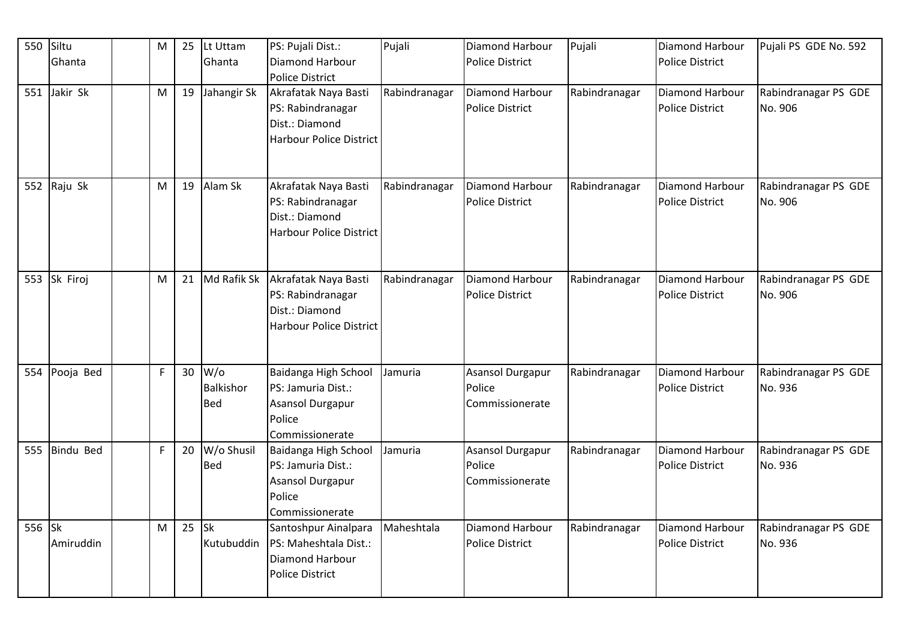| 550 | Siltu Ghanta | | M | 25 | Lt Uttam Ghanta | PS: Pujali Dist.: Diamond Harbour Police District | Pujali | Diamond Harbour Police District | Pujali | Diamond Harbour Police District | Pujali PS GDE No. 592 |
|---|---|---|---|---|---|---|---|---|---|---|---|
| 551 | Jakir Sk | | M | 19 | Jahangir Sk | Akrafatak Naya Basti PS: Rabindranagar Dist.: Diamond Harbour Police District | Rabindranagar | Diamond Harbour Police District | Rabindranagar | Diamond Harbour Police District | Rabindranagar PS GDE No. 906 |
| 552 | Raju Sk | | M | 19 | Alam Sk | Akrafatak Naya Basti PS: Rabindranagar Dist.: Diamond Harbour Police District | Rabindranagar | Diamond Harbour Police District | Rabindranagar | Diamond Harbour Police District | Rabindranagar PS GDE No. 906 |
| 553 | Sk Firoj | | M | 21 | Md Rafik Sk | Akrafatak Naya Basti PS: Rabindranagar Dist.: Diamond Harbour Police District | Rabindranagar | Diamond Harbour Police District | Rabindranagar | Diamond Harbour Police District | Rabindranagar PS GDE No. 906 |
| 554 | Pooja Bed | | F | 30 | W/o Balkishor Bed | Baidanga High School PS: Jamuria Dist.: Asansol Durgapur Police Commissionerate | Jamuria | Asansol Durgapur Police Commissionerate | Rabindranagar | Diamond Harbour Police District | Rabindranagar PS GDE No. 936 |
| 555 | Bindu Bed | | F | 20 | W/o Shusil Bed | Baidanga High School PS: Jamuria Dist.: Asansol Durgapur Police Commissionerate | Jamuria | Asansol Durgapur Police Commissionerate | Rabindranagar | Diamond Harbour Police District | Rabindranagar PS GDE No. 936 |
| 556 | Sk Amiruddin | | M | 25 | Sk Kutubuddin | Santoshpur Ainalpara PS: Maheshtala Dist.: Diamond Harbour Police District | Maheshtala | Diamond Harbour Police District | Rabindranagar | Diamond Harbour Police District | Rabindranagar PS GDE No. 936 |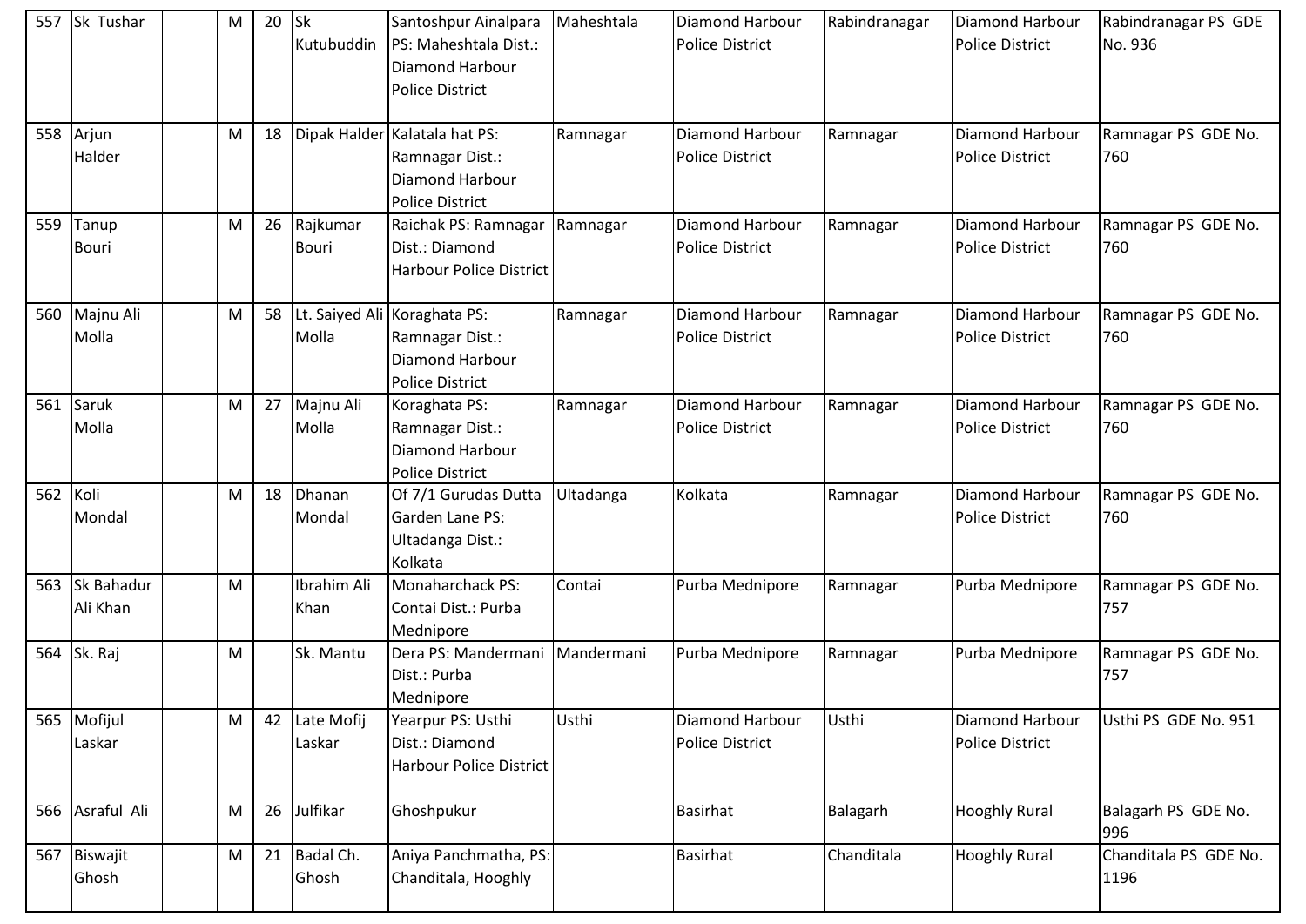| 557 | Sk Tushar | | M | 20 | Sk Kutubuddin | Santoshpur Ainalpara PS: Maheshtala Dist.: Diamond Harbour Police District | Maheshtala | Diamond Harbour Police District | Rabindranagar | Diamond Harbour Police District | Rabindranagar PS GDE No. 936 |
|---|---|---|---|---|---|---|---|---|---|---|---|
| 558 | Arjun Halder | | M | 18 | Dipak Halder | Kalatala hat PS: Ramnagar Dist.: Diamond Harbour Police District | Ramnagar | Diamond Harbour Police District | Ramnagar | Diamond Harbour Police District | Ramnagar PS GDE No. 760 |
| 559 | Tanup Bouri | | M | 26 | Rajkumar Bouri | Raichak PS: Ramnagar Dist.: Diamond Harbour Police District | Ramnagar | Diamond Harbour Police District | Ramnagar | Diamond Harbour Police District | Ramnagar PS GDE No. 760 |
| 560 | Majnu Ali Molla | | M | 58 | Lt. Saiyed Ali Molla | Koraghata PS: Ramnagar Dist.: Diamond Harbour Police District | Ramnagar | Diamond Harbour Police District | Ramnagar | Diamond Harbour Police District | Ramnagar PS GDE No. 760 |
| 561 | Saruk Molla | | M | 27 | Majnu Ali Molla | Koraghata PS: Ramnagar Dist.: Diamond Harbour Police District | Ramnagar | Diamond Harbour Police District | Ramnagar | Diamond Harbour Police District | Ramnagar PS GDE No. 760 |
| 562 | Koli Mondal | | M | 18 | Dhanan Mondal | Of 7/1 Gurudas Dutta Garden Lane PS: Ultadanga Dist.: Kolkata | Ultadanga | Kolkata | Ramnagar | Diamond Harbour Police District | Ramnagar PS GDE No. 760 |
| 563 | Sk Bahadur Ali Khan | | M | | Ibrahim Ali Khan | Monaharchack PS: Contai Dist.: Purba Mednipore | Contai | Purba Mednipore | Ramnagar | Purba Mednipore | Ramnagar PS GDE No. 757 |
| 564 | Sk. Raj | | M | | Sk. Mantu | Dera PS: Mandermani Dist.: Purba Mednipore | Mandermani | Purba Mednipore | Ramnagar | Purba Mednipore | Ramnagar PS GDE No. 757 |
| 565 | Mofijul Laskar | | M | 42 | Late Mofij Laskar | Yearpur PS: Usthi Dist.: Diamond Harbour Police District | Usthi | Diamond Harbour Police District | Usthi | Diamond Harbour Police District | Usthi PS GDE No. 951 |
| 566 | Asraful Ali | | M | 26 | Julfikar | Ghoshpukur | | Basirhat | Balagarh | Hooghly Rural | Balagarh PS GDE No. 996 |
| 567 | Biswajit Ghosh | | M | 21 | Badal Ch. Ghosh | Aniya Panchmatha, PS: Chanditala, Hooghly | | Basirhat | Chanditala | Hooghly Rural | Chanditala PS GDE No. 1196 |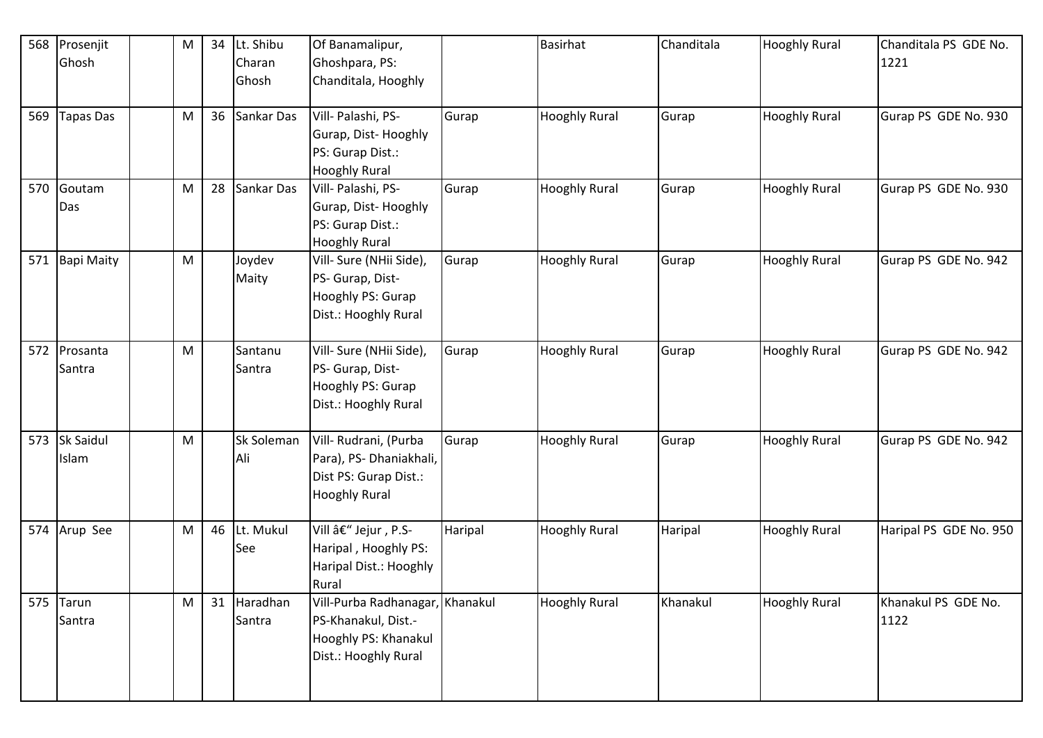| 568 | Prosenjit Ghosh | | M | 34 | Lt. Shibu Charan Ghosh | Of Banamalipur, Ghoshpara, PS: Chanditala, Hooghly | | Basirhat | Chanditala | Hooghly Rural | Chanditala PS GDE No. 1221 |
|---|---|---|---|---|---|---|---|---|---|---|---|
| 569 | Tapas Das | | M | 36 | Sankar Das | Vill- Palashi, PS- Gurap, Dist- Hooghly PS: Gurap Dist.: Hooghly Rural | Gurap | Hooghly Rural | Gurap | Hooghly Rural | Gurap PS GDE No. 930 |
| 570 | Goutam Das | | M | 28 | Sankar Das | Vill- Palashi, PS- Gurap, Dist- Hooghly PS: Gurap Dist.: Hooghly Rural | Gurap | Hooghly Rural | Gurap | Hooghly Rural | Gurap PS GDE No. 930 |
| 571 | Bapi Maity | | M | | Joydev Maity | Vill- Sure (NHii Side), PS- Gurap, Dist- Hooghly PS: Gurap Dist.: Hooghly Rural | Gurap | Hooghly Rural | Gurap | Hooghly Rural | Gurap PS GDE No. 942 |
| 572 | Prosanta Santra | | M | | Santanu Santra | Vill- Sure (NHii Side), PS- Gurap, Dist- Hooghly PS: Gurap Dist.: Hooghly Rural | Gurap | Hooghly Rural | Gurap | Hooghly Rural | Gurap PS GDE No. 942 |
| 573 | Sk Saidul Islam | | M | | Sk Soleman Ali | Vill- Rudrani, (Purba Para), PS- Dhaniakhali, Dist PS: Gurap Dist.: Hooghly Rural | Gurap | Hooghly Rural | Gurap | Hooghly Rural | Gurap PS GDE No. 942 |
| 574 | Arup See | | M | 46 | Lt. Mukul See | Vill â€" Jejur , P.S- Haripal , Hooghly PS: Haripal Dist.: Hooghly Rural | Haripal | Hooghly Rural | Haripal | Hooghly Rural | Haripal PS GDE No. 950 |
| 575 | Tarun Santra | | M | 31 | Haradhan Santra | Vill-Purba Radhanagar, PS-Khanakul, Dist.- Hooghly PS: Khanakul Dist.: Hooghly Rural | Khanakul | Hooghly Rural | Khanakul | Hooghly Rural | Khanakul PS GDE No. 1122 |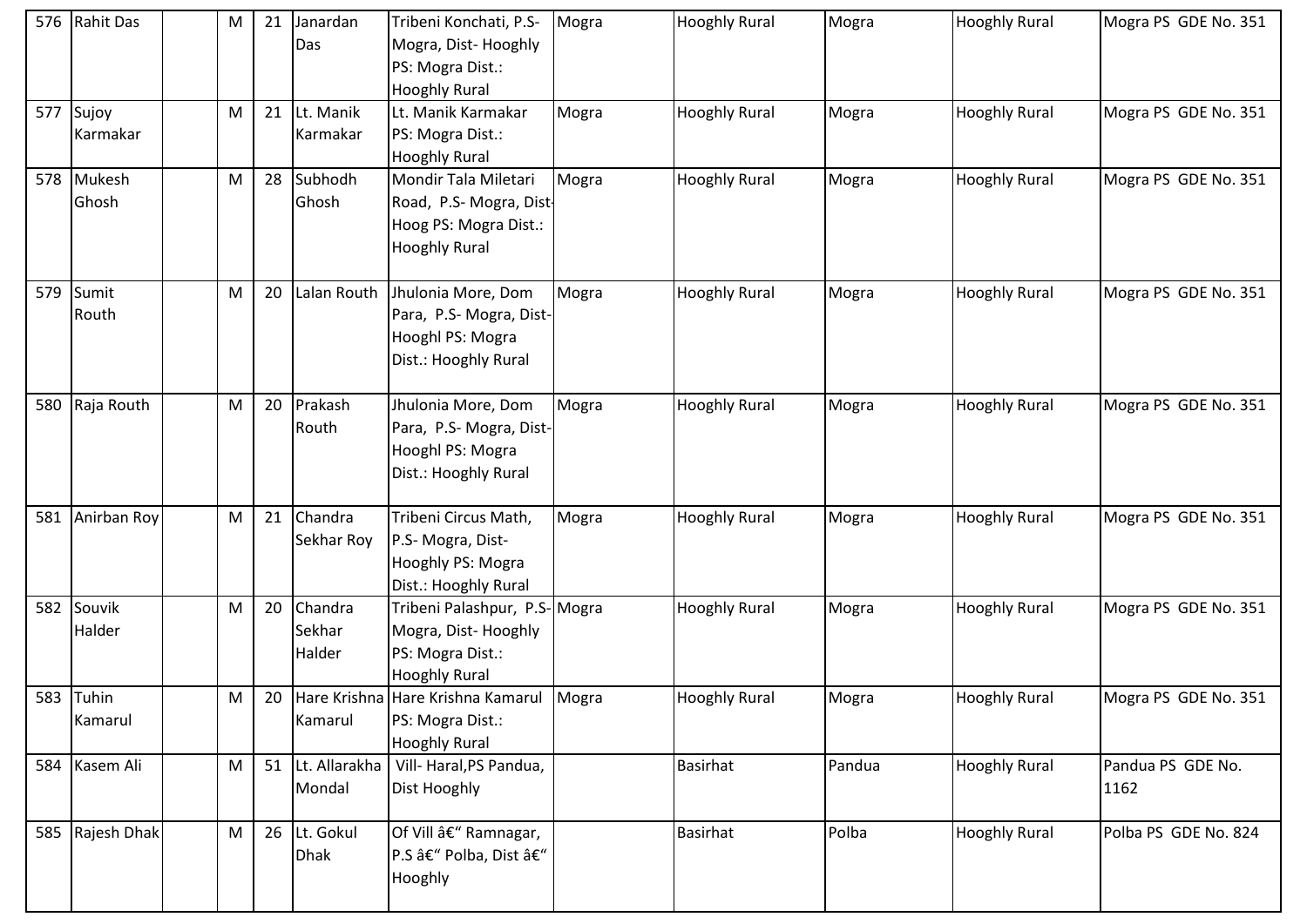| 576 | Rahit Das | | M | 21 | Janardan Das | Tribeni Konchati, P.S- Mogra, Dist- Hooghly PS: Mogra Dist.: Hooghly Rural | Mogra | Hooghly Rural | Mogra | Hooghly Rural | Mogra PS GDE No. 351 |
|---|---|---|---|---|---|---|---|---|---|---|---|
| 577 | Sujoy Karmakar | | M | 21 | Lt. Manik Karmakar | Lt. Manik Karmakar PS: Mogra Dist.: Hooghly Rural | Mogra | Hooghly Rural | Mogra | Hooghly Rural | Mogra PS GDE No. 351 |
| 578 | Mukesh Ghosh | | M | 28 | Subhodh Ghosh | Mondir Tala Miletari Road, P.S- Mogra, Dist-Hoog PS: Mogra Dist.: Hooghly Rural | Mogra | Hooghly Rural | Mogra | Hooghly Rural | Mogra PS GDE No. 351 |
| 579 | Sumit Routh | | M | 20 | Lalan Routh | Jhulonia More, Dom Para, P.S- Mogra, Dist-Hooghl PS: Mogra Dist.: Hooghly Rural | Mogra | Hooghly Rural | Mogra | Hooghly Rural | Mogra PS GDE No. 351 |
| 580 | Raja Routh | | M | 20 | Prakash Routh | Jhulonia More, Dom Para, P.S- Mogra, Dist-Hooghl PS: Mogra Dist.: Hooghly Rural | Mogra | Hooghly Rural | Mogra | Hooghly Rural | Mogra PS GDE No. 351 |
| 581 | Anirban Roy | | M | 21 | Chandra Sekhar Roy | Tribeni Circus Math, P.S- Mogra, Dist-Hooghly PS: Mogra Dist.: Hooghly Rural | Mogra | Hooghly Rural | Mogra | Hooghly Rural | Mogra PS GDE No. 351 |
| 582 | Souvik Halder | | M | 20 | Chandra Sekhar Halder | Tribeni Palashpur, P.S-Mogra, Dist- Hooghly PS: Mogra Dist.: Hooghly Rural | Mogra | Hooghly Rural | Mogra | Hooghly Rural | Mogra PS GDE No. 351 |
| 583 | Tuhin Kamarul | | M | 20 | Hare Krishna Kamarul | Hare Krishna Kamarul PS: Mogra Dist.: Hooghly Rural | Mogra | Hooghly Rural | Mogra | Hooghly Rural | Mogra PS GDE No. 351 |
| 584 | Kasem Ali | | M | 51 | Lt. Allarakha Mondal | Vill- Haral,PS Pandua, Dist Hooghly | | Basirhat | Pandua | Hooghly Rural | Pandua PS GDE No. 1162 |
| 585 | Rajesh Dhak | | M | 26 | Lt. Gokul Dhak | Of Vill â€" Ramnagar, P.S â€" Polba, Dist â€" Hooghly | | Basirhat | Polba | Hooghly Rural | Polba PS GDE No. 824 |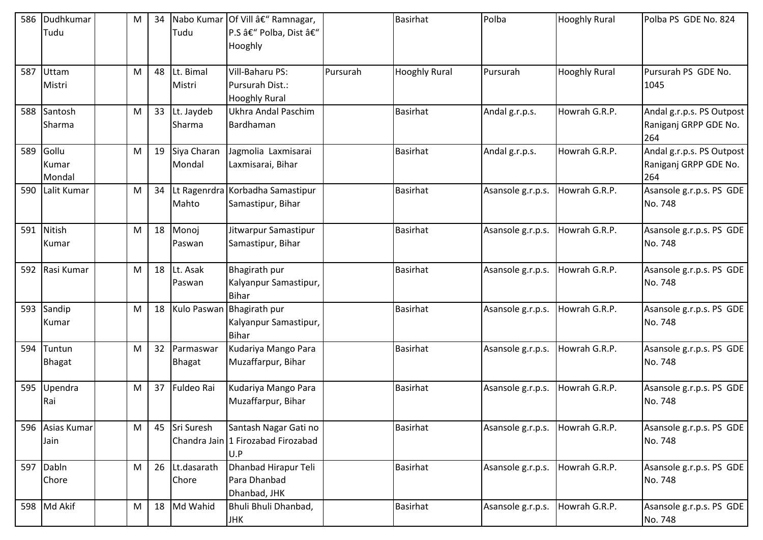| 586 | Dudhkumar Tudu | | M | 34 | Nabo Kumar Tudu | Of Vill â€" Ramnagar, P.S â€" Polba, Dist â€" Hooghly | | Basirhat | Polba | Hooghly Rural | Polba PS GDE No. 824 |
|---|---|---|---|---|---|---|---|---|---|---|---|
| 587 | Uttam Mistri | | M | 48 | Lt. Bimal Mistri | Vill-Baharu PS: Pursurah Dist.: Hooghly Rural | Pursurah | Hooghly Rural | Pursurah | Hooghly Rural | Pursurah PS GDE No. 1045 |
| 588 | Santosh Sharma | | M | 33 | Lt. Jaydeb Sharma | Ukhra Andal Paschim Bardhaman | | Basirhat | Andal g.r.p.s. | Howrah G.R.P. | Andal g.r.p.s. PS Outpost Raniganj GRPP GDE No. 264 |
| 589 | Gollu Kumar Mondal | | M | 19 | Siya Charan Mondal | Jagmolia Laxmisarai Laxmisarai, Bihar | | Basirhat | Andal g.r.p.s. | Howrah G.R.P. | Andal g.r.p.s. PS Outpost Raniganj GRPP GDE No. 264 |
| 590 | Lalit Kumar | | M | 34 | Lt Ragenrdra Mahto | Korbadha Samastipur Samastipur, Bihar | | Basirhat | Asansole g.r.p.s. | Howrah G.R.P. | Asansole g.r.p.s. PS GDE No. 748 |
| 591 | Nitish Kumar | | M | 18 | Monoj Paswan | Jitwarpur Samastipur Samastipur, Bihar | | Basirhat | Asansole g.r.p.s. | Howrah G.R.P. | Asansole g.r.p.s. PS GDE No. 748 |
| 592 | Rasi Kumar | | M | 18 | Lt. Asak Paswan | Bhagirath pur Kalyanpur Samastipur, Bihar | | Basirhat | Asansole g.r.p.s. | Howrah G.R.P. | Asansole g.r.p.s. PS GDE No. 748 |
| 593 | Sandip Kumar | | M | 18 | Kulo Paswan | Bhagirath pur Kalyanpur Samastipur, Bihar | | Basirhat | Asansole g.r.p.s. | Howrah G.R.P. | Asansole g.r.p.s. PS GDE No. 748 |
| 594 | Tuntun Bhagat | | M | 32 | Parmaswar Bhagat | Kudariya Mango Para Muzaffarpur, Bihar | | Basirhat | Asansole g.r.p.s. | Howrah G.R.P. | Asansole g.r.p.s. PS GDE No. 748 |
| 595 | Upendra Rai | | M | 37 | Fuldeo Rai | Kudariya Mango Para Muzaffarpur, Bihar | | Basirhat | Asansole g.r.p.s. | Howrah G.R.P. | Asansole g.r.p.s. PS GDE No. 748 |
| 596 | Asias Kumar Jain | | M | 45 | Sri Suresh Chandra Jain | Santash Nagar Gati no 1 Firozabad Firozabad U.P | | Basirhat | Asansole g.r.p.s. | Howrah G.R.P. | Asansole g.r.p.s. PS GDE No. 748 |
| 597 | Dabln Chore | | M | 26 | Lt.dasarath Chore | Dhanbad Hirapur Teli Para Dhanbad Dhanbad, JHK | | Basirhat | Asansole g.r.p.s. | Howrah G.R.P. | Asansole g.r.p.s. PS GDE No. 748 |
| 598 | Md Akif | | M | 18 | Md Wahid | Bhuli Bhuli Dhanbad, JHK | | Basirhat | Asansole g.r.p.s. | Howrah G.R.P. | Asansole g.r.p.s. PS GDE No. 748 |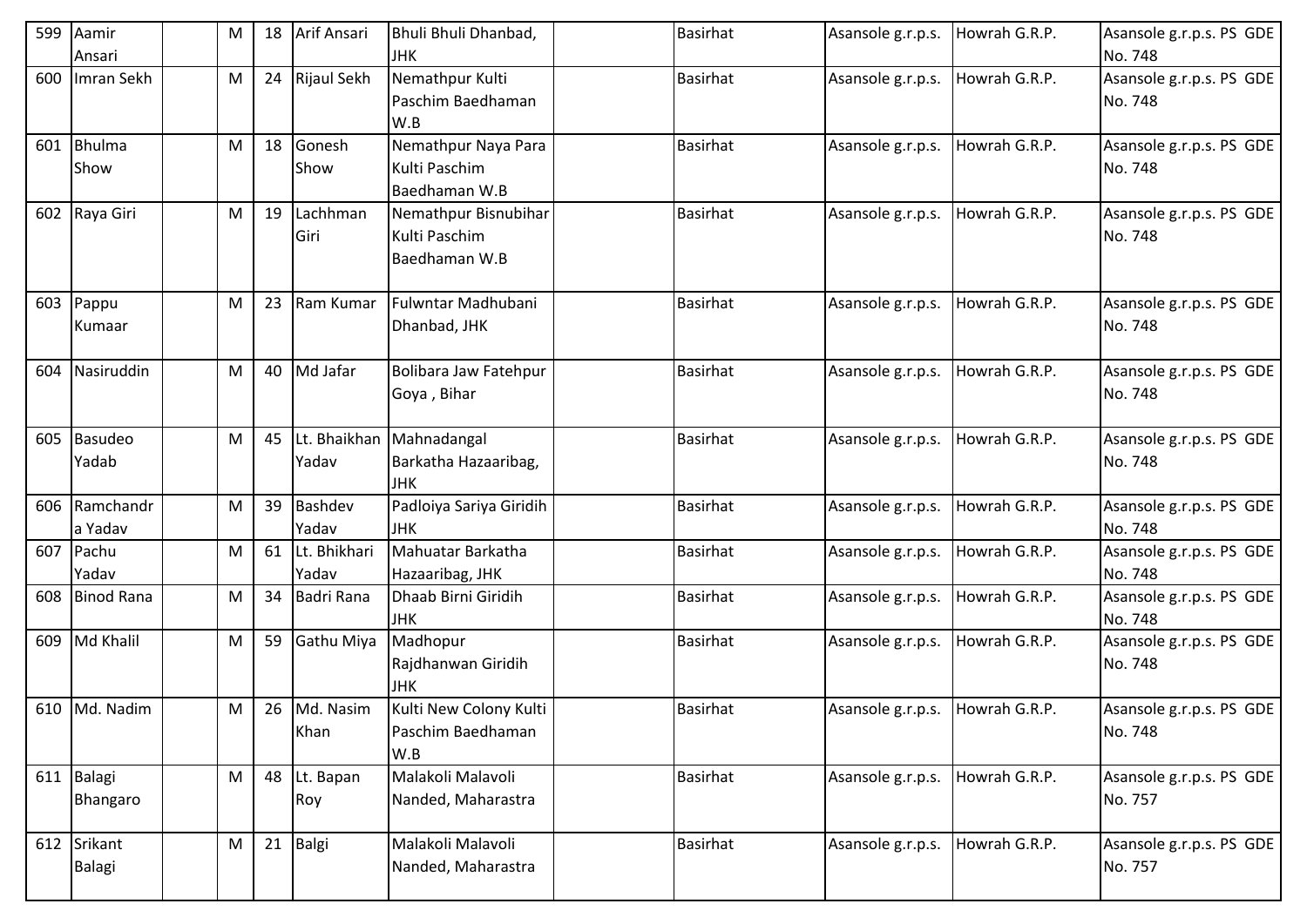| 599 | Aamir Ansari | | M | 18 | Arif Ansari | Bhuli Bhuli Dhanbad, JHK | | Basirhat | Asansole g.r.p.s. | Howrah G.R.P. | Asansole g.r.p.s. PS GDE No. 748 |
|---|---|---|---|---|---|---|---|---|---|---|---|
| 600 | Imran Sekh | | M | 24 | Rijaul Sekh | Nemathpur Kulti Paschim Baedhaman W.B | | Basirhat | Asansole g.r.p.s. | Howrah G.R.P. | Asansole g.r.p.s. PS GDE No. 748 |
| 601 | Bhulma Show | | M | 18 | Gonesh Show | Nemathpur Naya Para Kulti Paschim Baedhaman W.B | | Basirhat | Asansole g.r.p.s. | Howrah G.R.P. | Asansole g.r.p.s. PS GDE No. 748 |
| 602 | Raya Giri | | M | 19 | Lachhman Giri | Nemathpur Bisnubihar Kulti Paschim Baedhaman W.B | | Basirhat | Asansole g.r.p.s. | Howrah G.R.P. | Asansole g.r.p.s. PS GDE No. 748 |
| 603 | Pappu Kumaar | | M | 23 | Ram Kumar | Fulwntar Madhubani Dhanbad, JHK | | Basirhat | Asansole g.r.p.s. | Howrah G.R.P. | Asansole g.r.p.s. PS GDE No. 748 |
| 604 | Nasiruddin | | M | 40 | Md Jafar | Bolibara Jaw Fatehpur Goya , Bihar | | Basirhat | Asansole g.r.p.s. | Howrah G.R.P. | Asansole g.r.p.s. PS GDE No. 748 |
| 605 | Basudeo Yadab | | M | 45 | Lt. Bhaikhan Yadav | Mahnadangal Barkatha Hazaaribag, JHK | | Basirhat | Asansole g.r.p.s. | Howrah G.R.P. | Asansole g.r.p.s. PS GDE No. 748 |
| 606 | Ramchandra Yadav | | M | 39 | Bashdev Yadav | Padloiya Sariya Giridih JHK | | Basirhat | Asansole g.r.p.s. | Howrah G.R.P. | Asansole g.r.p.s. PS GDE No. 748 |
| 607 | Pachu Yadav | | M | 61 | Lt. Bhikhari Yadav | Mahuatar Barkatha Hazaaribag, JHK | | Basirhat | Asansole g.r.p.s. | Howrah G.R.P. | Asansole g.r.p.s. PS GDE No. 748 |
| 608 | Binod Rana | | M | 34 | Badri Rana | Dhaab Birni Giridih JHK | | Basirhat | Asansole g.r.p.s. | Howrah G.R.P. | Asansole g.r.p.s. PS GDE No. 748 |
| 609 | Md Khalil | | M | 59 | Gathu Miya | Madhopur Rajdhanwan Giridih JHK | | Basirhat | Asansole g.r.p.s. | Howrah G.R.P. | Asansole g.r.p.s. PS GDE No. 748 |
| 610 | Md. Nadim | | M | 26 | Md. Nasim Khan | Kulti New Colony Kulti Paschim Baedhaman W.B | | Basirhat | Asansole g.r.p.s. | Howrah G.R.P. | Asansole g.r.p.s. PS GDE No. 748 |
| 611 | Balagi Bhangaro | | M | 48 | Lt. Bapan Roy | Malakoli Malavoli Nanded, Maharastra | | Basirhat | Asansole g.r.p.s. | Howrah G.R.P. | Asansole g.r.p.s. PS GDE No. 757 |
| 612 | Srikant Balagi | | M | 21 | Balgi | Malakoli Malavoli Nanded, Maharastra | | Basirhat | Asansole g.r.p.s. | Howrah G.R.P. | Asansole g.r.p.s. PS GDE No. 757 |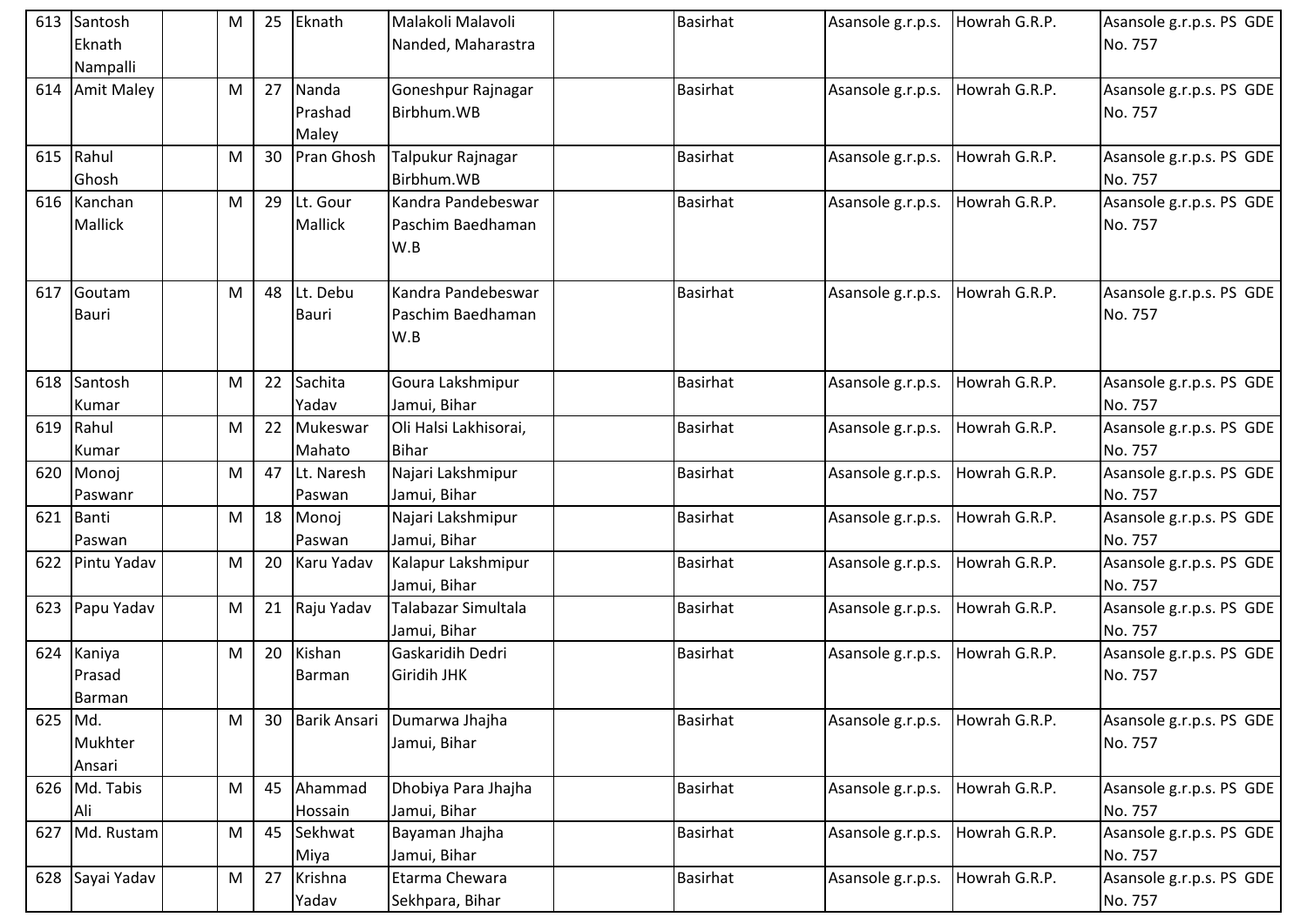| | | | | | | | | | | |
|---|---|---|---|---|---|---|---|---|---|---|
| 613 | Santosh Eknath Nampalli | | M | 25 | Eknath | Malakoli Malavoli Nanded, Maharastra | | Basirhat | Asansole g.r.p.s. | Howrah G.R.P. | Asansole g.r.p.s. PS GDE No. 757 |
| 614 | Amit Maley | | M | 27 | Nanda Prashad Maley | Goneshpur Rajnagar Birbhum.WB | | Basirhat | Asansole g.r.p.s. | Howrah G.R.P. | Asansole g.r.p.s. PS GDE No. 757 |
| 615 | Rahul Ghosh | | M | 30 | Pran Ghosh | Talpukur Rajnagar Birbhum.WB | | Basirhat | Asansole g.r.p.s. | Howrah G.R.P. | Asansole g.r.p.s. PS GDE No. 757 |
| 616 | Kanchan Mallick | | M | 29 | Lt. Gour Mallick | Kandra Pandebeswar Paschim Baedhaman W.B | | Basirhat | Asansole g.r.p.s. | Howrah G.R.P. | Asansole g.r.p.s. PS GDE No. 757 |
| 617 | Goutam Bauri | | M | 48 | Lt. Debu Bauri | Kandra Pandebeswar Paschim Baedhaman W.B | | Basirhat | Asansole g.r.p.s. | Howrah G.R.P. | Asansole g.r.p.s. PS GDE No. 757 |
| 618 | Santosh Kumar | | M | 22 | Sachita Yadav | Goura Lakshmipur Jamui, Bihar | | Basirhat | Asansole g.r.p.s. | Howrah G.R.P. | Asansole g.r.p.s. PS GDE No. 757 |
| 619 | Rahul Kumar | | M | 22 | Mukeswar Mahato | Oli Halsi Lakhisorai, Bihar | | Basirhat | Asansole g.r.p.s. | Howrah G.R.P. | Asansole g.r.p.s. PS GDE No. 757 |
| 620 | Monoj Paswanr | | M | 47 | Lt. Naresh Paswan | Najari Lakshmipur Jamui, Bihar | | Basirhat | Asansole g.r.p.s. | Howrah G.R.P. | Asansole g.r.p.s. PS GDE No. 757 |
| 621 | Banti Paswan | | M | 18 | Monoj Paswan | Najari Lakshmipur Jamui, Bihar | | Basirhat | Asansole g.r.p.s. | Howrah G.R.P. | Asansole g.r.p.s. PS GDE No. 757 |
| 622 | Pintu Yadav | | M | 20 | Karu Yadav | Kalapur Lakshmipur Jamui, Bihar | | Basirhat | Asansole g.r.p.s. | Howrah G.R.P. | Asansole g.r.p.s. PS GDE No. 757 |
| 623 | Papu Yadav | | M | 21 | Raju Yadav | Talabazar Simultala Jamui, Bihar | | Basirhat | Asansole g.r.p.s. | Howrah G.R.P. | Asansole g.r.p.s. PS GDE No. 757 |
| 624 | Kaniya Prasad Barman | | M | 20 | Kishan Barman | Gaskaridih Dedri Giridih JHK | | Basirhat | Asansole g.r.p.s. | Howrah G.R.P. | Asansole g.r.p.s. PS GDE No. 757 |
| 625 | Md. Mukhter Ansari | | M | 30 | Barik Ansari | Dumarwa Jhajha Jamui, Bihar | | Basirhat | Asansole g.r.p.s. | Howrah G.R.P. | Asansole g.r.p.s. PS GDE No. 757 |
| 626 | Md. Tabis Ali | | M | 45 | Ahammad Hossain | Dhobiya Para Jhajha Jamui, Bihar | | Basirhat | Asansole g.r.p.s. | Howrah G.R.P. | Asansole g.r.p.s. PS GDE No. 757 |
| 627 | Md. Rustam | | M | 45 | Sekhwat Miya | Bayaman Jhajha Jamui, Bihar | | Basirhat | Asansole g.r.p.s. | Howrah G.R.P. | Asansole g.r.p.s. PS GDE No. 757 |
| 628 | Sayai Yadav | | M | 27 | Krishna Yadav | Etarma Chewara Sekhpara, Bihar | | Basirhat | Asansole g.r.p.s. | Howrah G.R.P. | Asansole g.r.p.s. PS GDE No. 757 |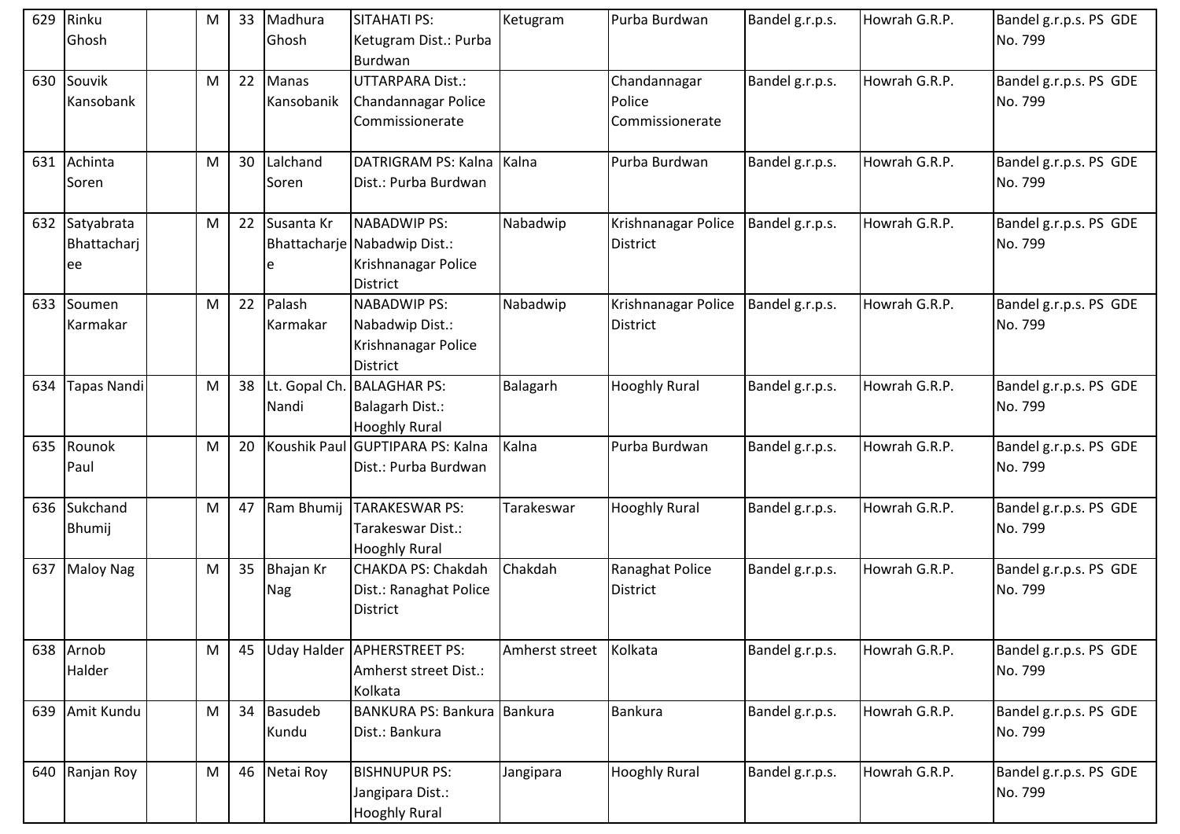| 629 | Rinku Ghosh | | M | 33 | Madhura Ghosh | SITAHATI PS: Ketugram Dist.: Purba Burdwan | Ketugram | Purba Burdwan | Bandel g.r.p.s. | Howrah G.R.P. | Bandel g.r.p.s. PS GDE No. 799 |
|---|---|---|---|---|---|---|---|---|---|---|---|
| 630 | Souvik Kansobank | | M | 22 | Manas Kansobanik | UTTARPARA Dist.: Chandannagar Police Commissionerate | | Chandannagar Police Commissionerate | Bandel g.r.p.s. | Howrah G.R.P. | Bandel g.r.p.s. PS GDE No. 799 |
| 631 | Achinta Soren | | M | 30 | Lalchand Soren | DATRIGRAM PS: Kalna Dist.: Purba Burdwan | Kalna | Purba Burdwan | Bandel g.r.p.s. | Howrah G.R.P. | Bandel g.r.p.s. PS GDE No. 799 |
| 632 | Satyabrata Bhattacharjee | | M | 22 | Susanta Kr Bhattacharjee | NABADWIP PS: Nabadwip Dist.: Krishnanagar Police District | Nabadwip | Krishnanagar Police District | Bandel g.r.p.s. | Howrah G.R.P. | Bandel g.r.p.s. PS GDE No. 799 |
| 633 | Soumen Karmakar | | M | 22 | Palash Karmakar | NABADWIP PS: Nabadwip Dist.: Krishnanagar Police District | Nabadwip | Krishnanagar Police District | Bandel g.r.p.s. | Howrah G.R.P. | Bandel g.r.p.s. PS GDE No. 799 |
| 634 | Tapas Nandi | | M | 38 | Lt. Gopal Ch. Nandi | BALAGHAR PS: Balagarh Dist.: Hooghly Rural | Balagarh | Hooghly Rural | Bandel g.r.p.s. | Howrah G.R.P. | Bandel g.r.p.s. PS GDE No. 799 |
| 635 | Rounok Paul | | M | 20 | Koushik Paul | GUPTIPARA PS: Kalna Dist.: Purba Burdwan | Kalna | Purba Burdwan | Bandel g.r.p.s. | Howrah G.R.P. | Bandel g.r.p.s. PS GDE No. 799 |
| 636 | Sukchand Bhumij | | M | 47 | Ram Bhumij | TARAKESWAR PS: Tarakeswar Dist.: Hooghly Rural | Tarakeswar | Hooghly Rural | Bandel g.r.p.s. | Howrah G.R.P. | Bandel g.r.p.s. PS GDE No. 799 |
| 637 | Maloy Nag | | M | 35 | Bhajan Kr Nag | CHAKDA PS: Chakdah Dist.: Ranaghat Police District | Chakdah | Ranaghat Police District | Bandel g.r.p.s. | Howrah G.R.P. | Bandel g.r.p.s. PS GDE No. 799 |
| 638 | Arnob Halder | | M | 45 | Uday Halder | APHERSTREET PS: Amherst street Dist.: Kolkata | Amherst street | Kolkata | Bandel g.r.p.s. | Howrah G.R.P. | Bandel g.r.p.s. PS GDE No. 799 |
| 639 | Amit Kundu | | M | 34 | Basudeb Kundu | BANKURA PS: Bankura Dist.: Bankura | Bankura | Bankura | Bandel g.r.p.s. | Howrah G.R.P. | Bandel g.r.p.s. PS GDE No. 799 |
| 640 | Ranjan Roy | | M | 46 | Netai Roy | BISHNUPUR PS: Jangipara Dist.: Hooghly Rural | Jangipara | Hooghly Rural | Bandel g.r.p.s. | Howrah G.R.P. | Bandel g.r.p.s. PS GDE No. 799 |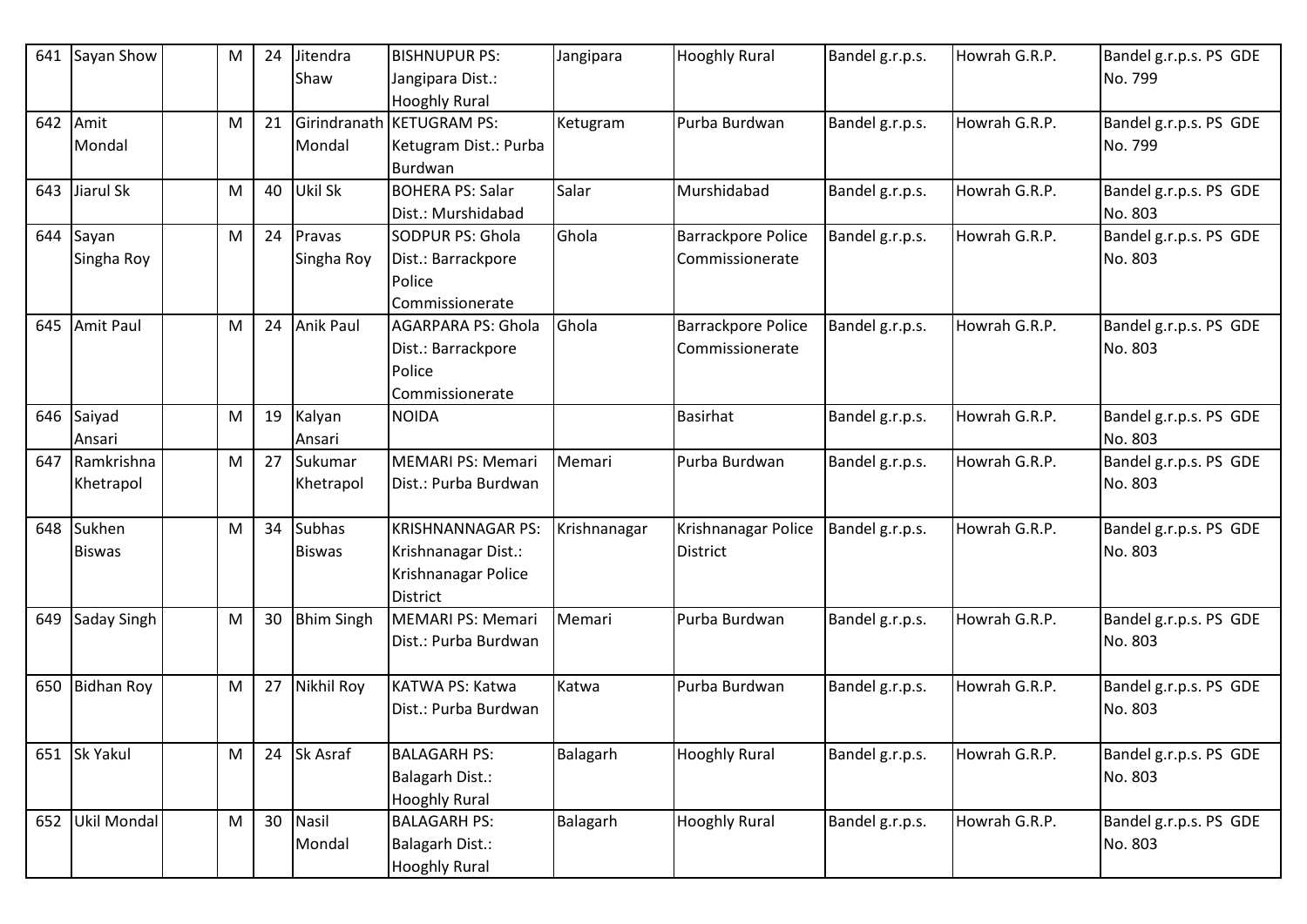| 641 | Sayan Show | | M | 24 | Jitendra Shaw | BISHNUPUR PS: Jangipara Dist.: Hooghly Rural | Jangipara | Hooghly Rural | Bandel g.r.p.s. | Howrah G.R.P. | Bandel g.r.p.s. PS GDE No. 799 |
|---|---|---|---|---|---|---|---|---|---|---|---|
| 642 | Amit Mondal | | M | 21 | Girindranath Mondal | KETUGRAM PS: Ketugram Dist.: Purba Burdwan | Ketugram | Purba Burdwan | Bandel g.r.p.s. | Howrah G.R.P. | Bandel g.r.p.s. PS GDE No. 799 |
| 643 | Jiarul Sk | | M | 40 | Ukil Sk | BOHERA PS: Salar Dist.: Murshidabad | Salar | Murshidabad | Bandel g.r.p.s. | Howrah G.R.P. | Bandel g.r.p.s. PS GDE No. 803 |
| 644 | Sayan Singha Roy | | M | 24 | Pravas Singha Roy | SODPUR PS: Ghola Dist.: Barrackpore Police Commissionerate | Ghola | Barrackpore Police Commissionerate | Bandel g.r.p.s. | Howrah G.R.P. | Bandel g.r.p.s. PS GDE No. 803 |
| 645 | Amit Paul | | M | 24 | Anik Paul | AGARPARA PS: Ghola Dist.: Barrackpore Police Commissionerate | Ghola | Barrackpore Police Commissionerate | Bandel g.r.p.s. | Howrah G.R.P. | Bandel g.r.p.s. PS GDE No. 803 |
| 646 | Saiyad Ansari | | M | 19 | Kalyan Ansari | NOIDA | | Basirhat | Bandel g.r.p.s. | Howrah G.R.P. | Bandel g.r.p.s. PS GDE No. 803 |
| 647 | Ramkrishna Khetrapol | | M | 27 | Sukumar Khetrapol | MEMARI PS: Memari Dist.: Purba Burdwan | Memari | Purba Burdwan | Bandel g.r.p.s. | Howrah G.R.P. | Bandel g.r.p.s. PS GDE No. 803 |
| 648 | Sukhen Biswas | | M | 34 | Subhas Biswas | KRISHNANNAGAR PS: Krishnanagar Dist.: Krishnanagar Police District | Krishnanagar | Krishnanagar Police District | Bandel g.r.p.s. | Howrah G.R.P. | Bandel g.r.p.s. PS GDE No. 803 |
| 649 | Saday Singh | | M | 30 | Bhim Singh | MEMARI PS: Memari Dist.: Purba Burdwan | Memari | Purba Burdwan | Bandel g.r.p.s. | Howrah G.R.P. | Bandel g.r.p.s. PS GDE No. 803 |
| 650 | Bidhan Roy | | M | 27 | Nikhil Roy | KATWA PS: Katwa Dist.: Purba Burdwan | Katwa | Purba Burdwan | Bandel g.r.p.s. | Howrah G.R.P. | Bandel g.r.p.s. PS GDE No. 803 |
| 651 | Sk Yakul | | M | 24 | Sk Asraf | BALAGARH PS: Balagarh Dist.: Hooghly Rural | Balagarh | Hooghly Rural | Bandel g.r.p.s. | Howrah G.R.P. | Bandel g.r.p.s. PS GDE No. 803 |
| 652 | Ukil Mondal | | M | 30 | Nasil Mondal | BALAGARH PS: Balagarh Dist.: Hooghly Rural | Balagarh | Hooghly Rural | Bandel g.r.p.s. | Howrah G.R.P. | Bandel g.r.p.s. PS GDE No. 803 |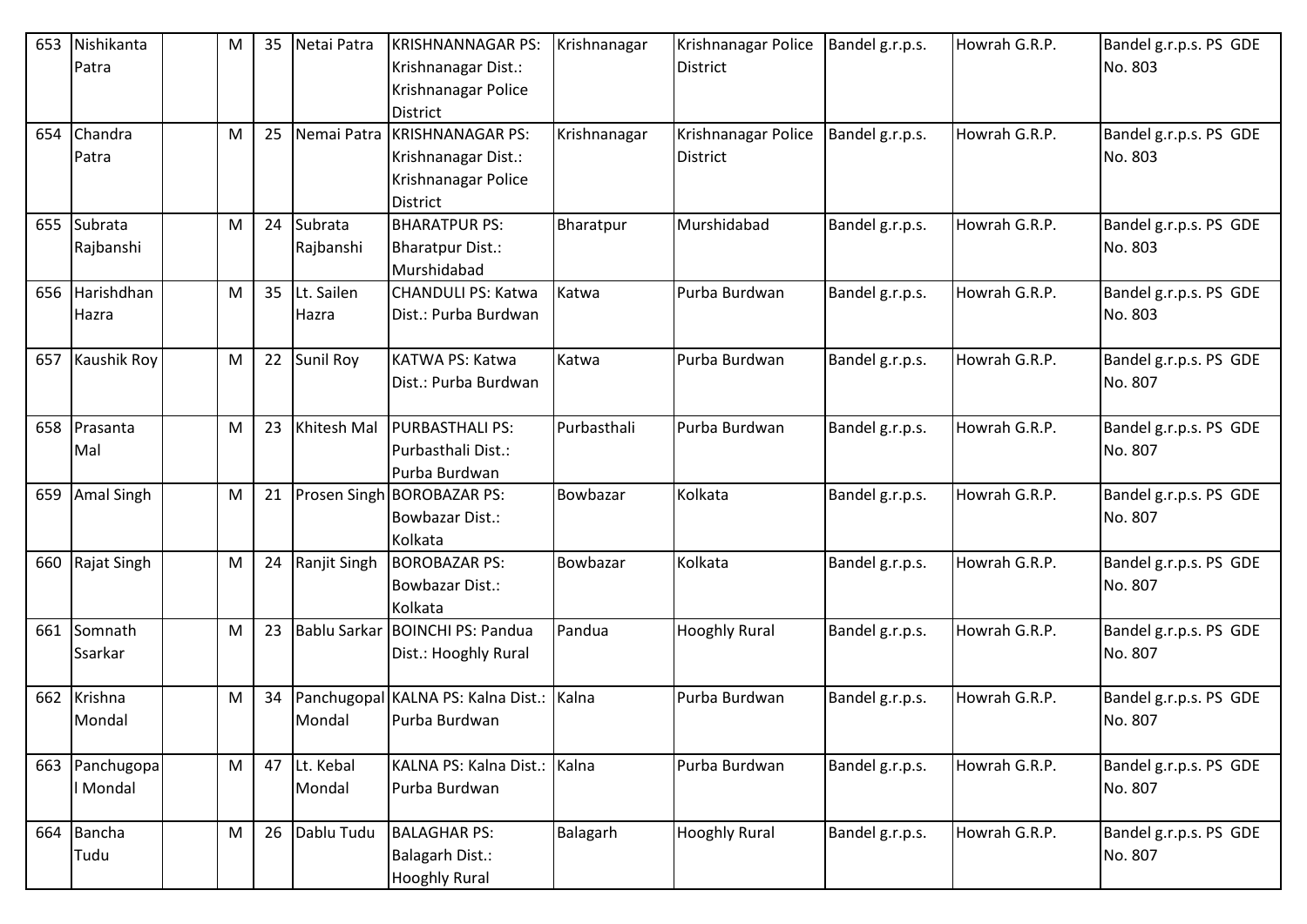| 653 | Nishikanta Patra | | M | 35 | Netai Patra | KRISHNANNAGAR PS: Krishnanagar Dist.: Krishnanagar Police District | Krishnanagar | Krishnanagar Police District | Bandel g.r.p.s. | Howrah G.R.P. | Bandel g.r.p.s. PS GDE No. 803 |
|---|---|---|---|---|---|---|---|---|---|---|---|
| 654 | Chandra Patra | | M | 25 | Nemai Patra | KRISHNANAGAR PS: Krishnanagar Dist.: Krishnanagar Police District | Krishnanagar | Krishnanagar Police District | Bandel g.r.p.s. | Howrah G.R.P. | Bandel g.r.p.s. PS GDE No. 803 |
| 655 | Subrata Rajbanshi | | M | 24 | Subrata Rajbanshi | BHARATPUR PS: Bharatpur Dist.: Murshidabad | Bharatpur | Murshidabad | Bandel g.r.p.s. | Howrah G.R.P. | Bandel g.r.p.s. PS GDE No. 803 |
| 656 | Harishdhan Hazra | | M | 35 | Lt. Sailen Hazra | CHANDULI PS: Katwa Dist.: Purba Burdwan | Katwa | Purba Burdwan | Bandel g.r.p.s. | Howrah G.R.P. | Bandel g.r.p.s. PS GDE No. 803 |
| 657 | Kaushik Roy | | M | 22 | Sunil Roy | KATWA PS: Katwa Dist.: Purba Burdwan | Katwa | Purba Burdwan | Bandel g.r.p.s. | Howrah G.R.P. | Bandel g.r.p.s. PS GDE No. 807 |
| 658 | Prasanta Mal | | M | 23 | Khitesh Mal | PURBASTHALI PS: Purbasthali Dist.: Purba Burdwan | Purbasthali | Purba Burdwan | Bandel g.r.p.s. | Howrah G.R.P. | Bandel g.r.p.s. PS GDE No. 807 |
| 659 | Amal Singh | | M | 21 | Prosen Singh | BOROBAZAR PS: Bowbazar Dist.: Kolkata | Bowbazar | Kolkata | Bandel g.r.p.s. | Howrah G.R.P. | Bandel g.r.p.s. PS GDE No. 807 |
| 660 | Rajat Singh | | M | 24 | Ranjit Singh | BOROBAZAR PS: Bowbazar Dist.: Kolkata | Bowbazar | Kolkata | Bandel g.r.p.s. | Howrah G.R.P. | Bandel g.r.p.s. PS GDE No. 807 |
| 661 | Somnath Ssarkar | | M | 23 | Bablu Sarkar | BOINCHI PS: Pandua Dist.: Hooghly Rural | Pandua | Hooghly Rural | Bandel g.r.p.s. | Howrah G.R.P. | Bandel g.r.p.s. PS GDE No. 807 |
| 662 | Krishna Mondal | | M | 34 | Panchugopal Mondal | KALNA PS: Kalna Dist.: Purba Burdwan | Kalna | Purba Burdwan | Bandel g.r.p.s. | Howrah G.R.P. | Bandel g.r.p.s. PS GDE No. 807 |
| 663 | Panchugopal Mondal | | M | 47 | Lt. Kebal Mondal | KALNA PS: Kalna Dist.: Purba Burdwan | Kalna | Purba Burdwan | Bandel g.r.p.s. | Howrah G.R.P. | Bandel g.r.p.s. PS GDE No. 807 |
| 664 | Bancha Tudu | | M | 26 | Dablu Tudu | BALAGHAR PS: Balagarh Dist.: Hooghly Rural | Balagarh | Hooghly Rural | Bandel g.r.p.s. | Howrah G.R.P. | Bandel g.r.p.s. PS GDE No. 807 |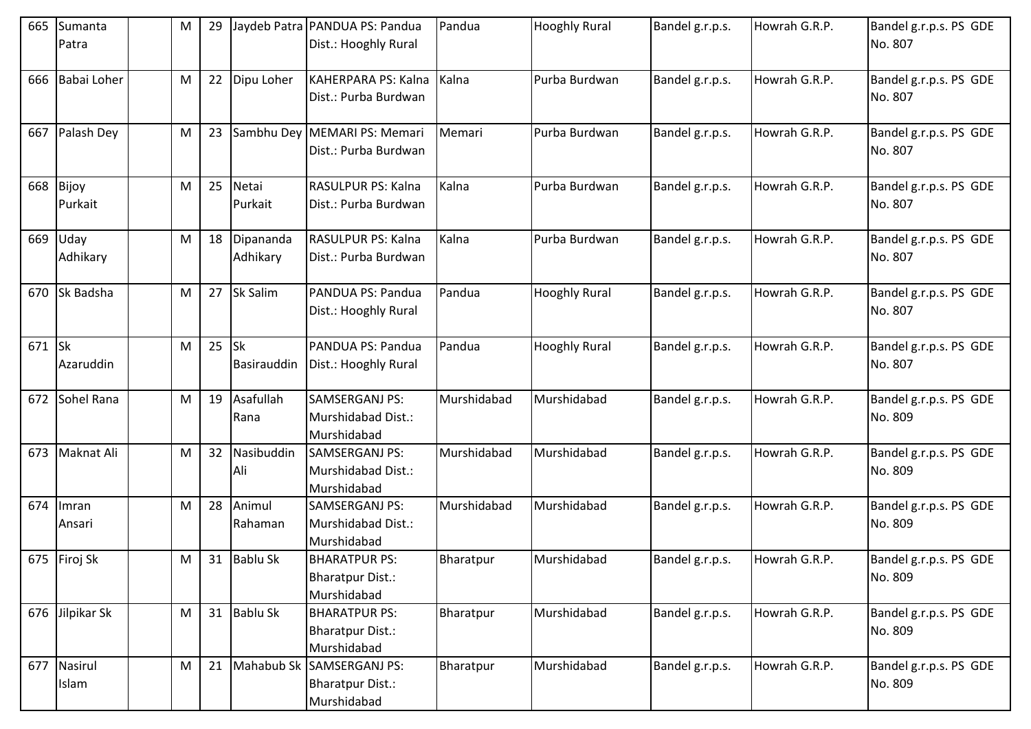| 665 | Sumanta Patra | | M | 29 | Jaydeb Patra | PANDUA PS: Pandua Dist.: Hooghly Rural | Pandua | Hooghly Rural | Bandel g.r.p.s. | Howrah G.R.P. | Bandel g.r.p.s. PS GDE No. 807 |
|---|---|---|---|---|---|---|---|---|---|---|---|
| 666 | Babai Loher | | M | 22 | Dipu Loher | KAHERPARA PS: Kalna Dist.: Purba Burdwan | Kalna | Purba Burdwan | Bandel g.r.p.s. | Howrah G.R.P. | Bandel g.r.p.s. PS GDE No. 807 |
| 667 | Palash Dey | | M | 23 | Sambhu Dey | MEMARI PS: Memari Dist.: Purba Burdwan | Memari | Purba Burdwan | Bandel g.r.p.s. | Howrah G.R.P. | Bandel g.r.p.s. PS GDE No. 807 |
| 668 | Bijoy Purkait | | M | 25 | Netai Purkait | RASULPUR PS: Kalna Dist.: Purba Burdwan | Kalna | Purba Burdwan | Bandel g.r.p.s. | Howrah G.R.P. | Bandel g.r.p.s. PS GDE No. 807 |
| 669 | Uday Adhikary | | M | 18 | Dipananda Adhikary | RASULPUR PS: Kalna Dist.: Purba Burdwan | Kalna | Purba Burdwan | Bandel g.r.p.s. | Howrah G.R.P. | Bandel g.r.p.s. PS GDE No. 807 |
| 670 | Sk Badsha | | M | 27 | Sk Salim | PANDUA PS: Pandua Dist.: Hooghly Rural | Pandua | Hooghly Rural | Bandel g.r.p.s. | Howrah G.R.P. | Bandel g.r.p.s. PS GDE No. 807 |
| 671 | Sk Azaruddin | | M | 25 | Sk Basirauddin | PANDUA PS: Pandua Dist.: Hooghly Rural | Pandua | Hooghly Rural | Bandel g.r.p.s. | Howrah G.R.P. | Bandel g.r.p.s. PS GDE No. 807 |
| 672 | Sohel Rana | | M | 19 | Asafullah Rana | SAMSERGANJ PS: Murshidabad Dist.: Murshidabad | Murshidabad | Murshidabad | Bandel g.r.p.s. | Howrah G.R.P. | Bandel g.r.p.s. PS GDE No. 809 |
| 673 | Maknat Ali | | M | 32 | Nasibuddin Ali | SAMSERGANJ PS: Murshidabad Dist.: Murshidabad | Murshidabad | Murshidabad | Bandel g.r.p.s. | Howrah G.R.P. | Bandel g.r.p.s. PS GDE No. 809 |
| 674 | Imran Ansari | | M | 28 | Animul Rahaman | SAMSERGANJ PS: Murshidabad Dist.: Murshidabad | Murshidabad | Murshidabad | Bandel g.r.p.s. | Howrah G.R.P. | Bandel g.r.p.s. PS GDE No. 809 |
| 675 | Firoj Sk | | M | 31 | Bablu Sk | BHARATPUR PS: Bharatpur Dist.: Murshidabad | Bharatpur | Murshidabad | Bandel g.r.p.s. | Howrah G.R.P. | Bandel g.r.p.s. PS GDE No. 809 |
| 676 | Jilpikar Sk | | M | 31 | Bablu Sk | BHARATPUR PS: Bharatpur Dist.: Murshidabad | Bharatpur | Murshidabad | Bandel g.r.p.s. | Howrah G.R.P. | Bandel g.r.p.s. PS GDE No. 809 |
| 677 | Nasirul Islam | | M | 21 | Mahabub Sk | SAMSERGANJ PS: Bharatpur Dist.: Murshidabad | Bharatpur | Murshidabad | Bandel g.r.p.s. | Howrah G.R.P. | Bandel g.r.p.s. PS GDE No. 809 |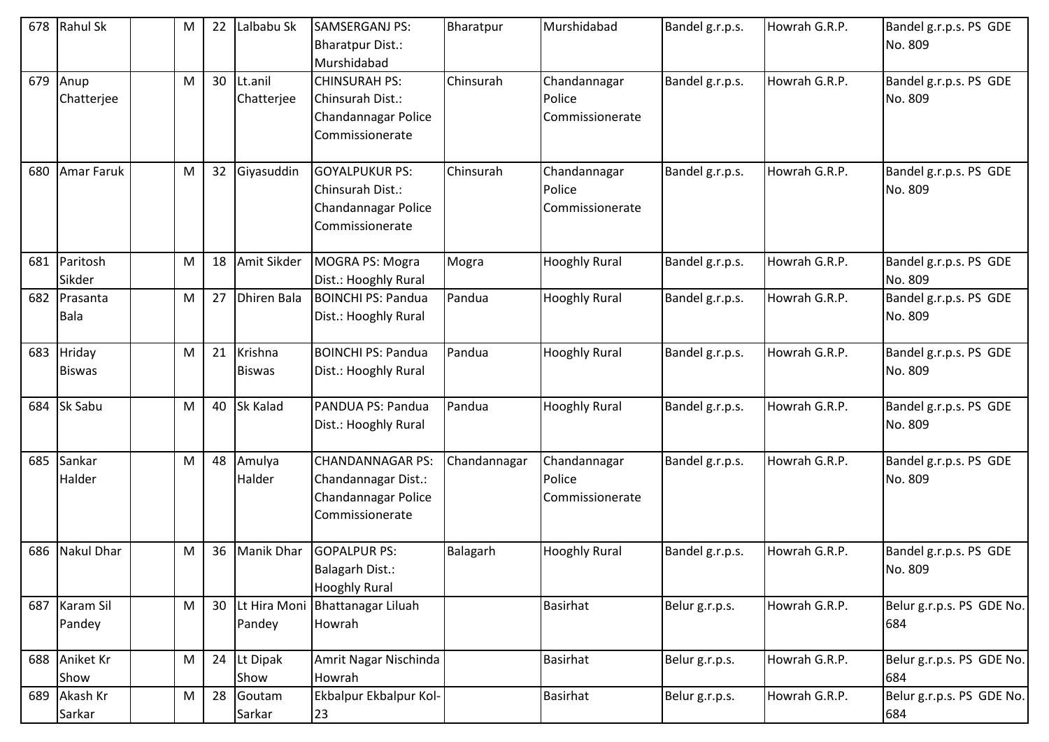| 678 | Rahul Sk | | M | 22 | Lalbabu Sk | SAMSERGANJ PS: Bharatpur Dist.: Murshidabad | Bharatpur | Murshidabad | Bandel g.r.p.s. | Howrah G.R.P. | Bandel g.r.p.s. PS GDE No. 809 |
|---|---|---|---|---|---|---|---|---|---|---|---|
| 679 | Anup Chatterjee | | M | 30 | Lt.anil Chatterjee | CHINSURAH PS: Chinsurah Dist.: Chandannagar Police Commissionerate | Chinsurah | Chandannagar Police Commissionerate | Bandel g.r.p.s. | Howrah G.R.P. | Bandel g.r.p.s. PS GDE No. 809 |
| 680 | Amar Faruk | | M | 32 | Giyasuddin | GOYALPUKUR PS: Chinsurah Dist.: Chandannagar Police Commissionerate | Chinsurah | Chandannagar Police Commissionerate | Bandel g.r.p.s. | Howrah G.R.P. | Bandel g.r.p.s. PS GDE No. 809 |
| 681 | Paritosh Sikder | | M | 18 | Amit Sikder | MOGRA PS: Mogra Dist.: Hooghly Rural | Mogra | Hooghly Rural | Bandel g.r.p.s. | Howrah G.R.P. | Bandel g.r.p.s. PS GDE No. 809 |
| 682 | Prasanta Bala | | M | 27 | Dhiren Bala | BOINCHI PS: Pandua Dist.: Hooghly Rural | Pandua | Hooghly Rural | Bandel g.r.p.s. | Howrah G.R.P. | Bandel g.r.p.s. PS GDE No. 809 |
| 683 | Hriday Biswas | | M | 21 | Krishna Biswas | BOINCHI PS: Pandua Dist.: Hooghly Rural | Pandua | Hooghly Rural | Bandel g.r.p.s. | Howrah G.R.P. | Bandel g.r.p.s. PS GDE No. 809 |
| 684 | Sk Sabu | | M | 40 | Sk Kalad | PANDUA PS: Pandua Dist.: Hooghly Rural | Pandua | Hooghly Rural | Bandel g.r.p.s. | Howrah G.R.P. | Bandel g.r.p.s. PS GDE No. 809 |
| 685 | Sankar Halder | | M | 48 | Amulya Halder | CHANDANNAGAR PS: Chandannagar Dist.: Chandannagar Police Commissionerate | Chandannagar | Chandannagar Police Commissionerate | Bandel g.r.p.s. | Howrah G.R.P. | Bandel g.r.p.s. PS GDE No. 809 |
| 686 | Nakul Dhar | | M | 36 | Manik Dhar | GOPALPUR PS: Balagarh Dist.: Hooghly Rural | Balagarh | Hooghly Rural | Bandel g.r.p.s. | Howrah G.R.P. | Bandel g.r.p.s. PS GDE No. 809 |
| 687 | Karam Sil Pandey | | M | 30 | Lt Hira Moni Pandey | Bhattanagar Liluah Howrah | | Basirhat | Belur g.r.p.s. | Howrah G.R.P. | Belur g.r.p.s. PS GDE No. 684 |
| 688 | Aniket Kr Show | | M | 24 | Lt Dipak Show | Amrit Nagar Nischinda Howrah | | Basirhat | Belur g.r.p.s. | Howrah G.R.P. | Belur g.r.p.s. PS GDE No. 684 |
| 689 | Akash Kr Sarkar | | M | 28 | Goutam Sarkar | Ekbalpur Ekbalpur Kol-23 | | Basirhat | Belur g.r.p.s. | Howrah G.R.P. | Belur g.r.p.s. PS GDE No. 684 |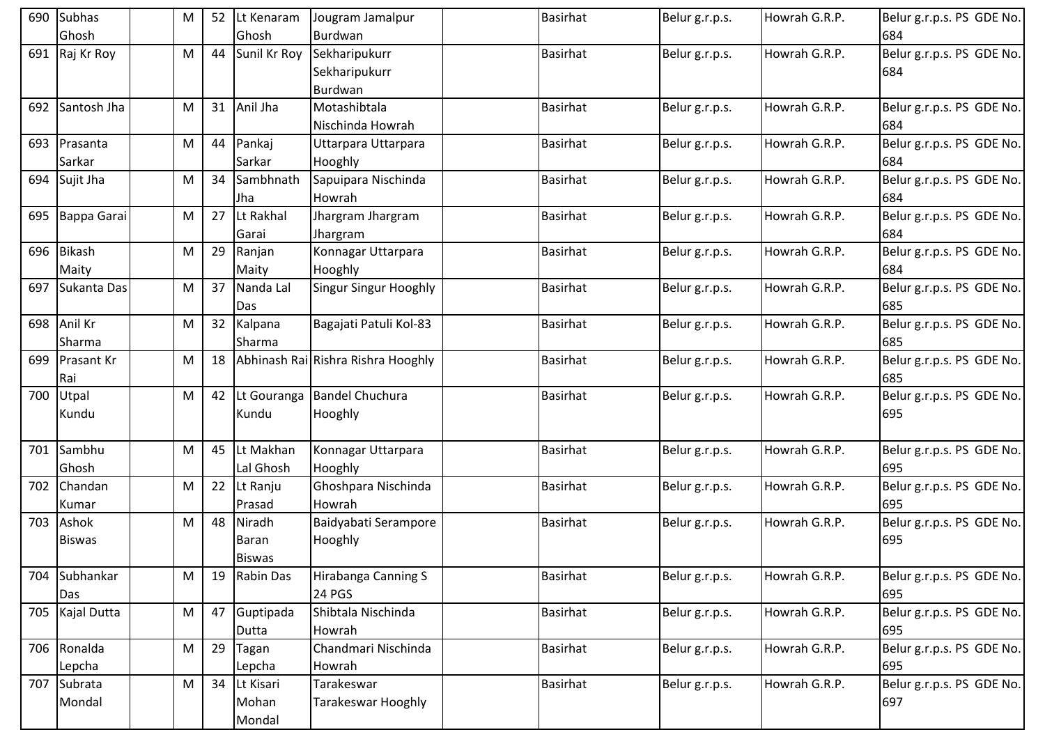| | | | | | | | | | | |
|---|---|---|---|---|---|---|---|---|---|---|
| 690 | Subhas Ghosh | | M | 52 | Lt Kenaram Ghosh | Jougram Jamalpur Burdwan | | Basirhat | Belur g.r.p.s. | Howrah G.R.P. | Belur g.r.p.s. PS GDE No. 684 |
| 691 | Raj Kr Roy | | M | 44 | Sunil Kr Roy | Sekharipukurr Sekharipukurr Burdwan | | Basirhat | Belur g.r.p.s. | Howrah G.R.P. | Belur g.r.p.s. PS GDE No. 684 |
| 692 | Santosh Jha | | M | 31 | Anil Jha | Motashibtala Nischinda Howrah | | Basirhat | Belur g.r.p.s. | Howrah G.R.P. | Belur g.r.p.s. PS GDE No. 684 |
| 693 | Prasanta Sarkar | | M | 44 | Pankaj Sarkar | Uttarpara Uttarpara Hooghly | | Basirhat | Belur g.r.p.s. | Howrah G.R.P. | Belur g.r.p.s. PS GDE No. 684 |
| 694 | Sujit Jha | | M | 34 | Sambhnath Jha | Sapuipara Nischinda Howrah | | Basirhat | Belur g.r.p.s. | Howrah G.R.P. | Belur g.r.p.s. PS GDE No. 684 |
| 695 | Bappa Garai | | M | 27 | Lt Rakhal Garai | Jhargram Jhargram Jhargram | | Basirhat | Belur g.r.p.s. | Howrah G.R.P. | Belur g.r.p.s. PS GDE No. 684 |
| 696 | Bikash Maity | | M | 29 | Ranjan Maity | Konnagar Uttarpara Hooghly | | Basirhat | Belur g.r.p.s. | Howrah G.R.P. | Belur g.r.p.s. PS GDE No. 684 |
| 697 | Sukanta Das | | M | 37 | Nanda Lal Das | Singur Singur Hooghly | | Basirhat | Belur g.r.p.s. | Howrah G.R.P. | Belur g.r.p.s. PS GDE No. 685 |
| 698 | Anil Kr Sharma | | M | 32 | Kalpana Sharma | Bagajati Patuli Kol-83 | | Basirhat | Belur g.r.p.s. | Howrah G.R.P. | Belur g.r.p.s. PS GDE No. 685 |
| 699 | Prasant Kr Rai | | M | 18 | Abhinash Rai | Rishra Rishra Hooghly | | Basirhat | Belur g.r.p.s. | Howrah G.R.P. | Belur g.r.p.s. PS GDE No. 685 |
| 700 | Utpal Kundu | | M | 42 | Lt Gouranga Kundu | Bandel Chuchura Hooghly | | Basirhat | Belur g.r.p.s. | Howrah G.R.P. | Belur g.r.p.s. PS GDE No. 695 |
| 701 | Sambhu Ghosh | | M | 45 | Lt Makhan Lal Ghosh | Konnagar Uttarpara Hooghly | | Basirhat | Belur g.r.p.s. | Howrah G.R.P. | Belur g.r.p.s. PS GDE No. 695 |
| 702 | Chandan Kumar | | M | 22 | Lt Ranju Prasad | Ghoshpara Nischinda Howrah | | Basirhat | Belur g.r.p.s. | Howrah G.R.P. | Belur g.r.p.s. PS GDE No. 695 |
| 703 | Ashok Biswas | | M | 48 | Niradh Baran Biswas | Baidyabati Serampore Hooghly | | Basirhat | Belur g.r.p.s. | Howrah G.R.P. | Belur g.r.p.s. PS GDE No. 695 |
| 704 | Subhankar Das | | M | 19 | Rabin Das | Hirabanga Canning S 24 PGS | | Basirhat | Belur g.r.p.s. | Howrah G.R.P. | Belur g.r.p.s. PS GDE No. 695 |
| 705 | Kajal Dutta | | M | 47 | Guptipada Dutta | Shibtala Nischinda Howrah | | Basirhat | Belur g.r.p.s. | Howrah G.R.P. | Belur g.r.p.s. PS GDE No. 695 |
| 706 | Ronalda Lepcha | | M | 29 | Tagan Lepcha | Chandmari Nischinda Howrah | | Basirhat | Belur g.r.p.s. | Howrah G.R.P. | Belur g.r.p.s. PS GDE No. 695 |
| 707 | Subrata Mondal | | M | 34 | Lt Kisari Mohan Mondal | Tarakeswar Tarakeswar Hooghly | | Basirhat | Belur g.r.p.s. | Howrah G.R.P. | Belur g.r.p.s. PS GDE No. 697 |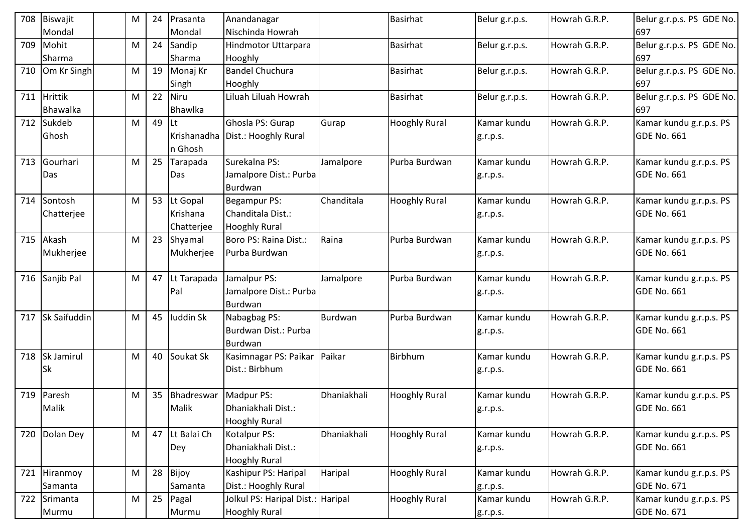| 708 | Biswajit Mondal | | M | 24 | Prasanta Mondal | Anandanagar Nischinda Howrah | | Basirhat | Belur g.r.p.s. | Howrah G.R.P. | Belur g.r.p.s. PS GDE No. 697 |
|---|---|---|---|---|---|---|---|---|---|---|---|
| 709 | Mohit Sharma | | M | 24 | Sandip Sharma | Hindmotor Uttarpara Hooghly | | Basirhat | Belur g.r.p.s. | Howrah G.R.P. | Belur g.r.p.s. PS GDE No. 697 |
| 710 | Om Kr Singh | | M | 19 | Monaj Kr Singh | Bandel Chuchura Hooghly | | Basirhat | Belur g.r.p.s. | Howrah G.R.P. | Belur g.r.p.s. PS GDE No. 697 |
| 711 | Hrittik Bhawalka | | M | 22 | Niru Bhawlka | Liluah Liluah Howrah | | Basirhat | Belur g.r.p.s. | Howrah G.R.P. | Belur g.r.p.s. PS GDE No. 697 |
| 712 | Sukdeb Ghosh | | M | 49 | Lt Krishanadhan Ghosh | Ghosla PS: Gurap Dist.: Hooghly Rural | Gurap | Hooghly Rural | Kamar kundu g.r.p.s. | Howrah G.R.P. | Kamar kundu g.r.p.s. PS GDE No. 661 |
| 713 | Gourhari Das | | M | 25 | Tarapada Das | Surekalna PS: Jamalpore Dist.: Purba Burdwan | Jamalpore | Purba Burdwan | Kamar kundu g.r.p.s. | Howrah G.R.P. | Kamar kundu g.r.p.s. PS GDE No. 661 |
| 714 | Sontosh Chatterjee | | M | 53 | Lt Gopal Krishana Chatterjee | Begampur PS: Chanditala Dist.: Hooghly Rural | Chanditala | Hooghly Rural | Kamar kundu g.r.p.s. | Howrah G.R.P. | Kamar kundu g.r.p.s. PS GDE No. 661 |
| 715 | Akash Mukherjee | | M | 23 | Shyamal Mukherjee | Boro PS: Raina Dist.: Purba Burdwan | Raina | Purba Burdwan | Kamar kundu g.r.p.s. | Howrah G.R.P. | Kamar kundu g.r.p.s. PS GDE No. 661 |
| 716 | Sanjib Pal | | M | 47 | Lt Tarapada Pal | Jamalpur PS: Jamalpore Dist.: Purba Burdwan | Jamalpore | Purba Burdwan | Kamar kundu g.r.p.s. | Howrah G.R.P. | Kamar kundu g.r.p.s. PS GDE No. 661 |
| 717 | Sk Saifuddin | | M | 45 | Iuddin Sk | Nabagbag PS: Burdwan Dist.: Purba Burdwan | Burdwan | Purba Burdwan | Kamar kundu g.r.p.s. | Howrah G.R.P. | Kamar kundu g.r.p.s. PS GDE No. 661 |
| 718 | Sk Jamirul Sk | | M | 40 | Soukat Sk | Kasimnagar PS: Paikar Dist.: Birbhum | Paikar | Birbhum | Kamar kundu g.r.p.s. | Howrah G.R.P. | Kamar kundu g.r.p.s. PS GDE No. 661 |
| 719 | Paresh Malik | | M | 35 | Bhadreswar Malik | Madpur PS: Dhaniakhali Dist.: Hooghly Rural | Dhaniakhali | Hooghly Rural | Kamar kundu g.r.p.s. | Howrah G.R.P. | Kamar kundu g.r.p.s. PS GDE No. 661 |
| 720 | Dolan Dey | | M | 47 | Lt Balai Ch Dey | Kotalpur PS: Dhaniakhali Dist.: Hooghly Rural | Dhaniakhali | Hooghly Rural | Kamar kundu g.r.p.s. | Howrah G.R.P. | Kamar kundu g.r.p.s. PS GDE No. 661 |
| 721 | Hiranmoy Samanta | | M | 28 | Bijoy Samanta | Kashipur PS: Haripal Dist.: Hooghly Rural | Haripal | Hooghly Rural | Kamar kundu g.r.p.s. | Howrah G.R.P. | Kamar kundu g.r.p.s. PS GDE No. 671 |
| 722 | Srimanta Murmu | | M | 25 | Pagal Murmu | Jolkul PS: Haripal Dist.: Hooghly Rural | Haripal | Hooghly Rural | Kamar kundu g.r.p.s. | Howrah G.R.P. | Kamar kundu g.r.p.s. PS GDE No. 671 |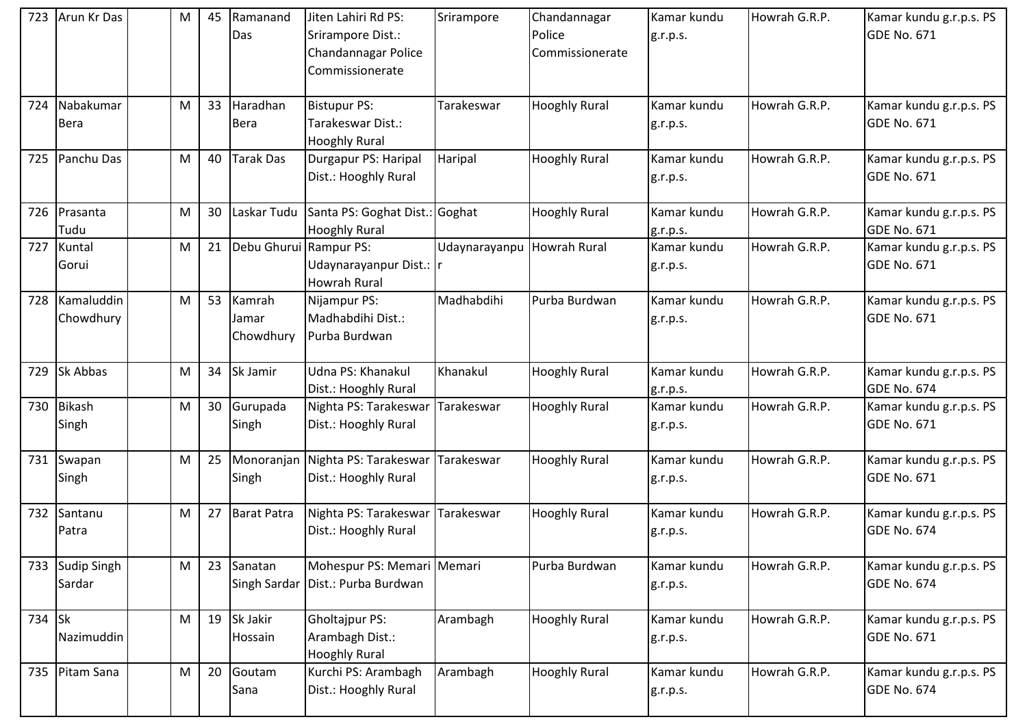| 723 | Arun Kr Das | | M | 45 | Ramanand Das | Jiten Lahiri Rd PS: Srirampore Dist.: Chandannagar Police Commissionerate | Srirampore | Chandannagar Police Commissionerate | Kamar kundu g.r.p.s. | Howrah G.R.P. | Kamar kundu g.r.p.s. PS GDE No. 671 |
|---|---|---|---|---|---|---|---|---|---|---|---|
| 724 | Nabakumar Bera | | M | 33 | Haradhan Bera | Bistupur PS: Tarakeswar Dist.: Hooghly Rural | Tarakeswar | Hooghly Rural | Kamar kundu g.r.p.s. | Howrah G.R.P. | Kamar kundu g.r.p.s. PS GDE No. 671 |
| 725 | Panchu Das | | M | 40 | Tarak Das | Durgapur PS: Haripal Dist.: Hooghly Rural | Haripal | Hooghly Rural | Kamar kundu g.r.p.s. | Howrah G.R.P. | Kamar kundu g.r.p.s. PS GDE No. 671 |
| 726 | Prasanta Tudu | | M | 30 | Laskar Tudu | Santa PS: Goghat Dist.: Hooghly Rural | Goghat | Hooghly Rural | Kamar kundu g.r.p.s. | Howrah G.R.P. | Kamar kundu g.r.p.s. PS GDE No. 671 |
| 727 | Kuntal Gorui | | M | 21 | Debu Ghurui | Rampur PS: Udaynarayanpur Dist.: Howrah Rural | Udaynarayanpur | Howrah Rural | Kamar kundu g.r.p.s. | Howrah G.R.P. | Kamar kundu g.r.p.s. PS GDE No. 671 |
| 728 | Kamaluddin Chowdhury | | M | 53 | Kamrah Jamar Chowdhury | Nijampur PS: Madhabdihi Dist.: Purba Burdwan | Madhabdihi | Purba Burdwan | Kamar kundu g.r.p.s. | Howrah G.R.P. | Kamar kundu g.r.p.s. PS GDE No. 671 |
| 729 | Sk Abbas | | M | 34 | Sk Jamir | Udna PS: Khanakul Dist.: Hooghly Rural | Khanakul | Hooghly Rural | Kamar kundu g.r.p.s. | Howrah G.R.P. | Kamar kundu g.r.p.s. PS GDE No. 674 |
| 730 | Bikash Singh | | M | 30 | Gurupada Singh | Nighta PS: Tarakeswar Dist.: Hooghly Rural | Tarakeswar | Hooghly Rural | Kamar kundu g.r.p.s. | Howrah G.R.P. | Kamar kundu g.r.p.s. PS GDE No. 671 |
| 731 | Swapan Singh | | M | 25 | Monoranjan Singh | Nighta PS: Tarakeswar Dist.: Hooghly Rural | Tarakeswar | Hooghly Rural | Kamar kundu g.r.p.s. | Howrah G.R.P. | Kamar kundu g.r.p.s. PS GDE No. 671 |
| 732 | Santanu Patra | | M | 27 | Barat Patra | Nighta PS: Tarakeswar Dist.: Hooghly Rural | Tarakeswar | Hooghly Rural | Kamar kundu g.r.p.s. | Howrah G.R.P. | Kamar kundu g.r.p.s. PS GDE No. 674 |
| 733 | Sudip Singh Sardar | | M | 23 | Sanatan Singh Sardar | Mohespur PS: Memari Dist.: Purba Burdwan | Memari | Purba Burdwan | Kamar kundu g.r.p.s. | Howrah G.R.P. | Kamar kundu g.r.p.s. PS GDE No. 674 |
| 734 | Sk Nazimuddin | | M | 19 | Sk Jakir Hossain | Gholtajpur PS: Arambagh Dist.: Hooghly Rural | Arambagh | Hooghly Rural | Kamar kundu g.r.p.s. | Howrah G.R.P. | Kamar kundu g.r.p.s. PS GDE No. 671 |
| 735 | Pitam Sana | | M | 20 | Goutam Sana | Kurchi PS: Arambagh Dist.: Hooghly Rural | Arambagh | Hooghly Rural | Kamar kundu g.r.p.s. | Howrah G.R.P. | Kamar kundu g.r.p.s. PS GDE No. 674 |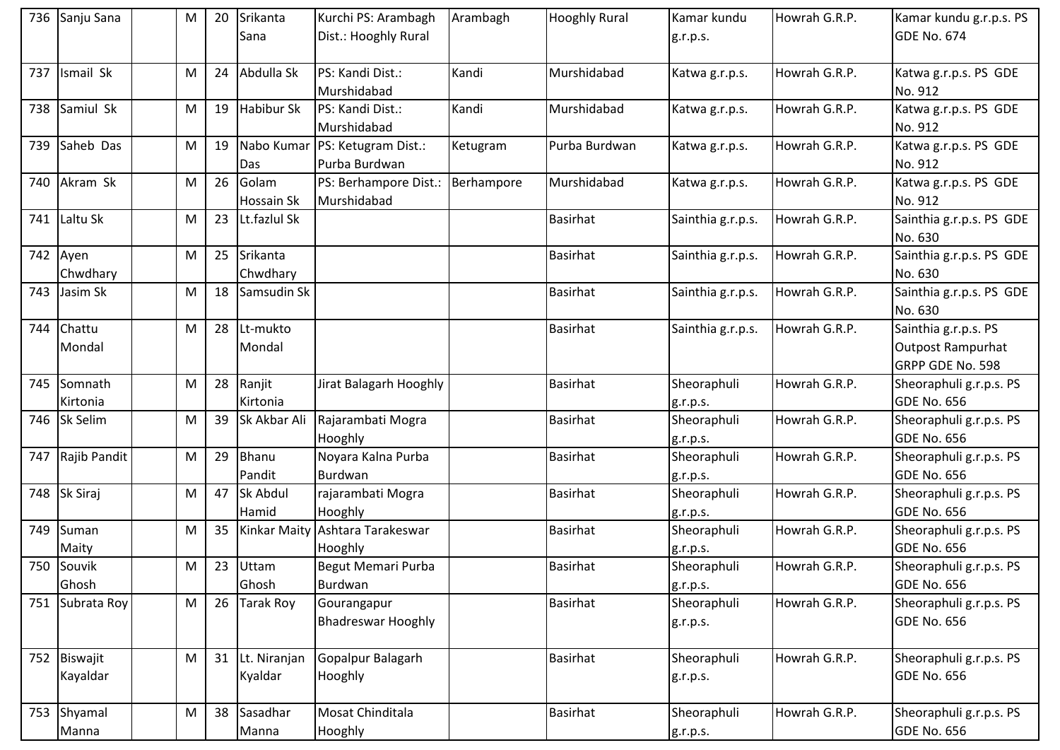| 736 | Sanju Sana | | M | 20 | Srikanta Sana | Kurchi PS: Arambagh Dist.: Hooghly Rural | Arambagh | Hooghly Rural | Kamar kundu g.r.p.s. | Howrah G.R.P. | Kamar kundu g.r.p.s. PS GDE No. 674 |
|---|---|---|---|---|---|---|---|---|---|---|---|
| 737 | Ismail Sk | | M | 24 | Abdulla Sk | PS: Kandi Dist.: Murshidabad | Kandi | Murshidabad | Katwa g.r.p.s. | Howrah G.R.P. | Katwa g.r.p.s. PS GDE No. 912 |
| 738 | Samiul Sk | | M | 19 | Habibur Sk | PS: Kandi Dist.: Murshidabad | Kandi | Murshidabad | Katwa g.r.p.s. | Howrah G.R.P. | Katwa g.r.p.s. PS GDE No. 912 |
| 739 | Saheb Das | | M | 19 | Nabo Kumar Das | PS: Ketugram Dist.: Purba Burdwan | Ketugram | Purba Burdwan | Katwa g.r.p.s. | Howrah G.R.P. | Katwa g.r.p.s. PS GDE No. 912 |
| 740 | Akram Sk | | M | 26 | Golam Hossain Sk | PS: Berhampore Dist.: Murshidabad | Berhampore | Murshidabad | Katwa g.r.p.s. | Howrah G.R.P. | Katwa g.r.p.s. PS GDE No. 912 |
| 741 | Laltu Sk | | M | 23 | Lt.fazlul Sk | | | Basirhat | Sainthia g.r.p.s. | Howrah G.R.P. | Sainthia g.r.p.s. PS GDE No. 630 |
| 742 | Ayen Chwdhary | | M | 25 | Srikanta Chwdhary | | | Basirhat | Sainthia g.r.p.s. | Howrah G.R.P. | Sainthia g.r.p.s. PS GDE No. 630 |
| 743 | Jasim Sk | | M | 18 | Samsudin Sk | | | Basirhat | Sainthia g.r.p.s. | Howrah G.R.P. | Sainthia g.r.p.s. PS GDE No. 630 |
| 744 | Chattu Mondal | | M | 28 | Lt-mukto Mondal | | | Basirhat | Sainthia g.r.p.s. | Howrah G.R.P. | Sainthia g.r.p.s. PS Outpost Rampurhat GRPP GDE No. 598 |
| 745 | Somnath Kirtonia | | M | 28 | Ranjit Kirtonia | Jirat Balagarh Hooghly | | Basirhat | Sheoraphuli g.r.p.s. | Howrah G.R.P. | Sheoraphuli g.r.p.s. PS GDE No. 656 |
| 746 | Sk Selim | | M | 39 | Sk Akbar Ali | Rajarambati Mogra Hooghly | | Basirhat | Sheoraphuli g.r.p.s. | Howrah G.R.P. | Sheoraphuli g.r.p.s. PS GDE No. 656 |
| 747 | Rajib Pandit | | M | 29 | Bhanu Pandit | Noyara Kalna Purba Burdwan | | Basirhat | Sheoraphuli g.r.p.s. | Howrah G.R.P. | Sheoraphuli g.r.p.s. PS GDE No. 656 |
| 748 | Sk Siraj | | M | 47 | Sk Abdul Hamid | rajarambati Mogra Hooghly | | Basirhat | Sheoraphuli g.r.p.s. | Howrah G.R.P. | Sheoraphuli g.r.p.s. PS GDE No. 656 |
| 749 | Suman Maity | | M | 35 | Kinkar Maity | Ashtara Tarakeswar Hooghly | | Basirhat | Sheoraphuli g.r.p.s. | Howrah G.R.P. | Sheoraphuli g.r.p.s. PS GDE No. 656 |
| 750 | Souvik Ghosh | | M | 23 | Uttam Ghosh | Begut Memari Purba Burdwan | | Basirhat | Sheoraphuli g.r.p.s. | Howrah G.R.P. | Sheoraphuli g.r.p.s. PS GDE No. 656 |
| 751 | Subrata Roy | | M | 26 | Tarak Roy | Gourangapur Bhadreswar Hooghly | | Basirhat | Sheoraphuli g.r.p.s. | Howrah G.R.P. | Sheoraphuli g.r.p.s. PS GDE No. 656 |
| 752 | Biswajit Kayaldar | | M | 31 | Lt. Niranjan Kyaldar | Gopalpur Balagarh Hooghly | | Basirhat | Sheoraphuli g.r.p.s. | Howrah G.R.P. | Sheoraphuli g.r.p.s. PS GDE No. 656 |
| 753 | Shyamal Manna | | M | 38 | Sasadhar Manna | Mosat Chinditala Hooghly | | Basirhat | Sheoraphuli g.r.p.s. | Howrah G.R.P. | Sheoraphuli g.r.p.s. PS GDE No. 656 |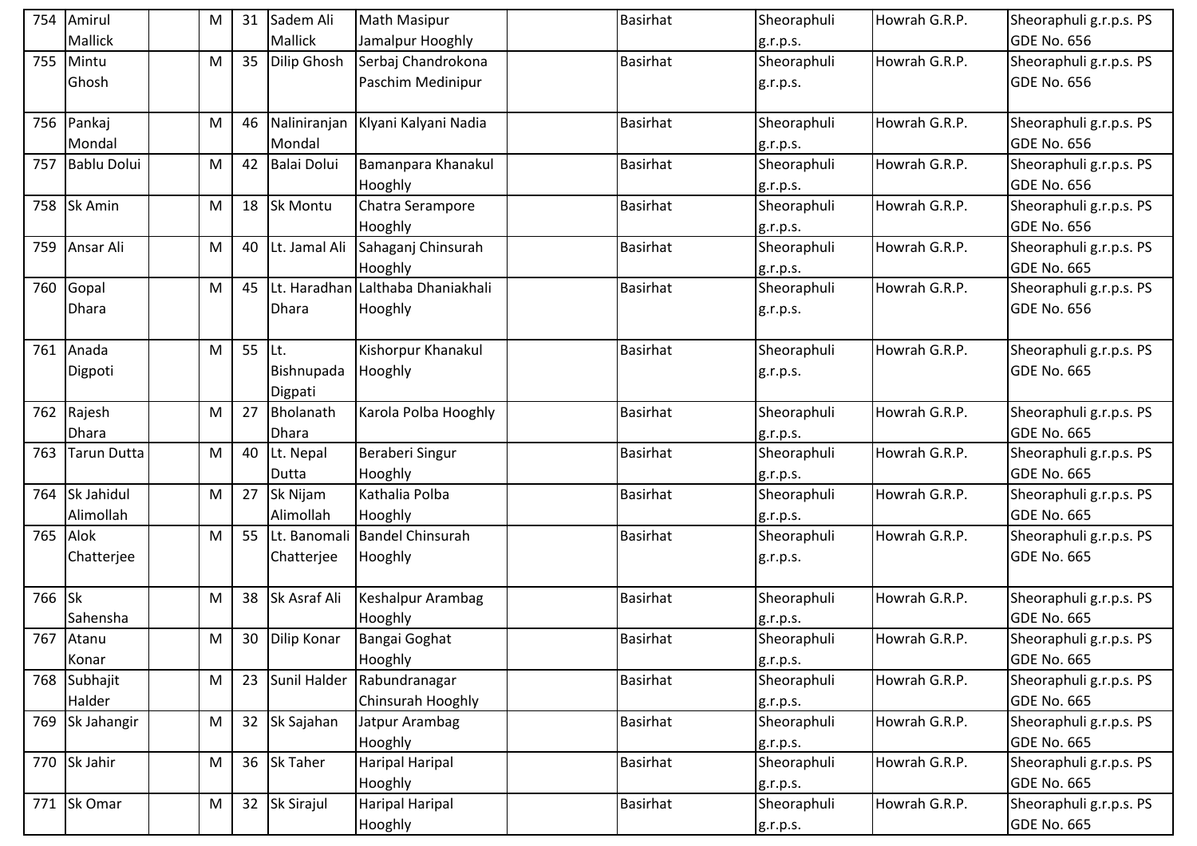| 754 | Amirul Mallick | | M | 31 | Sadem Ali Mallick | Math Masipur Jamalpur Hooghly | | Basirhat | Sheoraphuli g.r.p.s. | Howrah G.R.P. | Sheoraphuli g.r.p.s. PS GDE No. 656 |
|---|---|---|---|---|---|---|---|---|---|---|---|
| 755 | Mintu Ghosh | | M | 35 | Dilip Ghosh | Serbaj Chandrokona Paschim Medinipur | | Basirhat | Sheoraphuli g.r.p.s. | Howrah G.R.P. | Sheoraphuli g.r.p.s. PS GDE No. 656 |
| 756 | Pankaj Mondal | | M | 46 | Naliniranjan Mondal | Klyani Kalyani Nadia | | Basirhat | Sheoraphuli g.r.p.s. | Howrah G.R.P. | Sheoraphuli g.r.p.s. PS GDE No. 656 |
| 757 | Bablu Dolui | | M | 42 | Balai Dolui | Bamanpara Khanakul Hooghly | | Basirhat | Sheoraphuli g.r.p.s. | Howrah G.R.P. | Sheoraphuli g.r.p.s. PS GDE No. 656 |
| 758 | Sk Amin | | M | 18 | Sk Montu | Chatra Serampore Hooghly | | Basirhat | Sheoraphuli g.r.p.s. | Howrah G.R.P. | Sheoraphuli g.r.p.s. PS GDE No. 656 |
| 759 | Ansar Ali | | M | 40 | Lt. Jamal Ali | Sahaganj Chinsurah Hooghly | | Basirhat | Sheoraphuli g.r.p.s. | Howrah G.R.P. | Sheoraphuli g.r.p.s. PS GDE No. 665 |
| 760 | Gopal Dhara | | M | 45 | Lt. Haradhan Dhara | Lalthaba Dhaniakhali Hooghly | | Basirhat | Sheoraphuli g.r.p.s. | Howrah G.R.P. | Sheoraphuli g.r.p.s. PS GDE No. 656 |
| 761 | Anada Digpoti | | M | 55 | Lt. Bishnupada Digpati | Kishorpur Khanakul Hooghly | | Basirhat | Sheoraphuli g.r.p.s. | Howrah G.R.P. | Sheoraphuli g.r.p.s. PS GDE No. 665 |
| 762 | Rajesh Dhara | | M | 27 | Bholanath Dhara | Karola Polba Hooghly | | Basirhat | Sheoraphuli g.r.p.s. | Howrah G.R.P. | Sheoraphuli g.r.p.s. PS GDE No. 665 |
| 763 | Tarun Dutta | | M | 40 | Lt. Nepal Dutta | Beraberi Singur Hooghly | | Basirhat | Sheoraphuli g.r.p.s. | Howrah G.R.P. | Sheoraphuli g.r.p.s. PS GDE No. 665 |
| 764 | Sk Jahidul Alimollah | | M | 27 | Sk Nijam Alimollah | Kathalia Polba Hooghly | | Basirhat | Sheoraphuli g.r.p.s. | Howrah G.R.P. | Sheoraphuli g.r.p.s. PS GDE No. 665 |
| 765 | Alok Chatterjee | | M | 55 | Lt. Banomali Chatterjee | Bandel Chinsurah Hooghly | | Basirhat | Sheoraphuli g.r.p.s. | Howrah G.R.P. | Sheoraphuli g.r.p.s. PS GDE No. 665 |
| 766 | Sk Sahensha | | M | 38 | Sk Asraf Ali | Keshalpur Arambag Hooghly | | Basirhat | Sheoraphuli g.r.p.s. | Howrah G.R.P. | Sheoraphuli g.r.p.s. PS GDE No. 665 |
| 767 | Atanu Konar | | M | 30 | Dilip Konar | Bangai Goghat Hooghly | | Basirhat | Sheoraphuli g.r.p.s. | Howrah G.R.P. | Sheoraphuli g.r.p.s. PS GDE No. 665 |
| 768 | Subhajit Halder | | M | 23 | Sunil Halder | Rabundranagar Chinsurah Hooghly | | Basirhat | Sheoraphuli g.r.p.s. | Howrah G.R.P. | Sheoraphuli g.r.p.s. PS GDE No. 665 |
| 769 | Sk Jahangir | | M | 32 | Sk Sajahan | Jatpur Arambag Hooghly | | Basirhat | Sheoraphuli g.r.p.s. | Howrah G.R.P. | Sheoraphuli g.r.p.s. PS GDE No. 665 |
| 770 | Sk Jahir | | M | 36 | Sk Taher | Haripal Haripal Hooghly | | Basirhat | Sheoraphuli g.r.p.s. | Howrah G.R.P. | Sheoraphuli g.r.p.s. PS GDE No. 665 |
| 771 | Sk Omar | | M | 32 | Sk Sirajul | Haripal Haripal Hooghly | | Basirhat | Sheoraphuli g.r.p.s. | Howrah G.R.P. | Sheoraphuli g.r.p.s. PS GDE No. 665 |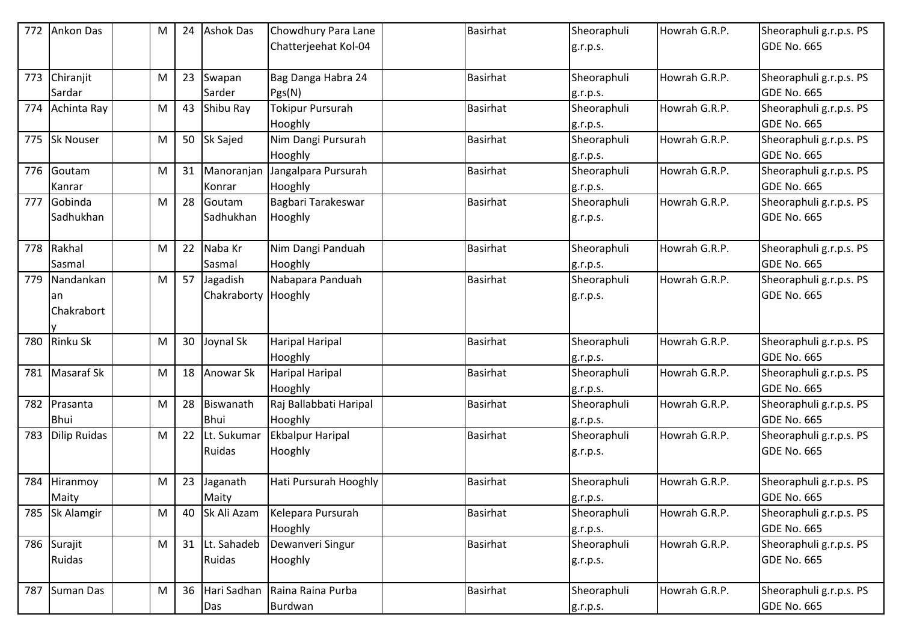| 772 | Ankon Das | | M | 24 | Ashok Das | Chowdhury Para Lane Chatterjeehat Kol-04 | | Basirhat | Sheoraphuli g.r.p.s. | Howrah G.R.P. | Sheoraphuli g.r.p.s. PS GDE No. 665 |
|---|---|---|---|---|---|---|---|---|---|---|---|
| 773 | Chiranjit Sardar | | M | 23 | Swapan Sarder | Bag Danga Habra 24 Pgs(N) | | Basirhat | Sheoraphuli g.r.p.s. | Howrah G.R.P. | Sheoraphuli g.r.p.s. PS GDE No. 665 |
| 774 | Achinta Ray | | M | 43 | Shibu Ray | Tokipur Pursurah Hooghly | | Basirhat | Sheoraphuli g.r.p.s. | Howrah G.R.P. | Sheoraphuli g.r.p.s. PS GDE No. 665 |
| 775 | Sk Nouser | | M | 50 | Sk Sajed | Nim Dangi Pursurah Hooghly | | Basirhat | Sheoraphuli g.r.p.s. | Howrah G.R.P. | Sheoraphuli g.r.p.s. PS GDE No. 665 |
| 776 | Goutam Kanrar | | M | 31 | Manoranjan Konrar | Jangalpara Pursurah Hooghly | | Basirhat | Sheoraphuli g.r.p.s. | Howrah G.R.P. | Sheoraphuli g.r.p.s. PS GDE No. 665 |
| 777 | Gobinda Sadhukhan | | M | 28 | Goutam Sadhukhan | Bagbari Tarakeswar Hooghly | | Basirhat | Sheoraphuli g.r.p.s. | Howrah G.R.P. | Sheoraphuli g.r.p.s. PS GDE No. 665 |
| 778 | Rakhal Sasmal | | M | 22 | Naba Kr Sasmal | Nim Dangi Panduah Hooghly | | Basirhat | Sheoraphuli g.r.p.s. | Howrah G.R.P. | Sheoraphuli g.r.p.s. PS GDE No. 665 |
| 779 | Nandankanan Chakraborty | | M | 57 | Jagadish Chakraborty | Nabapara Panduah Hooghly | | Basirhat | Sheoraphuli g.r.p.s. | Howrah G.R.P. | Sheoraphuli g.r.p.s. PS GDE No. 665 |
| 780 | Rinku Sk | | M | 30 | Joynal Sk | Haripal Haripal Hooghly | | Basirhat | Sheoraphuli g.r.p.s. | Howrah G.R.P. | Sheoraphuli g.r.p.s. PS GDE No. 665 |
| 781 | Masaraf Sk | | M | 18 | Anowar Sk | Haripal Haripal Hooghly | | Basirhat | Sheoraphuli g.r.p.s. | Howrah G.R.P. | Sheoraphuli g.r.p.s. PS GDE No. 665 |
| 782 | Prasanta Bhui | | M | 28 | Biswanath Bhui | Raj Ballabbati Haripal Hooghly | | Basirhat | Sheoraphuli g.r.p.s. | Howrah G.R.P. | Sheoraphuli g.r.p.s. PS GDE No. 665 |
| 783 | Dilip Ruidas | | M | 22 | Lt. Sukumar Ruidas | Ekbalpur Haripal Hooghly | | Basirhat | Sheoraphuli g.r.p.s. | Howrah G.R.P. | Sheoraphuli g.r.p.s. PS GDE No. 665 |
| 784 | Hiranmoy Maity | | M | 23 | Jaganath Maity | Hati Pursurah Hooghly | | Basirhat | Sheoraphuli g.r.p.s. | Howrah G.R.P. | Sheoraphuli g.r.p.s. PS GDE No. 665 |
| 785 | Sk Alamgir | | M | 40 | Sk Ali Azam | Kelepara Pursurah Hooghly | | Basirhat | Sheoraphuli g.r.p.s. | Howrah G.R.P. | Sheoraphuli g.r.p.s. PS GDE No. 665 |
| 786 | Surajit Ruidas | | M | 31 | Lt. Sahadeb Ruidas | Dewanveri Singur Hooghly | | Basirhat | Sheoraphuli g.r.p.s. | Howrah G.R.P. | Sheoraphuli g.r.p.s. PS GDE No. 665 |
| 787 | Suman Das | | M | 36 | Hari Sadhan Das | Raina Raina Purba Burdwan | | Basirhat | Sheoraphuli g.r.p.s. | Howrah G.R.P. | Sheoraphuli g.r.p.s. PS GDE No. 665 |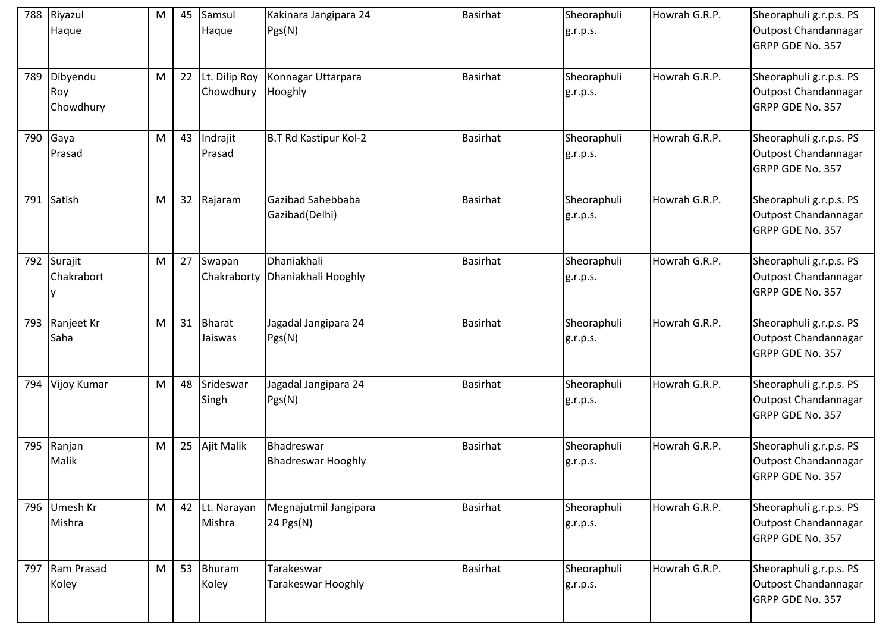| 788 | Riyazul Haque | | M | 45 | Samsul Haque | Kakinara Jangipara 24 Pgs(N) | | Basirhat | Sheoraphuli g.r.p.s. | Howrah G.R.P. | Sheoraphuli g.r.p.s. PS Outpost Chandannagar GRPP GDE No. 357 |
|---|---|---|---|---|---|---|---|---|---|---|---|
| 789 | Dibyendu Roy Chowdhury | | M | 22 | Lt. Dilip Roy Chowdhury | Konnagar Uttarpara Hooghly | | Basirhat | Sheoraphuli g.r.p.s. | Howrah G.R.P. | Sheoraphuli g.r.p.s. PS Outpost Chandannagar GRPP GDE No. 357 |
| 790 | Gaya Prasad | | M | 43 | Indrajit Prasad | B.T Rd Kastipur Kol-2 | | Basirhat | Sheoraphuli g.r.p.s. | Howrah G.R.P. | Sheoraphuli g.r.p.s. PS Outpost Chandannagar GRPP GDE No. 357 |
| 791 | Satish | | M | 32 | Rajaram | Gazibad Sahebbaba Gazibad(Delhi) | | Basirhat | Sheoraphuli g.r.p.s. | Howrah G.R.P. | Sheoraphuli g.r.p.s. PS Outpost Chandannagar GRPP GDE No. 357 |
| 792 | Surajit Chakraborty | | M | 27 | Swapan Chakraborty | Dhaniakhali Dhaniakhali Hooghly | | Basirhat | Sheoraphuli g.r.p.s. | Howrah G.R.P. | Sheoraphuli g.r.p.s. PS Outpost Chandannagar GRPP GDE No. 357 |
| 793 | Ranjeet Kr Saha | | M | 31 | Bharat Jaiswas | Jagadal Jangipara 24 Pgs(N) | | Basirhat | Sheoraphuli g.r.p.s. | Howrah G.R.P. | Sheoraphuli g.r.p.s. PS Outpost Chandannagar GRPP GDE No. 357 |
| 794 | Vijoy Kumar | | M | 48 | Srideswar Singh | Jagadal Jangipara 24 Pgs(N) | | Basirhat | Sheoraphuli g.r.p.s. | Howrah G.R.P. | Sheoraphuli g.r.p.s. PS Outpost Chandannagar GRPP GDE No. 357 |
| 795 | Ranjan Malik | | M | 25 | Ajit Malik | Bhadreswar Bhadreswar Hooghly | | Basirhat | Sheoraphuli g.r.p.s. | Howrah G.R.P. | Sheoraphuli g.r.p.s. PS Outpost Chandannagar GRPP GDE No. 357 |
| 796 | Umesh Kr Mishra | | M | 42 | Lt. Narayan Mishra | Megnajutmil Jangipara 24 Pgs(N) | | Basirhat | Sheoraphuli g.r.p.s. | Howrah G.R.P. | Sheoraphuli g.r.p.s. PS Outpost Chandannagar GRPP GDE No. 357 |
| 797 | Ram Prasad Koley | | M | 53 | Bhuram Koley | Tarakeswar Tarakeswar Hooghly | | Basirhat | Sheoraphuli g.r.p.s. | Howrah G.R.P. | Sheoraphuli g.r.p.s. PS Outpost Chandannagar GRPP GDE No. 357 |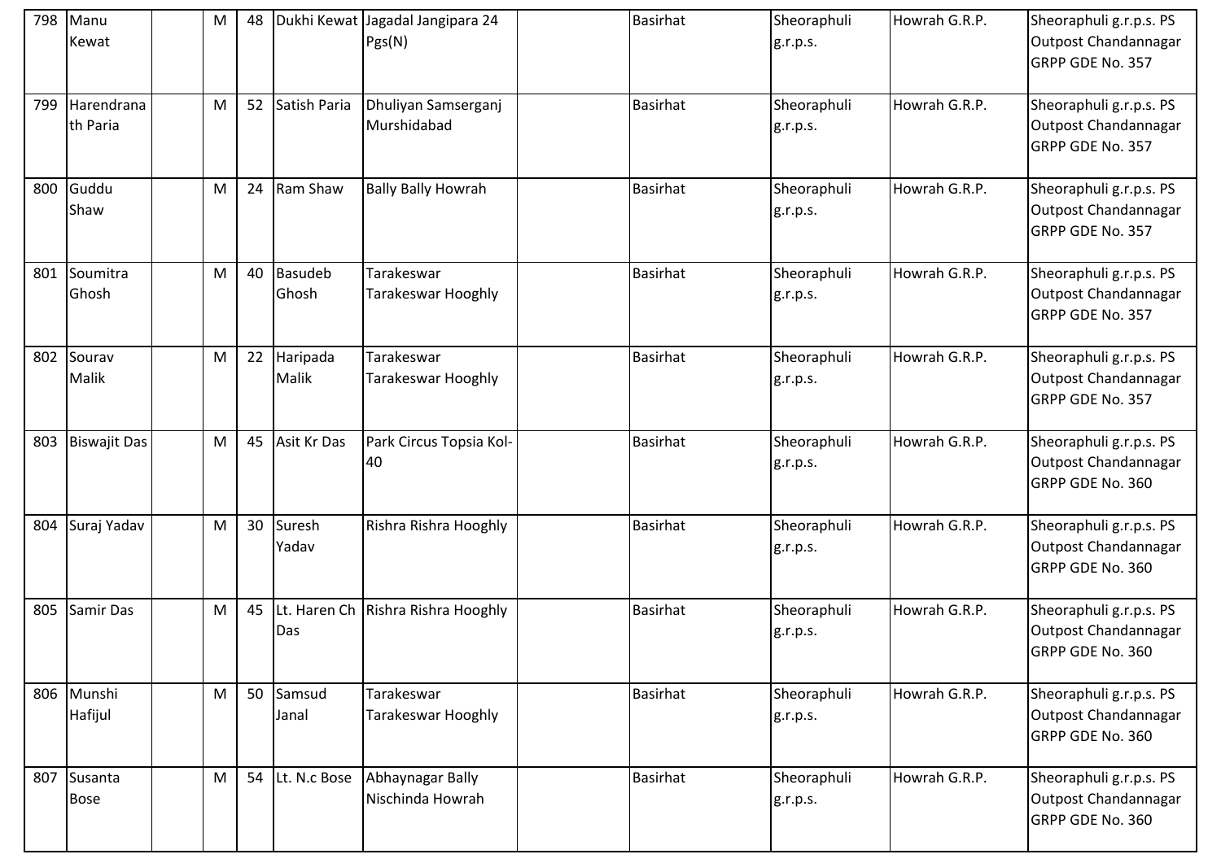| 798 | Manu Kewat | | M | 48 | Dukhi Kewat | Jagadal Jangipara 24 Pgs(N) | | Basirhat | Sheoraphuli g.r.p.s. | Howrah G.R.P. | Sheoraphuli g.r.p.s. PS Outpost Chandannagar GRPP GDE No. 357 |
|---|---|---|---|---|---|---|---|---|---|---|---|
| 799 | Harendranath Paria | | M | 52 | Satish Paria | Dhuliyan Samserganj Murshidabad | | Basirhat | Sheoraphuli g.r.p.s. | Howrah G.R.P. | Sheoraphuli g.r.p.s. PS Outpost Chandannagar GRPP GDE No. 357 |
| 800 | Guddu Shaw | | M | 24 | Ram Shaw | Bally Bally Howrah | | Basirhat | Sheoraphuli g.r.p.s. | Howrah G.R.P. | Sheoraphuli g.r.p.s. PS Outpost Chandannagar GRPP GDE No. 357 |
| 801 | Soumitra Ghosh | | M | 40 | Basudeb Ghosh | Tarakeswar Tarakeswar Hooghly | | Basirhat | Sheoraphuli g.r.p.s. | Howrah G.R.P. | Sheoraphuli g.r.p.s. PS Outpost Chandannagar GRPP GDE No. 357 |
| 802 | Sourav Malik | | M | 22 | Haripada Malik | Tarakeswar Tarakeswar Hooghly | | Basirhat | Sheoraphuli g.r.p.s. | Howrah G.R.P. | Sheoraphuli g.r.p.s. PS Outpost Chandannagar GRPP GDE No. 357 |
| 803 | Biswajit Das | | M | 45 | Asit Kr Das | Park Circus Topsia Kol-40 | | Basirhat | Sheoraphuli g.r.p.s. | Howrah G.R.P. | Sheoraphuli g.r.p.s. PS Outpost Chandannagar GRPP GDE No. 360 |
| 804 | Suraj Yadav | | M | 30 | Suresh Yadav | Rishra Rishra Hooghly | | Basirhat | Sheoraphuli g.r.p.s. | Howrah G.R.P. | Sheoraphuli g.r.p.s. PS Outpost Chandannagar GRPP GDE No. 360 |
| 805 | Samir Das | | M | 45 | Lt. Haren Ch Das | Rishra Rishra Hooghly | | Basirhat | Sheoraphuli g.r.p.s. | Howrah G.R.P. | Sheoraphuli g.r.p.s. PS Outpost Chandannagar GRPP GDE No. 360 |
| 806 | Munshi Hafijul | | M | 50 | Samsud Janal | Tarakeswar Tarakeswar Hooghly | | Basirhat | Sheoraphuli g.r.p.s. | Howrah G.R.P. | Sheoraphuli g.r.p.s. PS Outpost Chandannagar GRPP GDE No. 360 |
| 807 | Susanta Bose | | M | 54 | Lt. N.c Bose | Abhaynagar Bally Nischinda Howrah | | Basirhat | Sheoraphuli g.r.p.s. | Howrah G.R.P. | Sheoraphuli g.r.p.s. PS Outpost Chandannagar GRPP GDE No. 360 |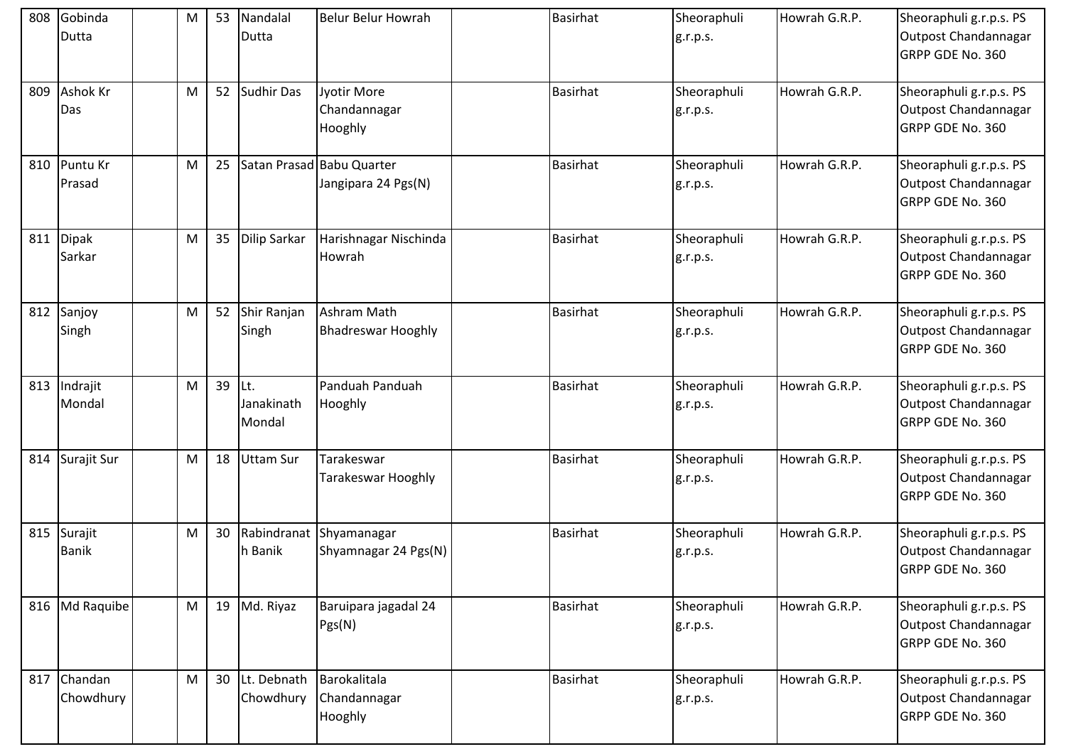| 808 | Gobinda Dutta | | M | 53 | Nandalal Dutta | Belur Belur Howrah | | Basirhat | Sheoraphuli g.r.p.s. | Howrah G.R.P. | Sheoraphuli g.r.p.s. PS Outpost Chandannagar GRPP GDE No. 360 |
|---|---|---|---|---|---|---|---|---|---|---|---|
| 809 | Ashok Kr Das | | M | 52 | Sudhir Das | Jyotir More Chandannagar Hooghly | | Basirhat | Sheoraphuli g.r.p.s. | Howrah G.R.P. | Sheoraphuli g.r.p.s. PS Outpost Chandannagar GRPP GDE No. 360 |
| 810 | Puntu Kr Prasad | | M | 25 | Satan Prasad | Babu Quarter Jangipara 24 Pgs(N) | | Basirhat | Sheoraphuli g.r.p.s. | Howrah G.R.P. | Sheoraphuli g.r.p.s. PS Outpost Chandannagar GRPP GDE No. 360 |
| 811 | Dipak Sarkar | | M | 35 | Dilip Sarkar | Harishnagar Nischinda Howrah | | Basirhat | Sheoraphuli g.r.p.s. | Howrah G.R.P. | Sheoraphuli g.r.p.s. PS Outpost Chandannagar GRPP GDE No. 360 |
| 812 | Sanjoy Singh | | M | 52 | Shir Ranjan Singh | Ashram Math Bhadreswar Hooghly | | Basirhat | Sheoraphuli g.r.p.s. | Howrah G.R.P. | Sheoraphuli g.r.p.s. PS Outpost Chandannagar GRPP GDE No. 360 |
| 813 | Indrajit Mondal | | M | 39 | Lt. Janakinath Mondal | Panduah Panduah Hooghly | | Basirhat | Sheoraphuli g.r.p.s. | Howrah G.R.P. | Sheoraphuli g.r.p.s. PS Outpost Chandannagar GRPP GDE No. 360 |
| 814 | Surajit Sur | | M | 18 | Uttam Sur | Tarakeswar Tarakeswar Hooghly | | Basirhat | Sheoraphuli g.r.p.s. | Howrah G.R.P. | Sheoraphuli g.r.p.s. PS Outpost Chandannagar GRPP GDE No. 360 |
| 815 | Surajit Banik | | M | 30 | Rabindranath Banik | Shyamanagar Shyamnagar 24 Pgs(N) | | Basirhat | Sheoraphuli g.r.p.s. | Howrah G.R.P. | Sheoraphuli g.r.p.s. PS Outpost Chandannagar GRPP GDE No. 360 |
| 816 | Md Raquibe | | M | 19 | Md. Riyaz | Baruipara jagadal 24 Pgs(N) | | Basirhat | Sheoraphuli g.r.p.s. | Howrah G.R.P. | Sheoraphuli g.r.p.s. PS Outpost Chandannagar GRPP GDE No. 360 |
| 817 | Chandan Chowdhury | | M | 30 | Lt. Debnath Chowdhury | Barokalitala Chandannagar Hooghly | | Basirhat | Sheoraphuli g.r.p.s. | Howrah G.R.P. | Sheoraphuli g.r.p.s. PS Outpost Chandannagar GRPP GDE No. 360 |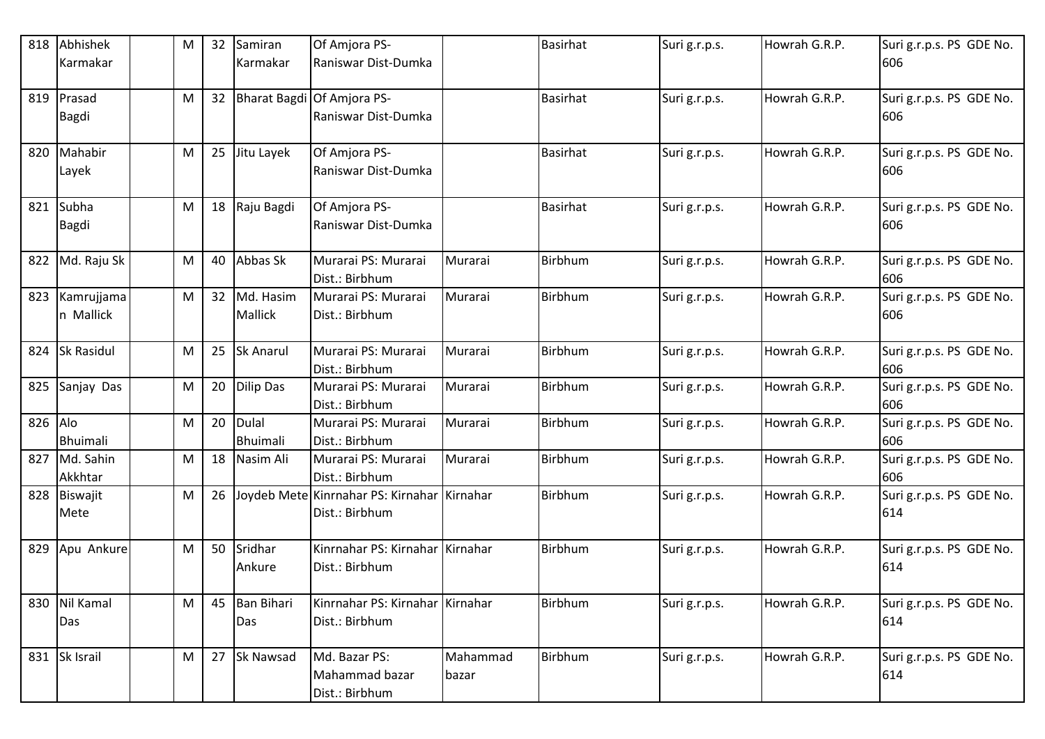| 818 | Abhishek Karmakar | | M | 32 | Samiran Karmakar | Of Amjora PS-Raniswar Dist-Dumka | | Basirhat | Suri g.r.p.s. | Howrah G.R.P. | Suri g.r.p.s. PS GDE No. 606 |
|---|---|---|---|---|---|---|---|---|---|---|---|
| 819 | Prasad Bagdi | | M | 32 | Bharat Bagdi | Of Amjora PS-Raniswar Dist-Dumka | | Basirhat | Suri g.r.p.s. | Howrah G.R.P. | Suri g.r.p.s. PS GDE No. 606 |
| 820 | Mahabir Layek | | M | 25 | Jitu Layek | Of Amjora PS-Raniswar Dist-Dumka | | Basirhat | Suri g.r.p.s. | Howrah G.R.P. | Suri g.r.p.s. PS GDE No. 606 |
| 821 | Subha Bagdi | | M | 18 | Raju Bagdi | Of Amjora PS-Raniswar Dist-Dumka | | Basirhat | Suri g.r.p.s. | Howrah G.R.P. | Suri g.r.p.s. PS GDE No. 606 |
| 822 | Md. Raju Sk | | M | 40 | Abbas Sk | Murarai PS: Murarai Dist.: Birbhum | Murarai | Birbhum | Suri g.r.p.s. | Howrah G.R.P. | Suri g.r.p.s. PS GDE No. 606 |
| 823 | Kamrujjaman Mallick | | M | 32 | Md. Hasim Mallick | Murarai PS: Murarai Dist.: Birbhum | Murarai | Birbhum | Suri g.r.p.s. | Howrah G.R.P. | Suri g.r.p.s. PS GDE No. 606 |
| 824 | Sk Rasidul | | M | 25 | Sk Anarul | Murarai PS: Murarai Dist.: Birbhum | Murarai | Birbhum | Suri g.r.p.s. | Howrah G.R.P. | Suri g.r.p.s. PS GDE No. 606 |
| 825 | Sanjay Das | | M | 20 | Dilip Das | Murarai PS: Murarai Dist.: Birbhum | Murarai | Birbhum | Suri g.r.p.s. | Howrah G.R.P. | Suri g.r.p.s. PS GDE No. 606 |
| 826 | Alo Bhuimali | | M | 20 | Dulal Bhuimali | Murarai PS: Murarai Dist.: Birbhum | Murarai | Birbhum | Suri g.r.p.s. | Howrah G.R.P. | Suri g.r.p.s. PS GDE No. 606 |
| 827 | Md. Sahin Akkhtar | | M | 18 | Nasim Ali | Murarai PS: Murarai Dist.: Birbhum | Murarai | Birbhum | Suri g.r.p.s. | Howrah G.R.P. | Suri g.r.p.s. PS GDE No. 606 |
| 828 | Biswajit Mete | | M | 26 | Joydeb Mete | Kinrnahar PS: Kirnahar Dist.: Birbhum | Kirnahar | Birbhum | Suri g.r.p.s. | Howrah G.R.P. | Suri g.r.p.s. PS GDE No. 614 |
| 829 | Apu Ankure | | M | 50 | Sridhar Ankure | Kinrnahar PS: Kirnahar Dist.: Birbhum | Kirnahar | Birbhum | Suri g.r.p.s. | Howrah G.R.P. | Suri g.r.p.s. PS GDE No. 614 |
| 830 | Nil Kamal Das | | M | 45 | Ban Bihari Das | Kinrnahar PS: Kirnahar Dist.: Birbhum | Kirnahar | Birbhum | Suri g.r.p.s. | Howrah G.R.P. | Suri g.r.p.s. PS GDE No. 614 |
| 831 | Sk Israil | | M | 27 | Sk Nawsad | Md. Bazar PS: Mahammad bazar Dist.: Birbhum | Mahammad bazar | Birbhum | Suri g.r.p.s. | Howrah G.R.P. | Suri g.r.p.s. PS GDE No. 614 |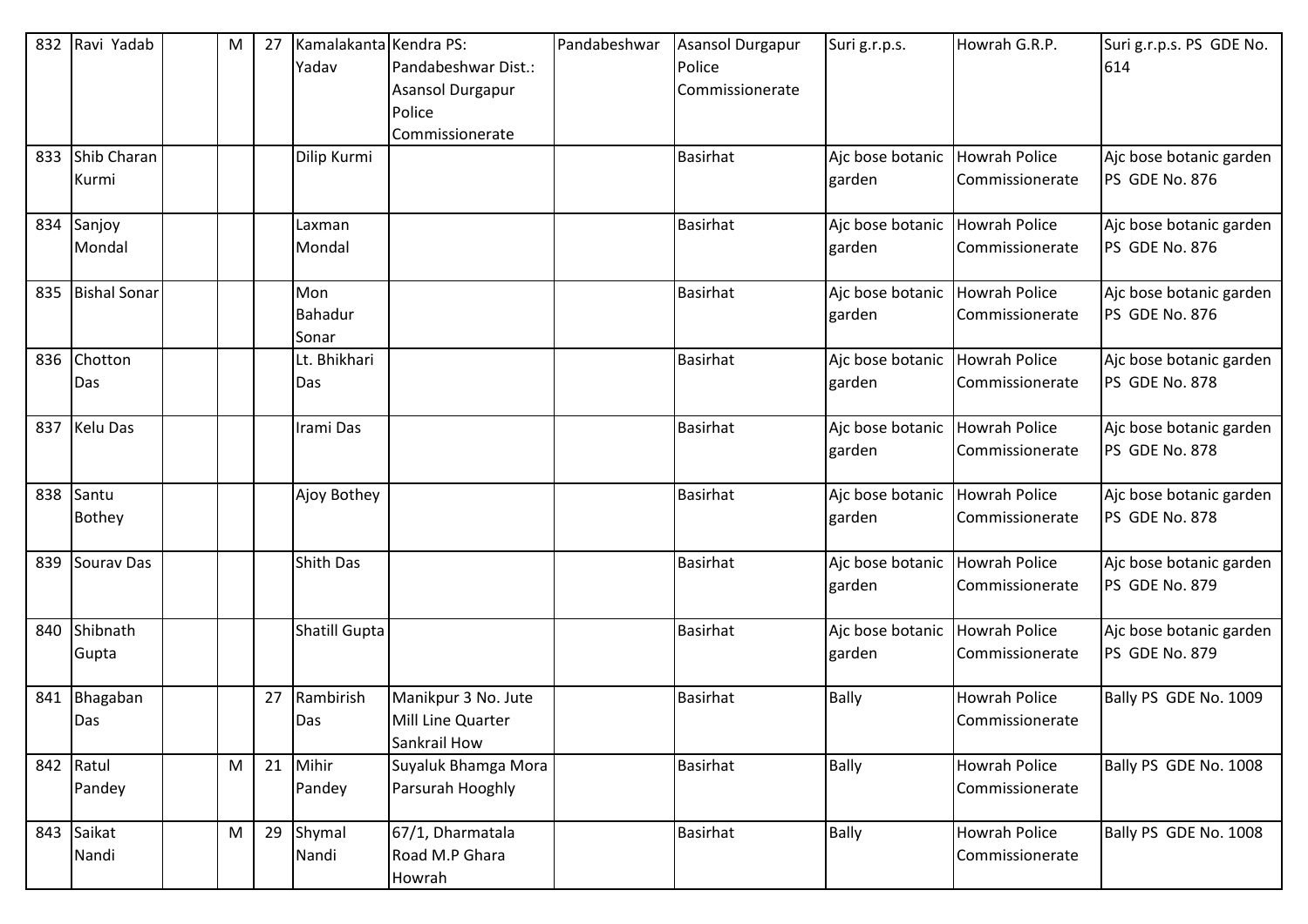| 832 | Ravi Yadab | | M | 27 | Kamalakanta Yadav | Kendra PS: Pandabeshwar Dist.: Asansol Durgapur Police Commissionerate | Pandabeshwar | Asansol Durgapur Police Commissionerate | Suri g.r.p.s. | Howrah G.R.P. | Suri g.r.p.s. PS GDE No. 614 |
|---|---|---|---|---|---|---|---|---|---|---|---|
| 833 | Shib Charan Kurmi | | | | Dilip Kurmi | | | Basirhat | Ajc bose botanic garden | Howrah Police Commissionerate | Ajc bose botanic garden PS GDE No. 876 |
| 834 | Sanjoy Mondal | | | | Laxman Mondal | | | Basirhat | Ajc bose botanic garden | Howrah Police Commissionerate | Ajc bose botanic garden PS GDE No. 876 |
| 835 | Bishal Sonar | | | | Mon Bahadur Sonar | | | Basirhat | Ajc bose botanic garden | Howrah Police Commissionerate | Ajc bose botanic garden PS GDE No. 876 |
| 836 | Chotton Das | | | | Lt. Bhikhari Das | | | Basirhat | Ajc bose botanic garden | Howrah Police Commissionerate | Ajc bose botanic garden PS GDE No. 878 |
| 837 | Kelu Das | | | | Irami Das | | | Basirhat | Ajc bose botanic garden | Howrah Police Commissionerate | Ajc bose botanic garden PS GDE No. 878 |
| 838 | Santu Bothey | | | | Ajoy Bothey | | | Basirhat | Ajc bose botanic garden | Howrah Police Commissionerate | Ajc bose botanic garden PS GDE No. 878 |
| 839 | Sourav Das | | | | Shith Das | | | Basirhat | Ajc bose botanic garden | Howrah Police Commissionerate | Ajc bose botanic garden PS GDE No. 879 |
| 840 | Shibnath Gupta | | | | Shatill Gupta | | | Basirhat | Ajc bose botanic garden | Howrah Police Commissionerate | Ajc bose botanic garden PS GDE No. 879 |
| 841 | Bhagaban Das | | | 27 | Rambirish Das | Manikpur 3 No. Jute Mill Line Quarter Sankrail How | | Basirhat | Bally | Howrah Police Commissionerate | Bally PS GDE No. 1009 |
| 842 | Ratul Pandey | | M | 21 | Mihir Pandey | Suyaluk Bhamga Mora Parsurah Hooghly | | Basirhat | Bally | Howrah Police Commissionerate | Bally PS GDE No. 1008 |
| 843 | Saikat Nandi | | M | 29 | Shymal Nandi | 67/1, Dharmatala Road M.P Ghara Howrah | | Basirhat | Bally | Howrah Police Commissionerate | Bally PS GDE No. 1008 |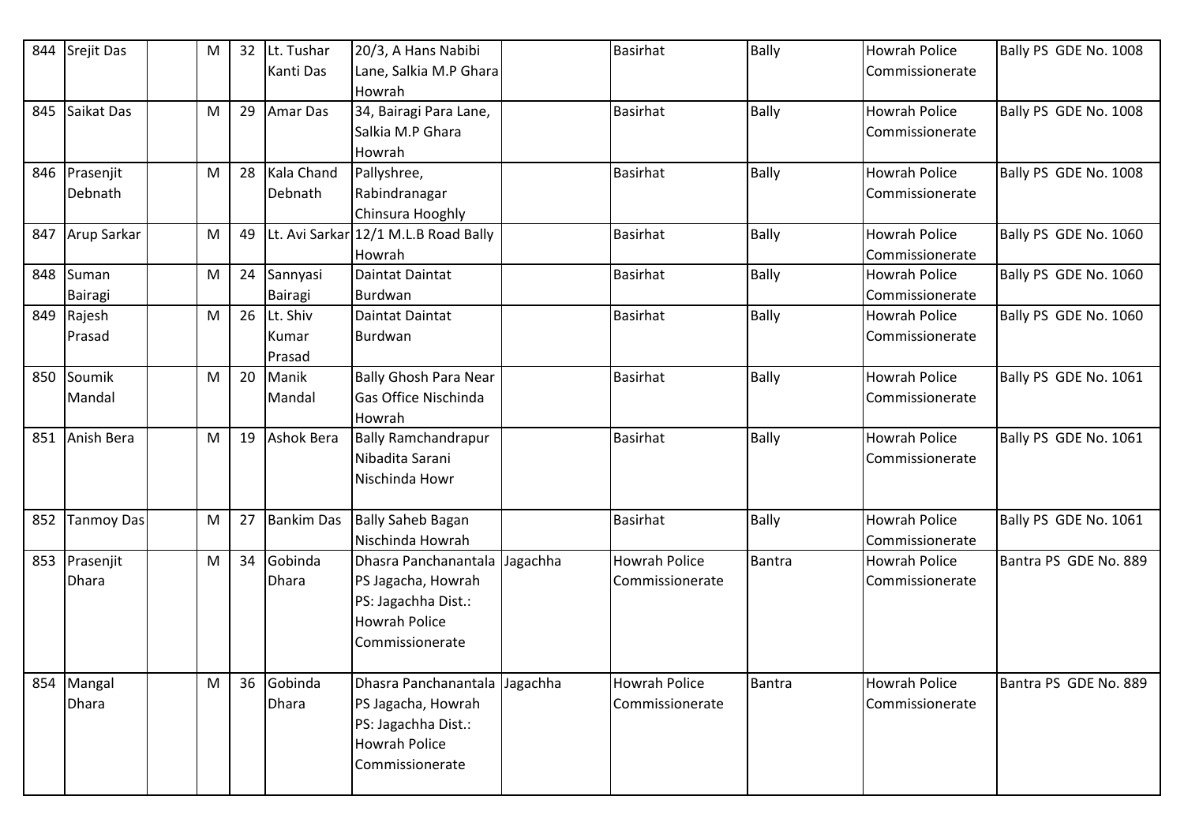| 844 | Srejit Das | | M | 32 | Lt. Tushar Kanti Das | 20/3, A Hans Nabibi Lane, Salkia M.P Ghara Howrah | | Basirhat | Bally | Howrah Police Commissionerate | Bally PS GDE No. 1008 |
|---|---|---|---|---|---|---|---|---|---|---|---|
| 845 | Saikat Das | | M | 29 | Amar Das | 34, Bairagi Para Lane, Salkia M.P Ghara Howrah | | Basirhat | Bally | Howrah Police Commissionerate | Bally PS GDE No. 1008 |
| 846 | Prasenjit Debnath | | M | 28 | Kala Chand Debnath | Pallyshree, Rabindranagar Chinsura Hooghly | | Basirhat | Bally | Howrah Police Commissionerate | Bally PS GDE No. 1008 |
| 847 | Arup Sarkar | | M | 49 | Lt. Avi Sarkar | 12/1 M.L.B Road Bally Howrah | | Basirhat | Bally | Howrah Police Commissionerate | Bally PS GDE No. 1060 |
| 848 | Suman Bairagi | | M | 24 | Sannyasi Bairagi | Daintat Daintat Burdwan | | Basirhat | Bally | Howrah Police Commissionerate | Bally PS GDE No. 1060 |
| 849 | Rajesh Prasad | | M | 26 | Lt. Shiv Kumar Prasad | Daintat Daintat Burdwan | | Basirhat | Bally | Howrah Police Commissionerate | Bally PS GDE No. 1060 |
| 850 | Soumik Mandal | | M | 20 | Manik Mandal | Bally Ghosh Para Near Gas Office Nischinda Howrah | | Basirhat | Bally | Howrah Police Commissionerate | Bally PS GDE No. 1061 |
| 851 | Anish Bera | | M | 19 | Ashok Bera | Bally Ramchandrapur Nibadita Sarani Nischinda Howr | | Basirhat | Bally | Howrah Police Commissionerate | Bally PS GDE No. 1061 |
| 852 | Tanmoy Das | | M | 27 | Bankim Das | Bally Saheb Bagan Nischinda Howrah | | Basirhat | Bally | Howrah Police Commissionerate | Bally PS GDE No. 1061 |
| 853 | Prasenjit Dhara | | M | 34 | Gobinda Dhara | Dhasra Panchanantala PS Jagacha, Howrah PS: Jagachha Dist.: Howrah Police Commissionerate | Jagachha | Howrah Police Commissionerate | Bantra | Howrah Police Commissionerate | Bantra PS GDE No. 889 |
| 854 | Mangal Dhara | | M | 36 | Gobinda Dhara | Dhasra Panchanantala PS Jagacha, Howrah PS: Jagachha Dist.: Howrah Police Commissionerate | Jagachha | Howrah Police Commissionerate | Bantra | Howrah Police Commissionerate | Bantra PS GDE No. 889 |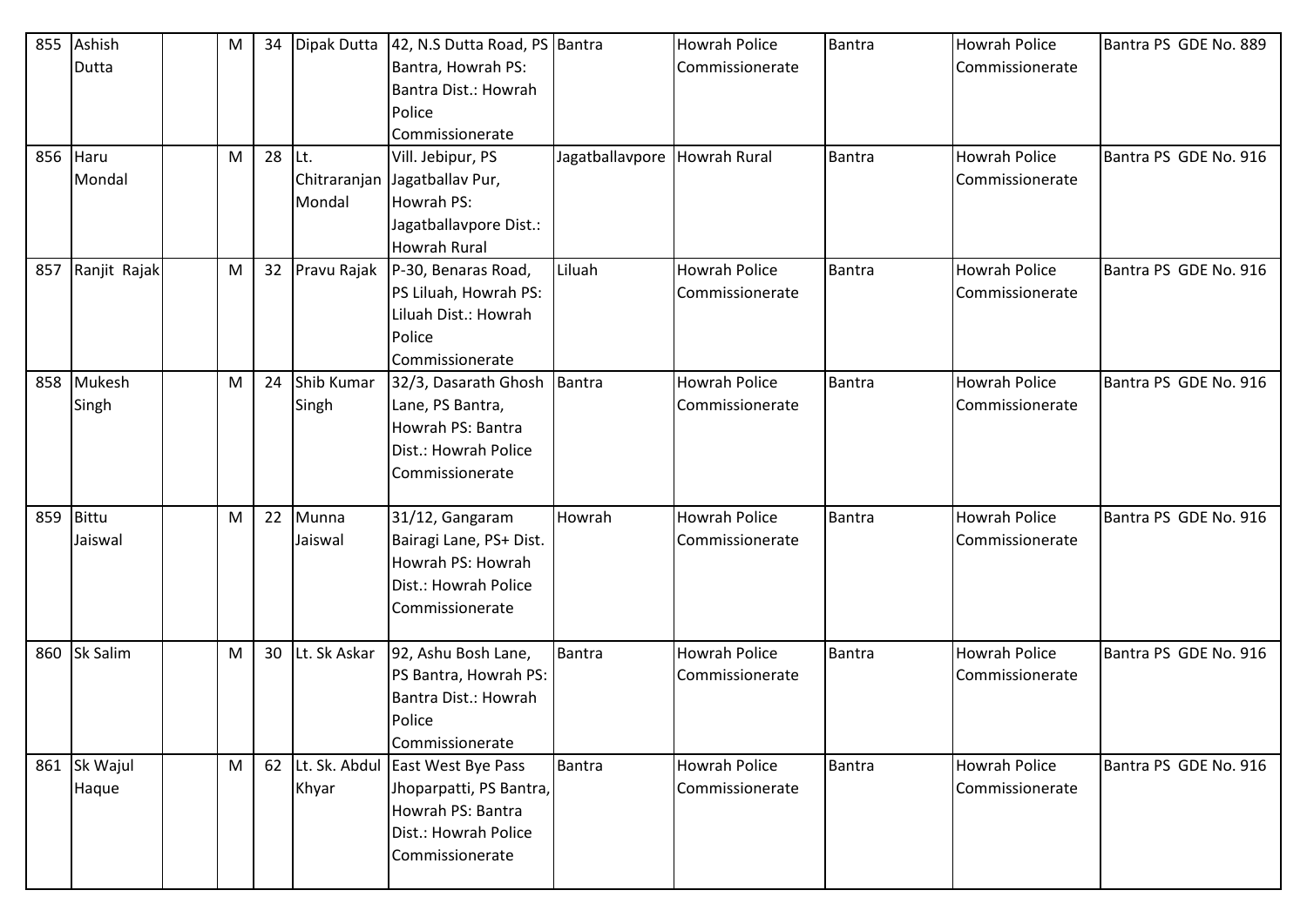| 855 | Ashish Dutta | | M | 34 | Dipak Dutta | 42, N.S Dutta Road, PS Bantra, Howrah PS: Bantra Dist.: Howrah Police Commissionerate | Bantra | Howrah Police Commissionerate | Bantra | Howrah Police Commissionerate | Bantra PS GDE No. 889 |
|---|---|---|---|---|---|---|---|---|---|---|---|
| 856 | Haru Mondal | | M | 28 | Lt. Chitraranjan Mondal | Vill. Jebipur, PS Jagatballav Pur, Howrah PS: Jagatballavpore Dist.: Howrah Rural | Jagatballavpore | Howrah Rural | Bantra | Howrah Police Commissionerate | Bantra PS GDE No. 916 |
| 857 | Ranjit Rajak | | M | 32 | Pravu Rajak | P-30, Benaras Road, PS Liluah, Howrah PS: Liluah Dist.: Howrah Police Commissionerate | Liluah | Howrah Police Commissionerate | Bantra | Howrah Police Commissionerate | Bantra PS GDE No. 916 |
| 858 | Mukesh Singh | | M | 24 | Shib Kumar Singh | 32/3, Dasarath Ghosh Lane, PS Bantra, Howrah PS: Bantra Dist.: Howrah Police Commissionerate | Bantra | Howrah Police Commissionerate | Bantra | Howrah Police Commissionerate | Bantra PS GDE No. 916 |
| 859 | Bittu Jaiswal | | M | 22 | Munna Jaiswal | 31/12, Gangaram Bairagi Lane, PS+ Dist. Howrah PS: Howrah Dist.: Howrah Police Commissionerate | Howrah | Howrah Police Commissionerate | Bantra | Howrah Police Commissionerate | Bantra PS GDE No. 916 |
| 860 | Sk Salim | | M | 30 | Lt. Sk Askar | 92, Ashu Bosh Lane, PS Bantra, Howrah PS: Bantra Dist.: Howrah Police Commissionerate | Bantra | Howrah Police Commissionerate | Bantra | Howrah Police Commissionerate | Bantra PS GDE No. 916 |
| 861 | Sk Wajul Haque | | M | 62 | Lt. Sk. Abdul Khyar | East West Bye Pass Jhoparpatti, PS Bantra, Howrah PS: Bantra Dist.: Howrah Police Commissionerate | Bantra | Howrah Police Commissionerate | Bantra | Howrah Police Commissionerate | Bantra PS GDE No. 916 |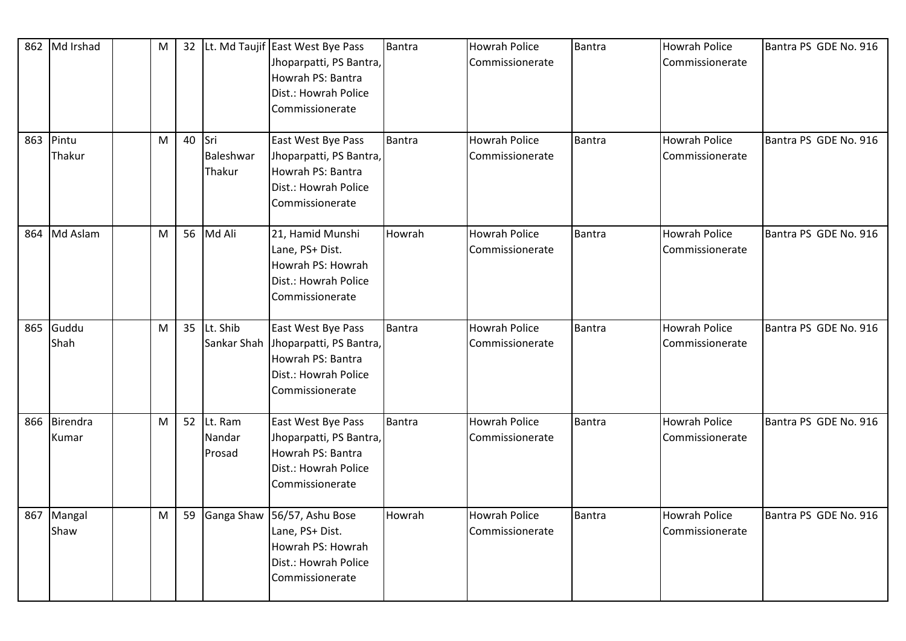| 862 | Md Irshad | | M | 32 | Lt. Md Taujif | East West Bye Pass Jhoparpatti, PS Bantra, Howrah PS: Bantra Dist.: Howrah Police Commissionerate | Bantra | Howrah Police Commissionerate | Bantra | Howrah Police Commissionerate | Bantra PS GDE No. 916 |
|---|---|---|---|---|---|---|---|---|---|---|---|
| 863 | Pintu Thakur | | M | 40 | Sri Baleshwar Thakur | East West Bye Pass Jhoparpatti, PS Bantra, Howrah PS: Bantra Dist.: Howrah Police Commissionerate | Bantra | Howrah Police Commissionerate | Bantra | Howrah Police Commissionerate | Bantra PS GDE No. 916 |
| 864 | Md Aslam | | M | 56 | Md Ali | 21, Hamid Munshi Lane, PS+ Dist. Howrah PS: Howrah Dist.: Howrah Police Commissionerate | Howrah | Howrah Police Commissionerate | Bantra | Howrah Police Commissionerate | Bantra PS GDE No. 916 |
| 865 | Guddu Shah | | M | 35 | Lt. Shib Sankar Shah | East West Bye Pass Jhoparpatti, PS Bantra, Howrah PS: Bantra Dist.: Howrah Police Commissionerate | Bantra | Howrah Police Commissionerate | Bantra | Howrah Police Commissionerate | Bantra PS GDE No. 916 |
| 866 | Birendra Kumar | | M | 52 | Lt. Ram Nandar Prosad | East West Bye Pass Jhoparpatti, PS Bantra, Howrah PS: Bantra Dist.: Howrah Police Commissionerate | Bantra | Howrah Police Commissionerate | Bantra | Howrah Police Commissionerate | Bantra PS GDE No. 916 |
| 867 | Mangal Shaw | | M | 59 | Ganga Shaw | 56/57, Ashu Bose Lane, PS+ Dist. Howrah PS: Howrah Dist.: Howrah Police Commissionerate | Howrah | Howrah Police Commissionerate | Bantra | Howrah Police Commissionerate | Bantra PS GDE No. 916 |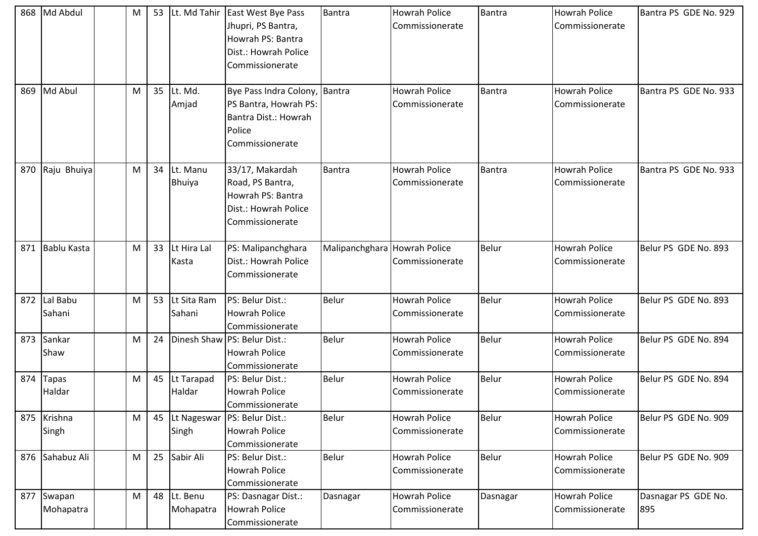| 868 | Md Abdul | | M | 53 | Lt. Md Tahir | East West Bye Pass Jhupri, PS Bantra, Howrah PS: Bantra Dist.: Howrah Police Commissionerate | Bantra | Howrah Police Commissionerate | Bantra | Howrah Police Commissionerate | Bantra PS GDE No. 929 |
|---|---|---|---|---|---|---|---|---|---|---|---|
| 869 | Md Abul | | M | 35 | Lt. Md. Amjad | Bye Pass Indra Colony, PS Bantra, Howrah PS: Bantra Dist.: Howrah Police Commissionerate | Bantra | Howrah Police Commissionerate | Bantra | Howrah Police Commissionerate | Bantra PS GDE No. 933 |
| 870 | Raju Bhuiya | | M | 34 | Lt. Manu Bhuiya | 33/17, Makardah Road, PS Bantra, Howrah PS: Bantra Dist.: Howrah Police Commissionerate | Bantra | Howrah Police Commissionerate | Bantra | Howrah Police Commissionerate | Bantra PS GDE No. 933 |
| 871 | Bablu Kasta | | M | 33 | Lt Hira Lal Kasta | PS: Malipanchghara Dist.: Howrah Police Commissionerate | Malipanchghara | Howrah Police Commissionerate | Belur | Howrah Police Commissionerate | Belur PS GDE No. 893 |
| 872 | Lal Babu Sahani | | M | 53 | Lt Sita Ram Sahani | PS: Belur Dist.: Howrah Police Commissionerate | Belur | Howrah Police Commissionerate | Belur | Howrah Police Commissionerate | Belur PS GDE No. 893 |
| 873 | Sankar Shaw | | M | 24 | Dinesh Shaw | PS: Belur Dist.: Howrah Police Commissionerate | Belur | Howrah Police Commissionerate | Belur | Howrah Police Commissionerate | Belur PS GDE No. 894 |
| 874 | Tapas Haldar | | M | 45 | Lt Tarapad Haldar | PS: Belur Dist.: Howrah Police Commissionerate | Belur | Howrah Police Commissionerate | Belur | Howrah Police Commissionerate | Belur PS GDE No. 894 |
| 875 | Krishna Singh | | M | 45 | Lt Nageswar Singh | PS: Belur Dist.: Howrah Police Commissionerate | Belur | Howrah Police Commissionerate | Belur | Howrah Police Commissionerate | Belur PS GDE No. 909 |
| 876 | Sahabuz Ali | | M | 25 | Sabir Ali | PS: Belur Dist.: Howrah Police Commissionerate | Belur | Howrah Police Commissionerate | Belur | Howrah Police Commissionerate | Belur PS GDE No. 909 |
| 877 | Swapan Mohapatra | | M | 48 | Lt. Benu Mohapatra | PS: Dasnagar Dist.: Howrah Police Commissionerate | Dasnagar | Howrah Police Commissionerate | Dasnagar | Howrah Police Commissionerate | Dasnagar PS GDE No. 895 |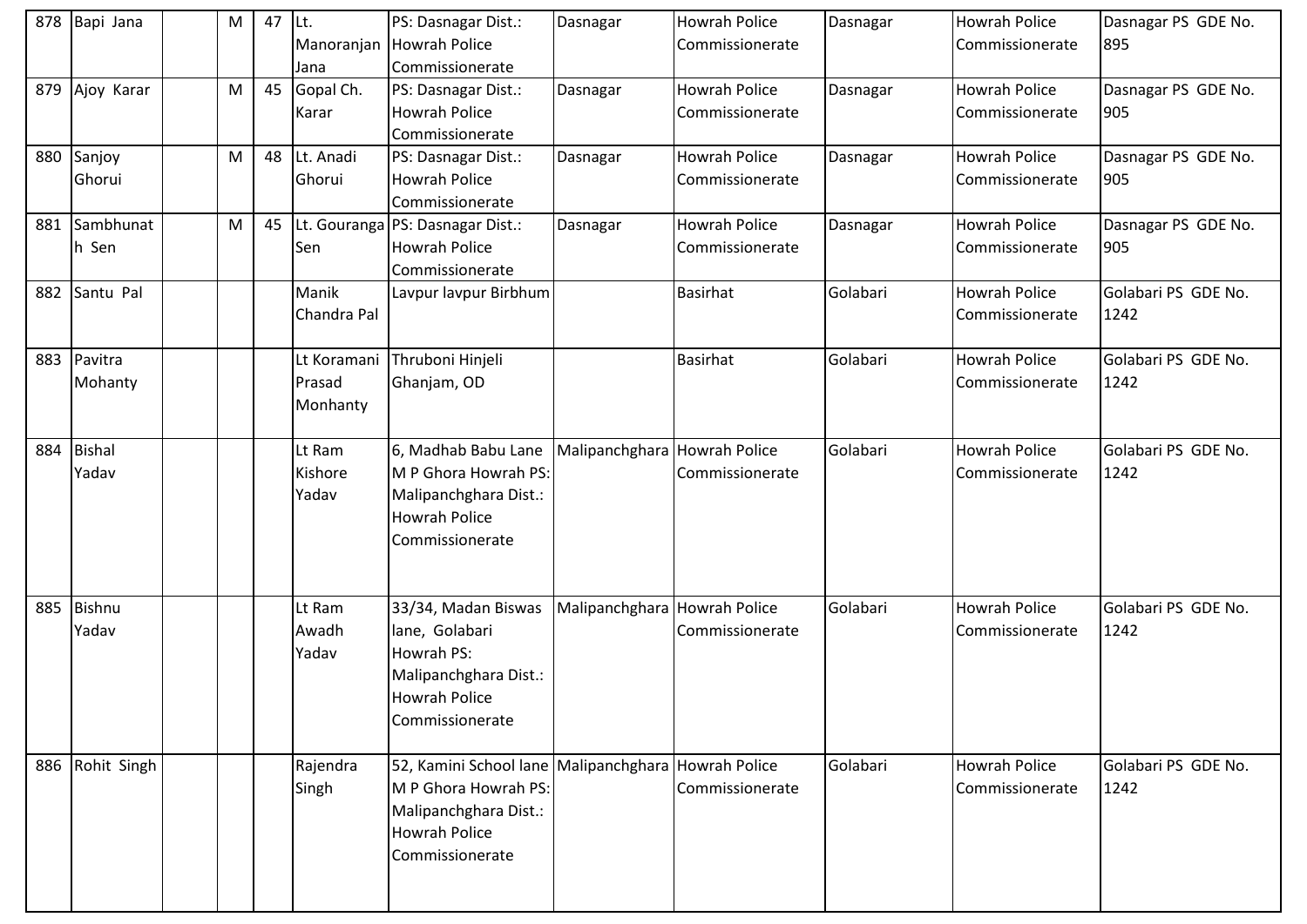| 878 | Bapi Jana | | M | 47 | Lt. Manoranjan Jana | PS: Dasnagar Dist.: Howrah Police Commissionerate | Dasnagar | Howrah Police Commissionerate | Dasnagar | Howrah Police Commissionerate | Dasnagar PS GDE No. 895 |
|---|---|---|---|---|---|---|---|---|---|---|---|
| 879 | Ajoy Karar | | M | 45 | Gopal Ch. Karar | PS: Dasnagar Dist.: Howrah Police Commissionerate | Dasnagar | Howrah Police Commissionerate | Dasnagar | Howrah Police Commissionerate | Dasnagar PS GDE No. 905 |
| 880 | Sanjoy Ghorui | | M | 48 | Lt. Anadi Ghorui | PS: Dasnagar Dist.: Howrah Police Commissionerate | Dasnagar | Howrah Police Commissionerate | Dasnagar | Howrah Police Commissionerate | Dasnagar PS GDE No. 905 |
| 881 | Sambhunath Sen | | M | 45 | Lt. Gouranga Sen | PS: Dasnagar Dist.: Howrah Police Commissionerate | Dasnagar | Howrah Police Commissionerate | Dasnagar | Howrah Police Commissionerate | Dasnagar PS GDE No. 905 |
| 882 | Santu Pal | | | | Manik Chandra Pal | Lavpur lavpur Birbhum | | Basirhat | Golabari | Howrah Police Commissionerate | Golabari PS GDE No. 1242 |
| 883 | Pavitra Mohanty | | | | Lt Koramani Prasad Monhanty | Thruboni Hinjeli Ghanjam, OD | | Basirhat | Golabari | Howrah Police Commissionerate | Golabari PS GDE No. 1242 |
| 884 | Bishal Yadav | | | | Lt Ram Kishore Yadav | 6, Madhab Babu Lane M P Ghora Howrah PS: Malipanchghara Dist.: Howrah Police Commissionerate | Malipanchghara | Howrah Police Commissionerate | Golabari | Howrah Police Commissionerate | Golabari PS GDE No. 1242 |
| 885 | Bishnu Yadav | | | | Lt Ram Awadh Yadav | 33/34, Madan Biswas lane, Golabari Howrah PS: Malipanchghara Dist.: Howrah Police Commissionerate | Malipanchghara | Howrah Police Commissionerate | Golabari | Howrah Police Commissionerate | Golabari PS GDE No. 1242 |
| 886 | Rohit Singh | | | | Rajendra Singh | 52, Kamini School lane M P Ghora Howrah PS: Malipanchghara Dist.: Howrah Police Commissionerate | Malipanchghara | Howrah Police Commissionerate | Golabari | Howrah Police Commissionerate | Golabari PS GDE No. 1242 |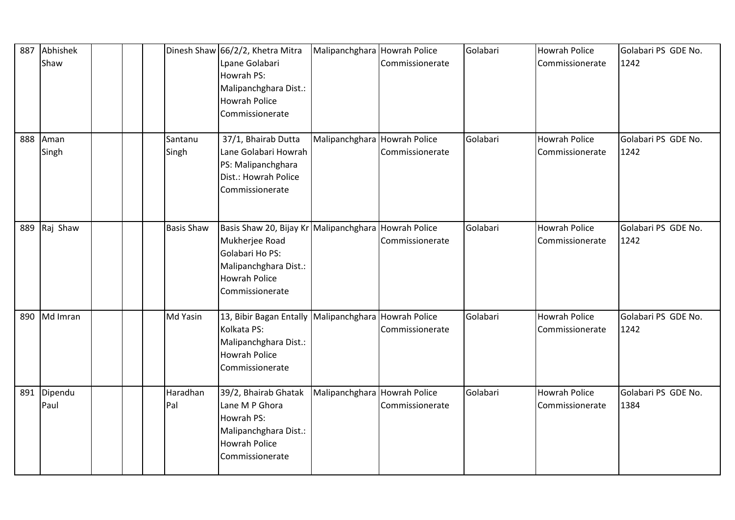| 887 | Abhishek Shaw | | | Dinesh Shaw | 66/2/2, Khetra Mitra Lpane Golabari Howrah PS: Malipanchghara Dist.: Howrah Police Commissionerate | Malipanchghara | Howrah Police Commissionerate | Golabari | Howrah Police Commissionerate | Golabari PS GDE No. 1242 |
|---|---|---|---|---|---|---|---|---|---|---|
| 888 | Aman Singh | | | Santanu Singh | 37/1, Bhairab Dutta Lane Golabari Howrah PS: Malipanchghara Dist.: Howrah Police Commissionerate | Malipanchghara | Howrah Police Commissionerate | Golabari | Howrah Police Commissionerate | Golabari PS GDE No. 1242 |
| 889 | Raj Shaw | | | Basis Shaw | Basis Shaw 20, Bijay Kr Mukherjee Road Golabari Ho PS: Malipanchghara Dist.: Howrah Police Commissionerate | Malipanchghara | Howrah Police Commissionerate | Golabari | Howrah Police Commissionerate | Golabari PS GDE No. 1242 |
| 890 | Md Imran | | | Md Yasin | 13, Bibir Bagan Entally Kolkata PS: Malipanchghara Dist.: Howrah Police Commissionerate | Malipanchghara | Howrah Police Commissionerate | Golabari | Howrah Police Commissionerate | Golabari PS GDE No. 1242 |
| 891 | Dipendu Paul | | | Haradhan Pal | 39/2, Bhairab Ghatak Lane M P Ghora Howrah PS: Malipanchghara Dist.: Howrah Police Commissionerate | Malipanchghara | Howrah Police Commissionerate | Golabari | Howrah Police Commissionerate | Golabari PS GDE No. 1384 |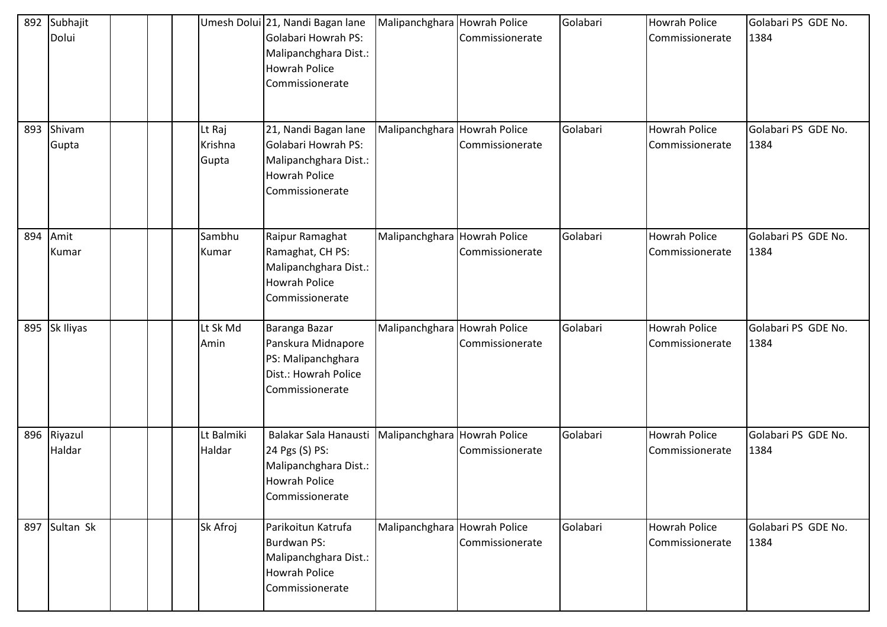| 892 | Subhajit Dolui | | | | Umesh Dolui | 21, Nandi Bagan lane Golabari Howrah PS: Malipanchghara Dist.: Howrah Police Commissionerate | Malipanchghara | Howrah Police Commissionerate | Golabari | Howrah Police Commissionerate | Golabari PS GDE No. 1384 |
|---|---|---|---|---|---|---|---|---|---|---|---|
| 893 | Shivam Gupta | | | | Lt Raj Krishna Gupta | 21, Nandi Bagan lane Golabari Howrah PS: Malipanchghara Dist.: Howrah Police Commissionerate | Malipanchghara | Howrah Police Commissionerate | Golabari | Howrah Police Commissionerate | Golabari PS GDE No. 1384 |
| 894 | Amit Kumar | | | | Sambhu Kumar | Raipur Ramaghat Ramaghat, CH PS: Malipanchghara Dist.: Howrah Police Commissionerate | Malipanchghara | Howrah Police Commissionerate | Golabari | Howrah Police Commissionerate | Golabari PS GDE No. 1384 |
| 895 | Sk Iliyas | | | | Lt Sk Md Amin | Baranga Bazar Panskura Midnapore PS: Malipanchghara Dist.: Howrah Police Commissionerate | Malipanchghara | Howrah Police Commissionerate | Golabari | Howrah Police Commissionerate | Golabari PS GDE No. 1384 |
| 896 | Riyazul Haldar | | | | Lt Balmiki Haldar | Balakar Sala Hanausti 24 Pgs (S) PS: Malipanchghara Dist.: Howrah Police Commissionerate | Malipanchghara | Howrah Police Commissionerate | Golabari | Howrah Police Commissionerate | Golabari PS GDE No. 1384 |
| 897 | Sultan Sk | | | | Sk Afroj | Parikoitun Katrufa Burdwan PS: Malipanchghara Dist.: Howrah Police Commissionerate | Malipanchghara | Howrah Police Commissionerate | Golabari | Howrah Police Commissionerate | Golabari PS GDE No. 1384 |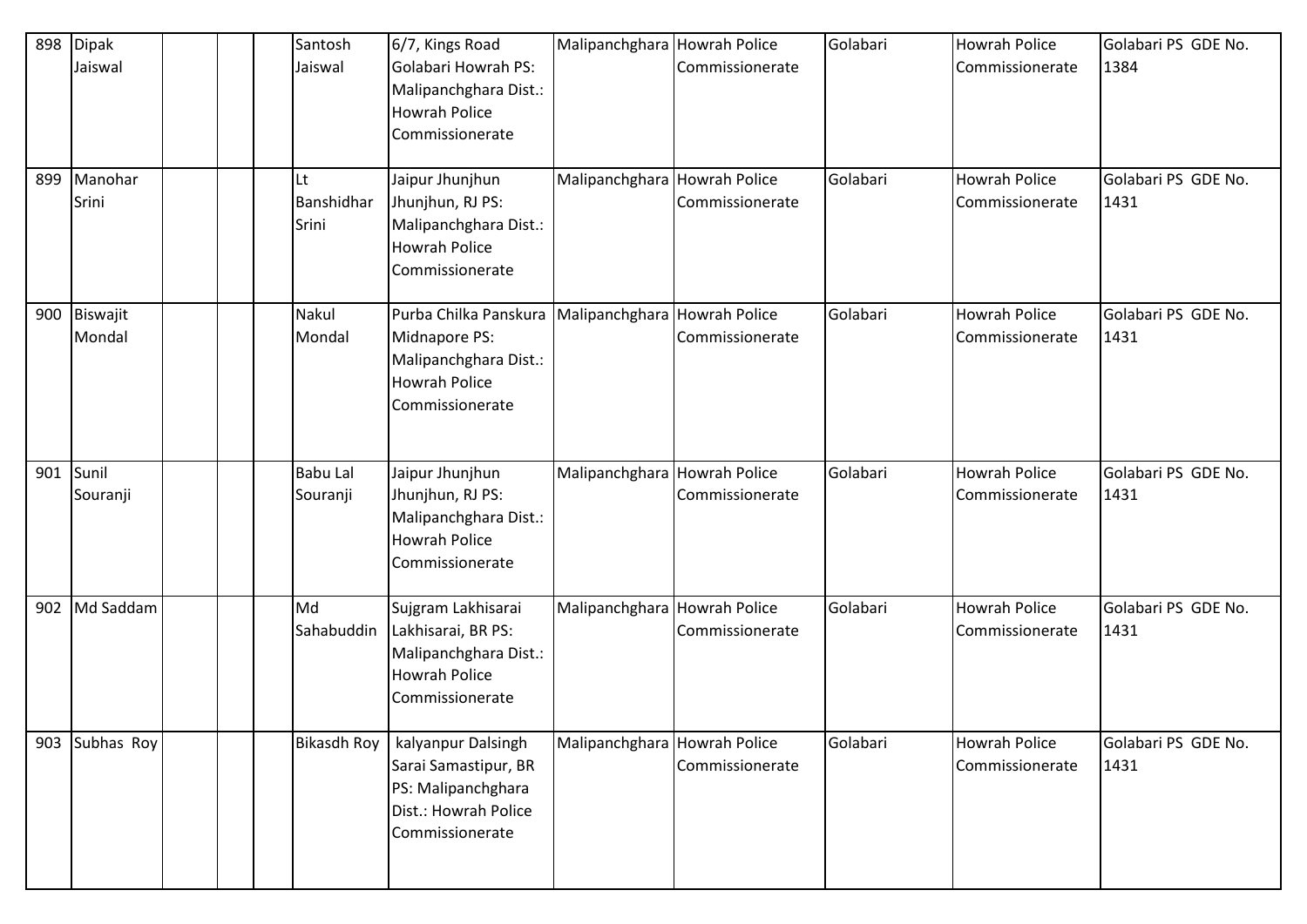| 898 | Dipak Jaiswal | | | | Santosh Jaiswal | 6/7, Kings Road Golabari Howrah PS: Malipanchghara Dist.: Howrah Police Commissionerate | Malipanchghara | Howrah Police Commissionerate | Golabari | Howrah Police Commissionerate | Golabari PS GDE No. 1384 |
|---|---|---|---|---|---|---|---|---|---|---|---|
| 899 | Manohar Srini | | | | Lt Banshidhar Srini | Jaipur Jhunjhun Jhunjhun, RJ PS: Malipanchghara Dist.: Howrah Police Commissionerate | Malipanchghara | Howrah Police Commissionerate | Golabari | Howrah Police Commissionerate | Golabari PS GDE No. 1431 |
| 900 | Biswajit Mondal | | | | Nakul Mondal | Purba Chilka Panskura Midnapore PS: Malipanchghara Dist.: Howrah Police Commissionerate | Malipanchghara | Howrah Police Commissionerate | Golabari | Howrah Police Commissionerate | Golabari PS GDE No. 1431 |
| 901 | Sunil Souranji | | | | Babu Lal Souranji | Jaipur Jhunjhun Jhunjhun, RJ PS: Malipanchghara Dist.: Howrah Police Commissionerate | Malipanchghara | Howrah Police Commissionerate | Golabari | Howrah Police Commissionerate | Golabari PS GDE No. 1431 |
| 902 | Md Saddam | | | | Md Sahabuddin | Sujgram Lakhisarai Lakhisarai, BR PS: Malipanchghara Dist.: Howrah Police Commissionerate | Malipanchghara | Howrah Police Commissionerate | Golabari | Howrah Police Commissionerate | Golabari PS GDE No. 1431 |
| 903 | Subhas Roy | | | | Bikasdh Roy | kalyanpur Dalsingh Sarai Samastipur, BR PS: Malipanchghara Dist.: Howrah Police Commissionerate | Malipanchghara | Howrah Police Commissionerate | Golabari | Howrah Police Commissionerate | Golabari PS GDE No. 1431 |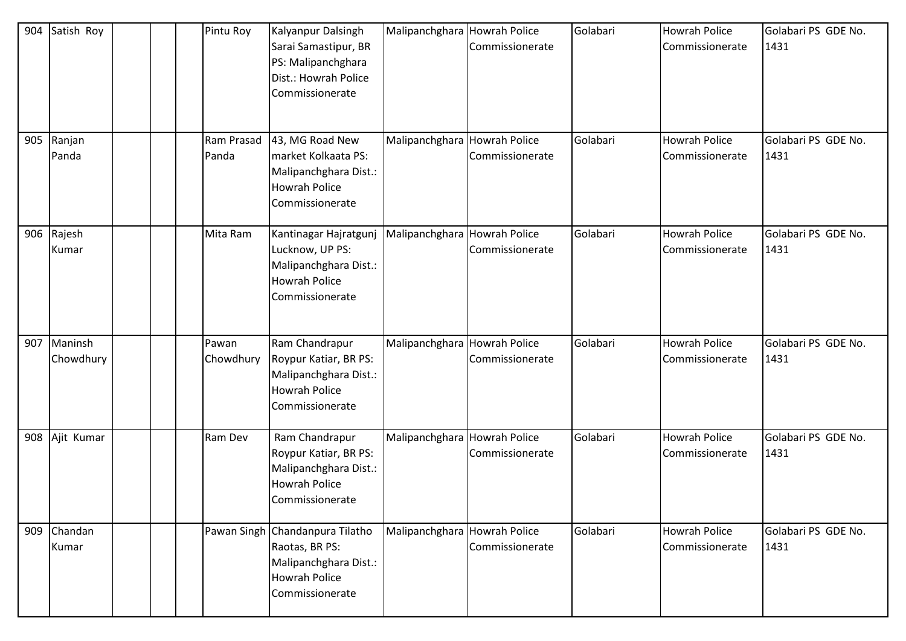| 904 | Satish Roy | | | | Pintu Roy | Kalyanpur Dalsingh Sarai Samastipur, BR PS: Malipanchghara Dist.: Howrah Police Commissionerate | Malipanchghara | Howrah Police Commissionerate | Golabari | Howrah Police Commissionerate | Golabari PS GDE No. 1431 |
|---|---|---|---|---|---|---|---|---|---|---|---|
| 905 | Ranjan Panda | | | | Ram Prasad Panda | 43, MG Road New market Kolkaata PS: Malipanchghara Dist.: Howrah Police Commissionerate | Malipanchghara | Howrah Police Commissionerate | Golabari | Howrah Police Commissionerate | Golabari PS GDE No. 1431 |
| 906 | Rajesh Kumar | | | | Mita Ram | Kantinagar Hajratgunj Lucknow, UP PS: Malipanchghara Dist.: Howrah Police Commissionerate | Malipanchghara | Howrah Police Commissionerate | Golabari | Howrah Police Commissionerate | Golabari PS GDE No. 1431 |
| 907 | Maninsh Chowdhury | | | | Pawan Chowdhury | Ram Chandrapur Roypur Katiar, BR PS: Malipanchghara Dist.: Howrah Police Commissionerate | Malipanchghara | Howrah Police Commissionerate | Golabari | Howrah Police Commissionerate | Golabari PS GDE No. 1431 |
| 908 | Ajit Kumar | | | | Ram Dev | Ram Chandrapur Roypur Katiar, BR PS: Malipanchghara Dist.: Howrah Police Commissionerate | Malipanchghara | Howrah Police Commissionerate | Golabari | Howrah Police Commissionerate | Golabari PS GDE No. 1431 |
| 909 | Chandan Kumar | | | | Pawan Singh | Chandanpura Tilatho Raotas, BR PS: Malipanchghara Dist.: Howrah Police Commissionerate | Malipanchghara | Howrah Police Commissionerate | Golabari | Howrah Police Commissionerate | Golabari PS GDE No. 1431 |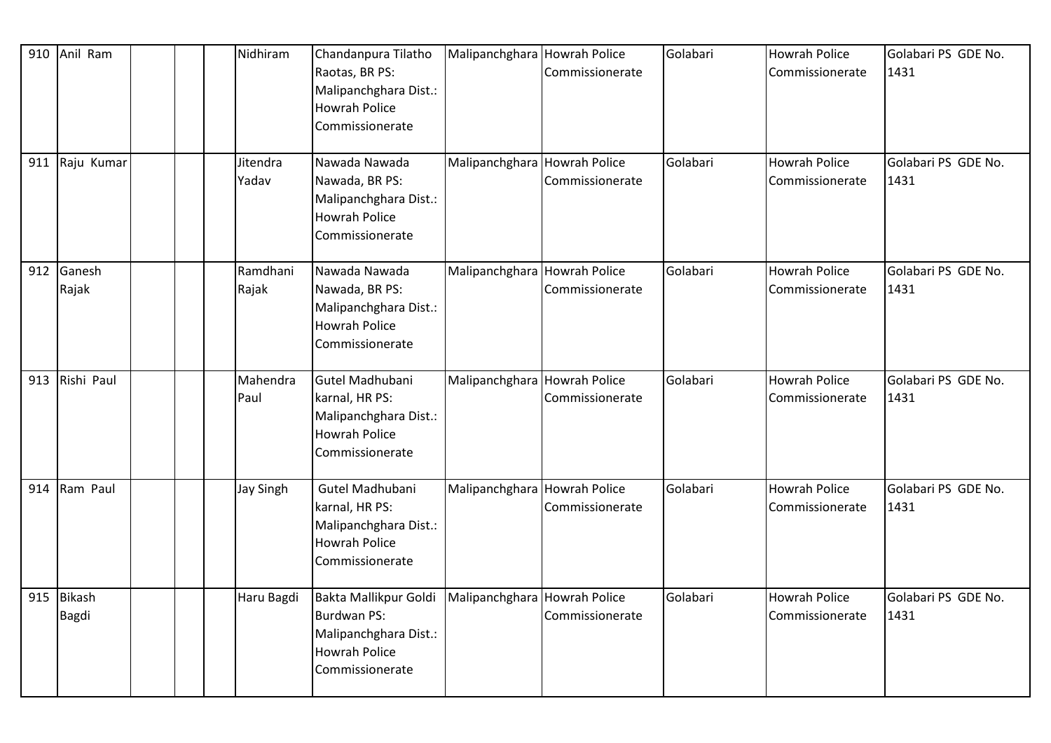| 910 | Anil Ram | | | | Nidhiram | Chandanpura Tilatho Raotas, BR PS: Malipanchghara Dist.: Howrah Police Commissionerate | Malipanchghara | Howrah Police Commissionerate | Golabari | Howrah Police Commissionerate | Golabari PS GDE No. 1431 |
|---|---|---|---|---|---|---|---|---|---|---|---|
| 911 | Raju Kumar | | | | Jitendra Yadav | Nawada Nawada Nawada, BR PS: Malipanchghara Dist.: Howrah Police Commissionerate | Malipanchghara | Howrah Police Commissionerate | Golabari | Howrah Police Commissionerate | Golabari PS GDE No. 1431 |
| 912 | Ganesh Rajak | | | | Ramdhani Rajak | Nawada Nawada Nawada, BR PS: Malipanchghara Dist.: Howrah Police Commissionerate | Malipanchghara | Howrah Police Commissionerate | Golabari | Howrah Police Commissionerate | Golabari PS GDE No. 1431 |
| 913 | Rishi Paul | | | | Mahendra Paul | Gutel Madhubani karnal, HR PS: Malipanchghara Dist.: Howrah Police Commissionerate | Malipanchghara | Howrah Police Commissionerate | Golabari | Howrah Police Commissionerate | Golabari PS GDE No. 1431 |
| 914 | Ram Paul | | | | Jay Singh | Gutel Madhubani karnal, HR PS: Malipanchghara Dist.: Howrah Police Commissionerate | Malipanchghara | Howrah Police Commissionerate | Golabari | Howrah Police Commissionerate | Golabari PS GDE No. 1431 |
| 915 | Bikash Bagdi | | | | Haru Bagdi | Bakta Mallikpur Goldi Burdwan PS: Malipanchghara Dist.: Howrah Police Commissionerate | Malipanchghara | Howrah Police Commissionerate | Golabari | Howrah Police Commissionerate | Golabari PS GDE No. 1431 |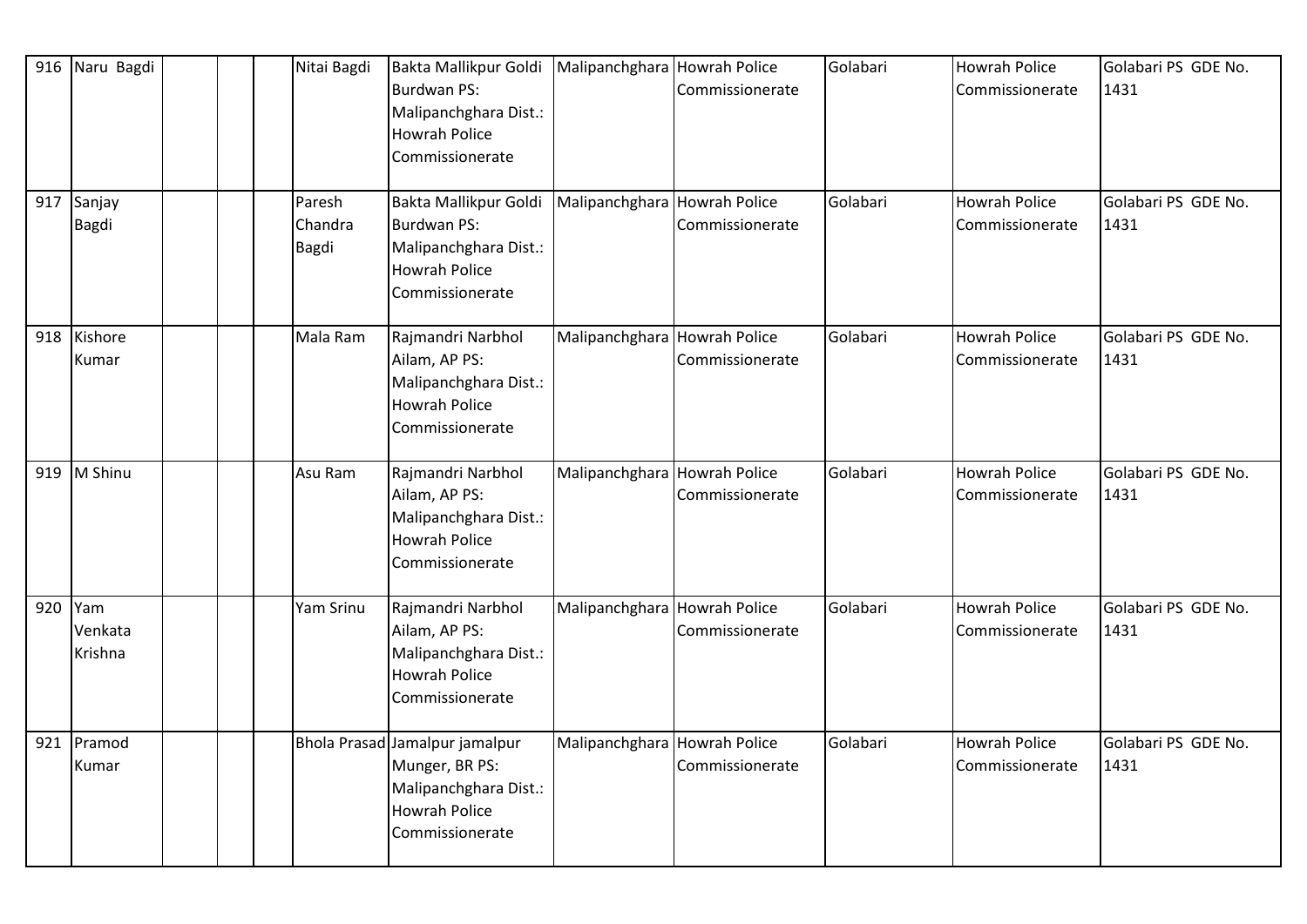| 916 | Naru Bagdi | | | Nitai Bagdi | Bakta Mallikpur Goldi Burdwan PS: Malipanchghara Dist.: Howrah Police Commissionerate | Malipanchghara | Howrah Police Commissionerate | Golabari | Howrah Police Commissionerate | Golabari PS GDE No. 1431 |
|---|---|---|---|---|---|---|---|---|---|---|
| 917 | Sanjay Bagdi | | | Paresh Chandra Bagdi | Bakta Mallikpur Goldi Burdwan PS: Malipanchghara Dist.: Howrah Police Commissionerate | Malipanchghara | Howrah Police Commissionerate | Golabari | Howrah Police Commissionerate | Golabari PS GDE No. 1431 |
| 918 | Kishore Kumar | | | Mala Ram | Rajmandri Narbhol Ailam, AP PS: Malipanchghara Dist.: Howrah Police Commissionerate | Malipanchghara | Howrah Police Commissionerate | Golabari | Howrah Police Commissionerate | Golabari PS GDE No. 1431 |
| 919 | M Shinu | | | Asu Ram | Rajmandri Narbhol Ailam, AP PS: Malipanchghara Dist.: Howrah Police Commissionerate | Malipanchghara | Howrah Police Commissionerate | Golabari | Howrah Police Commissionerate | Golabari PS GDE No. 1431 |
| 920 | Yam Venkata Krishna | | | Yam Srinu | Rajmandri Narbhol Ailam, AP PS: Malipanchghara Dist.: Howrah Police Commissionerate | Malipanchghara | Howrah Police Commissionerate | Golabari | Howrah Police Commissionerate | Golabari PS GDE No. 1431 |
| 921 | Pramod Kumar | | | Bhola Prasad | Jamalpur jamalpur Munger, BR PS: Malipanchghara Dist.: Howrah Police Commissionerate | Malipanchghara | Howrah Police Commissionerate | Golabari | Howrah Police Commissionerate | Golabari PS GDE No. 1431 |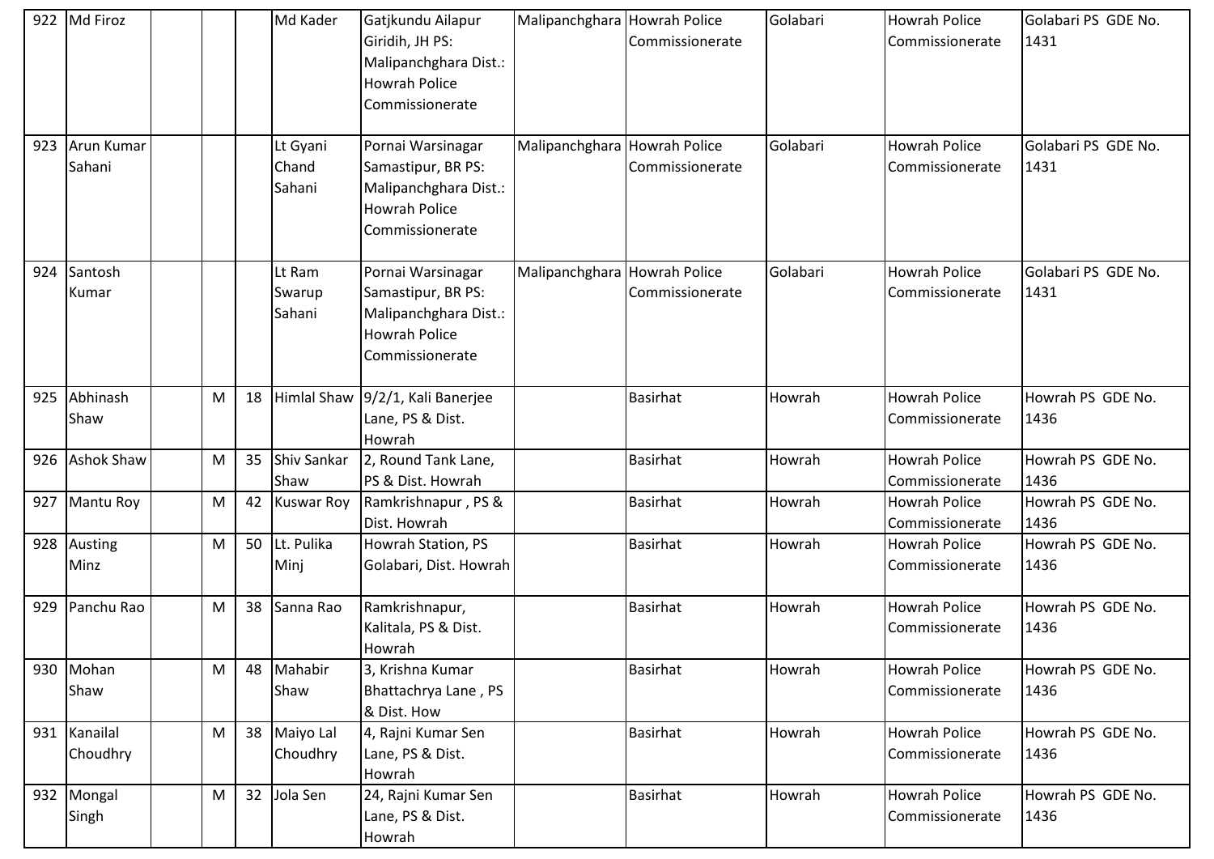| | | | | | | | | | | | |
|---|---|---|---|---|---|---|---|---|---|---|---|
| 922 | Md Firoz | | | | Md Kader | Gatjkundu Ailapur Giridih, JH PS: Malipanchghara Dist.: Howrah Police Commissionerate | Malipanchghara | Howrah Police Commissionerate | Golabari | Howrah Police Commissionerate | Golabari PS GDE No. 1431 |
| 923 | Arun Kumar Sahani | | | | Lt Gyani Chand Sahani | Pornai Warsinagar Samastipur, BR PS: Malipanchghara Dist.: Howrah Police Commissionerate | Malipanchghara | Howrah Police Commissionerate | Golabari | Howrah Police Commissionerate | Golabari PS GDE No. 1431 |
| 924 | Santosh Kumar | | | | Lt Ram Swarup Sahani | Pornai Warsinagar Samastipur, BR PS: Malipanchghara Dist.: Howrah Police Commissionerate | Malipanchghara | Howrah Police Commissionerate | Golabari | Howrah Police Commissionerate | Golabari PS GDE No. 1431 |
| 925 | Abhinash Shaw | | M | 18 | Himlal Shaw | 9/2/1, Kali Banerjee Lane, PS & Dist. Howrah | | Basirhat | Howrah | Howrah Police Commissionerate | Howrah PS GDE No. 1436 |
| 926 | Ashok Shaw | | M | 35 | Shiv Sankar Shaw | 2, Round Tank Lane, PS & Dist. Howrah | | Basirhat | Howrah | Howrah Police Commissionerate | Howrah PS GDE No. 1436 |
| 927 | Mantu Roy | | M | 42 | Kuswar Roy | Ramkrishnapur , PS & Dist. Howrah | | Basirhat | Howrah | Howrah Police Commissionerate | Howrah PS GDE No. 1436 |
| 928 | Austing Minz | | M | 50 | Lt. Pulika Minj | Howrah Station, PS Golabari, Dist. Howrah | | Basirhat | Howrah | Howrah Police Commissionerate | Howrah PS GDE No. 1436 |
| 929 | Panchu Rao | | M | 38 | Sanna Rao | Ramkrishnapur, Kalitala, PS & Dist. Howrah | | Basirhat | Howrah | Howrah Police Commissionerate | Howrah PS GDE No. 1436 |
| 930 | Mohan Shaw | | M | 48 | Mahabir Shaw | 3, Krishna Kumar Bhattachrya Lane , PS & Dist. How | | Basirhat | Howrah | Howrah Police Commissionerate | Howrah PS GDE No. 1436 |
| 931 | Kanailal Choudhry | | M | 38 | Maiyo Lal Choudhry | 4, Rajni Kumar Sen Lane, PS & Dist. Howrah | | Basirhat | Howrah | Howrah Police Commissionerate | Howrah PS GDE No. 1436 |
| 932 | Mongal Singh | | M | 32 | Jola Sen | 24, Rajni Kumar Sen Lane, PS & Dist. Howrah | | Basirhat | Howrah | Howrah Police Commissionerate | Howrah PS GDE No. 1436 |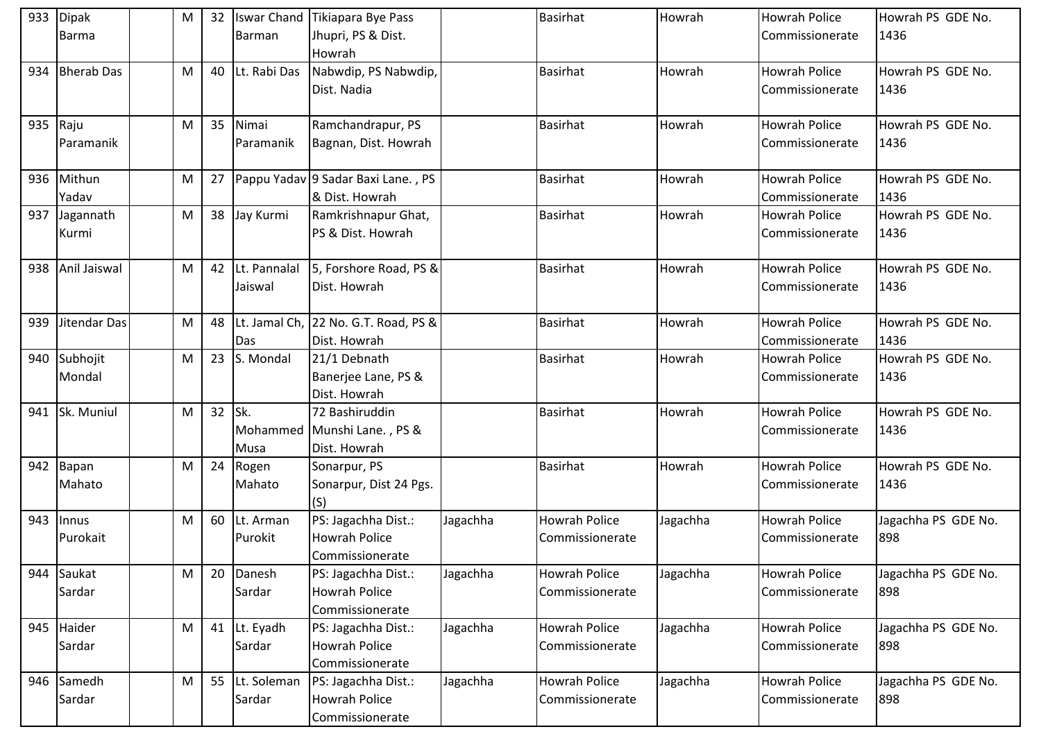| 933 | Dipak Barma | | M | 32 | Iswar Chand Barman | Tikiapara Bye Pass Jhupri, PS & Dist. Howrah | | Basirhat | Howrah | Howrah Police Commissionerate | Howrah PS GDE No. 1436 |
|---|---|---|---|---|---|---|---|---|---|---|---|
| 934 | Bherab Das | | M | 40 | Lt. Rabi Das | Nabwdip, PS Nabwdip, Dist. Nadia | | Basirhat | Howrah | Howrah Police Commissionerate | Howrah PS GDE No. 1436 |
| 935 | Raju Paramanik | | M | 35 | Nimai Paramanik | Ramchandrapur, PS Bagnan, Dist. Howrah | | Basirhat | Howrah | Howrah Police Commissionerate | Howrah PS GDE No. 1436 |
| 936 | Mithun Yadav | | M | 27 | Pappu Yadav | 9 Sadar Baxi Lane. , PS & Dist. Howrah | | Basirhat | Howrah | Howrah Police Commissionerate | Howrah PS GDE No. 1436 |
| 937 | Jagannath Kurmi | | M | 38 | Jay Kurmi | Ramkrishnapur Ghat, PS & Dist. Howrah | | Basirhat | Howrah | Howrah Police Commissionerate | Howrah PS GDE No. 1436 |
| 938 | Anil Jaiswal | | M | 42 | Lt. Pannalal Jaiswal | 5, Forshore Road, PS & Dist. Howrah | | Basirhat | Howrah | Howrah Police Commissionerate | Howrah PS GDE No. 1436 |
| 939 | Jitendar Das | | M | 48 | Lt. Jamal Ch, Das | 22 No. G.T. Road, PS & Dist. Howrah | | Basirhat | Howrah | Howrah Police Commissionerate | Howrah PS GDE No. 1436 |
| 940 | Subhojit Mondal | | M | 23 | S. Mondal | 21/1 Debnath Banerjee Lane, PS & Dist. Howrah | | Basirhat | Howrah | Howrah Police Commissionerate | Howrah PS GDE No. 1436 |
| 941 | Sk. Muniul | | M | 32 | Sk. Mohammed Musa | 72 Bashiruddin Munshi Lane. , PS & Dist. Howrah | | Basirhat | Howrah | Howrah Police Commissionerate | Howrah PS GDE No. 1436 |
| 942 | Bapan Mahato | | M | 24 | Rogen Mahato | Sonarpur, PS Sonarpur, Dist 24 Pgs.(S) | | Basirhat | Howrah | Howrah Police Commissionerate | Howrah PS GDE No. 1436 |
| 943 | Innus Purokait | | M | 60 | Lt. Arman Purokit | PS: Jagachha Dist.: Howrah Police Commissionerate | Jagachha | Howrah Police Commissionerate | Jagachha | Howrah Police Commissionerate | Jagachha PS GDE No. 898 |
| 944 | Saukat Sardar | | M | 20 | Danesh Sardar | PS: Jagachha Dist.: Howrah Police Commissionerate | Jagachha | Howrah Police Commissionerate | Jagachha | Howrah Police Commissionerate | Jagachha PS GDE No. 898 |
| 945 | Haider Sardar | | M | 41 | Lt. Eyadh Sardar | PS: Jagachha Dist.: Howrah Police Commissionerate | Jagachha | Howrah Police Commissionerate | Jagachha | Howrah Police Commissionerate | Jagachha PS GDE No. 898 |
| 946 | Samedh Sardar | | M | 55 | Lt. Soleman Sardar | PS: Jagachha Dist.: Howrah Police Commissionerate | Jagachha | Howrah Police Commissionerate | Jagachha | Howrah Police Commissionerate | Jagachha PS GDE No. 898 |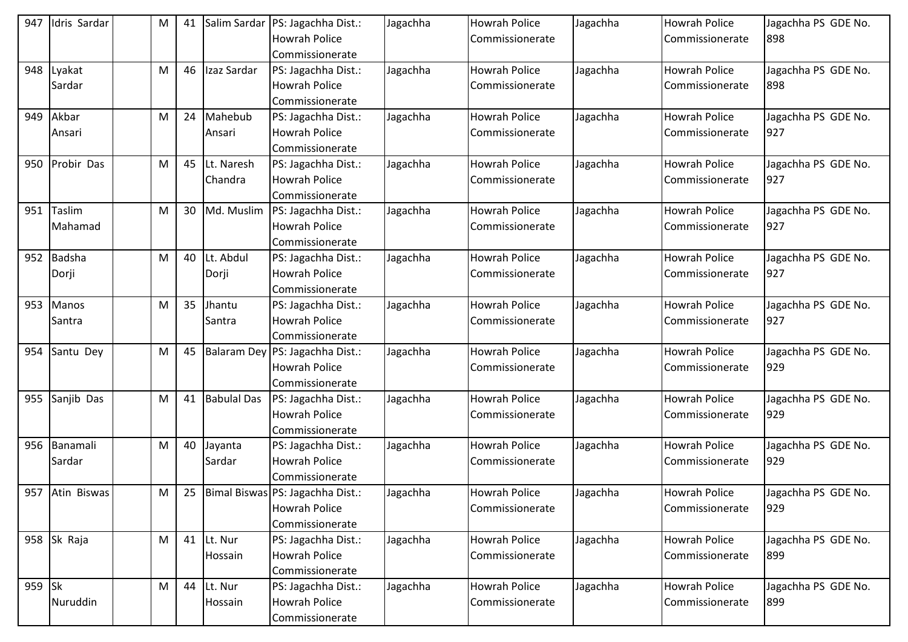| 947 | Idris Sardar | | M | 41 | Salim Sardar | PS: Jagachha Dist.: Howrah Police Commissionerate | Jagachha | Howrah Police Commissionerate | Jagachha | Howrah Police Commissionerate | Jagachha PS GDE No. 898 |
|---|---|---|---|---|---|---|---|---|---|---|---|
| 948 | Lyakat Sardar | | M | 46 | Izaz Sardar | PS: Jagachha Dist.: Howrah Police Commissionerate | Jagachha | Howrah Police Commissionerate | Jagachha | Howrah Police Commissionerate | Jagachha PS GDE No. 898 |
| 949 | Akbar Ansari | | M | 24 | Mahebub Ansari | PS: Jagachha Dist.: Howrah Police Commissionerate | Jagachha | Howrah Police Commissionerate | Jagachha | Howrah Police Commissionerate | Jagachha PS GDE No. 927 |
| 950 | Probir Das | | M | 45 | Lt. Naresh Chandra | PS: Jagachha Dist.: Howrah Police Commissionerate | Jagachha | Howrah Police Commissionerate | Jagachha | Howrah Police Commissionerate | Jagachha PS GDE No. 927 |
| 951 | Taslim Mahamad | | M | 30 | Md. Muslim | PS: Jagachha Dist.: Howrah Police Commissionerate | Jagachha | Howrah Police Commissionerate | Jagachha | Howrah Police Commissionerate | Jagachha PS GDE No. 927 |
| 952 | Badsha Dorji | | M | 40 | Lt. Abdul Dorji | PS: Jagachha Dist.: Howrah Police Commissionerate | Jagachha | Howrah Police Commissionerate | Jagachha | Howrah Police Commissionerate | Jagachha PS GDE No. 927 |
| 953 | Manos Santra | | M | 35 | Jhantu Santra | PS: Jagachha Dist.: Howrah Police Commissionerate | Jagachha | Howrah Police Commissionerate | Jagachha | Howrah Police Commissionerate | Jagachha PS GDE No. 927 |
| 954 | Santu Dey | | M | 45 | Balaram Dey | PS: Jagachha Dist.: Howrah Police Commissionerate | Jagachha | Howrah Police Commissionerate | Jagachha | Howrah Police Commissionerate | Jagachha PS GDE No. 929 |
| 955 | Sanjib Das | | M | 41 | Babulal Das | PS: Jagachha Dist.: Howrah Police Commissionerate | Jagachha | Howrah Police Commissionerate | Jagachha | Howrah Police Commissionerate | Jagachha PS GDE No. 929 |
| 956 | Banamali Sardar | | M | 40 | Jayanta Sardar | PS: Jagachha Dist.: Howrah Police Commissionerate | Jagachha | Howrah Police Commissionerate | Jagachha | Howrah Police Commissionerate | Jagachha PS GDE No. 929 |
| 957 | Atin Biswas | | M | 25 | Bimal Biswas | PS: Jagachha Dist.: Howrah Police Commissionerate | Jagachha | Howrah Police Commissionerate | Jagachha | Howrah Police Commissionerate | Jagachha PS GDE No. 929 |
| 958 | Sk Raja | | M | 41 | Lt. Nur Hossain | PS: Jagachha Dist.: Howrah Police Commissionerate | Jagachha | Howrah Police Commissionerate | Jagachha | Howrah Police Commissionerate | Jagachha PS GDE No. 899 |
| 959 | Sk Nuruddin | | M | 44 | Lt. Nur Hossain | PS: Jagachha Dist.: Howrah Police Commissionerate | Jagachha | Howrah Police Commissionerate | Jagachha | Howrah Police Commissionerate | Jagachha PS GDE No. 899 |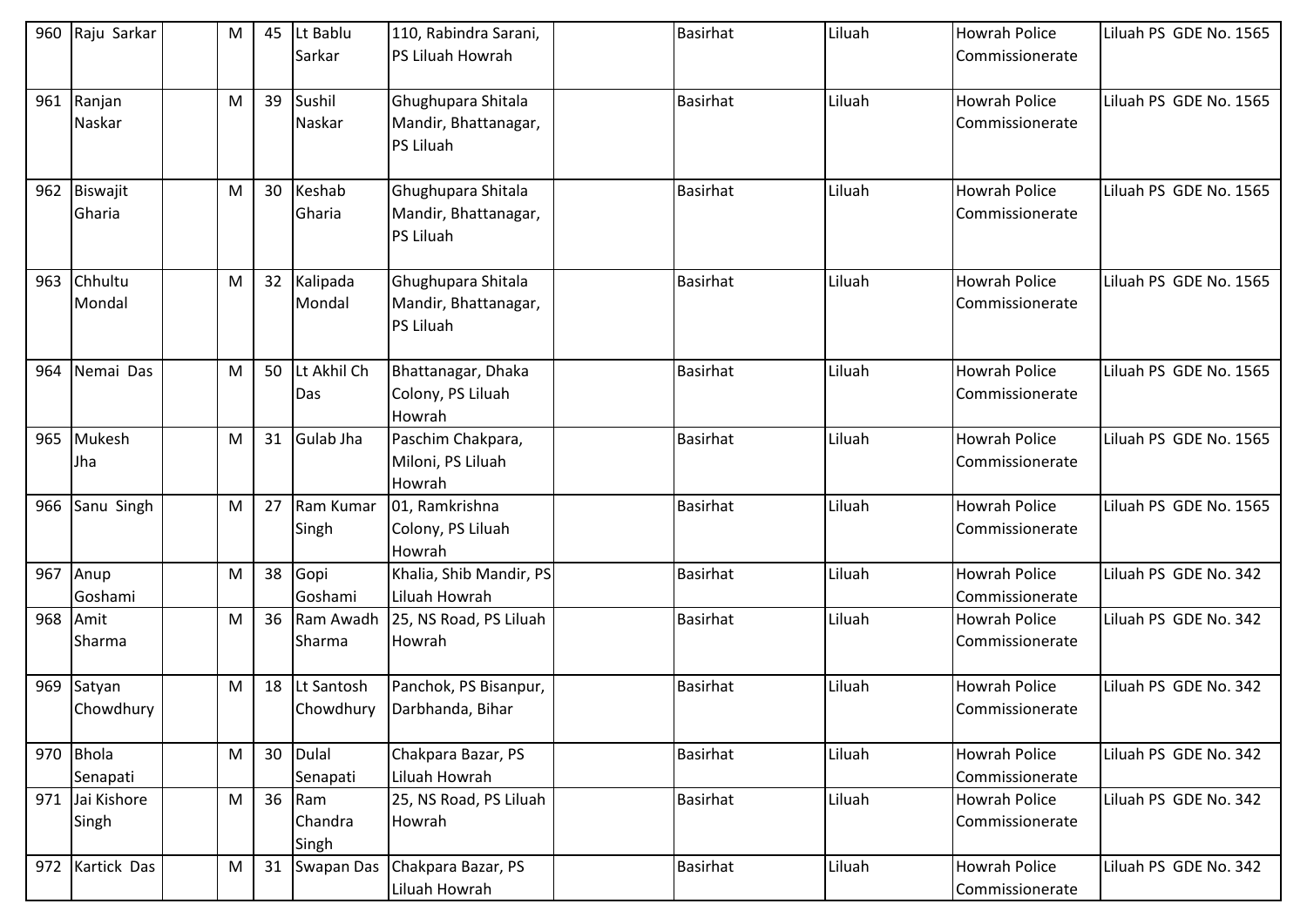| 960 | Raju Sarkar | | M | 45 | Lt Bablu Sarkar | 110, Rabindra Sarani, PS Liluah Howrah | | Basirhat | Liluah | Howrah Police Commissionerate | Liluah PS GDE No. 1565 |
|---|---|---|---|---|---|---|---|---|---|---|---|
| 961 | Ranjan Naskar | | M | 39 | Sushil Naskar | Ghughupara Shitala Mandir, Bhattanagar, PS Liluah | | Basirhat | Liluah | Howrah Police Commissionerate | Liluah PS GDE No. 1565 |
| 962 | Biswajit Gharia | | M | 30 | Keshab Gharia | Ghughupara Shitala Mandir, Bhattanagar, PS Liluah | | Basirhat | Liluah | Howrah Police Commissionerate | Liluah PS GDE No. 1565 |
| 963 | Chhultu Mondal | | M | 32 | Kalipada Mondal | Ghughupara Shitala Mandir, Bhattanagar, PS Liluah | | Basirhat | Liluah | Howrah Police Commissionerate | Liluah PS GDE No. 1565 |
| 964 | Nemai Das | | M | 50 | Lt Akhil Ch Das | Bhattanagar, Dhaka Colony, PS Liluah Howrah | | Basirhat | Liluah | Howrah Police Commissionerate | Liluah PS GDE No. 1565 |
| 965 | Mukesh Jha | | M | 31 | Gulab Jha | Paschim Chakpara, Miloni, PS Liluah Howrah | | Basirhat | Liluah | Howrah Police Commissionerate | Liluah PS GDE No. 1565 |
| 966 | Sanu Singh | | M | 27 | Ram Kumar Singh | 01, Ramkrishna Colony, PS Liluah Howrah | | Basirhat | Liluah | Howrah Police Commissionerate | Liluah PS GDE No. 1565 |
| 967 | Anup Goshami | | M | 38 | Gopi Goshami | Khalia, Shib Mandir, PS Liluah Howrah | | Basirhat | Liluah | Howrah Police Commissionerate | Liluah PS GDE No. 342 |
| 968 | Amit Sharma | | M | 36 | Ram Awadh Sharma | 25, NS Road, PS Liluah Howrah | | Basirhat | Liluah | Howrah Police Commissionerate | Liluah PS GDE No. 342 |
| 969 | Satyan Chowdhury | | M | 18 | Lt Santosh Chowdhury | Panchok, PS Bisanpur, Darbhanda, Bihar | | Basirhat | Liluah | Howrah Police Commissionerate | Liluah PS GDE No. 342 |
| 970 | Bhola Senapati | | M | 30 | Dulal Senapati | Chakpara Bazar, PS Liluah Howrah | | Basirhat | Liluah | Howrah Police Commissionerate | Liluah PS GDE No. 342 |
| 971 | Jai Kishore Singh | | M | 36 | Ram Chandra Singh | 25, NS Road, PS Liluah Howrah | | Basirhat | Liluah | Howrah Police Commissionerate | Liluah PS GDE No. 342 |
| 972 | Kartick Das | | M | 31 | Swapan Das | Chakpara Bazar, PS Liluah Howrah | | Basirhat | Liluah | Howrah Police Commissionerate | Liluah PS GDE No. 342 |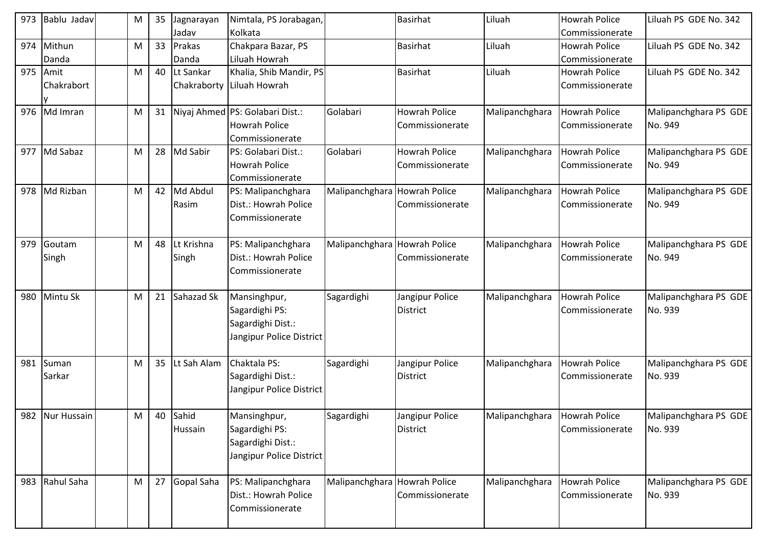| 973 | Bablu Jadav | | M | 35 | Jagnarayan Jadav | Nimtala, PS Jorabagan, Kolkata | | Basirhat | Liluah | Howrah Police Commissionerate | Liluah PS GDE No. 342 |
|---|---|---|---|---|---|---|---|---|---|---|---|
| 974 | Mithun Danda | | M | 33 | Prakas Danda | Chakpara Bazar, PS Liluah Howrah | | Basirhat | Liluah | Howrah Police Commissionerate | Liluah PS GDE No. 342 |
| 975 | Amit Chakraborty | | M | 40 | Lt Sankar Chakraborty | Khalia, Shib Mandir, PS Liluah Howrah | | Basirhat | Liluah | Howrah Police Commissionerate | Liluah PS GDE No. 342 |
| 976 | Md Imran | | M | 31 | Niyaj Ahmed | PS: Golabari Dist.: Howrah Police Commissionerate | Golabari | Howrah Police Commissionerate | Malipanchghara | Howrah Police Commissionerate | Malipanchghara PS GDE No. 949 |
| 977 | Md Sabaz | | M | 28 | Md Sabir | PS: Golabari Dist.: Howrah Police Commissionerate | Golabari | Howrah Police Commissionerate | Malipanchghara | Howrah Police Commissionerate | Malipanchghara PS GDE No. 949 |
| 978 | Md Rizban | | M | 42 | Md Abdul Rasim | PS: Malipanchghara Dist.: Howrah Police Commissionerate | Malipanchghara | Howrah Police Commissionerate | Malipanchghara | Howrah Police Commissionerate | Malipanchghara PS GDE No. 949 |
| 979 | Goutam Singh | | M | 48 | Lt Krishna Singh | PS: Malipanchghara Dist.: Howrah Police Commissionerate | Malipanchghara | Howrah Police Commissionerate | Malipanchghara | Howrah Police Commissionerate | Malipanchghara PS GDE No. 949 |
| 980 | Mintu Sk | | M | 21 | Sahazad Sk | Mansinghpur, Sagardighi PS: Sagardighi Dist.: Jangipur Police District | Sagardighi | Jangipur Police District | Malipanchghara | Howrah Police Commissionerate | Malipanchghara PS GDE No. 939 |
| 981 | Suman Sarkar | | M | 35 | Lt Sah Alam | Chaktala PS: Sagardighi Dist.: Jangipur Police District | Sagardighi | Jangipur Police District | Malipanchghara | Howrah Police Commissionerate | Malipanchghara PS GDE No. 939 |
| 982 | Nur Hussain | | M | 40 | Sahid Hussain | Mansinghpur, Sagardighi PS: Sagardighi Dist.: Jangipur Police District | Sagardighi | Jangipur Police District | Malipanchghara | Howrah Police Commissionerate | Malipanchghara PS GDE No. 939 |
| 983 | Rahul Saha | | M | 27 | Gopal Saha | PS: Malipanchghara Dist.: Howrah Police Commissionerate | Malipanchghara | Howrah Police Commissionerate | Malipanchghara | Howrah Police Commissionerate | Malipanchghara PS GDE No. 939 |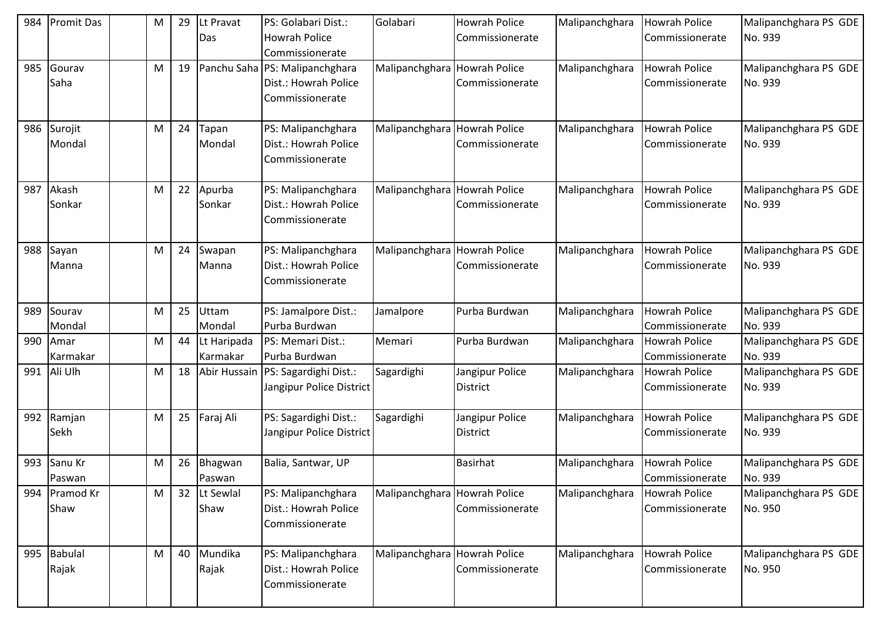| 984 | Promit Das | | M | 29 | Lt Pravat Das | PS: Golabari Dist.: Howrah Police Commissionerate | Golabari | Howrah Police Commissionerate | Malipanchghara | Howrah Police Commissionerate | Malipanchghara PS GDE No. 939 |
|---|---|---|---|---|---|---|---|---|---|---|---|
| 985 | Gourav Saha | | M | 19 | Panchu Saha | PS: Malipanchghara Dist.: Howrah Police Commissionerate | Malipanchghara | Howrah Police Commissionerate | Malipanchghara | Howrah Police Commissionerate | Malipanchghara PS GDE No. 939 |
| 986 | Surojit Mondal | | M | 24 | Tapan Mondal | PS: Malipanchghara Dist.: Howrah Police Commissionerate | Malipanchghara | Howrah Police Commissionerate | Malipanchghara | Howrah Police Commissionerate | Malipanchghara PS GDE No. 939 |
| 987 | Akash Sonkar | | M | 22 | Apurba Sonkar | PS: Malipanchghara Dist.: Howrah Police Commissionerate | Malipanchghara | Howrah Police Commissionerate | Malipanchghara | Howrah Police Commissionerate | Malipanchghara PS GDE No. 939 |
| 988 | Sayan Manna | | M | 24 | Swapan Manna | PS: Malipanchghara Dist.: Howrah Police Commissionerate | Malipanchghara | Howrah Police Commissionerate | Malipanchghara | Howrah Police Commissionerate | Malipanchghara PS GDE No. 939 |
| 989 | Sourav Mondal | | M | 25 | Uttam Mondal | PS: Jamalpore Dist.: Purba Burdwan | Jamalpore | Purba Burdwan | Malipanchghara | Howrah Police Commissionerate | Malipanchghara PS GDE No. 939 |
| 990 | Amar Karmakar | | M | 44 | Lt Haripada Karmakar | PS: Memari Dist.: Purba Burdwan | Memari | Purba Burdwan | Malipanchghara | Howrah Police Commissionerate | Malipanchghara PS GDE No. 939 |
| 991 | Ali Ulh | | M | 18 | Abir Hussain | PS: Sagardighi Dist.: Jangipur Police District | Sagardighi | Jangipur Police District | Malipanchghara | Howrah Police Commissionerate | Malipanchghara PS GDE No. 939 |
| 992 | Ramjan Sekh | | M | 25 | Faraj Ali | PS: Sagardighi Dist.: Jangipur Police District | Sagardighi | Jangipur Police District | Malipanchghara | Howrah Police Commissionerate | Malipanchghara PS GDE No. 939 |
| 993 | Sanu Kr Paswan | | M | 26 | Bhagwan Paswan | Balia, Santwar, UP | | Basirhat | Malipanchghara | Howrah Police Commissionerate | Malipanchghara PS GDE No. 939 |
| 994 | Pramod Kr Shaw | | M | 32 | Lt Sewlal Shaw | PS: Malipanchghara Dist.: Howrah Police Commissionerate | Malipanchghara | Howrah Police Commissionerate | Malipanchghara | Howrah Police Commissionerate | Malipanchghara PS GDE No. 950 |
| 995 | Babulal Rajak | | M | 40 | Mundika Rajak | PS: Malipanchghara Dist.: Howrah Police Commissionerate | Malipanchghara | Howrah Police Commissionerate | Malipanchghara | Howrah Police Commissionerate | Malipanchghara PS GDE No. 950 |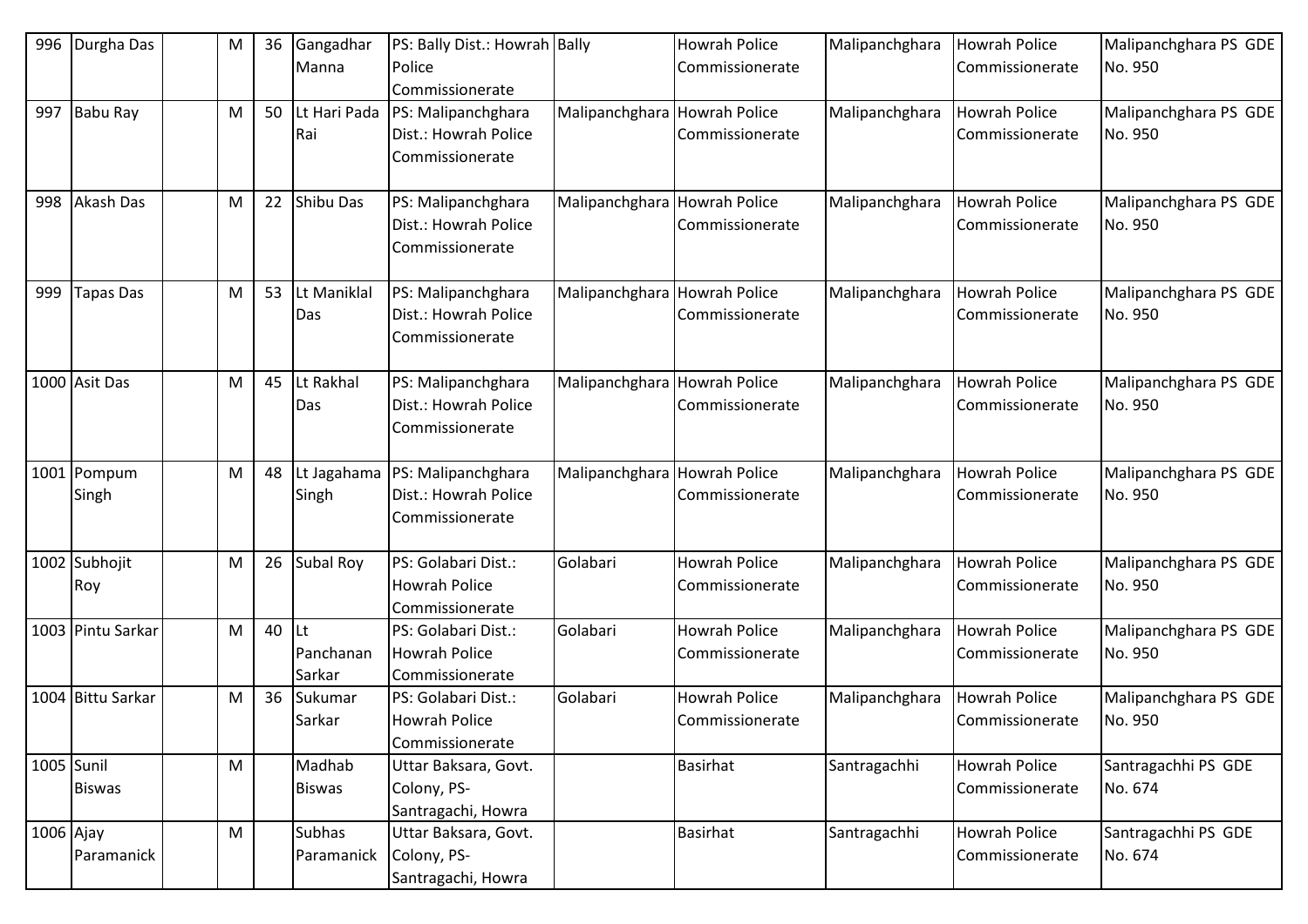| 996 | Durgha Das | | M | 36 | Gangadhar Manna | PS: Bally Dist.: Howrah Police Commissionerate | Bally | Howrah Police Commissionerate | Malipanchghara | Howrah Police Commissionerate | Malipanchghara PS GDE No. 950 |
|---|---|---|---|---|---|---|---|---|---|---|---|
| 997 | Babu Ray | | M | 50 | Lt Hari Pada Rai | PS: Malipanchghara Dist.: Howrah Police Commissionerate | Malipanchghara | Howrah Police Commissionerate | Malipanchghara | Howrah Police Commissionerate | Malipanchghara PS GDE No. 950 |
| 998 | Akash Das | | M | 22 | Shibu Das | PS: Malipanchghara Dist.: Howrah Police Commissionerate | Malipanchghara | Howrah Police Commissionerate | Malipanchghara | Howrah Police Commissionerate | Malipanchghara PS GDE No. 950 |
| 999 | Tapas Das | | M | 53 | Lt Maniklal Das | PS: Malipanchghara Dist.: Howrah Police Commissionerate | Malipanchghara | Howrah Police Commissionerate | Malipanchghara | Howrah Police Commissionerate | Malipanchghara PS GDE No. 950 |
| 1000 | Asit Das | | M | 45 | Lt Rakhal Das | PS: Malipanchghara Dist.: Howrah Police Commissionerate | Malipanchghara | Howrah Police Commissionerate | Malipanchghara | Howrah Police Commissionerate | Malipanchghara PS GDE No. 950 |
| 1001 | Pompum Singh | | M | 48 | Lt Jagahama Singh | PS: Malipanchghara Dist.: Howrah Police Commissionerate | Malipanchghara | Howrah Police Commissionerate | Malipanchghara | Howrah Police Commissionerate | Malipanchghara PS GDE No. 950 |
| 1002 | Subhojit Roy | | M | 26 | Subal Roy | PS: Golabari Dist.: Howrah Police Commissionerate | Golabari | Howrah Police Commissionerate | Malipanchghara | Howrah Police Commissionerate | Malipanchghara PS GDE No. 950 |
| 1003 | Pintu Sarkar | | M | 40 | Lt Panchanan Sarkar | PS: Golabari Dist.: Howrah Police Commissionerate | Golabari | Howrah Police Commissionerate | Malipanchghara | Howrah Police Commissionerate | Malipanchghara PS GDE No. 950 |
| 1004 | Bittu Sarkar | | M | 36 | Sukumar Sarkar | PS: Golabari Dist.: Howrah Police Commissionerate | Golabari | Howrah Police Commissionerate | Malipanchghara | Howrah Police Commissionerate | Malipanchghara PS GDE No. 950 |
| 1005 | Sunil Biswas | | M | | Madhab Biswas | Uttar Baksara, Govt. Colony, PS-Santragachi, Howra | | Basirhat | Santragachhi | Howrah Police Commissionerate | Santragachhi PS GDE No. 674 |
| 1006 | Ajay Paramanick | | M | | Subhas Paramanick | Uttar Baksara, Govt. Colony, PS-Santragachi, Howra | | Basirhat | Santragachhi | Howrah Police Commissionerate | Santragachhi PS GDE No. 674 |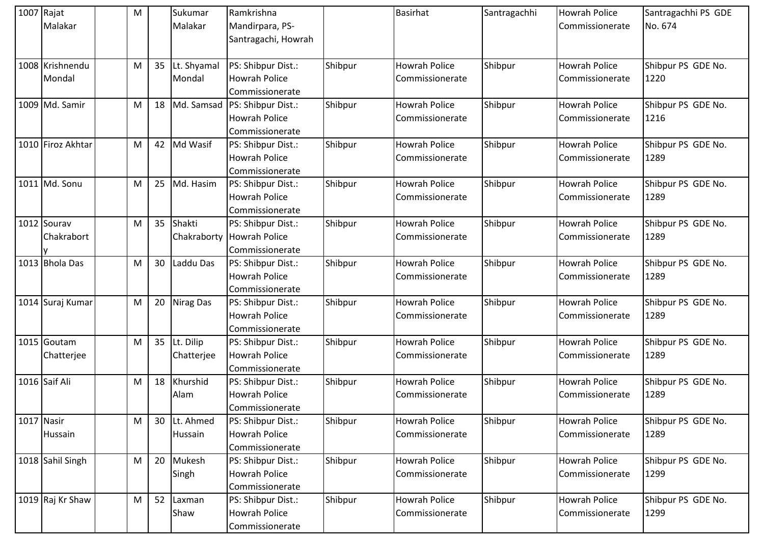| | | | | | | | | | | | |
|---|---|---|---|---|---|---|---|---|---|---|---|
| 1007 | Rajat Malakar | | M | | Sukumar Malakar | Ramkrishna Mandirpara, PS-Santragachi, Howrah | | Basirhat | Santragachhi | Howrah Police Commissionerate | Santragachhi PS GDE No. 674 |
| 1008 | Krishnendu Mondal | | M | 35 | Lt. Shyamal Mondal | PS: Shibpur Dist.: Howrah Police Commissionerate | Shibpur | Howrah Police Commissionerate | Shibpur | Howrah Police Commissionerate | Shibpur PS GDE No. 1220 |
| 1009 | Md. Samir | | M | 18 | Md. Samsad | PS: Shibpur Dist.: Howrah Police Commissionerate | Shibpur | Howrah Police Commissionerate | Shibpur | Howrah Police Commissionerate | Shibpur PS GDE No. 1216 |
| 1010 | Firoz Akhtar | | M | 42 | Md Wasif | PS: Shibpur Dist.: Howrah Police Commissionerate | Shibpur | Howrah Police Commissionerate | Shibpur | Howrah Police Commissionerate | Shibpur PS GDE No. 1289 |
| 1011 | Md. Sonu | | M | 25 | Md. Hasim | PS: Shibpur Dist.: Howrah Police Commissionerate | Shibpur | Howrah Police Commissionerate | Shibpur | Howrah Police Commissionerate | Shibpur PS GDE No. 1289 |
| 1012 | Sourav Chakraborty | | M | 35 | Shakti Chakraborty | PS: Shibpur Dist.: Howrah Police Commissionerate | Shibpur | Howrah Police Commissionerate | Shibpur | Howrah Police Commissionerate | Shibpur PS GDE No. 1289 |
| 1013 | Bhola Das | | M | 30 | Laddu Das | PS: Shibpur Dist.: Howrah Police Commissionerate | Shibpur | Howrah Police Commissionerate | Shibpur | Howrah Police Commissionerate | Shibpur PS GDE No. 1289 |
| 1014 | Suraj Kumar | | M | 20 | Nirag Das | PS: Shibpur Dist.: Howrah Police Commissionerate | Shibpur | Howrah Police Commissionerate | Shibpur | Howrah Police Commissionerate | Shibpur PS GDE No. 1289 |
| 1015 | Goutam Chatterjee | | M | 35 | Lt. Dilip Chatterjee | PS: Shibpur Dist.: Howrah Police Commissionerate | Shibpur | Howrah Police Commissionerate | Shibpur | Howrah Police Commissionerate | Shibpur PS GDE No. 1289 |
| 1016 | Saif Ali | | M | 18 | Khurshid Alam | PS: Shibpur Dist.: Howrah Police Commissionerate | Shibpur | Howrah Police Commissionerate | Shibpur | Howrah Police Commissionerate | Shibpur PS GDE No. 1289 |
| 1017 | Nasir Hussain | | M | 30 | Lt. Ahmed Hussain | PS: Shibpur Dist.: Howrah Police Commissionerate | Shibpur | Howrah Police Commissionerate | Shibpur | Howrah Police Commissionerate | Shibpur PS GDE No. 1289 |
| 1018 | Sahil Singh | | M | 20 | Mukesh Singh | PS: Shibpur Dist.: Howrah Police Commissionerate | Shibpur | Howrah Police Commissionerate | Shibpur | Howrah Police Commissionerate | Shibpur PS GDE No. 1299 |
| 1019 | Raj Kr Shaw | | M | 52 | Laxman Shaw | PS: Shibpur Dist.: Howrah Police Commissionerate | Shibpur | Howrah Police Commissionerate | Shibpur | Howrah Police Commissionerate | Shibpur PS GDE No. 1299 |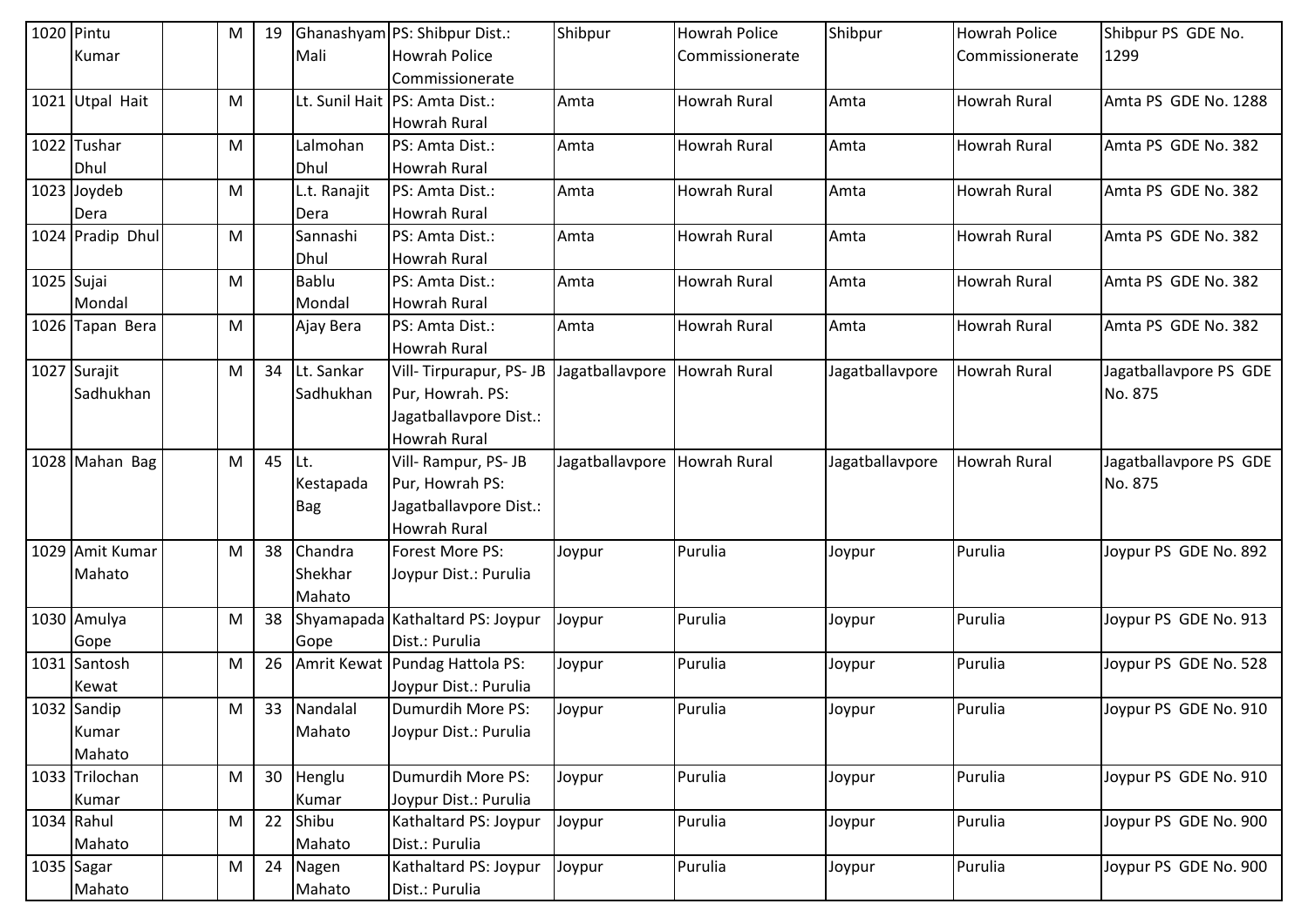| 1020 | Pintu Kumar | | M | 19 | Ghanashyam Mali | PS: Shibpur Dist.: Howrah Police Commissionerate | Shibpur | Howrah Police Commissionerate | Shibpur | Howrah Police Commissionerate | Shibpur PS GDE No. 1299 |
|---|---|---|---|---|---|---|---|---|---|---|---|
| 1021 | Utpal Hait | | M | | Lt. Sunil Hait | PS: Amta Dist.: Howrah Rural | Amta | Howrah Rural | Amta | Howrah Rural | Amta PS GDE No. 1288 |
| 1022 | Tushar Dhul | | M | | Lalmohan Dhul | PS: Amta Dist.: Howrah Rural | Amta | Howrah Rural | Amta | Howrah Rural | Amta PS GDE No. 382 |
| 1023 | Joydeb Dera | | M | | L.t. Ranajit Dera | PS: Amta Dist.: Howrah Rural | Amta | Howrah Rural | Amta | Howrah Rural | Amta PS GDE No. 382 |
| 1024 | Pradip Dhul | | M | | Sannashi Dhul | PS: Amta Dist.: Howrah Rural | Amta | Howrah Rural | Amta | Howrah Rural | Amta PS GDE No. 382 |
| 1025 | Sujai Mondal | | M | | Bablu Mondal | PS: Amta Dist.: Howrah Rural | Amta | Howrah Rural | Amta | Howrah Rural | Amta PS GDE No. 382 |
| 1026 | Tapan Bera | | M | | Ajay Bera | PS: Amta Dist.: Howrah Rural | Amta | Howrah Rural | Amta | Howrah Rural | Amta PS GDE No. 382 |
| 1027 | Surajit Sadhukhan | | M | 34 | Lt. Sankar Sadhukhan | Vill- Tirpurapur, PS- JB Pur, Howrah. PS: Jagatballavpore Dist.: Howrah Rural | Jagatballavpore | Howrah Rural | Jagatballavpore | Howrah Rural | Jagatballavpore PS GDE No. 875 |
| 1028 | Mahan Bag | | M | 45 | Lt. Kestapada Bag | Vill- Rampur, PS- JB Pur, Howrah PS: Jagatballavpore Dist.: Howrah Rural | Jagatballavpore | Howrah Rural | Jagatballavpore | Howrah Rural | Jagatballavpore PS GDE No. 875 |
| 1029 | Amit Kumar Mahato | | M | 38 | Chandra Shekhar Mahato | Forest More PS: Joypur Dist.: Purulia | Joypur | Purulia | Joypur | Purulia | Joypur PS GDE No. 892 |
| 1030 | Amulya Gope | | M | 38 | Shyamapada Gope | Kathaltard PS: Joypur Dist.: Purulia | Joypur | Purulia | Joypur | Purulia | Joypur PS GDE No. 913 |
| 1031 | Santosh Kewat | | M | 26 | Amrit Kewat | Pundag Hattola PS: Joypur Dist.: Purulia | Joypur | Purulia | Joypur | Purulia | Joypur PS GDE No. 528 |
| 1032 | Sandip Kumar Mahato | | M | 33 | Nandalal Mahato | Dumurdih More PS: Joypur Dist.: Purulia | Joypur | Purulia | Joypur | Purulia | Joypur PS GDE No. 910 |
| 1033 | Trilochan Kumar | | M | 30 | Henglu Kumar | Dumurdih More PS: Joypur Dist.: Purulia | Joypur | Purulia | Joypur | Purulia | Joypur PS GDE No. 910 |
| 1034 | Rahul Mahato | | M | 22 | Shibu Mahato | Kathaltard PS: Joypur Dist.: Purulia | Joypur | Purulia | Joypur | Purulia | Joypur PS GDE No. 900 |
| 1035 | Sagar Mahato | | M | 24 | Nagen Mahato | Kathaltard PS: Joypur Dist.: Purulia | Joypur | Purulia | Joypur | Purulia | Joypur PS GDE No. 900 |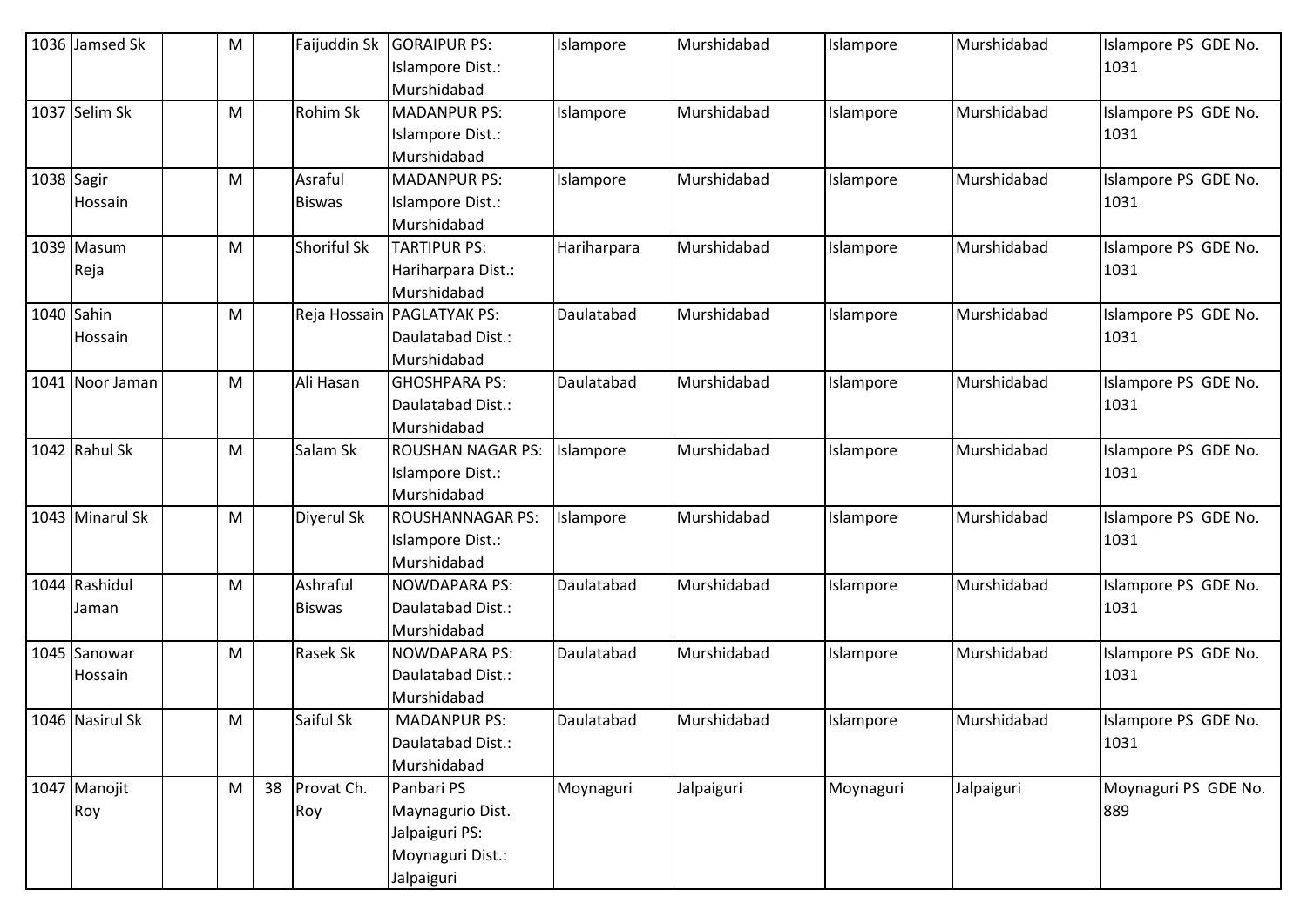| 1036 | Jamsed Sk | | M | | Faijuddin Sk | GORAIPUR PS: Islampore Dist.: Murshidabad | Islampore | Murshidabad | Islampore | Murshidabad | Islampore PS GDE No. 1031 |
|---|---|---|---|---|---|---|---|---|---|---|---|
| 1037 | Selim Sk | | M | | Rohim Sk | MADANPUR PS: Islampore Dist.: Murshidabad | Islampore | Murshidabad | Islampore | Murshidabad | Islampore PS GDE No. 1031 |
| 1038 | Sagir Hossain | | M | | Asraful Biswas | MADANPUR PS: Islampore Dist.: Murshidabad | Islampore | Murshidabad | Islampore | Murshidabad | Islampore PS GDE No. 1031 |
| 1039 | Masum Reja | | M | | Shoriful Sk | TARTIPUR PS: Hariharpara Dist.: Murshidabad | Hariharpara | Murshidabad | Islampore | Murshidabad | Islampore PS GDE No. 1031 |
| 1040 | Sahin Hossain | | M | | Reja Hossain | PAGLATYAK PS: Daulatabad Dist.: Murshidabad | Daulatabad | Murshidabad | Islampore | Murshidabad | Islampore PS GDE No. 1031 |
| 1041 | Noor Jaman | | M | | Ali Hasan | GHOSHPARA PS: Daulatabad Dist.: Murshidabad | Daulatabad | Murshidabad | Islampore | Murshidabad | Islampore PS GDE No. 1031 |
| 1042 | Rahul Sk | | M | | Salam Sk | ROUSHAN NAGAR PS: Islampore Dist.: Murshidabad | Islampore | Murshidabad | Islampore | Murshidabad | Islampore PS GDE No. 1031 |
| 1043 | Minarul Sk | | M | | Diyerul Sk | ROUSHANNAGAR PS: Islampore Dist.: Murshidabad | Islampore | Murshidabad | Islampore | Murshidabad | Islampore PS GDE No. 1031 |
| 1044 | Rashidul Jaman | | M | | Ashrafул Biswas | NOWDAPARA PS: Daulatabad Dist.: Murshidabad | Daulatabad | Murshidabad | Islampore | Murshidabad | Islampore PS GDE No. 1031 |
| 1045 | Sanowar Hossain | | M | | Rasek Sk | NOWDAPARA PS: Daulatabad Dist.: Murshidabad | Daulatabad | Murshidabad | Islampore | Murshidabad | Islampore PS GDE No. 1031 |
| 1046 | Nasirul Sk | | M | | Saiful Sk | MADANPUR PS: Daulatabad Dist.: Murshidabad | Daulatabad | Murshidabad | Islampore | Murshidabad | Islampore PS GDE No. 1031 |
| 1047 | Manojit Roy | | M | 38 | Provat Ch. Roy | Panbari PS Maynagurio Dist. Jalpaiguri PS: Moynaguri Dist.: Jalpaiguri | Moynaguri | Jalpaiguri | Moynaguri | Jalpaiguri | Moynaguri PS GDE No. 889 |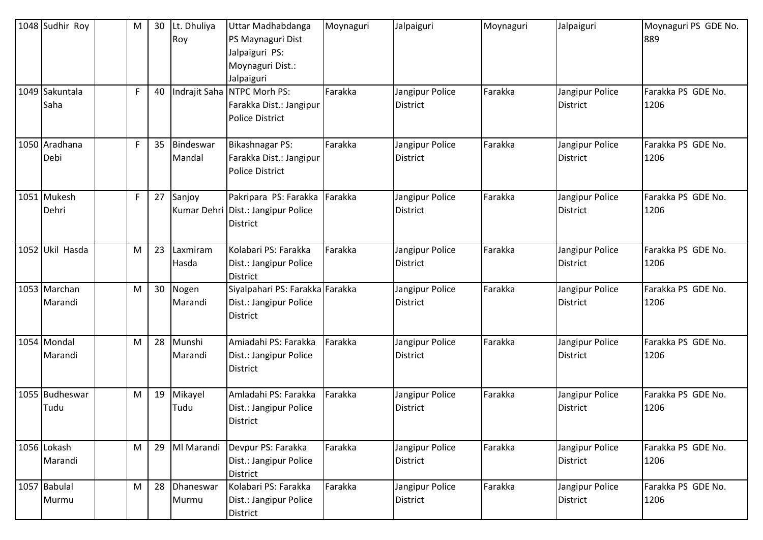| 1048 | Sudhir Roy | | M | 30 | Lt. Dhuliya Roy | Uttar Madhabdanga PS Maynaguri Dist Jalpaiguri PS: Moynaguri Dist.: Jalpaiguri | Moynaguri | Jalpaiguri | Moynaguri | Jalpaiguri | Moynaguri PS GDE No. 889 |
|---|---|---|---|---|---|---|---|---|---|---|---|
| 1049 | Sakuntala Saha | | F | 40 | Indrajit Saha | NTPC Morh PS: Farakka Dist.: Jangipur Police District | Farakka | Jangipur Police District | Farakka | Jangipur Police District | Farakka PS GDE No. 1206 |
| 1050 | Aradhana Debi | | F | 35 | Bindeswar Mandal | Bikashnagar PS: Farakka Dist.: Jangipur Police District | Farakka | Jangipur Police District | Farakka | Jangipur Police District | Farakka PS GDE No. 1206 |
| 1051 | Mukesh Dehri | | F | 27 | Sanjoy Kumar Dehri | Pakripara PS: Farakka Dist.: Jangipur Police District | Farakka | Jangipur Police District | Farakka | Jangipur Police District | Farakka PS GDE No. 1206 |
| 1052 | Ukil Hasda | | M | 23 | Laxmiram Hasda | Kolabari PS: Farakka Dist.: Jangipur Police District | Farakka | Jangipur Police District | Farakka | Jangipur Police District | Farakka PS GDE No. 1206 |
| 1053 | Marchan Marandi | | M | 30 | Nogen Marandi | Siyalpahari PS: Farakka Dist.: Jangipur Police District | Farakka | Jangipur Police District | Farakka | Jangipur Police District | Farakka PS GDE No. 1206 |
| 1054 | Mondal Marandi | | M | 28 | Munshi Marandi | Amiadahi PS: Farakka Dist.: Jangipur Police District | Farakka | Jangipur Police District | Farakka | Jangipur Police District | Farakka PS GDE No. 1206 |
| 1055 | Budheswar Tudu | | M | 19 | Mikayel Tudu | Amladahi PS: Farakka Dist.: Jangipur Police District | Farakka | Jangipur Police District | Farakka | Jangipur Police District | Farakka PS GDE No. 1206 |
| 1056 | Lokash Marandi | | M | 29 | Ml Marandi | Devpur PS: Farakka Dist.: Jangipur Police District | Farakka | Jangipur Police District | Farakka | Jangipur Police District | Farakka PS GDE No. 1206 |
| 1057 | Babulal Murmu | | M | 28 | Dhaneswar Murmu | Kolabari PS: Farakka Dist.: Jangipur Police District | Farakka | Jangipur Police District | Farakka | Jangipur Police District | Farakka PS GDE No. 1206 |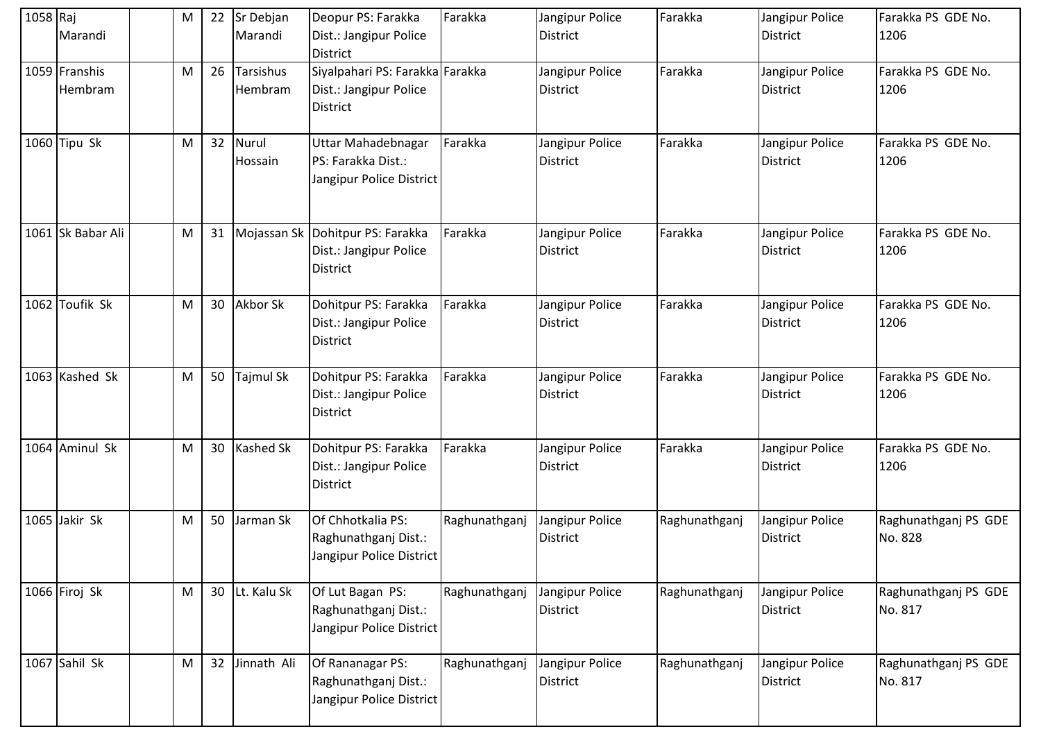| 1058 | Raj Marandi | | M | 22 | Sr Debjan Marandi | Deopur PS: Farakka Dist.: Jangipur Police District | Farakka | Jangipur Police District | Farakka | Jangipur Police District | Farakka PS GDE No. 1206 |
|---|---|---|---|---|---|---|---|---|---|---|---|
| 1059 | Franshis Hembram | | M | 26 | Tarsishus Hembram | Siyalpahari PS: Farakka Dist.: Jangipur Police District | Farakka | Jangipur Police District | Farakka | Jangipur Police District | Farakka PS GDE No. 1206 |
| 1060 | Tipu Sk | | M | 32 | Nurul Hossain | Uttar Mahadebnagar PS: Farakka Dist.: Jangipur Police District | Farakka | Jangipur Police District | Farakka | Jangipur Police District | Farakka PS GDE No. 1206 |
| 1061 | Sk Babar Ali | | M | 31 | Mojassan Sk | Dohitpur PS: Farakka Dist.: Jangipur Police District | Farakka | Jangipur Police District | Farakka | Jangipur Police District | Farakka PS GDE No. 1206 |
| 1062 | Toufik Sk | | M | 30 | Akbor Sk | Dohitpur PS: Farakka Dist.: Jangipur Police District | Farakka | Jangipur Police District | Farakka | Jangipur Police District | Farakka PS GDE No. 1206 |
| 1063 | Kashed Sk | | M | 50 | Tajmul Sk | Dohitpur PS: Farakka Dist.: Jangipur Police District | Farakka | Jangipur Police District | Farakka | Jangipur Police District | Farakka PS GDE No. 1206 |
| 1064 | Aminul Sk | | M | 30 | Kashed Sk | Dohitpur PS: Farakka Dist.: Jangipur Police District | Farakka | Jangipur Police District | Farakka | Jangipur Police District | Farakka PS GDE No. 1206 |
| 1065 | Jakir Sk | | M | 50 | Jarman Sk | Of Chhotkalia PS: Raghunathganj Dist.: Jangipur Police District | Raghunathganj | Jangipur Police District | Raghunathganj | Jangipur Police District | Raghunathganj PS GDE No. 828 |
| 1066 | Firoj Sk | | M | 30 | Lt. Kalu Sk | Of Lut Bagan PS: Raghunathganj Dist.: Jangipur Police District | Raghunathganj | Jangipur Police District | Raghunathganj | Jangipur Police District | Raghunathganj PS GDE No. 817 |
| 1067 | Sahil Sk | | M | 32 | Jinnath Ali | Of Rananagar PS: Raghunathganj Dist.: Jangipur Police District | Raghunathganj | Jangipur Police District | Raghunathganj | Jangipur Police District | Raghunathganj PS GDE No. 817 |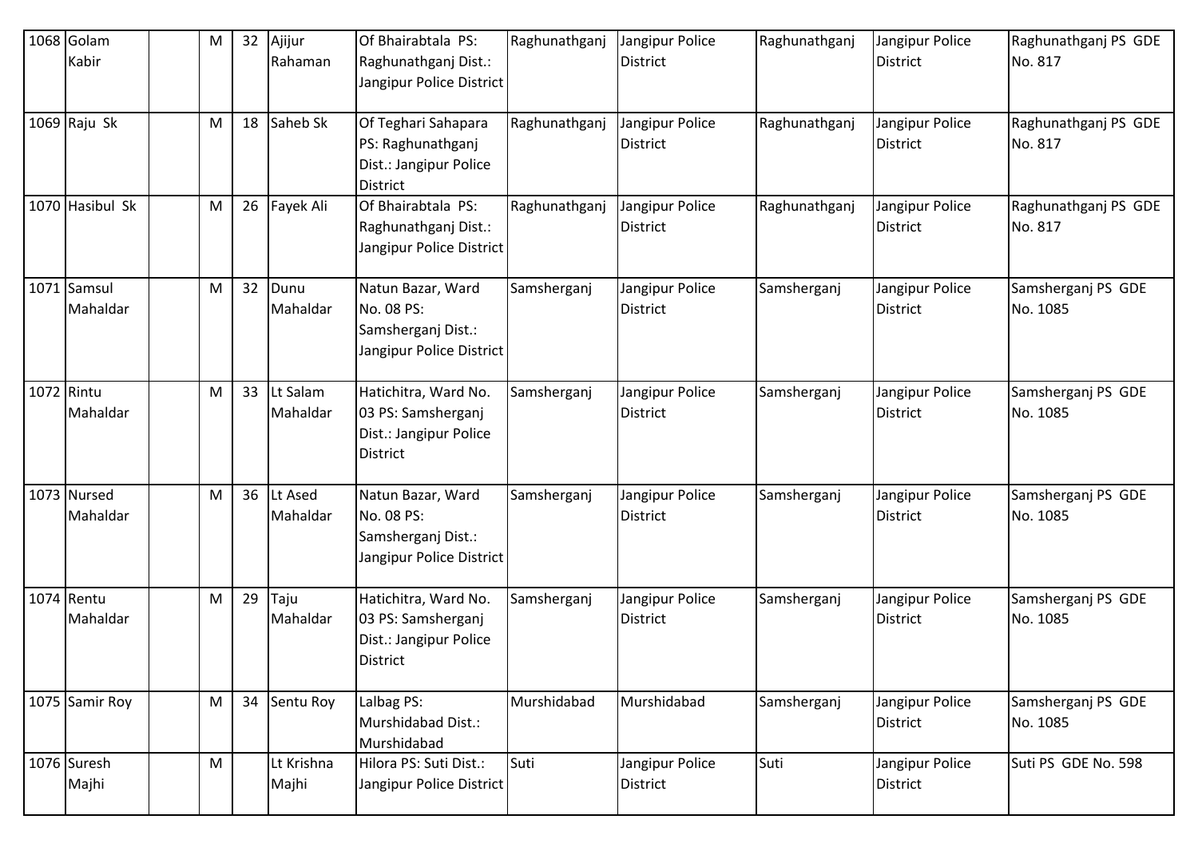| 1068 | Golam Kabir | | M | 32 | Ajijur Rahaman | Of Bhairabtala PS: Raghunathganj Dist.: Jangipur Police District | Raghunathganj | Jangipur Police District | Raghunathganj | Jangipur Police District | Raghunathganj PS GDE No. 817 |
|---|---|---|---|---|---|---|---|---|---|---|---|
| 1069 | Raju Sk | | M | 18 | Saheb Sk | Of Teghari Sahapara PS: Raghunathganj Dist.: Jangipur Police District | Raghunathganj | Jangipur Police District | Raghunathganj | Jangipur Police District | Raghunathganj PS GDE No. 817 |
| 1070 | Hasibul Sk | | M | 26 | Fayek Ali | Of Bhairabtala PS: Raghunathganj Dist.: Jangipur Police District | Raghunathganj | Jangipur Police District | Raghunathganj | Jangipur Police District | Raghunathganj PS GDE No. 817 |
| 1071 | Samsul Mahaldar | | M | 32 | Dunu Mahaldar | Natun Bazar, Ward No. 08 PS: Samsherganj Dist.: Jangipur Police District | Samsherganj | Jangipur Police District | Samsherganj | Jangipur Police District | Samsherganj PS GDE No. 1085 |
| 1072 | Rintu Mahaldar | | M | 33 | Lt Salam Mahaldar | Hatichitra, Ward No. 03 PS: Samsherganj Dist.: Jangipur Police District | Samsherganj | Jangipur Police District | Samsherganj | Jangipur Police District | Samsherganj PS GDE No. 1085 |
| 1073 | Nursed Mahaldar | | M | 36 | Lt Ased Mahaldar | Natun Bazar, Ward No. 08 PS: Samsherganj Dist.: Jangipur Police District | Samsherganj | Jangipur Police District | Samsherganj | Jangipur Police District | Samsherganj PS GDE No. 1085 |
| 1074 | Rentu Mahaldar | | M | 29 | Taju Mahaldar | Hatichitra, Ward No. 03 PS: Samsherganj Dist.: Jangipur Police District | Samsherganj | Jangipur Police District | Samsherganj | Jangipur Police District | Samsherganj PS GDE No. 1085 |
| 1075 | Samir Roy | | M | 34 | Sentu Roy | Lalbag PS: Murshidabad Dist.: Murshidabad | Murshidabad | Murshidabad | Samsherganj | Jangipur Police District | Samsherganj PS GDE No. 1085 |
| 1076 | Suresh Majhi | | M | | Lt Krishna Majhi | Hilora PS: Suti Dist.: Jangipur Police District | Suti | Jangipur Police District | Suti | Jangipur Police District | Suti PS GDE No. 598 |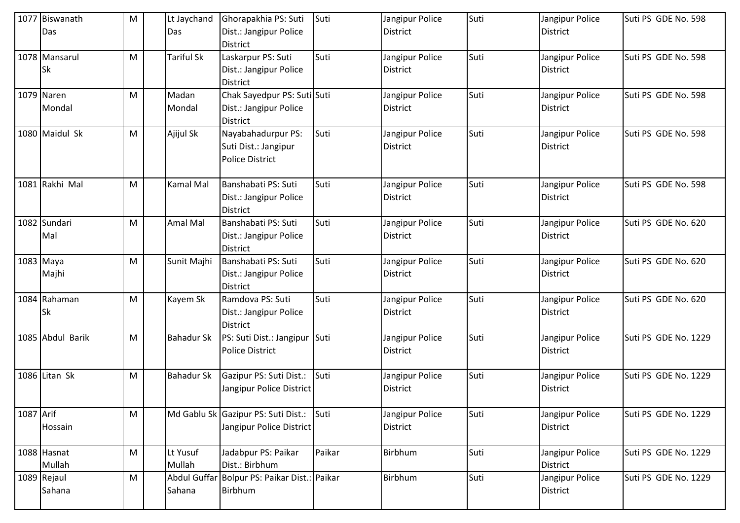| | | | | | | | | | | | |
|---|---|---|---|---|---|---|---|---|---|---|---|
| 1077 | Biswanath Das | | M | | Lt Jaychand Das | Ghorapakhia PS: Suti Dist.: Jangipur Police District | Suti | Jangipur Police District | Suti | Jangipur Police District | Suti PS GDE No. 598 |
| 1078 | Mansarul Sk | | M | | Tariful Sk | Laskarpur PS: Suti Dist.: Jangipur Police District | Suti | Jangipur Police District | Suti | Jangipur Police District | Suti PS GDE No. 598 |
| 1079 | Naren Mondal | | M | | Madan Mondal | Chak Sayedpur PS: Suti Dist.: Jangipur Police District | Suti | Jangipur Police District | Suti | Jangipur Police District | Suti PS GDE No. 598 |
| 1080 | Maidul Sk | | M | | Ajijul Sk | Nayabahadurpur PS: Suti Dist.: Jangipur Police District | Suti | Jangipur Police District | Suti | Jangipur Police District | Suti PS GDE No. 598 |
| 1081 | Rakhi Mal | | M | | Kamal Mal | Banshabati PS: Suti Dist.: Jangipur Police District | Suti | Jangipur Police District | Suti | Jangipur Police District | Suti PS GDE No. 598 |
| 1082 | Sundari Mal | | M | | Amal Mal | Banshabati PS: Suti Dist.: Jangipur Police District | Suti | Jangipur Police District | Suti | Jangipur Police District | Suti PS GDE No. 620 |
| 1083 | Maya Majhi | | M | | Sunit Majhi | Banshabati PS: Suti Dist.: Jangipur Police District | Suti | Jangipur Police District | Suti | Jangipur Police District | Suti PS GDE No. 620 |
| 1084 | Rahaman Sk | | M | | Kayem Sk | Ramdova PS: Suti Dist.: Jangipur Police District | Suti | Jangipur Police District | Suti | Jangipur Police District | Suti PS GDE No. 620 |
| 1085 | Abdul Barik | | M | | Bahadur Sk | PS: Suti Dist.: Jangipur Police District | Suti | Jangipur Police District | Suti | Jangipur Police District | Suti PS GDE No. 1229 |
| 1086 | Litan Sk | | M | | Bahadur Sk | Gazipur PS: Suti Dist.: Jangipur Police District | Suti | Jangipur Police District | Suti | Jangipur Police District | Suti PS GDE No. 1229 |
| 1087 | Arif Hossain | | M | | Md Gablu Sk | Gazipur PS: Suti Dist.: Jangipur Police District | Suti | Jangipur Police District | Suti | Jangipur Police District | Suti PS GDE No. 1229 |
| 1088 | Hasnat Mullah | | M | | Lt Yusuf Mullah | Jadabpur PS: Paikar Dist.: Birbhum | Paikar | Birbhum | Suti | Jangipur Police District | Suti PS GDE No. 1229 |
| 1089 | Rejaul Sahana | | M | | Abdul Guffar Sahana | Bolpur PS: Paikar Dist.: Birbhum | Paikar | Birbhum | Suti | Jangipur Police District | Suti PS GDE No. 1229 |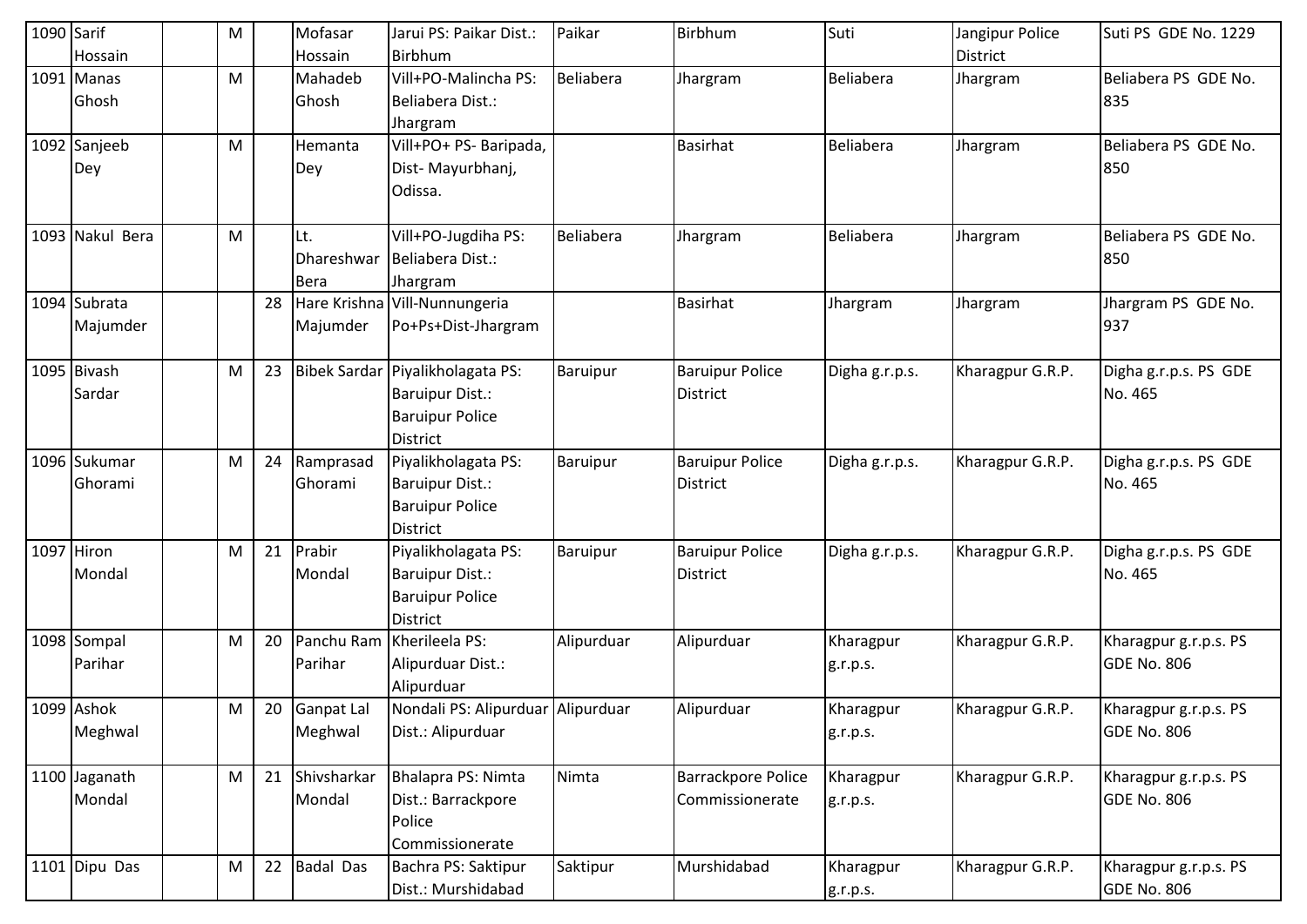| | | | | | | | | | | | |
|---|---|---|---|---|---|---|---|---|---|---|---|
| 1090 | Sarif Hossain | | M | | Mofasar Hossain | Jarui PS: Paikar Dist.: Birbhum | Paikar | Birbhum | Suti | Jangipur Police District | Suti PS GDE No. 1229 |
| 1091 | Manas Ghosh | | M | | Mahadeb Ghosh | Vill+PO-Malincha PS: Beliabera Dist.: Jhargram | Beliabera | Jhargram | Beliabera | Jhargram | Beliabera PS GDE No. 835 |
| 1092 | Sanjeeb Dey | | M | | Hemanta Dey | Vill+PO+ PS- Baripada, Dist- Mayurbhanj, Odissa. | | Basirhat | Beliabera | Jhargram | Beliabera PS GDE No. 850 |
| 1093 | Nakul Bera | | M | | Lt. Dhareshwar Bera | Vill+PO-Jugdiha PS: Beliabera Dist.: Jhargram | Beliabera | Jhargram | Beliabera | Jhargram | Beliabera PS GDE No. 850 |
| 1094 | Subrata Majumder | | | 28 | Hare Krishna Majumder | Vill-Nunnungeria Po+Ps+Dist-Jhargram | | Basirhat | Jhargram | Jhargram | Jhargram PS GDE No. 937 |
| 1095 | Bivash Sardar | | M | 23 | Bibek Sardar | Piyalikholagata PS: Baruipur Dist.: Baruipur Police District | Baruipur | Baruipur Police District | Digha g.r.p.s. | Kharagpur G.R.P. | Digha g.r.p.s. PS GDE No. 465 |
| 1096 | Sukumar Ghorami | | M | 24 | Ramprasad Ghorami | Piyalikholagata PS: Baruipur Dist.: Baruipur Police District | Baruipur | Baruipur Police District | Digha g.r.p.s. | Kharagpur G.R.P. | Digha g.r.p.s. PS GDE No. 465 |
| 1097 | Hiron Mondal | | M | 21 | Prabir Mondal | Piyalikholagata PS: Baruipur Dist.: Baruipur Police District | Baruipur | Baruipur Police District | Digha g.r.p.s. | Kharagpur G.R.P. | Digha g.r.p.s. PS GDE No. 465 |
| 1098 | Sompal Parihar | | M | 20 | Panchu Ram Parihar | Kherileela PS: Alipurduar Dist.: Alipurduar | Alipurduar | Alipurduar | Kharagpur g.r.p.s. | Kharagpur G.R.P. | Kharagpur g.r.p.s. PS GDE No. 806 |
| 1099 | Ashok Meghwal | | M | 20 | Ganpat Lal Meghwal | Nondali PS: Alipurduar Dist.: Alipurduar | Alipurduar | Alipurduar | Kharagpur g.r.p.s. | Kharagpur G.R.P. | Kharagpur g.r.p.s. PS GDE No. 806 |
| 1100 | Jaganath Mondal | | M | 21 | Shivsharkar Mondal | Bhalapra PS: Nimta Dist.: Barrackpore Police Commissionerate | Nimta | Barrackpore Police Commissionerate | Kharagpur g.r.p.s. | Kharagpur G.R.P. | Kharagpur g.r.p.s. PS GDE No. 806 |
| 1101 | Dipu Das | | M | 22 | Badal Das | Bachra PS: Saktipur Dist.: Murshidabad | Saktipur | Murshidabad | Kharagpur g.r.p.s. | Kharagpur G.R.P. | Kharagpur g.r.p.s. PS GDE No. 806 |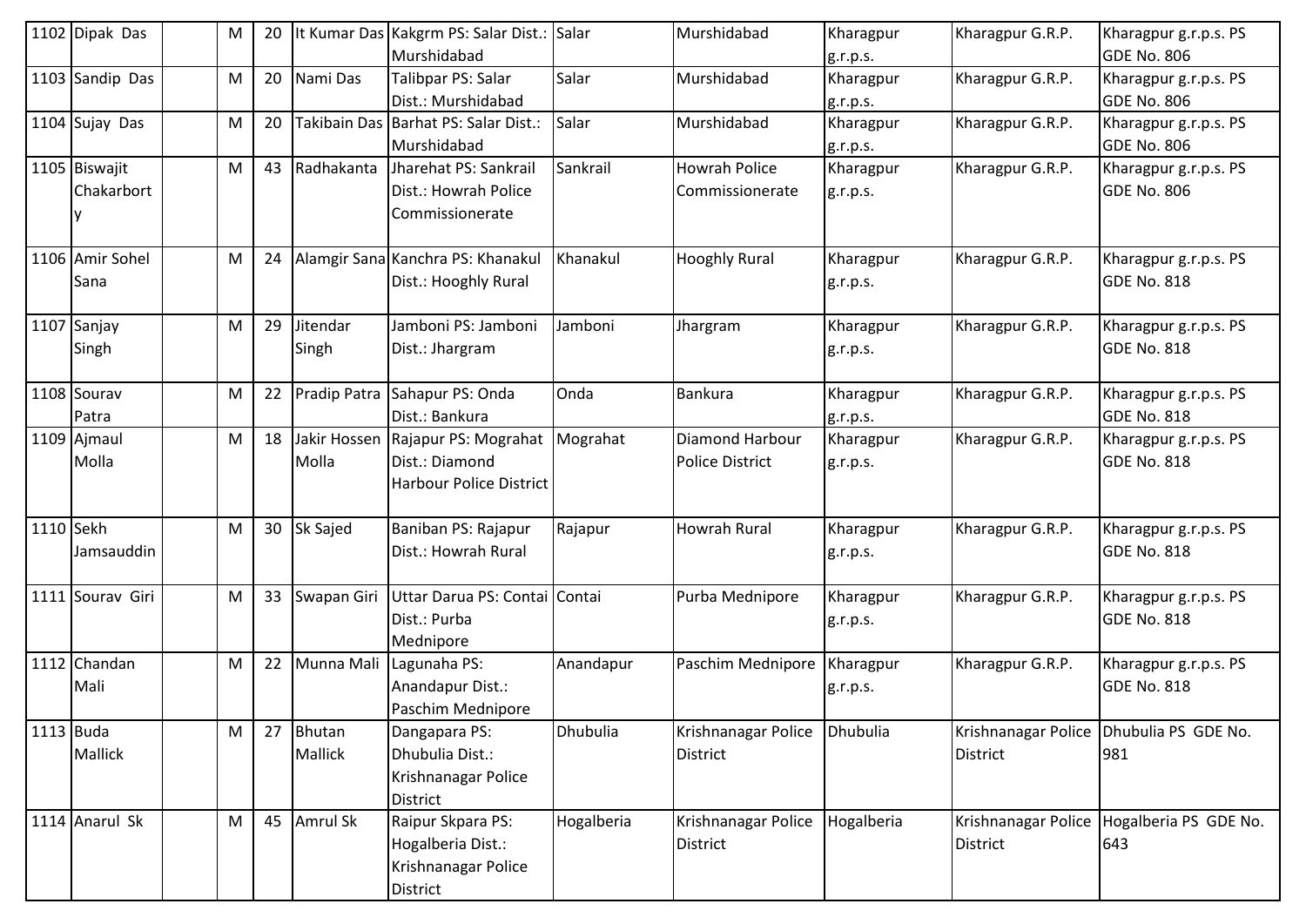| | | | | | | | | | | | |
|---|---|---|---|---|---|---|---|---|---|---|---|
| 1102 | Dipak Das | | M | 20 | It Kumar Das | Kakgrm PS: Salar Dist.: Murshidabad | Salar | Murshidabad | Kharagpur g.r.p.s. | Kharagpur G.R.P. | Kharagpur g.r.p.s. PS GDE No. 806 |
| 1103 | Sandip Das | | M | 20 | Nami Das | Talibpar PS: Salar Dist.: Murshidabad | Salar | Murshidabad | Kharagpur g.r.p.s. | Kharagpur G.R.P. | Kharagpur g.r.p.s. PS GDE No. 806 |
| 1104 | Sujay Das | | M | 20 | Takibain Das | Barhat PS: Salar Dist.: Murshidabad | Salar | Murshidabad | Kharagpur g.r.p.s. | Kharagpur G.R.P. | Kharagpur g.r.p.s. PS GDE No. 806 |
| 1105 | Biswajit Chakarborty | | M | 43 | Radhakanta | Jharehat PS: Sankrail Dist.: Howrah Police Commissionerate | Sankrail | Howrah Police Commissionerate | Kharagpur g.r.p.s. | Kharagpur G.R.P. | Kharagpur g.r.p.s. PS GDE No. 806 |
| 1106 | Amir Sohel Sana | | M | 24 | Alamgir Sana | Kanchra PS: Khanakul Dist.: Hooghly Rural | Khanakul | Hooghly Rural | Kharagpur g.r.p.s. | Kharagpur G.R.P. | Kharagpur g.r.p.s. PS GDE No. 818 |
| 1107 | Sanjay Singh | | M | 29 | Jitendar Singh | Jamboni PS: Jamboni Dist.: Jhargram | Jamboni | Jhargram | Kharagpur g.r.p.s. | Kharagpur G.R.P. | Kharagpur g.r.p.s. PS GDE No. 818 |
| 1108 | Sourav Patra | | M | 22 | Pradip Patra | Sahapur PS: Onda Dist.: Bankura | Onda | Bankura | Kharagpur g.r.p.s. | Kharagpur G.R.P. | Kharagpur g.r.p.s. PS GDE No. 818 |
| 1109 | Ajmaul Molla | | M | 18 | Jakir Hossen Molla | Rajapur PS: Mograhat Dist.: Diamond Harbour Police District | Mograhat | Diamond Harbour Police District | Kharagpur g.r.p.s. | Kharagpur G.R.P. | Kharagpur g.r.p.s. PS GDE No. 818 |
| 1110 | Sekh Jamsauddin | | M | 30 | Sk Sajed | Baniban PS: Rajapur Dist.: Howrah Rural | Rajapur | Howrah Rural | Kharagpur g.r.p.s. | Kharagpur G.R.P. | Kharagpur g.r.p.s. PS GDE No. 818 |
| 1111 | Sourav Giri | | M | 33 | Swapan Giri | Uttar Darua PS: Contai Dist.: Purba Mednipore | Contai | Purba Mednipore | Kharagpur g.r.p.s. | Kharagpur G.R.P. | Kharagpur g.r.p.s. PS GDE No. 818 |
| 1112 | Chandan Mali | | M | 22 | Munna Mali | Lagunaha PS: Anandapur Dist.: Paschim Mednipore | Anandapur | Paschim Mednipore | Kharagpur g.r.p.s. | Kharagpur G.R.P. | Kharagpur g.r.p.s. PS GDE No. 818 |
| 1113 | Buda Mallick | | M | 27 | Bhutan Mallick | Dangapara PS: Dhubulia Dist.: Krishnanagar Police District | Dhubulia | Krishnanagar Police District | Dhubulia | Krishnanagar Police District | Dhubulia PS GDE No. 981 |
| 1114 | Anarul Sk | | M | 45 | Amrul Sk | Raipur Skpara PS: Hogalberia Dist.: Krishnanagar Police District | Hogalberia | Krishnanagar Police District | Hogalberia | Krishnanagar Police District | Hogalberia PS GDE No. 643 |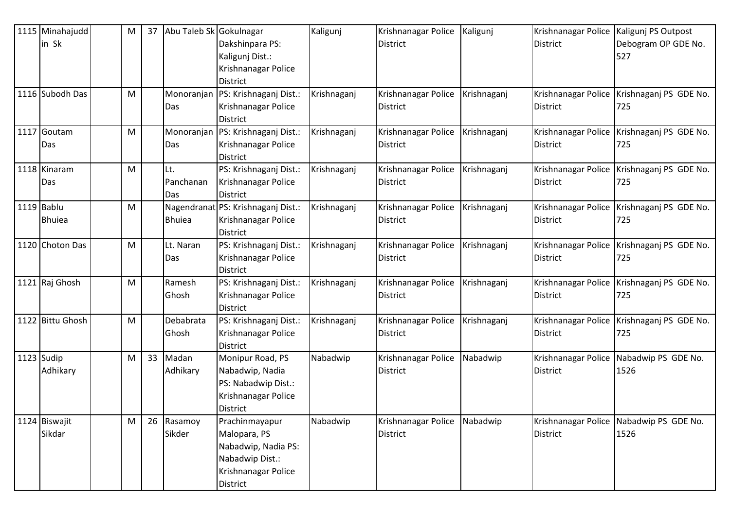| 1115 | Minahajuddin Sk | | M | 37 | Abu Taleb Sk | Gokulnagar Dakshinpara PS: Kaligunj Dist.: Krishnanagar Police District | Kaligunj | Krishnanagar Police District | Kaligunj | Krishnanagar Police District | Kaligunj PS Outpost Debogram OP GDE No. 527 |
|---|---|---|---|---|---|---|---|---|---|---|---|
| 1116 | Subodh Das | | M | | Monoranjan Das | PS: Krishnaganj Dist.: Krishnanagar Police District | Krishnaganj | Krishnanagar Police District | Krishnaganj | Krishnanagar Police District | Krishnaganj PS GDE No. 725 |
| 1117 | Goutam Das | | M | | Monoranjan Das | PS: Krishnaganj Dist.: Krishnanagar Police District | Krishnaganj | Krishnanagar Police District | Krishnaganj | Krishnanagar Police District | Krishnaganj PS GDE No. 725 |
| 1118 | Kinaram Das | | M | | Lt. Panchanan Das | PS: Krishnaganj Dist.: Krishnanagar Police District | Krishnaganj | Krishnanagar Police District | Krishnaganj | Krishnanagar Police District | Krishnaganj PS GDE No. 725 |
| 1119 | Bablu Bhuiea | | M | | Nagendranat Bhuiea | PS: Krishnaganj Dist.: Krishnanagar Police District | Krishnaganj | Krishnanagar Police District | Krishnaganj | Krishnanagar Police District | Krishnaganj PS GDE No. 725 |
| 1120 | Choton Das | | M | | Lt. Naran Das | PS: Krishnaganj Dist.: Krishnanagar Police District | Krishnaganj | Krishnanagar Police District | Krishnaganj | Krishnanagar Police District | Krishnaganj PS GDE No. 725 |
| 1121 | Raj Ghosh | | M | | Ramesh Ghosh | PS: Krishnaganj Dist.: Krishnanagar Police District | Krishnaganj | Krishnanagar Police District | Krishnaganj | Krishnanagar Police District | Krishnaganj PS GDE No. 725 |
| 1122 | Bittu Ghosh | | M | | Debabrata Ghosh | PS: Krishnaganj Dist.: Krishnanagar Police District | Krishnaganj | Krishnanagar Police District | Krishnaganj | Krishnanagar Police District | Krishnaganj PS GDE No. 725 |
| 1123 | Sudip Adhikary | | M | 33 | Madan Adhikary | Monipur Road, PS Nabadwip, Nadia PS: Nabadwip Dist.: Krishnanagar Police District | Nabadwip | Krishnanagar Police District | Nabadwip | Krishnanagar Police District | Nabadwip PS GDE No. 1526 |
| 1124 | Biswajit Sikdar | | M | 26 | Rasamoy Sikder | Prachinmayapur Malopara, PS Nabadwip, Nadia PS: Nabadwip Dist.: Krishnanagar Police District | Nabadwip | Krishnanagar Police District | Nabadwip | Krishnanagar Police District | Nabadwip PS GDE No. 1526 |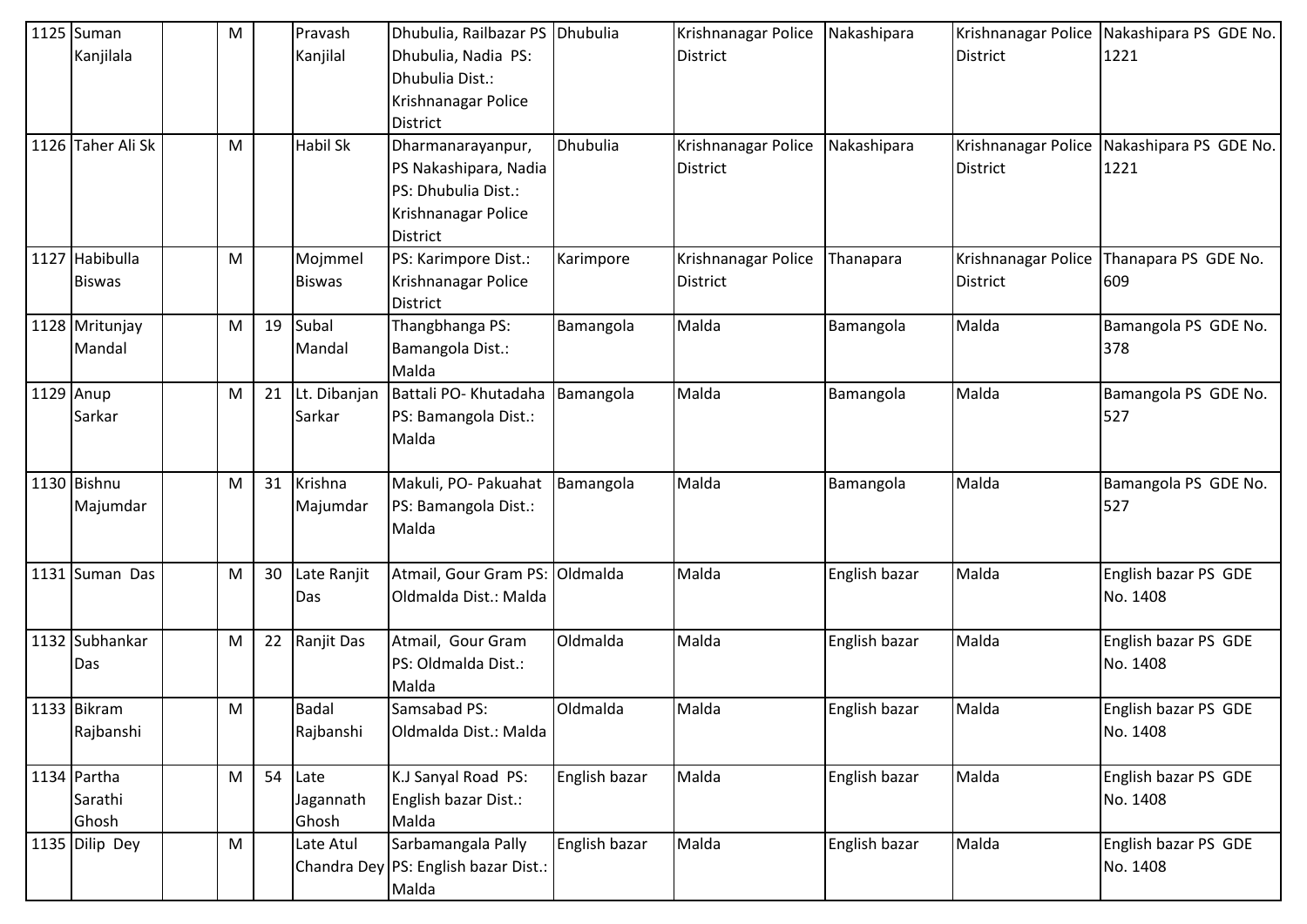| 1125 | Suman Kanjilala | | M | | Pravash Kanjilal | Dhubulia, Railbazar PS Dhubulia, Nadia PS: Dhubulia Dist.: Krishnanagar Police District | Dhubulia | Krishnanagar Police District | Nakashipara | Krishnanagar Police District | Nakashipara PS GDE No. 1221 |
|---|---|---|---|---|---|---|---|---|---|---|---|
| 1126 | Taher Ali Sk | | M | | Habil Sk | Dharmanarayanpur, PS Nakashipara, Nadia PS: Dhubulia Dist.: Krishnanagar Police District | Dhubulia | Krishnanagar Police District | Nakashipara | Krishnanagar Police District | Nakashipara PS GDE No. 1221 |
| 1127 | Habibulla Biswas | | M | | Mojmmel Biswas | PS: Karimpore Dist.: Krishnanagar Police District | Karimpore | Krishnanagar Police District | Thanapara | Krishnanagar Police District | Thanapara PS GDE No. 609 |
| 1128 | Mritunjay Mandal | | M | 19 | Subal Mandal | Thangbhanga PS: Bamangola Dist.: Malda | Bamangola | Malda | Bamangola | Malda | Bamangola PS GDE No. 378 |
| 1129 | Anup Sarkar | | M | 21 | Lt. Dibanjan Sarkar | Battali PO- Khutadaha PS: Bamangola Dist.: Malda | Bamangola | Malda | Bamangola | Malda | Bamangola PS GDE No. 527 |
| 1130 | Bishnu Majumdar | | M | 31 | Krishna Majumdar | Makuli, PO- Pakuahat PS: Bamangola Dist.: Malda | Bamangola | Malda | Bamangola | Malda | Bamangola PS GDE No. 527 |
| 1131 | Suman Das | | M | 30 | Late Ranjit Das | Atmail, Gour Gram PS: Oldmalda Dist.: Malda | Oldmalda | Malda | English bazar | Malda | English bazar PS GDE No. 1408 |
| 1132 | Subhankar Das | | M | 22 | Ranjit Das | Atmail, Gour Gram PS: Oldmalda Dist.: Malda | Oldmalda | Malda | English bazar | Malda | English bazar PS GDE No. 1408 |
| 1133 | Bikram Rajbanshi | | M | | Badal Rajbanshi | Samsabad PS: Oldmalda Dist.: Malda | Oldmalda | Malda | English bazar | Malda | English bazar PS GDE No. 1408 |
| 1134 | Partha Sarathi Ghosh | | M | 54 | Late Jagannath Ghosh | K.J Sanyal Road PS: English bazar Dist.: Malda | English bazar | Malda | English bazar | Malda | English bazar PS GDE No. 1408 |
| 1135 | Dilip Dey | | M | | Late Atul Chandra Dey | Sarbamangala Pally PS: English bazar Dist.: Malda | English bazar | Malda | English bazar | Malda | English bazar PS GDE No. 1408 |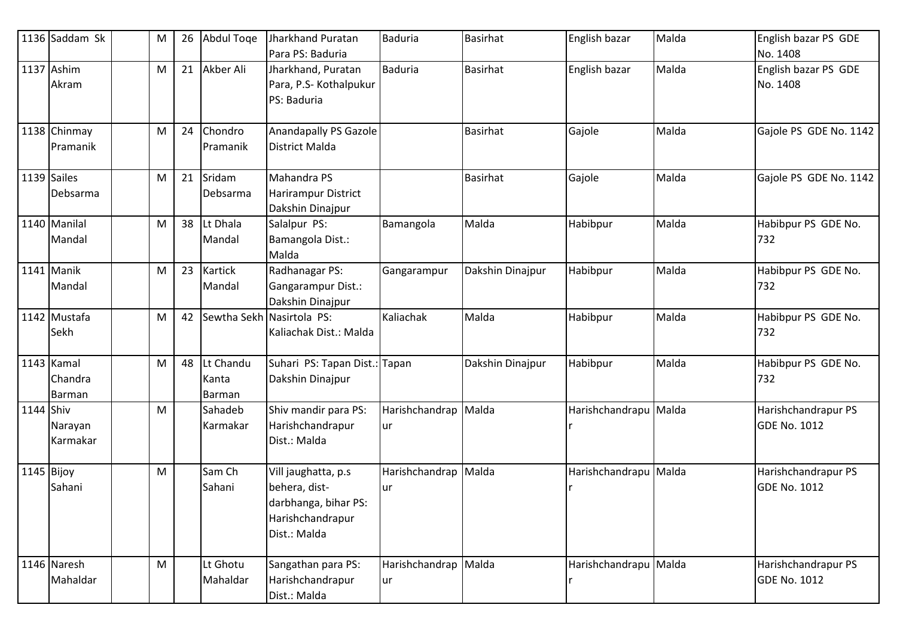| 1136 | Saddam Sk | | M | 26 | Abdul Toqe | Jharkhand Puratan Para PS: Baduria | Baduria | Basirhat | English bazar | Malda | English bazar PS GDE No. 1408 |
|---|---|---|---|---|---|---|---|---|---|---|---|
| 1137 | Ashim Akram | | M | 21 | Akber Ali | Jharkhand, Puratan Para, P.S- Kothalpukur PS: Baduria | Baduria | Basirhat | English bazar | Malda | English bazar PS GDE No. 1408 |
| 1138 | Chinmay Pramanik | | M | 24 | Chondro Pramanik | Anandapally PS Gazole District Malda | | Basirhat | Gajole | Malda | Gajole PS GDE No. 1142 |
| 1139 | Sailes Debsarma | | M | 21 | Sridam Debsarma | Mahandra PS Harirampur District Dakshin Dinajpur | | Basirhat | Gajole | Malda | Gajole PS GDE No. 1142 |
| 1140 | Manilal Mandal | | M | 38 | Lt Dhala Mandal | Salalpur PS: Bamangola Dist.: Malda | Bamangola | Malda | Habibpur | Malda | Habibpur PS GDE No. 732 |
| 1141 | Manik Mandal | | M | 23 | Kartick Mandal | Radhanagar PS: Gangarampur Dist.: Dakshin Dinajpur | Gangarampur | Dakshin Dinajpur | Habibpur | Malda | Habibpur PS GDE No. 732 |
| 1142 | Mustafa Sekh | | M | 42 | Sewtha Sekh | Nasirtola PS: Kaliachak Dist.: Malda | Kaliachak | Malda | Habibpur | Malda | Habibpur PS GDE No. 732 |
| 1143 | Kamal Chandra Barman | | M | 48 | Lt Chandu Kanta Barman | Suhari PS: Tapan Dist.: Dakshin Dinajpur | Tapan | Dakshin Dinajpur | Habibpur | Malda | Habibpur PS GDE No. 732 |
| 1144 | Shiv Narayan Karmakar | | M | | Sahadeb Karmakar | Shiv mandir para PS: Harishchandrapur Dist.: Malda | Harishchandrapur | Malda | Harishchandrapur | Malda | Harishchandrapur PS GDE No. 1012 |
| 1145 | Bijoy Sahani | | M | | Sam Ch Sahani | Vill jaughatta, p.s behera, dist- darbhanga, bihar PS: Harishchandrapur Dist.: Malda | Harishchandrapur | Malda | Harishchandrapur | Malda | Harishchandrapur PS GDE No. 1012 |
| 1146 | Naresh Mahaldar | | M | | Lt Ghotu Mahaldar | Sangathan para PS: Harishchandrapur Dist.: Malda | Harishchandrapur | Malda | Harishchandrapur | Malda | Harishchandrapur PS GDE No. 1012 |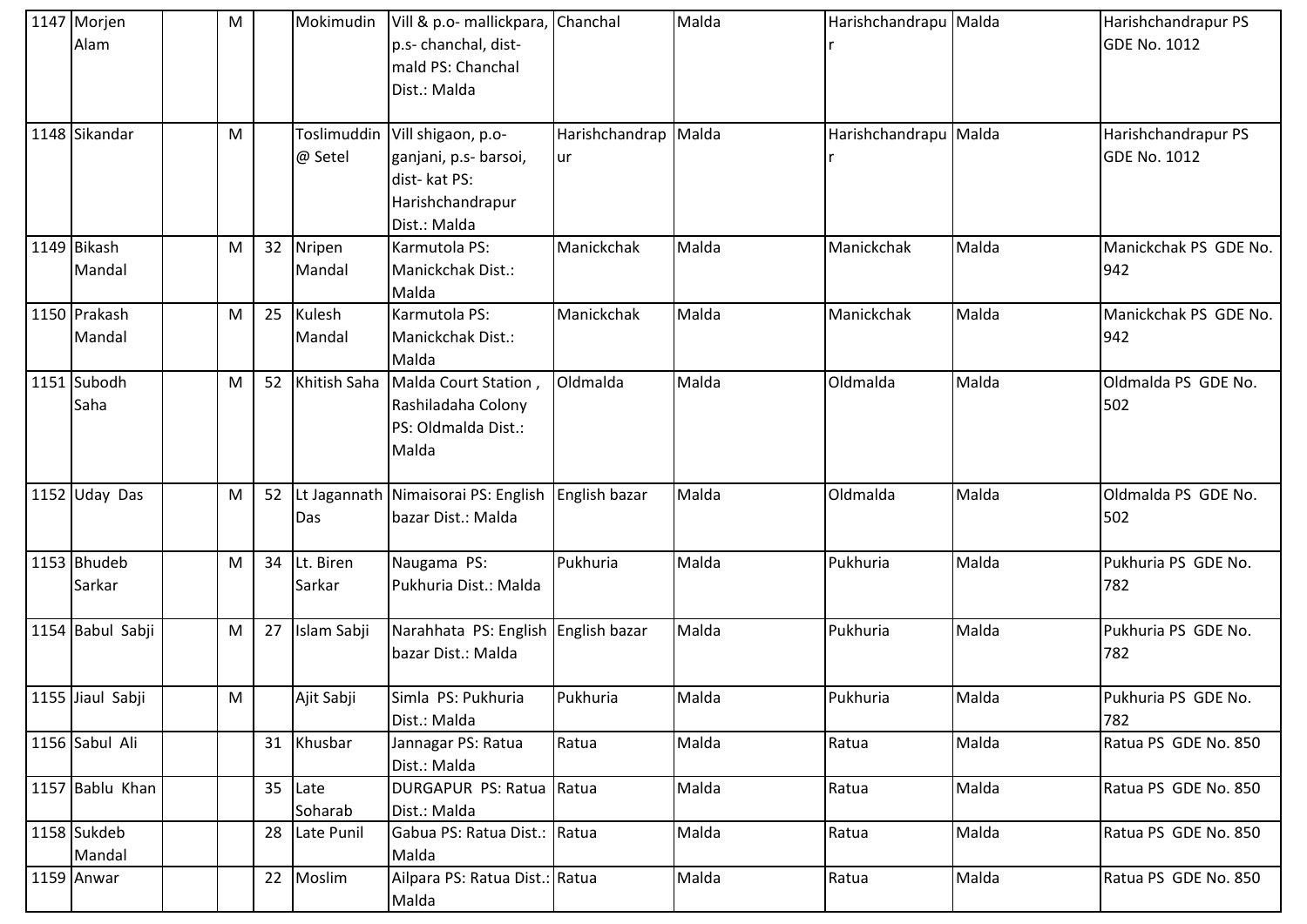| | | | | | | | | | | | |
|---|---|---|---|---|---|---|---|---|---|---|---|
| 1147 | Morjen Alam | | M | | Mokimudin | Vill & p.o- mallickpara, p.s- chanchal, dist- mald PS: Chanchal Dist.: Malda | Chanchal | Malda | Harishchandrapur | Malda | Harishchandrapur PS GDE No. 1012 |
| 1148 | Sikandar | | M | | Toslimuddin @ Setel | Vill shigaon, p.o- ganjani, p.s- barsoi, dist- kat PS: Harishchandrapur Dist.: Malda | Harishchandrapur | Malda | Harishchandrapur | Malda | Harishchandrapur PS GDE No. 1012 |
| 1149 | Bikash Mandal | | M | 32 | Nripen Mandal | Karmutola PS: Manickchak Dist.: Malda | Manickchak | Malda | Manickchak | Malda | Manickchak PS GDE No. 942 |
| 1150 | Prakash Mandal | | M | 25 | Kulesh Mandal | Karmutola PS: Manickchak Dist.: Malda | Manickchak | Malda | Manickchak | Malda | Manickchak PS GDE No. 942 |
| 1151 | Subodh Saha | | M | 52 | Khitish Saha | Malda Court Station , Rashiladaha Colony PS: Oldmalda Dist.: Malda | Oldmalda | Malda | Oldmalda | Malda | Oldmalda PS GDE No. 502 |
| 1152 | Uday Das | | M | 52 | Lt Jagannath Das | Nimaisorai PS: English bazar Dist.: Malda | English bazar | Malda | Oldmalda | Malda | Oldmalda PS GDE No. 502 |
| 1153 | Bhudeb Sarkar | | M | 34 | Lt. Biren Sarkar | Naugama PS: Pukhuria Dist.: Malda | Pukhuria | Malda | Pukhuria | Malda | Pukhuria PS GDE No. 782 |
| 1154 | Babul Sabji | | M | 27 | Islam Sabji | Narahhata PS: English bazar Dist.: Malda | English bazar | Malda | Pukhuria | Malda | Pukhuria PS GDE No. 782 |
| 1155 | Jiaul Sabji | | M | | Ajit Sabji | Simla PS: Pukhuria Dist.: Malda | Pukhuria | Malda | Pukhuria | Malda | Pukhuria PS GDE No. 782 |
| 1156 | Sabul Ali | | | 31 | Khusbar | Jannagar PS: Ratua Dist.: Malda | Ratua | Malda | Ratua | Malda | Ratua PS GDE No. 850 |
| 1157 | Bablu Khan | | | 35 | Late Soharab | DURGAPUR PS: Ratua Dist.: Malda | Ratua | Malda | Ratua | Malda | Ratua PS GDE No. 850 |
| 1158 | Sukdeb Mandal | | | 28 | Late Punil | Gabua PS: Ratua Dist.: Malda | Ratua | Malda | Ratua | Malda | Ratua PS GDE No. 850 |
| 1159 | Anwar | | | 22 | Moslim | Ailpara PS: Ratua Dist.: Malda | Ratua | Malda | Ratua | Malda | Ratua PS GDE No. 850 |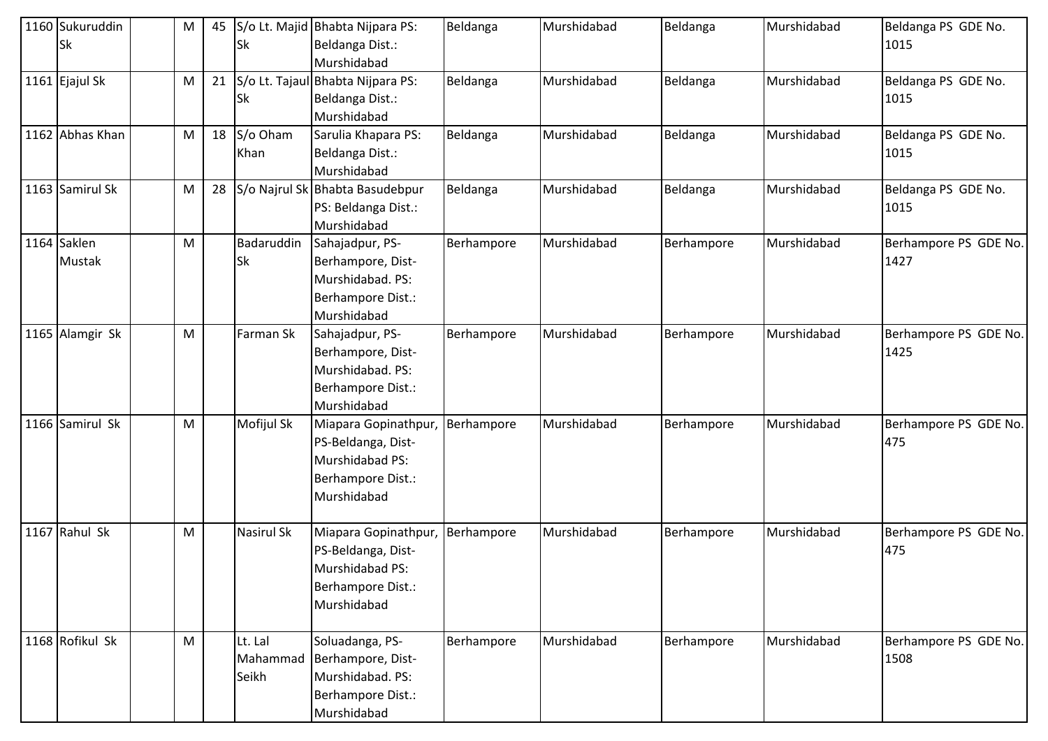| 1160 | Sukuruddin Sk | | M | 45 | S/o Lt. Majid Sk | Bhabta Nijpara PS: Beldanga Dist.: Murshidabad | Beldanga | Murshidabad | Beldanga | Murshidabad | Beldanga PS GDE No. 1015 |
|---|---|---|---|---|---|---|---|---|---|---|---|
| 1161 | Ejajul Sk | | M | 21 | S/o Lt. Tajaul Sk | Bhabta Nijpara PS: Beldanga Dist.: Murshidabad | Beldanga | Murshidabad | Beldanga | Murshidabad | Beldanga PS GDE No. 1015 |
| 1162 | Abhas Khan | | M | 18 | S/o Oham Khan | Sarulia Khapara PS: Beldanga Dist.: Murshidabad | Beldanga | Murshidabad | Beldanga | Murshidabad | Beldanga PS GDE No. 1015 |
| 1163 | Samirul Sk | | M | 28 | S/o Najrul Sk | Bhabta Basudebpur PS: Beldanga Dist.: Murshidabad | Beldanga | Murshidabad | Beldanga | Murshidabad | Beldanga PS GDE No. 1015 |
| 1164 | Saklen Mustak | | M | | Badaruddin Sk | Sahajadpur, PS-Berhampore, Dist-Murshidabad. PS: Berhampore Dist.: Murshidabad | Berhampore | Murshidabad | Berhampore | Murshidabad | Berhampore PS GDE No. 1427 |
| 1165 | Alamgir Sk | | M | | Farman Sk | Sahajadpur, PS-Berhampore, Dist-Murshidabad. PS: Berhampore Dist.: Murshidabad | Berhampore | Murshidabad | Berhampore | Murshidabad | Berhampore PS GDE No. 1425 |
| 1166 | Samirul Sk | | M | | Mofijul Sk | Miapara Gopinathpur, PS-Beldanga, Dist-Murshidabad PS: Berhampore Dist.: Murshidabad | Berhampore | Murshidabad | Berhampore | Murshidabad | Berhampore PS GDE No. 475 |
| 1167 | Rahul Sk | | M | | Nasirul Sk | Miapara Gopinathpur, PS-Beldanga, Dist-Murshidabad PS: Berhampore Dist.: Murshidabad | Berhampore | Murshidabad | Berhampore | Murshidabad | Berhampore PS GDE No. 475 |
| 1168 | Rofikul Sk | | M | | Lt. Lal Mahammad Seikh | Soluadanga, PS-Berhampore, Dist-Murshidabad. PS: Berhampore Dist.: Murshidabad | Berhampore | Murshidabad | Berhampore | Murshidabad | Berhampore PS GDE No. 1508 |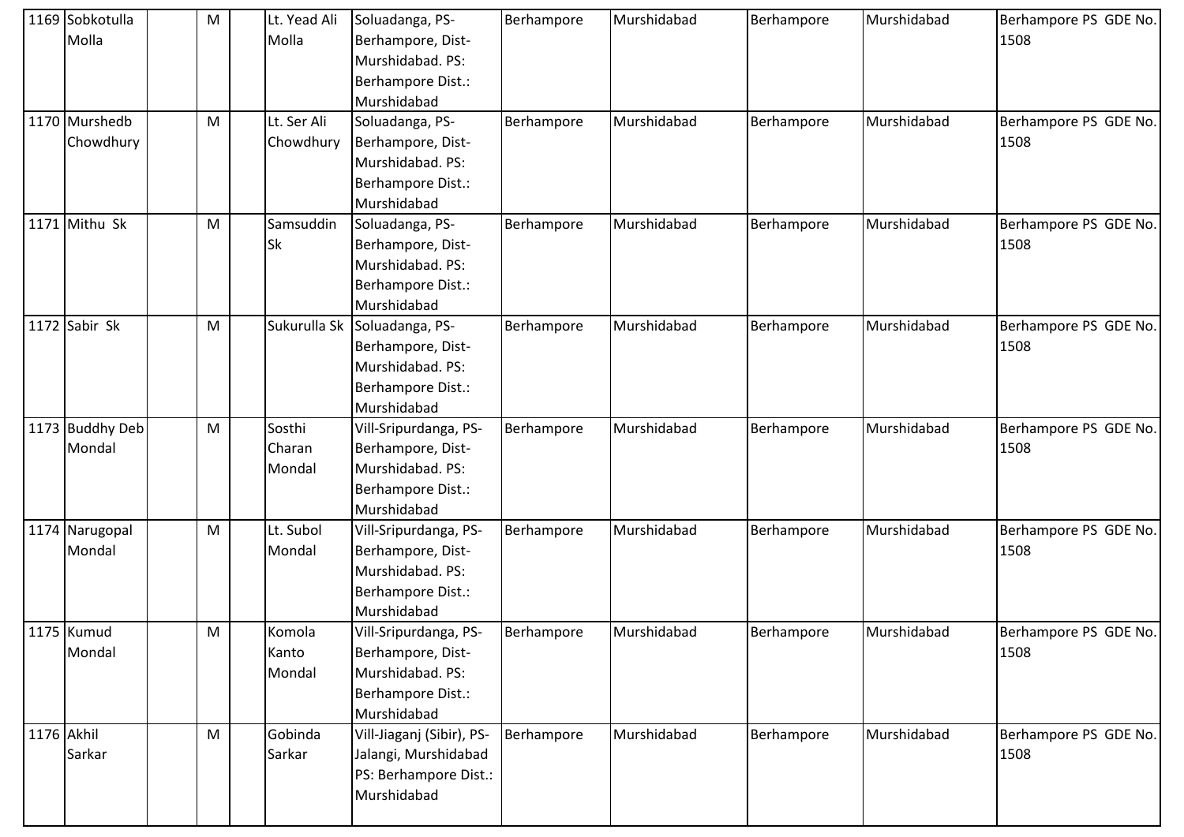| 1169 | Sobkotulla Molla | | M | | Lt. Yead Ali Molla | Soluadanga, PS-Berhampore, Dist-Murshidabad. PS: Berhampore Dist.: Murshidabad | Berhampore | Murshidabad | Berhampore | Murshidabad | Berhampore PS GDE No. 1508 |
|---|---|---|---|---|---|---|---|---|---|---|---|
| 1170 | Murshedb Chowdhury | | M | | Lt. Ser Ali Chowdhury | Soluadanga, PS-Berhampore, Dist-Murshidabad. PS: Berhampore Dist.: Murshidabad | Berhampore | Murshidabad | Berhampore | Murshidabad | Berhampore PS GDE No. 1508 |
| 1171 | Mithu Sk | | M | | Samsuddin Sk | Soluadanga, PS-Berhampore, Dist-Murshidabad. PS: Berhampore Dist.: Murshidabad | Berhampore | Murshidabad | Berhampore | Murshidabad | Berhampore PS GDE No. 1508 |
| 1172 | Sabir Sk | | M | | Sukurulla Sk | Soluadanga, PS-Berhampore, Dist-Murshidabad. PS: Berhampore Dist.: Murshidabad | Berhampore | Murshidabad | Berhampore | Murshidabad | Berhampore PS GDE No. 1508 |
| 1173 | Buddhy Deb Mondal | | M | | Sosthi Charan Mondal | Vill-Sripurdanga, PS-Berhampore, Dist-Murshidabad. PS: Berhampore Dist.: Murshidabad | Berhampore | Murshidabad | Berhampore | Murshidabad | Berhampore PS GDE No. 1508 |
| 1174 | Narugopal Mondal | | M | | Lt. Subol Mondal | Vill-Sripurdanga, PS-Berhampore, Dist-Murshidabad. PS: Berhampore Dist.: Murshidabad | Berhampore | Murshidabad | Berhampore | Murshidabad | Berhampore PS GDE No. 1508 |
| 1175 | Kumud Mondal | | M | | Komola Kanto Mondal | Vill-Sripurdanga, PS-Berhampore, Dist-Murshidabad. PS: Berhampore Dist.: Murshidabad | Berhampore | Murshidabad | Berhampore | Murshidabad | Berhampore PS GDE No. 1508 |
| 1176 | Akhil Sarkar | | M | | Gobinda Sarkar | Vill-Jiaganj (Sibir), PS-Jalangi, Murshidabad PS: Berhampore Dist.: Murshidabad | Berhampore | Murshidabad | Berhampore | Murshidabad | Berhampore PS GDE No. 1508 |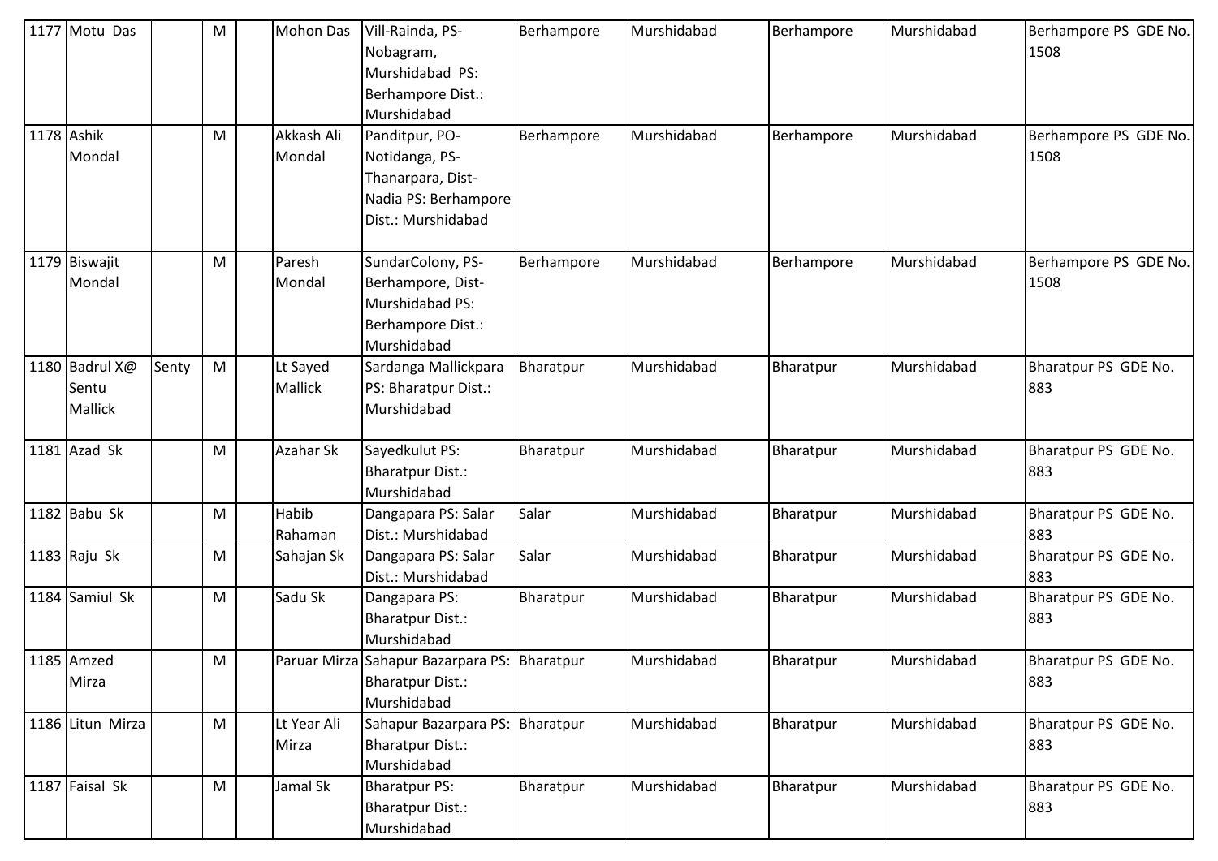| | | | | | | | | | | | |
|---|---|---|---|---|---|---|---|---|---|---|---|
| 1177 | Motu Das | | M | | Mohon Das | Vill-Rainda, PS-Nobagram, Murshidabad PS: Berhampore Dist.: Murshidabad | Berhampore | Murshidabad | Berhampore | Murshidabad | Berhampore PS GDE No. 1508 |
| 1178 | Ashik Mondal | | M | | Akkash Ali Mondal | Panditpur, PO-Notidanga, PS-Thanarpara, Dist-Nadia PS: Berhampore Dist.: Murshidabad | Berhampore | Murshidabad | Berhampore | Murshidabad | Berhampore PS GDE No. 1508 |
| 1179 | Biswajit Mondal | | M | | Paresh Mondal | SundarColony, PS-Berhampore, Dist-Murshidabad PS: Berhampore Dist.: Murshidabad | Berhampore | Murshidabad | Berhampore | Murshidabad | Berhampore PS GDE No. 1508 |
| 1180 | Badrul X@ Sentu Mallick | Senty | M | | Lt Sayed Mallick | Sardanga Mallickpara PS: Bharatpur Dist.: Murshidabad | Bharatpur | Murshidabad | Bharatpur | Murshidabad | Bharatpur PS GDE No. 883 |
| 1181 | Azad Sk | | M | | Azahar Sk | Sayedkulut PS: Bharatpur Dist.: Murshidabad | Bharatpur | Murshidabad | Bharatpur | Murshidabad | Bharatpur PS GDE No. 883 |
| 1182 | Babu Sk | | M | | Habib Rahaman | Dangapara PS: Salar Dist.: Murshidabad | Salar | Murshidabad | Bharatpur | Murshidabad | Bharatpur PS GDE No. 883 |
| 1183 | Raju Sk | | M | | Sahajan Sk | Dangapara PS: Salar Dist.: Murshidabad | Salar | Murshidabad | Bharatpur | Murshidabad | Bharatpur PS GDE No. 883 |
| 1184 | Samiul Sk | | M | | Sadu Sk | Dangapara PS: Bharatpur Dist.: Murshidabad | Bharatpur | Murshidabad | Bharatpur | Murshidabad | Bharatpur PS GDE No. 883 |
| 1185 | Amzed Mirza | | M | | Paruar Mirza | Sahapur Bazarpara PS: Bharatpur Dist.: Murshidabad | Bharatpur | Murshidabad | Bharatpur | Murshidabad | Bharatpur PS GDE No. 883 |
| 1186 | Litun Mirza | | M | | Lt Year Ali Mirza | Sahapur Bazarpara PS: Bharatpur Dist.: Murshidabad | Bharatpur | Murshidabad | Bharatpur | Murshidabad | Bharatpur PS GDE No. 883 |
| 1187 | Faisal Sk | | M | | Jamal Sk | Bharatpur PS: Bharatpur Dist.: Murshidabad | Bharatpur | Murshidabad | Bharatpur | Murshidabad | Bharatpur PS GDE No. 883 |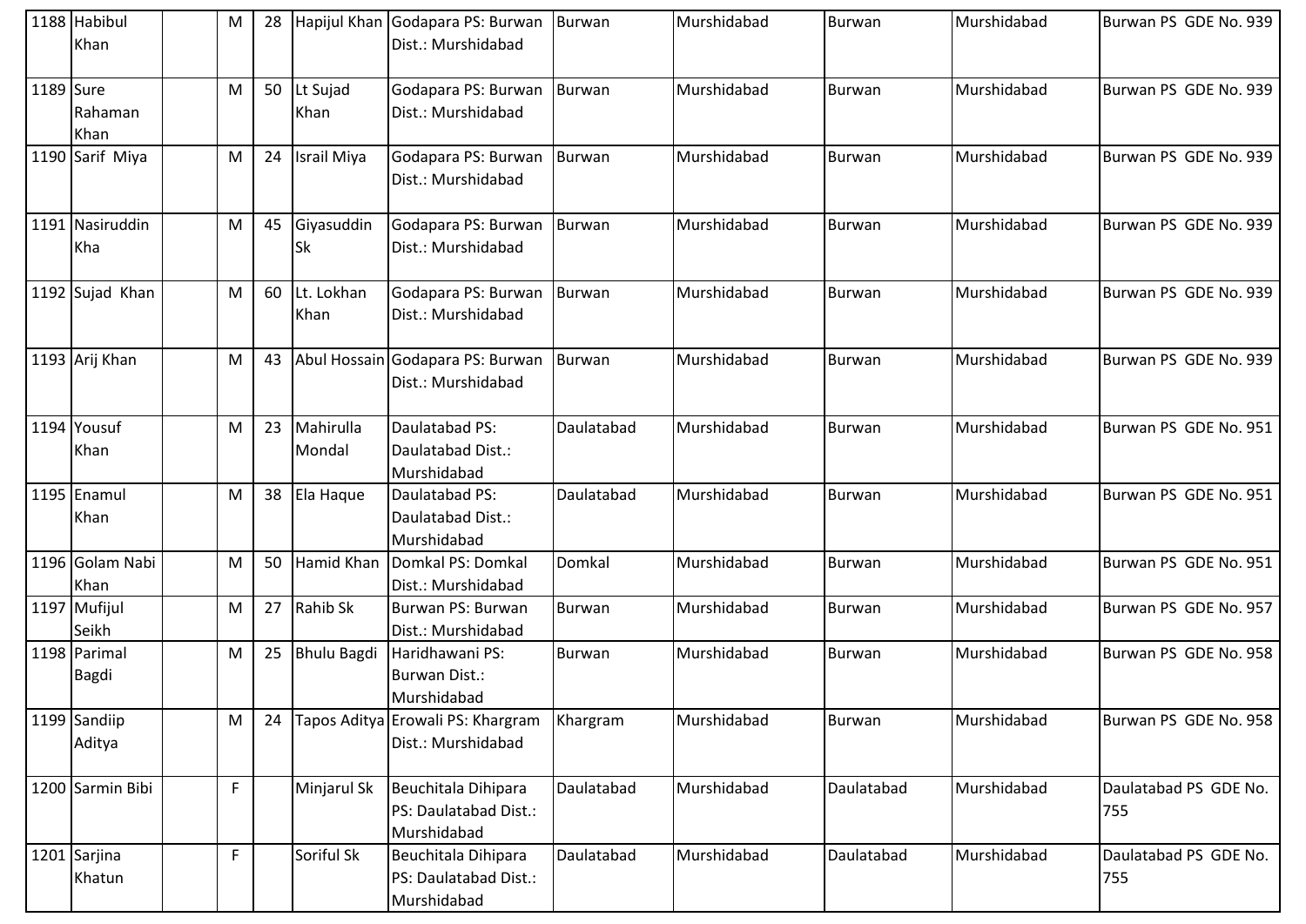| 1188 | Habibul Khan | | M | 28 | Hapijul Khan | Godapara PS: Burwan Dist.: Murshidabad | Burwan | Murshidabad | Burwan | Murshidabad | Burwan PS GDE No. 939 |
|---|---|---|---|---|---|---|---|---|---|---|---|
| 1189 | Sure Rahaman Khan | | M | 50 | Lt Sujad Khan | Godapara PS: Burwan Dist.: Murshidabad | Burwan | Murshidabad | Burwan | Murshidabad | Burwan PS GDE No. 939 |
| 1190 | Sarif Miya | | M | 24 | Israil Miya | Godapara PS: Burwan Dist.: Murshidabad | Burwan | Murshidabad | Burwan | Murshidabad | Burwan PS GDE No. 939 |
| 1191 | Nasiruddin Kha | | M | 45 | Giyasuddin Sk | Godapara PS: Burwan Dist.: Murshidabad | Burwan | Murshidabad | Burwan | Murshidabad | Burwan PS GDE No. 939 |
| 1192 | Sujad Khan | | M | 60 | Lt. Lokhan Khan | Godapara PS: Burwan Dist.: Murshidabad | Burwan | Murshidabad | Burwan | Murshidabad | Burwan PS GDE No. 939 |
| 1193 | Arij Khan | | M | 43 | Abul Hossain | Godapara PS: Burwan Dist.: Murshidabad | Burwan | Murshidabad | Burwan | Murshidabad | Burwan PS GDE No. 939 |
| 1194 | Yousuf Khan | | M | 23 | Mahirulla Mondal | Daulatabad PS: Daulatabad Dist.: Murshidabad | Daulatabad | Murshidabad | Burwan | Murshidabad | Burwan PS GDE No. 951 |
| 1195 | Enamul Khan | | M | 38 | Ela Haque | Daulatabad PS: Daulatabad Dist.: Murshidabad | Daulatabad | Murshidabad | Burwan | Murshidabad | Burwan PS GDE No. 951 |
| 1196 | Golam Nabi Khan | | M | 50 | Hamid Khan | Domkal PS: Domkal Dist.: Murshidabad | Domkal | Murshidabad | Burwan | Murshidabad | Burwan PS GDE No. 951 |
| 1197 | Mufijul Seikh | | M | 27 | Rahib Sk | Burwan PS: Burwan Dist.: Murshidabad | Burwan | Murshidabad | Burwan | Murshidabad | Burwan PS GDE No. 957 |
| 1198 | Parimal Bagdi | | M | 25 | Bhulu Bagdi | Haridhawani PS: Burwan Dist.: Murshidabad | Burwan | Murshidabad | Burwan | Murshidabad | Burwan PS GDE No. 958 |
| 1199 | Sandiip Aditya | | M | 24 | Tapos Aditya | Erowali PS: Khargram Dist.: Murshidabad | Khargram | Murshidabad | Burwan | Murshidabad | Burwan PS GDE No. 958 |
| 1200 | Sarmin Bibi | | F | | Minjarul Sk | Beuchitala Dihipara PS: Daulatabad Dist.: Murshidabad | Daulatabad | Murshidabad | Daulatabad | Murshidabad | Daulatabad PS GDE No. 755 |
| 1201 | Sarjina Khatun | | F | | Soriful Sk | Beuchitala Dihipara PS: Daulatabad Dist.: Murshidabad | Daulatabad | Murshidabad | Daulatabad | Murshidabad | Daulatabad PS GDE No. 755 |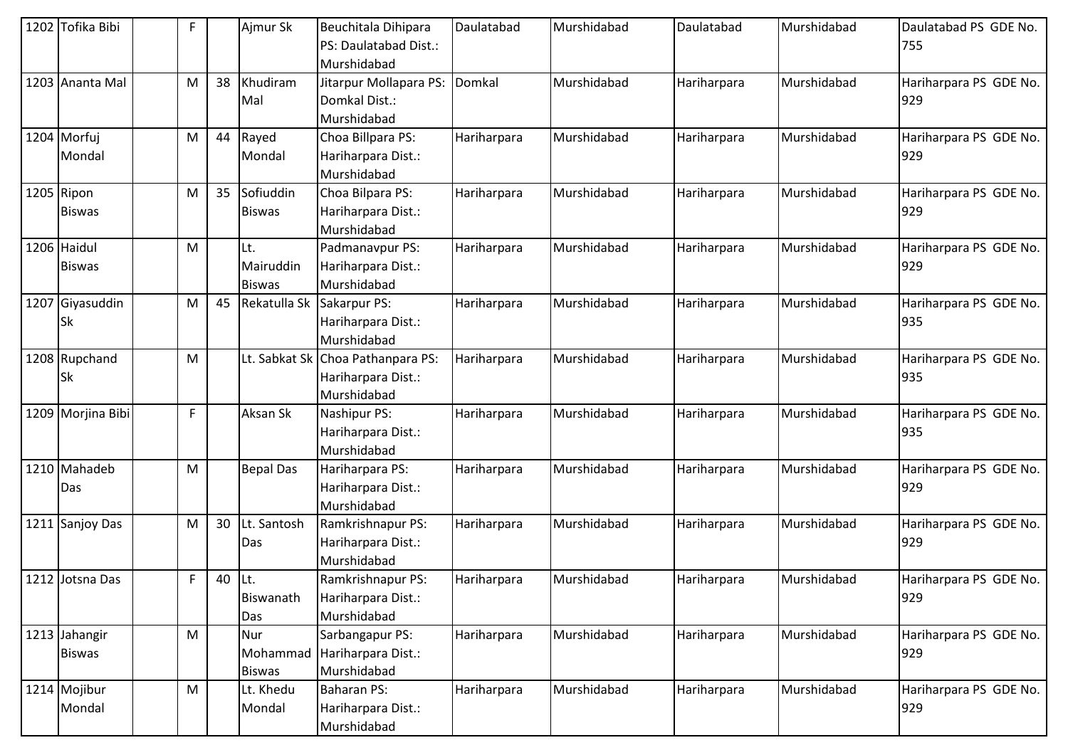| 1202 | Tofika Bibi | | F | | Ajmur Sk | Beuchitala Dihipara PS: Daulatabad Dist.: Murshidabad | Daulatabad | Murshidabad | Daulatabad | Murshidabad | Daulatabad PS GDE No. 755 |
|---|---|---|---|---|---|---|---|---|---|---|---|
| 1203 | Ananta Mal | | M | 38 | Khudiram Mal | Jitarpur Mollapara PS: Domkal Dist.: Murshidabad | Domkal | Murshidabad | Hariharpara | Murshidabad | Hariharpara PS GDE No. 929 |
| 1204 | Morfuj Mondal | | M | 44 | Rayed Mondal | Choa Billpara PS: Hariharpara Dist.: Murshidabad | Hariharpara | Murshidabad | Hariharpara | Murshidabad | Hariharpara PS GDE No. 929 |
| 1205 | Ripon Biswas | | M | 35 | Sofiuddin Biswas | Choa Bilpara PS: Hariharpara Dist.: Murshidabad | Hariharpara | Murshidabad | Hariharpara | Murshidabad | Hariharpara PS GDE No. 929 |
| 1206 | Haidul Biswas | | M | | Lt. Mairuddin Biswas | Padmanavpur PS: Hariharpara Dist.: Murshidabad | Hariharpara | Murshidabad | Hariharpara | Murshidabad | Hariharpara PS GDE No. 929 |
| 1207 | Giyasuddin Sk | | M | 45 | Rekatulla Sk | Sakarpur PS: Hariharpara Dist.: Murshidabad | Hariharpara | Murshidabad | Hariharpara | Murshidabad | Hariharpara PS GDE No. 935 |
| 1208 | Rupchand Sk | | M | | Lt. Sabkat Sk | Choa Pathanpara PS: Hariharpara Dist.: Murshidabad | Hariharpara | Murshidabad | Hariharpara | Murshidabad | Hariharpara PS GDE No. 935 |
| 1209 | Morjina Bibi | | F | | Aksan Sk | Nashipur PS: Hariharpara Dist.: Murshidabad | Hariharpara | Murshidabad | Hariharpara | Murshidabad | Hariharpara PS GDE No. 935 |
| 1210 | Mahadeb Das | | M | | Bepal Das | Hariharpara PS: Hariharpara Dist.: Murshidabad | Hariharpara | Murshidabad | Hariharpara | Murshidabad | Hariharpara PS GDE No. 929 |
| 1211 | Sanjoy Das | | M | 30 | Lt. Santosh Das | Ramkrishnapur PS: Hariharpara Dist.: Murshidabad | Hariharpara | Murshidabad | Hariharpara | Murshidabad | Hariharpara PS GDE No. 929 |
| 1212 | Jotsna Das | | F | 40 | Lt. Biswanath Das | Ramkrishnapur PS: Hariharpara Dist.: Murshidabad | Hariharpara | Murshidabad | Hariharpara | Murshidabad | Hariharpara PS GDE No. 929 |
| 1213 | Jahangir Biswas | | M | | Nur Mohammad Biswas | Sarbangapur PS: Hariharpara Dist.: Murshidabad | Hariharpara | Murshidabad | Hariharpara | Murshidabad | Hariharpara PS GDE No. 929 |
| 1214 | Mojibur Mondal | | M | | Lt. Khedu Mondal | Baharan PS: Hariharpara Dist.: Murshidabad | Hariharpara | Murshidabad | Hariharpara | Murshidabad | Hariharpara PS GDE No. 929 |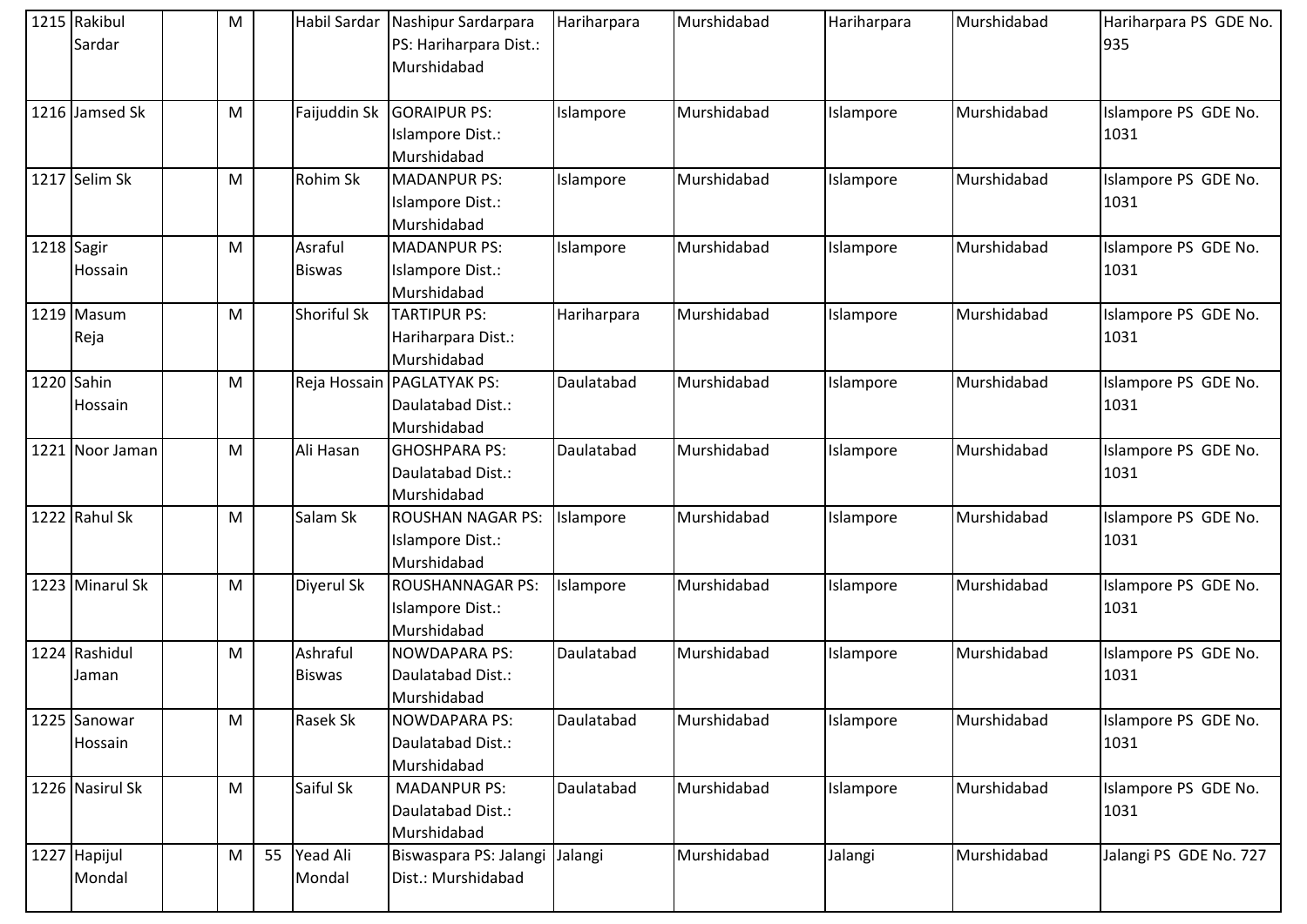| | | | | | | | | | | | |
|---|---|---|---|---|---|---|---|---|---|---|---|
| 1215 | Rakibul Sardar | | M | | Habil Sardar | Nashipur Sardarpara PS: Hariharpara Dist.: Murshidabad | Hariharpara | Murshidabad | Hariharpara | Murshidabad | Hariharpara PS GDE No. 935 |
| 1216 | Jamsed Sk | | M | | Faijuddin Sk | GORAIPUR PS: Islampore Dist.: Murshidabad | Islampore | Murshidabad | Islampore | Murshidabad | Islampore PS GDE No. 1031 |
| 1217 | Selim Sk | | M | | Rohim Sk | MADANPUR PS: Islampore Dist.: Murshidabad | Islampore | Murshidabad | Islampore | Murshidabad | Islampore PS GDE No. 1031 |
| 1218 | Sagir Hossain | | M | | Asraful Biswas | MADANPUR PS: Islampore Dist.: Murshidabad | Islampore | Murshidabad | Islampore | Murshidabad | Islampore PS GDE No. 1031 |
| 1219 | Masum Reja | | M | | Shoriful Sk | TARTIPUR PS: Hariharpara Dist.: Murshidabad | Hariharpara | Murshidabad | Islampore | Murshidabad | Islampore PS GDE No. 1031 |
| 1220 | Sahin Hossain | | M | | Reja Hossain | PAGLATYAK PS: Daulatabad Dist.: Murshidabad | Daulatabad | Murshidabad | Islampore | Murshidabad | Islampore PS GDE No. 1031 |
| 1221 | Noor Jaman | | M | | Ali Hasan | GHOSHPARA PS: Daulatabad Dist.: Murshidabad | Daulatabad | Murshidabad | Islampore | Murshidabad | Islampore PS GDE No. 1031 |
| 1222 | Rahul Sk | | M | | Salam Sk | ROUSHAN NAGAR PS: Islampore Dist.: Murshidabad | Islampore | Murshidabad | Islampore | Murshidabad | Islampore PS GDE No. 1031 |
| 1223 | Minarul Sk | | M | | Diyerul Sk | ROUSHANNAGAR PS: Islampore Dist.: Murshidabad | Islampore | Murshidabad | Islampore | Murshidabad | Islampore PS GDE No. 1031 |
| 1224 | Rashidul Jaman | | M | | Ashraful Biswas | NOWDAPARA PS: Daulatabad Dist.: Murshidabad | Daulatabad | Murshidabad | Islampore | Murshidabad | Islampore PS GDE No. 1031 |
| 1225 | Sanowar Hossain | | M | | Rasek Sk | NOWDAPARA PS: Daulatabad Dist.: Murshidabad | Daulatabad | Murshidabad | Islampore | Murshidabad | Islampore PS GDE No. 1031 |
| 1226 | Nasirul Sk | | M | | Saiful Sk | MADANPUR PS: Daulatabad Dist.: Murshidabad | Daulatabad | Murshidabad | Islampore | Murshidabad | Islampore PS GDE No. 1031 |
| 1227 | Hapijul Mondal | | M | 55 | Yead Ali Mondal | Biswaspara PS: Jalangi Dist.: Murshidabad | Jalangi | Murshidabad | Jalangi | Murshidabad | Jalangi PS GDE No. 727 |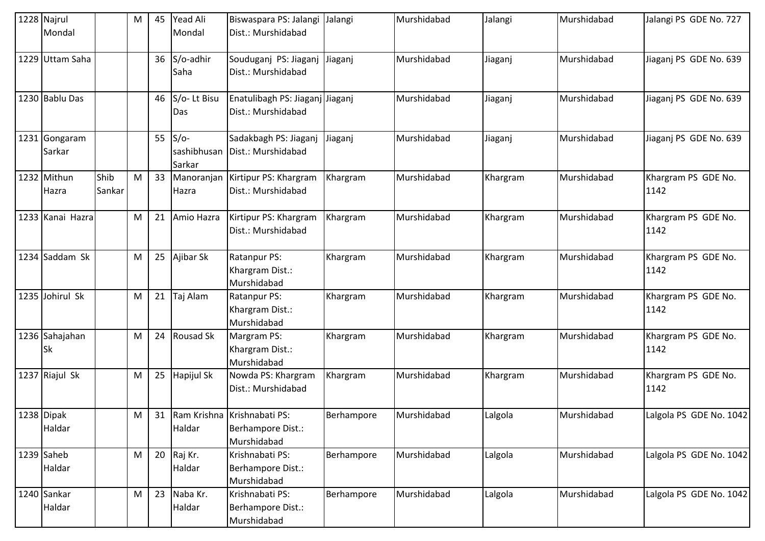| 1228 | Najrul Mondal | | M | 45 | Yead Ali Mondal | Biswaspara PS: Jalangi Dist.: Murshidabad | Jalangi | Murshidabad | Jalangi | Murshidabad | Jalangi PS GDE No. 727 |
|---|---|---|---|---|---|---|---|---|---|---|---|
| 1229 | Uttam Saha | | | 36 | S/o-adhir Saha | Souduganj PS: Jiaganj Dist.: Murshidabad | Jiaganj | Murshidabad | Jiaganj | Murshidabad | Jiaganj PS GDE No. 639 |
| 1230 | Bablu Das | | | 46 | S/o- Lt Bisu Das | Enatulibagh PS: Jiaganj Dist.: Murshidabad | Jiaganj | Murshidabad | Jiaganj | Murshidabad | Jiaganj PS GDE No. 639 |
| 1231 | Gongaram Sarkar | | | 55 | S/o-sashibhusan Sarkar | Sadakbagh PS: Jiaganj Dist.: Murshidabad | Jiaganj | Murshidabad | Jiaganj | Murshidabad | Jiaganj PS GDE No. 639 |
| 1232 | Mithun Hazra | Shib Sankar | M | 33 | Manoranjan Hazra | Kirtipur PS: Khargram Dist.: Murshidabad | Khargram | Murshidabad | Khargram | Murshidabad | Khargram PS GDE No. 1142 |
| 1233 | Kanai Hazra | | M | 21 | Amio Hazra | Kirtipur PS: Khargram Dist.: Murshidabad | Khargram | Murshidabad | Khargram | Murshidabad | Khargram PS GDE No. 1142 |
| 1234 | Saddam Sk | | M | 25 | Ajibar Sk | Ratanpur PS: Khargram Dist.: Murshidabad | Khargram | Murshidabad | Khargram | Murshidabad | Khargram PS GDE No. 1142 |
| 1235 | Johirul Sk | | M | 21 | Taj Alam | Ratanpur PS: Khargram Dist.: Murshidabad | Khargram | Murshidabad | Khargram | Murshidabad | Khargram PS GDE No. 1142 |
| 1236 | Sahajahan Sk | | M | 24 | Rousad Sk | Margram PS: Khargram Dist.: Murshidabad | Khargram | Murshidabad | Khargram | Murshidabad | Khargram PS GDE No. 1142 |
| 1237 | Riajul Sk | | M | 25 | Hapijul Sk | Nowda PS: Khargram Dist.: Murshidabad | Khargram | Murshidabad | Khargram | Murshidabad | Khargram PS GDE No. 1142 |
| 1238 | Dipak Haldar | | M | 31 | Ram Krishna Haldar | Krishnabati PS: Berhampore Dist.: Murshidabad | Berhampore | Murshidabad | Lalgola | Murshidabad | Lalgola PS GDE No. 1042 |
| 1239 | Saheb Haldar | | M | 20 | Raj Kr. Haldar | Krishnabati PS: Berhampore Dist.: Murshidabad | Berhampore | Murshidabad | Lalgola | Murshidabad | Lalgola PS GDE No. 1042 |
| 1240 | Sankar Haldar | | M | 23 | Naba Kr. Haldar | Krishnabati PS: Berhampore Dist.: Murshidabad | Berhampore | Murshidabad | Lalgola | Murshidabad | Lalgola PS GDE No. 1042 |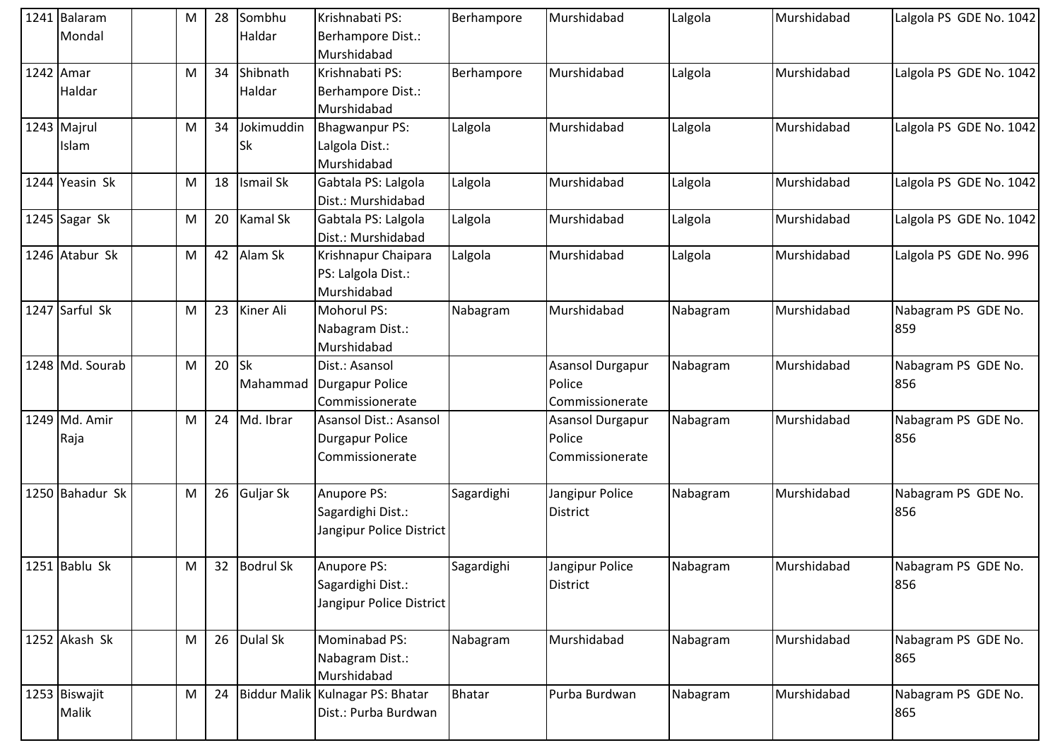| 1241 | Balaram Mondal | | M | 28 | Sombhu Haldar | Krishnabati PS: Berhampore Dist.: Murshidabad | Berhampore | Murshidabad | Lalgola | Murshidabad | Lalgola PS GDE No. 1042 |
|---|---|---|---|---|---|---|---|---|---|---|---|
| 1242 | Amar Haldar | | M | 34 | Shibnath Haldar | Krishnabati PS: Berhampore Dist.: Murshidabad | Berhampore | Murshidabad | Lalgola | Murshidabad | Lalgola PS GDE No. 1042 |
| 1243 | Majrul Islam | | M | 34 | Jokimuddin Sk | Bhagwanpur PS: Lalgola Dist.: Murshidabad | Lalgola | Murshidabad | Lalgola | Murshidabad | Lalgola PS GDE No. 1042 |
| 1244 | Yeasin Sk | | M | 18 | Ismail Sk | Gabtala PS: Lalgola Dist.: Murshidabad | Lalgola | Murshidabad | Lalgola | Murshidabad | Lalgola PS GDE No. 1042 |
| 1245 | Sagar Sk | | M | 20 | Kamal Sk | Gabtala PS: Lalgola Dist.: Murshidabad | Lalgola | Murshidabad | Lalgola | Murshidabad | Lalgola PS GDE No. 1042 |
| 1246 | Atabur Sk | | M | 42 | Alam Sk | Krishnapur Chaipara PS: Lalgola Dist.: Murshidabad | Lalgola | Murshidabad | Lalgola | Murshidabad | Lalgola PS GDE No. 996 |
| 1247 | Sarful Sk | | M | 23 | Kiner Ali | Mohorul PS: Nabagram Dist.: Murshidabad | Nabagram | Murshidabad | Nabagram | Murshidabad | Nabagram PS GDE No. 859 |
| 1248 | Md. Sourab | | M | 20 | Sk Mahammad | Dist.: Asansol Durgapur Police Commissionerate | | Asansol Durgapur Police Commissionerate | Nabagram | Murshidabad | Nabagram PS GDE No. 856 |
| 1249 | Md. Amir Raja | | M | 24 | Md. Ibrar | Asansol Dist.: Asansol Durgapur Police Commissionerate | | Asansol Durgapur Police Commissionerate | Nabagram | Murshidabad | Nabagram PS GDE No. 856 |
| 1250 | Bahadur Sk | | M | 26 | Guljar Sk | Anupore PS: Sagardighi Dist.: Jangipur Police District | Sagardighi | Jangipur Police District | Nabagram | Murshidabad | Nabagram PS GDE No. 856 |
| 1251 | Bablu Sk | | M | 32 | Bodrul Sk | Anupore PS: Sagardighi Dist.: Jangipur Police District | Sagardighi | Jangipur Police District | Nabagram | Murshidabad | Nabagram PS GDE No. 856 |
| 1252 | Akash Sk | | M | 26 | Dulal Sk | Mominabad PS: Nabagram Dist.: Murshidabad | Nabagram | Murshidabad | Nabagram | Murshidabad | Nabagram PS GDE No. 865 |
| 1253 | Biswajit Malik | | M | 24 | Biddur Malik | Kulnagar PS: Bhatar Dist.: Purba Burdwan | Bhatar | Purba Burdwan | Nabagram | Murshidabad | Nabagram PS GDE No. 865 |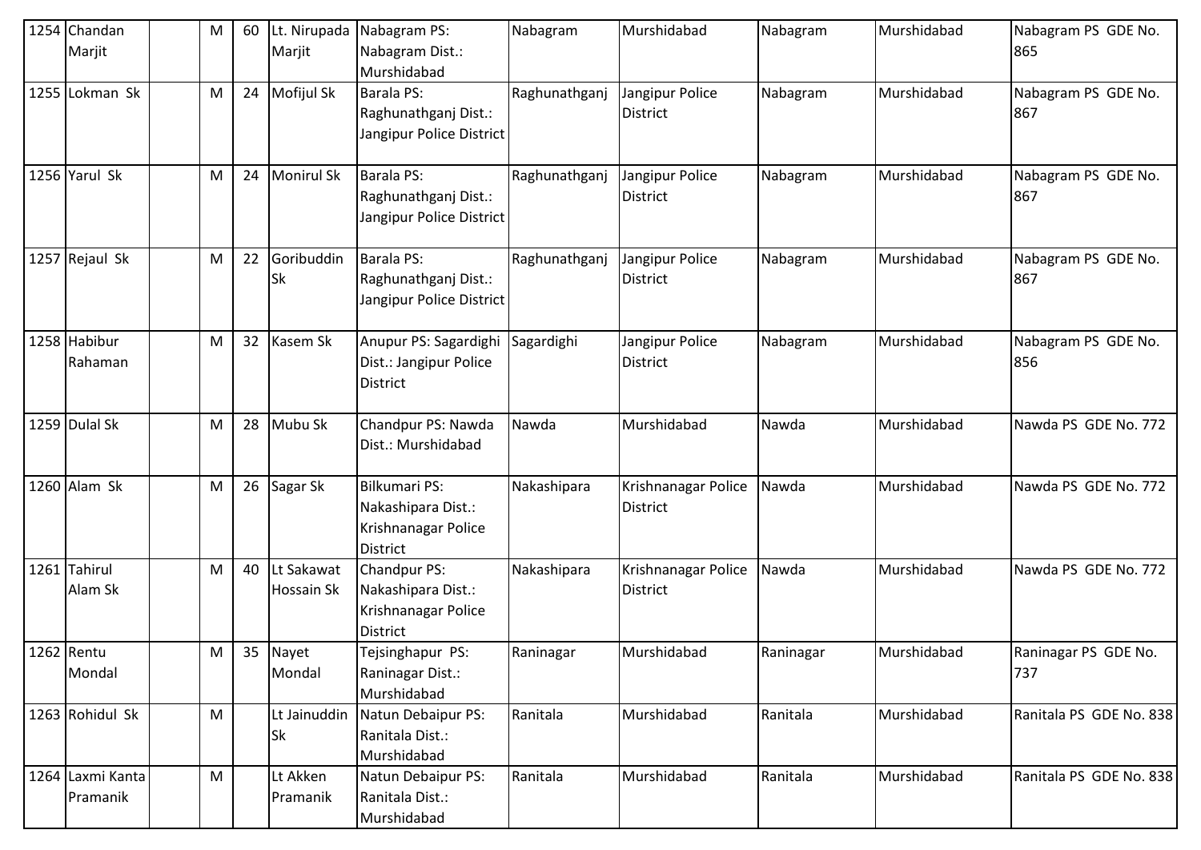| 1254 | Chandan Marjit | | M | 60 | Lt. Nirupada Marjit | Nabagram PS: Nabagram Dist.: Murshidabad | Nabagram | Murshidabad | Nabagram | Murshidabad | Nabagram PS GDE No. 865 |
|---|---|---|---|---|---|---|---|---|---|---|---|
| 1255 | Lokman Sk | | M | 24 | Mofijul Sk | Barala PS: Raghunathganj Dist.: Jangipur Police District | Raghunathganj | Jangipur Police District | Nabagram | Murshidabad | Nabagram PS GDE No. 867 |
| 1256 | Yarul Sk | | M | 24 | Monirul Sk | Barala PS: Raghunathganj Dist.: Jangipur Police District | Raghunathganj | Jangipur Police District | Nabagram | Murshidabad | Nabagram PS GDE No. 867 |
| 1257 | Rejaul Sk | | M | 22 | Goribuddin Sk | Barala PS: Raghunathganj Dist.: Jangipur Police District | Raghunathganj | Jangipur Police District | Nabagram | Murshidabad | Nabagram PS GDE No. 867 |
| 1258 | Habibur Rahaman | | M | 32 | Kasem Sk | Anupur PS: Sagardighi Dist.: Jangipur Police District | Sagardighi | Jangipur Police District | Nabagram | Murshidabad | Nabagram PS GDE No. 856 |
| 1259 | Dulal Sk | | M | 28 | Mubu Sk | Chandpur PS: Nawda Dist.: Murshidabad | Nawda | Murshidabad | Nawda | Murshidabad | Nawda PS GDE No. 772 |
| 1260 | Alam Sk | | M | 26 | Sagar Sk | Bilkumari PS: Nakashipara Dist.: Krishnanagar Police District | Nakashipara | Krishnanagar Police District | Nawda | Murshidabad | Nawda PS GDE No. 772 |
| 1261 | Tahirul Alam Sk | | M | 40 | Lt Sakawat Hossain Sk | Chandpur PS: Nakashipara Dist.: Krishnanagar Police District | Nakashipara | Krishnanagar Police District | Nawda | Murshidabad | Nawda PS GDE No. 772 |
| 1262 | Rentu Mondal | | M | 35 | Nayet Mondal | Tejsinghapur PS: Raninagar Dist.: Murshidabad | Raninagar | Murshidabad | Raninagar | Murshidabad | Raninagar PS GDE No. 737 |
| 1263 | Rohidul Sk | | M | | Lt Jainuddin Sk | Natun Debaipur PS: Ranitala Dist.: Murshidabad | Ranitala | Murshidabad | Ranitala | Murshidabad | Ranitala PS GDE No. 838 |
| 1264 | Laxmi Kanta Pramanik | | M | | Lt Akken Pramanik | Natun Debaipur PS: Ranitala Dist.: Murshidabad | Ranitala | Murshidabad | Ranitala | Murshidabad | Ranitala PS GDE No. 838 |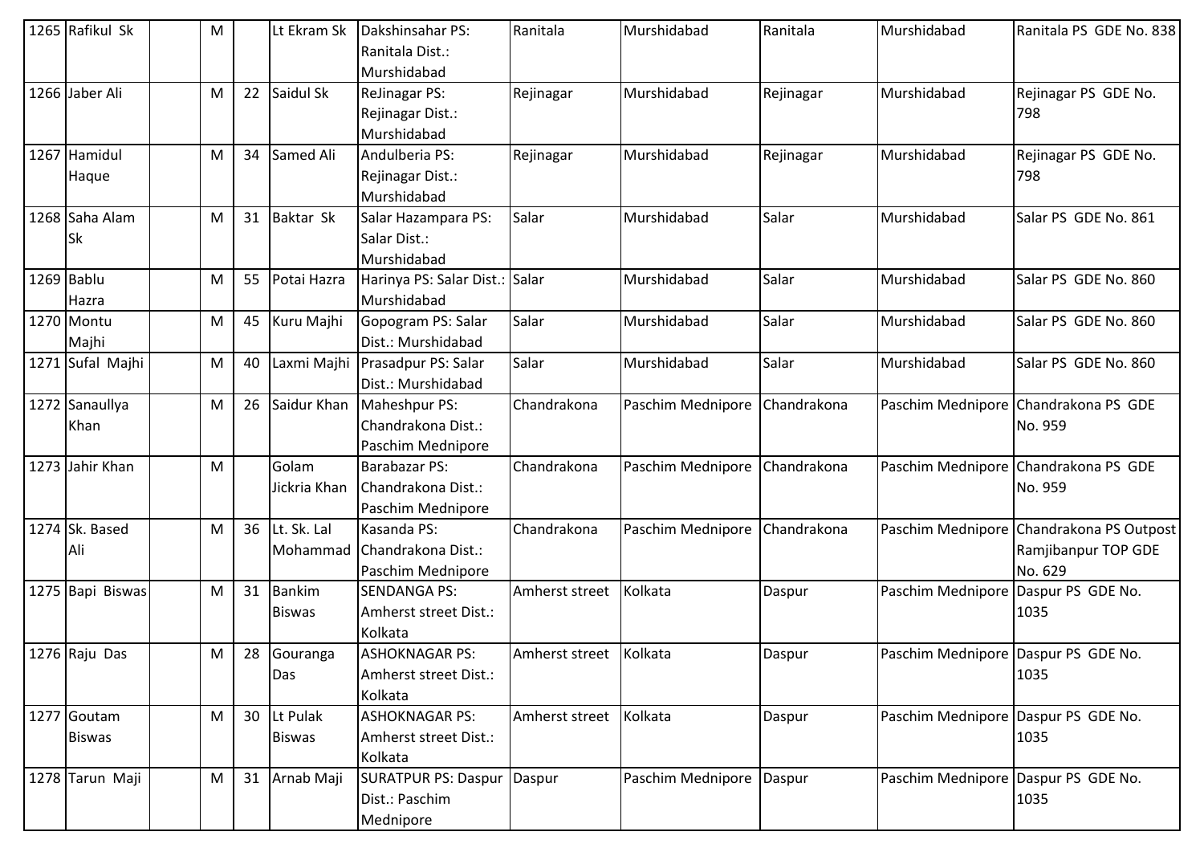| 1265 | Rafikul Sk | | M | | Lt Ekram Sk | Dakshinsahar PS: Ranitala Dist.: Murshidabad | Ranitala | Murshidabad | Ranitala | Murshidabad | Ranitala PS GDE No. 838 |
|---|---|---|---|---|---|---|---|---|---|---|---|
| 1266 | Jaber Ali | | M | 22 | Saidul Sk | ReJinagar PS: Rejinagar Dist.: Murshidabad | Rejinagar | Murshidabad | Rejinagar | Murshidabad | Rejinagar PS GDE No. 798 |
| 1267 | Hamidul Haque | | M | 34 | Samed Ali | Andulberia PS: Rejinagar Dist.: Murshidabad | Rejinagar | Murshidabad | Rejinagar | Murshidabad | Rejinagar PS GDE No. 798 |
| 1268 | Saha Alam Sk | | M | 31 | Baktar Sk | Salar Hazampara PS: Salar Dist.: Murshidabad | Salar | Murshidabad | Salar | Murshidabad | Salar PS GDE No. 861 |
| 1269 | Bablu Hazra | | M | 55 | Potai Hazra | Harinya PS: Salar Dist.: Murshidabad | Salar | Murshidabad | Salar | Murshidabad | Salar PS GDE No. 860 |
| 1270 | Montu Majhi | | M | 45 | Kuru Majhi | Gopogram PS: Salar Dist.: Murshidabad | Salar | Murshidabad | Salar | Murshidabad | Salar PS GDE No. 860 |
| 1271 | Sufal Majhi | | M | 40 | Laxmi Majhi | Prasadpur PS: Salar Dist.: Murshidabad | Salar | Murshidabad | Salar | Murshidabad | Salar PS GDE No. 860 |
| 1272 | Sanaullya Khan | | M | 26 | Saidur Khan | Maheshpur PS: Chandrakona Dist.: Paschim Mednipore | Chandrakona | Paschim Mednipore | Chandrakona | Paschim Mednipore | Chandrakona PS GDE No. 959 |
| 1273 | Jahir Khan | | M | | Golam Jickria Khan | Barabazar PS: Chandrakona Dist.: Paschim Mednipore | Chandrakona | Paschim Mednipore | Chandrakona | Paschim Mednipore | Chandrakona PS GDE No. 959 |
| 1274 | Sk. Based Ali | | M | 36 | Lt. Sk. Lal Mohammad | Kasanda PS: Chandrakona Dist.: Paschim Mednipore | Chandrakona | Paschim Mednipore | Chandrakona | Paschim Mednipore | Chandrakona PS Outpost Ramjibanpur TOP GDE No. 629 |
| 1275 | Bapi Biswas | | M | 31 | Bankim Biswas | SENDANGA PS: Amherst street Dist.: Kolkata | Amherst street | Kolkata | Daspur | Paschim Mednipore | Daspur PS GDE No. 1035 |
| 1276 | Raju Das | | M | 28 | Gouranga Das | ASHOKNAGAR PS: Amherst street Dist.: Kolkata | Amherst street | Kolkata | Daspur | Paschim Mednipore | Daspur PS GDE No. 1035 |
| 1277 | Goutam Biswas | | M | 30 | Lt Pulak Biswas | ASHOKNAGAR PS: Amherst street Dist.: Kolkata | Amherst street | Kolkata | Daspur | Paschim Mednipore | Daspur PS GDE No. 1035 |
| 1278 | Tarun Maji | | M | 31 | Arnab Maji | SURATPUR PS: Daspur Dist.: Paschim Mednipore | Daspur | Paschim Mednipore | Daspur | Paschim Mednipore | Daspur PS GDE No. 1035 |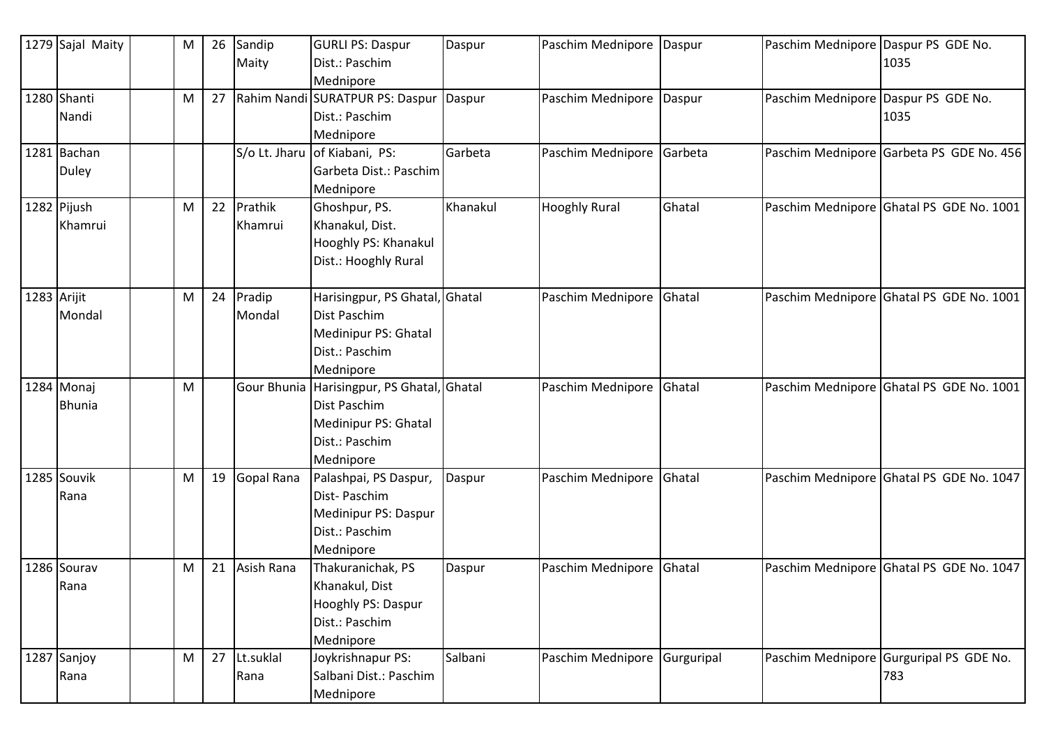| 1279 | Sajal Maity | | M | 26 | Sandip Maity | GURLI PS: Daspur Dist.: Paschim Mednipore | Daspur | Paschim Mednipore | Daspur | Paschim Mednipore | Daspur PS GDE No. 1035 |
|---|---|---|---|---|---|---|---|---|---|---|---|
| 1280 | Shanti Nandi | | M | 27 | Rahim Nandi | SURATPUR PS: Daspur Dist.: Paschim Mednipore | Daspur | Paschim Mednipore | Daspur | Paschim Mednipore | Daspur PS GDE No. 1035 |
| 1281 | Bachan Duley | | | | S/o Lt. Jharu | of Kiabani, PS: Garbeta Dist.: Paschim Mednipore | Garbeta | Paschim Mednipore | Garbeta | Paschim Mednipore | Garbeta PS GDE No. 456 |
| 1282 | Pijush Khamrui | | M | 22 | Prathik Khamrui | Ghoshpur, PS. Khanakul, Dist. Hooghly PS: Khanakul Dist.: Hooghly Rural | Khanakul | Hooghly Rural | Ghatal | Paschim Mednipore | Ghatal PS GDE No. 1001 |
| 1283 | Arijit Mondal | | M | 24 | Pradip Mondal | Harisingpur, PS Ghatal, Dist Paschim Medinipur PS: Ghatal Dist.: Paschim Mednipore | Ghatal | Paschim Mednipore | Ghatal | Paschim Mednipore | Ghatal PS GDE No. 1001 |
| 1284 | Monaj Bhunia | | M | | Gour Bhunia | Harisingpur, PS Ghatal, Dist Paschim Medinipur PS: Ghatal Dist.: Paschim Mednipore | Ghatal | Paschim Mednipore | Ghatal | Paschim Mednipore | Ghatal PS GDE No. 1001 |
| 1285 | Souvik Rana | | M | 19 | Gopal Rana | Palashpai, PS Daspur, Dist- Paschim Medinipur PS: Daspur Dist.: Paschim Mednipore | Daspur | Paschim Mednipore | Ghatal | Paschim Mednipore | Ghatal PS GDE No. 1047 |
| 1286 | Sourav Rana | | M | 21 | Asish Rana | Thakuranichak, PS Khanakul, Dist Hooghly PS: Daspur Dist.: Paschim Mednipore | Daspur | Paschim Mednipore | Ghatal | Paschim Mednipore | Ghatal PS GDE No. 1047 |
| 1287 | Sanjoy Rana | | M | 27 | Lt.suklal Rana | Joykrishnapur PS: Salbani Dist.: Paschim Mednipore | Salbani | Paschim Mednipore | Gurguripal | Paschim Mednipore | Gurguripal PS GDE No. 783 |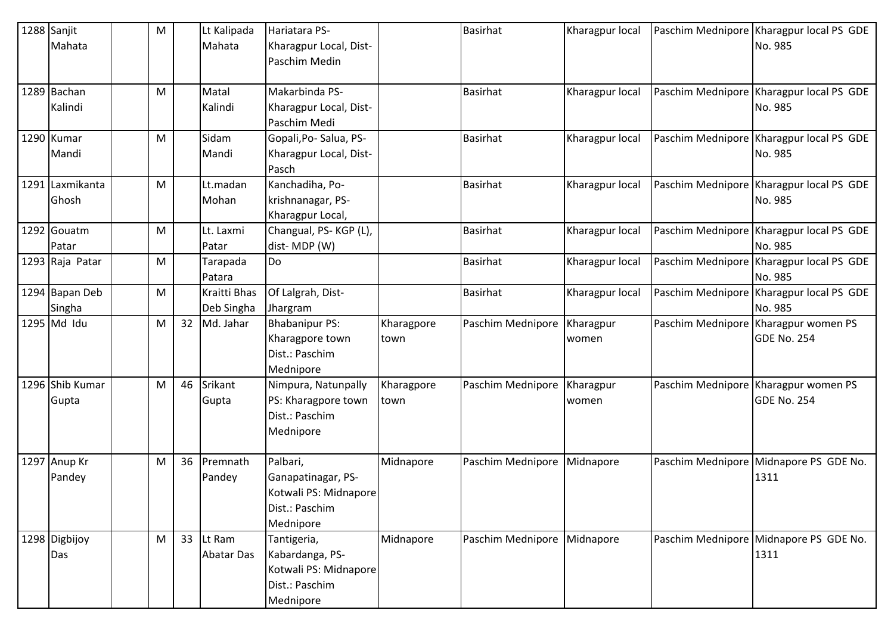| 1288 | Sanjit Mahata | | M | | Lt Kalipada Mahata | Hariatara PS- Kharagpur Local, Dist- Paschim Medin | | Basirhat | Kharagpur local | Paschim Mednipore | Kharagpur local PS GDE No. 985 |
|---|---|---|---|---|---|---|---|---|---|---|---|
| 1289 | Bachan Kalindi | | M | | Matal Kalindi | Makarbinda PS- Kharagpur Local, Dist- Paschim Medi | | Basirhat | Kharagpur local | Paschim Mednipore | Kharagpur local PS GDE No. 985 |
| 1290 | Kumar Mandi | | M | | Sidam Mandi | Gopali,Po- Salua, PS- Kharagpur Local, Dist- Pasch | | Basirhat | Kharagpur local | Paschim Mednipore | Kharagpur local PS GDE No. 985 |
| 1291 | Laxmikanta Ghosh | | M | | Lt.madan Mohan | Kanchadiha, Po- krishnanagar, PS- Kharagpur Local, | | Basirhat | Kharagpur local | Paschim Mednipore | Kharagpur local PS GDE No. 985 |
| 1292 | Gouatm Patar | | M | | Lt. Laxmi Patar | Changual, PS- KGP (L), dist- MDP (W) | | Basirhat | Kharagpur local | Paschim Mednipore | Kharagpur local PS GDE No. 985 |
| 1293 | Raja Patar | | M | | Tarapada Patara | Do | | Basirhat | Kharagpur local | Paschim Mednipore | Kharagpur local PS GDE No. 985 |
| 1294 | Bapan Deb Singha | | M | | Kraitti Bhas Deb Singha | Of Lalgrah, Dist- Jhargram | | Basirhat | Kharagpur local | Paschim Mednipore | Kharagpur local PS GDE No. 985 |
| 1295 | Md Idu | | M | 32 | Md. Jahar | Bhabanipur PS: Kharagpore town Dist.: Paschim Mednipore | Kharagpore town | Paschim Mednipore | Kharagpur women | Paschim Mednipore | Kharagpur women PS GDE No. 254 |
| 1296 | Shib Kumar Gupta | | M | 46 | Srikant Gupta | Nimpura, Natunpally PS: Kharagpore town Dist.: Paschim Mednipore | Kharagpore town | Paschim Mednipore | Kharagpur women | Paschim Mednipore | Kharagpur women PS GDE No. 254 |
| 1297 | Anup Kr Pandey | | M | 36 | Premnath Pandey | Palbari, Ganapatinagar, PS- Kotwali PS: Midnapore Dist.: Paschim Mednipore | Midnapore | Paschim Mednipore | Midnapore | Paschim Mednipore | Midnapore PS GDE No. 1311 |
| 1298 | Digbijoy Das | | M | 33 | Lt Ram Abatar Das | Tantigeria, Kabardanga, PS- Kotwali PS: Midnapore Dist.: Paschim Mednipore | Midnapore | Paschim Mednipore | Midnapore | Paschim Mednipore | Midnapore PS GDE No. 1311 |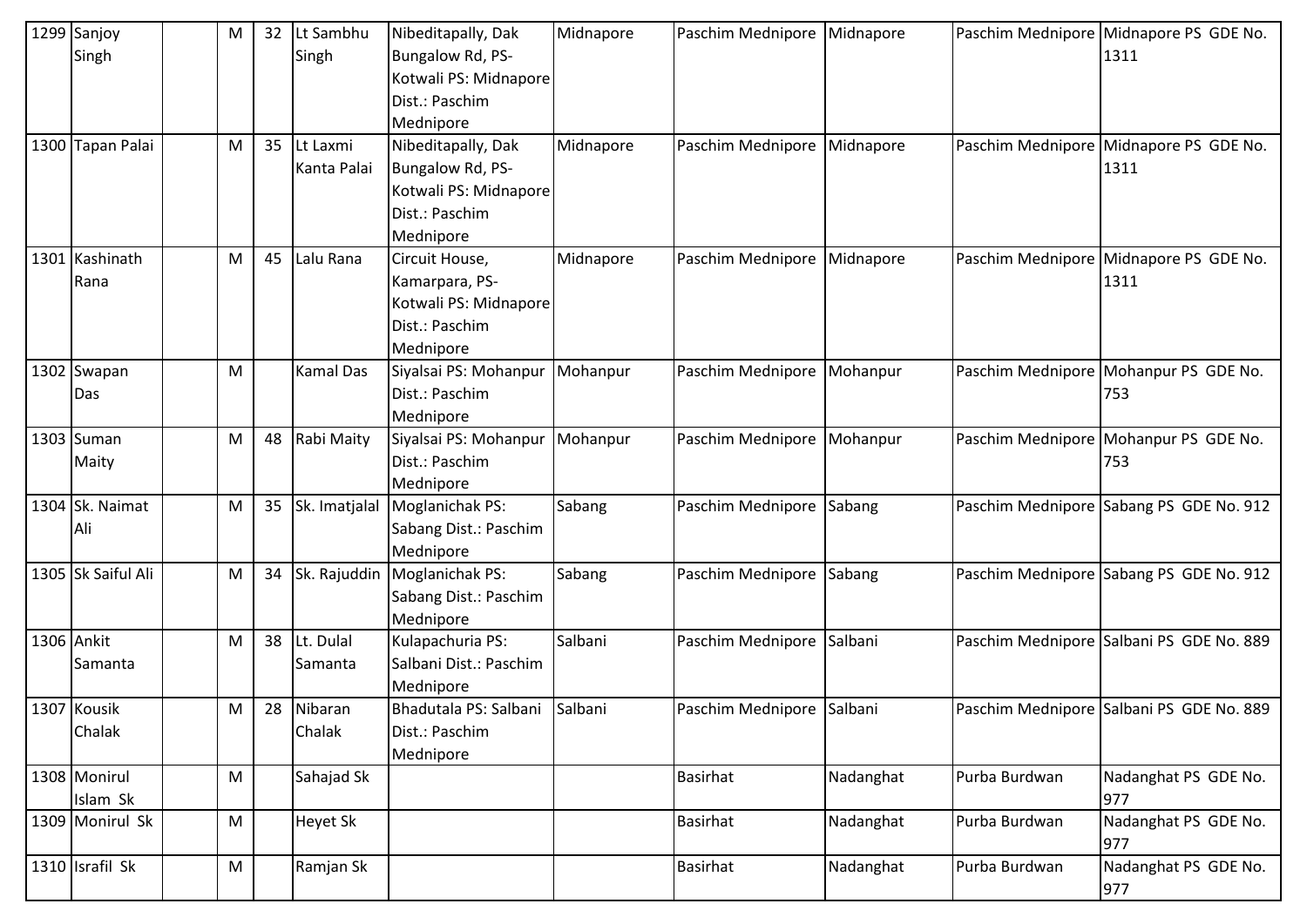| 1299 | Sanjoy Singh | | M | 32 | Lt Sambhu Singh | Nibeditapally, Dak Bungalow Rd, PS-Kotwali PS: Midnapore Dist.: Paschim Mednipore | Midnapore | Paschim Mednipore | Midnapore | Paschim Mednipore | Midnapore PS GDE No. 1311 |
|---|---|---|---|---|---|---|---|---|---|---|---|
| 1300 | Tapan Palai | | M | 35 | Lt Laxmi Kanta Palai | Nibeditapally, Dak Bungalow Rd, PS-Kotwali PS: Midnapore Dist.: Paschim Mednipore | Midnapore | Paschim Mednipore | Midnapore | Paschim Mednipore | Midnapore PS GDE No. 1311 |
| 1301 | Kashinath Rana | | M | 45 | Lalu Rana | Circuit House, Kamarpara, PS-Kotwali PS: Midnapore Dist.: Paschim Mednipore | Midnapore | Paschim Mednipore | Midnapore | Paschim Mednipore | Midnapore PS GDE No. 1311 |
| 1302 | Swapan Das | | M | | Kamal Das | Siyalsai PS: Mohanpur Dist.: Paschim Mednipore | Mohanpur | Paschim Mednipore | Mohanpur | Paschim Mednipore | Mohanpur PS GDE No. 753 |
| 1303 | Suman Maity | | M | 48 | Rabi Maity | Siyalsai PS: Mohanpur Dist.: Paschim Mednipore | Mohanpur | Paschim Mednipore | Mohanpur | Paschim Mednipore | Mohanpur PS GDE No. 753 |
| 1304 | Sk. Naimat Ali | | M | 35 | Sk. Imatjalal | Moglanichak PS: Sabang Dist.: Paschim Mednipore | Sabang | Paschim Mednipore | Sabang | Paschim Mednipore | Sabang PS GDE No. 912 |
| 1305 | Sk Saiful Ali | | M | 34 | Sk. Rajuddin | Moglanichak PS: Sabang Dist.: Paschim Mednipore | Sabang | Paschim Mednipore | Sabang | Paschim Mednipore | Sabang PS GDE No. 912 |
| 1306 | Ankit Samanta | | M | 38 | Lt. Dulal Samanta | Kulapachuria PS: Salbani Dist.: Paschim Mednipore | Salbani | Paschim Mednipore | Salbani | Paschim Mednipore | Salbani PS GDE No. 889 |
| 1307 | Kousik Chalak | | M | 28 | Nibaran Chalak | Bhadutala PS: Salbani Dist.: Paschim Mednipore | Salbani | Paschim Mednipore | Salbani | Paschim Mednipore | Salbani PS GDE No. 889 |
| 1308 | Monirul Islam Sk | | M | | Sahajad Sk | | | Basirhat | Nadanghat | Purba Burdwan | Nadanghat PS GDE No. 977 |
| 1309 | Monirul Sk | | M | | Heyet Sk | | | Basirhat | Nadanghat | Purba Burdwan | Nadanghat PS GDE No. 977 |
| 1310 | Israfil Sk | | M | | Ramjan Sk | | | Basirhat | Nadanghat | Purba Burdwan | Nadanghat PS GDE No. 977 |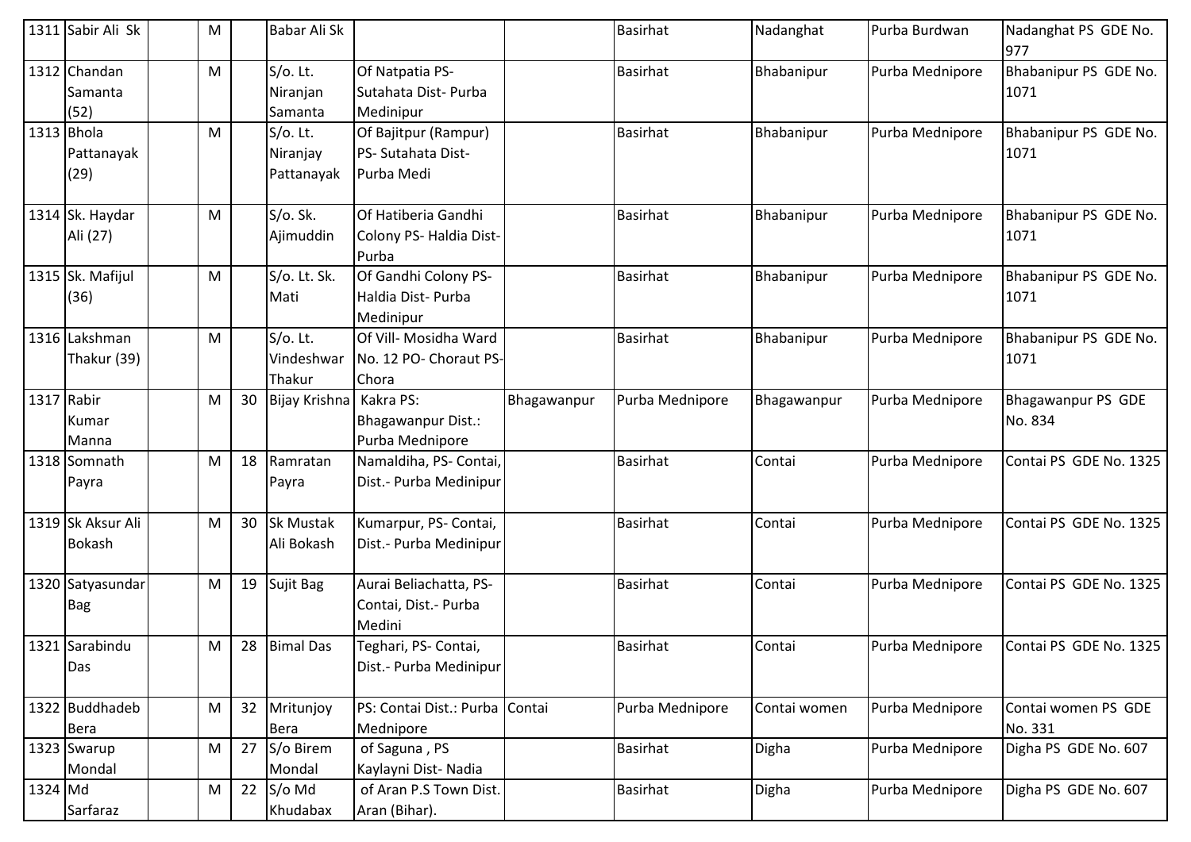| 1311 | Sabir Ali Sk | | M | | Babar Ali Sk | | | Basirhat | Nadanghat | Purba Burdwan | Nadanghat PS GDE No. 977 |
|---|---|---|---|---|---|---|---|---|---|---|---|
| 1312 | Chandan Samanta (52) | | M | | S/o. Lt. Niranjan Samanta | Of Natpatia PS- Sutahata Dist- Purba Medinipur | | Basirhat | Bhabanipur | Purba Mednipore | Bhabanipur PS GDE No. 1071 |
| 1313 | Bhola Pattanayak (29) | | M | | S/o. Lt. Niranjay Pattanayak | Of Bajitpur (Rampur) PS- Sutahata Dist- Purba Medi | | Basirhat | Bhabanipur | Purba Mednipore | Bhabanipur PS GDE No. 1071 |
| 1314 | Sk. Haydar Ali (27) | | M | | S/o. Sk. Ajimuddin | Of Hatiberia Gandhi Colony PS- Haldia Dist- Purba | | Basirhat | Bhabanipur | Purba Mednipore | Bhabanipur PS GDE No. 1071 |
| 1315 | Sk. Mafijul (36) | | M | | S/o. Lt. Sk. Mati | Of Gandhi Colony PS- Haldia Dist- Purba Medinipur | | Basirhat | Bhabanipur | Purba Mednipore | Bhabanipur PS GDE No. 1071 |
| 1316 | Lakshman Thakur (39) | | M | | S/o. Lt. Vindeshwar Thakur | Of Vill- Mosidha Ward No. 12 PO- Choraut PS- Chora | | Basirhat | Bhabanipur | Purba Mednipore | Bhabanipur PS GDE No. 1071 |
| 1317 | Rabir Kumar Manna | | M | 30 | Bijay Krishna | Kakra PS: Bhagawanpur Dist.: Purba Mednipore | Bhagawanpur | Purba Mednipore | Bhagawanpur | Purba Mednipore | Bhagawanpur PS GDE No. 834 |
| 1318 | Somnath Payra | | M | 18 | Ramratan Payra | Namaldiha, PS- Contai, Dist.- Purba Medinipur | | Basirhat | Contai | Purba Mednipore | Contai PS GDE No. 1325 |
| 1319 | Sk Aksur Ali Bokash | | M | 30 | Sk Mustak Ali Bokash | Kumarpur, PS- Contai, Dist.- Purba Medinipur | | Basirhat | Contai | Purba Mednipore | Contai PS GDE No. 1325 |
| 1320 | Satyasundar Bag | | M | 19 | Sujit Bag | Aurai Beliachatta, PS- Contai, Dist.- Purba Medini | | Basirhat | Contai | Purba Mednipore | Contai PS GDE No. 1325 |
| 1321 | Sarabindu Das | | M | 28 | Bimal Das | Teghari, PS- Contai, Dist.- Purba Medinipur | | Basirhat | Contai | Purba Mednipore | Contai PS GDE No. 1325 |
| 1322 | Buddhadeb Bera | | M | 32 | Mritunjoy Bera | PS: Contai Dist.: Purba Mednipore | Contai | Purba Mednipore | Contai women | Purba Mednipore | Contai women PS GDE No. 331 |
| 1323 | Swarup Mondal | | M | 27 | S/o Birem Mondal | of Saguna , PS Kaylayni Dist- Nadia | | Basirhat | Digha | Purba Mednipore | Digha PS GDE No. 607 |
| 1324 | Md Sarfaraz | | M | 22 | S/o Md Khudabax | of Aran P.S Town Dist. Aran (Bihar). | | Basirhat | Digha | Purba Mednipore | Digha PS GDE No. 607 |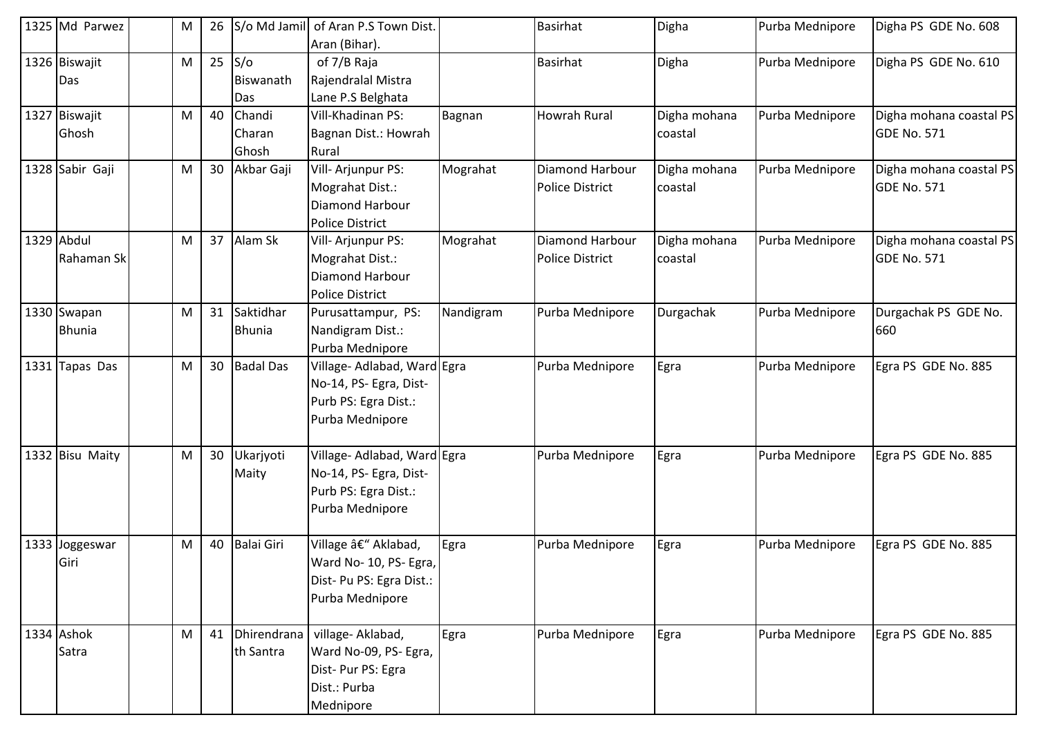| 1325 | Md Parwez | | M | 26 | S/o Md Jamil | of Aran P.S Town Dist. Aran (Bihar). | | Basirhat | Digha | Purba Mednipore | Digha PS GDE No. 608 |
|---|---|---|---|---|---|---|---|---|---|---|---|
| 1326 | Biswajit Das | | M | 25 | S/o Biswanath Das | of 7/B Raja Rajendralal Mistra Lane P.S Belghata | | Basirhat | Digha | Purba Mednipore | Digha PS GDE No. 610 |
| 1327 | Biswajit Ghosh | | M | 40 | Chandi Charan Ghosh | Vill-Khadinan PS: Bagnan Dist.: Howrah Rural | Bagnan | Howrah Rural | Digha mohana coastal | Purba Mednipore | Digha mohana coastal PS GDE No. 571 |
| 1328 | Sabir Gaji | | M | 30 | Akbar Gaji | Vill- Arjunpur PS: Mograhat Dist.: Diamond Harbour Police District | Mograhat | Diamond Harbour Police District | Digha mohana coastal | Purba Mednipore | Digha mohana coastal PS GDE No. 571 |
| 1329 | Abdul Rahaman Sk | | M | 37 | Alam Sk | Vill- Arjunpur PS: Mograhat Dist.: Diamond Harbour Police District | Mograhat | Diamond Harbour Police District | Digha mohana coastal | Purba Mednipore | Digha mohana coastal PS GDE No. 571 |
| 1330 | Swapan Bhunia | | M | 31 | Saktidhar Bhunia | Purusattampur, PS: Nandigram Dist.: Purba Mednipore | Nandigram | Purba Mednipore | Durgachak | Purba Mednipore | Durgachak PS GDE No. 660 |
| 1331 | Tapas Das | | M | 30 | Badal Das | Village- Adlabad, Ward No-14, PS- Egra, Dist- Purb PS: Egra Dist.: Purba Mednipore | Egra | Purba Mednipore | Egra | Purba Mednipore | Egra PS GDE No. 885 |
| 1332 | Bisu Maity | | M | 30 | Ukarjyoti Maity | Village- Adlabad, Ward No-14, PS- Egra, Dist- Purb PS: Egra Dist.: Purba Mednipore | Egra | Purba Mednipore | Egra | Purba Mednipore | Egra PS GDE No. 885 |
| 1333 | Joggeswar Giri | | M | 40 | Balai Giri | Village â€" Aklabad, Ward No- 10, PS- Egra, Dist- Pu PS: Egra Dist.: Purba Mednipore | Egra | Purba Mednipore | Egra | Purba Mednipore | Egra PS GDE No. 885 |
| 1334 | Ashok Satra | | M | 41 | Dhirendranath Santra | village- Aklabad, Ward No-09, PS- Egra, Dist- Pur PS: Egra Dist.: Purba Mednipore | Egra | Purba Mednipore | Egra | Purba Mednipore | Egra PS GDE No. 885 |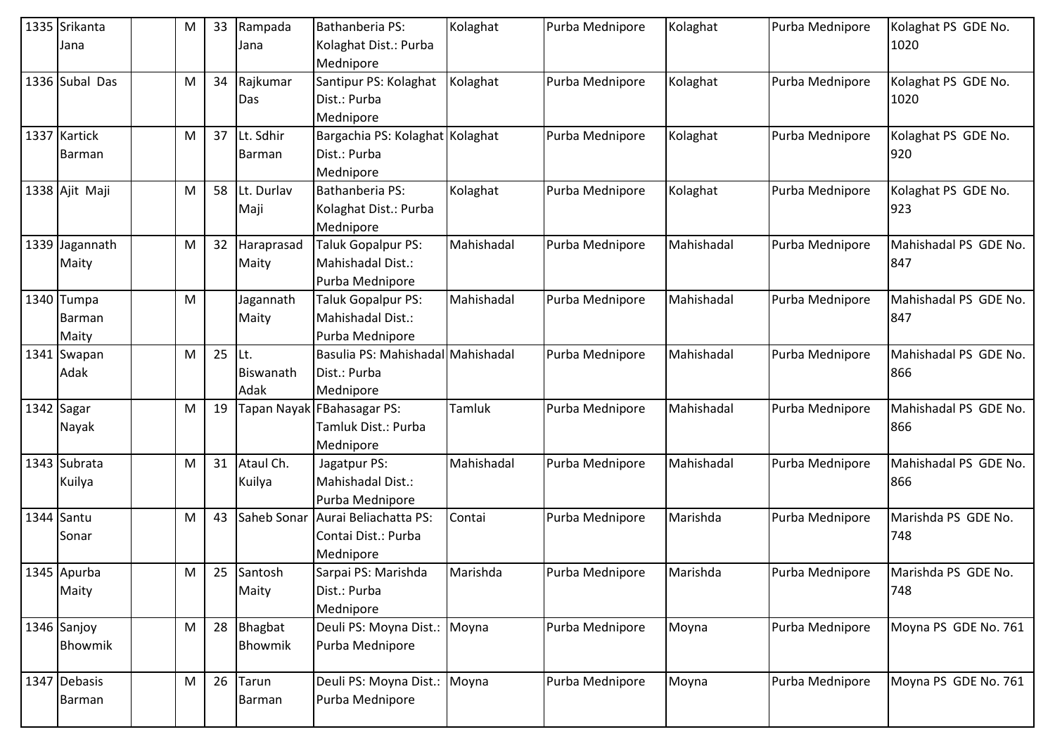| 1335 | Srikanta Jana | | M | 33 | Rampada Jana | Bathanberia PS: Kolaghat Dist.: Purba Mednipore | Kolaghat | Purba Mednipore | Kolaghat | Purba Mednipore | Kolaghat PS GDE No. 1020 |
|---|---|---|---|---|---|---|---|---|---|---|---|
| 1336 | Subal Das | | M | 34 | Rajkumar Das | Santipur PS: Kolaghat Dist.: Purba Mednipore | Kolaghat | Purba Mednipore | Kolaghat | Purba Mednipore | Kolaghat PS GDE No. 1020 |
| 1337 | Kartick Barman | | M | 37 | Lt. Sdhir Barman | Bargachia PS: Kolaghat Dist.: Purba Mednipore | Kolaghat | Purba Mednipore | Kolaghat | Purba Mednipore | Kolaghat PS GDE No. 920 |
| 1338 | Ajit Maji | | M | 58 | Lt. Durlav Maji | Bathanberia PS: Kolaghat Dist.: Purba Mednipore | Kolaghat | Purba Mednipore | Kolaghat | Purba Mednipore | Kolaghat PS GDE No. 923 |
| 1339 | Jagannath Maity | | M | 32 | Haraprasad Maity | Taluk Gopalpur PS: Mahishadal Dist.: Purba Mednipore | Mahishadal | Purba Mednipore | Mahishadal | Purba Mednipore | Mahishadal PS GDE No. 847 |
| 1340 | Tumpa Barman Maity | | M | | Jagannath Maity | Taluk Gopalpur PS: Mahishadal Dist.: Purba Mednipore | Mahishadal | Purba Mednipore | Mahishadal | Purba Mednipore | Mahishadal PS GDE No. 847 |
| 1341 | Swapan Adak | | M | 25 | Lt. Biswanath Adak | Basulia PS: Mahishadal Dist.: Purba Mednipore | Mahishadal | Purba Mednipore | Mahishadal | Purba Mednipore | Mahishadal PS GDE No. 866 |
| 1342 | Sagar Nayak | | M | 19 | Tapan Nayak | FBahasagar PS: Tamluk Dist.: Purba Mednipore | Tamluk | Purba Mednipore | Mahishadal | Purba Mednipore | Mahishadal PS GDE No. 866 |
| 1343 | Subrata Kuilya | | M | 31 | Ataul Ch. Kuilya | Jagatpur PS: Mahishadal Dist.: Purba Mednipore | Mahishadal | Purba Mednipore | Mahishadal | Purba Mednipore | Mahishadal PS GDE No. 866 |
| 1344 | Santu Sonar | | M | 43 | Saheb Sonar | Aurai Beliachatta PS: Contai Dist.: Purba Mednipore | Contai | Purba Mednipore | Marishda | Purba Mednipore | Marishda PS GDE No. 748 |
| 1345 | Apurba Maity | | M | 25 | Santosh Maity | Sarpai PS: Marishda Dist.: Purba Mednipore | Marishda | Purba Mednipore | Marishda | Purba Mednipore | Marishda PS GDE No. 748 |
| 1346 | Sanjoy Bhowmik | | M | 28 | Bhagbat Bhowmik | Deuli PS: Moyna Dist.: Purba Mednipore | Moyna | Purba Mednipore | Moyna | Purba Mednipore | Moyna PS GDE No. 761 |
| 1347 | Debasis Barman | | M | 26 | Tarun Barman | Deuli PS: Moyna Dist.: Purba Mednipore | Moyna | Purba Mednipore | Moyna | Purba Mednipore | Moyna PS GDE No. 761 |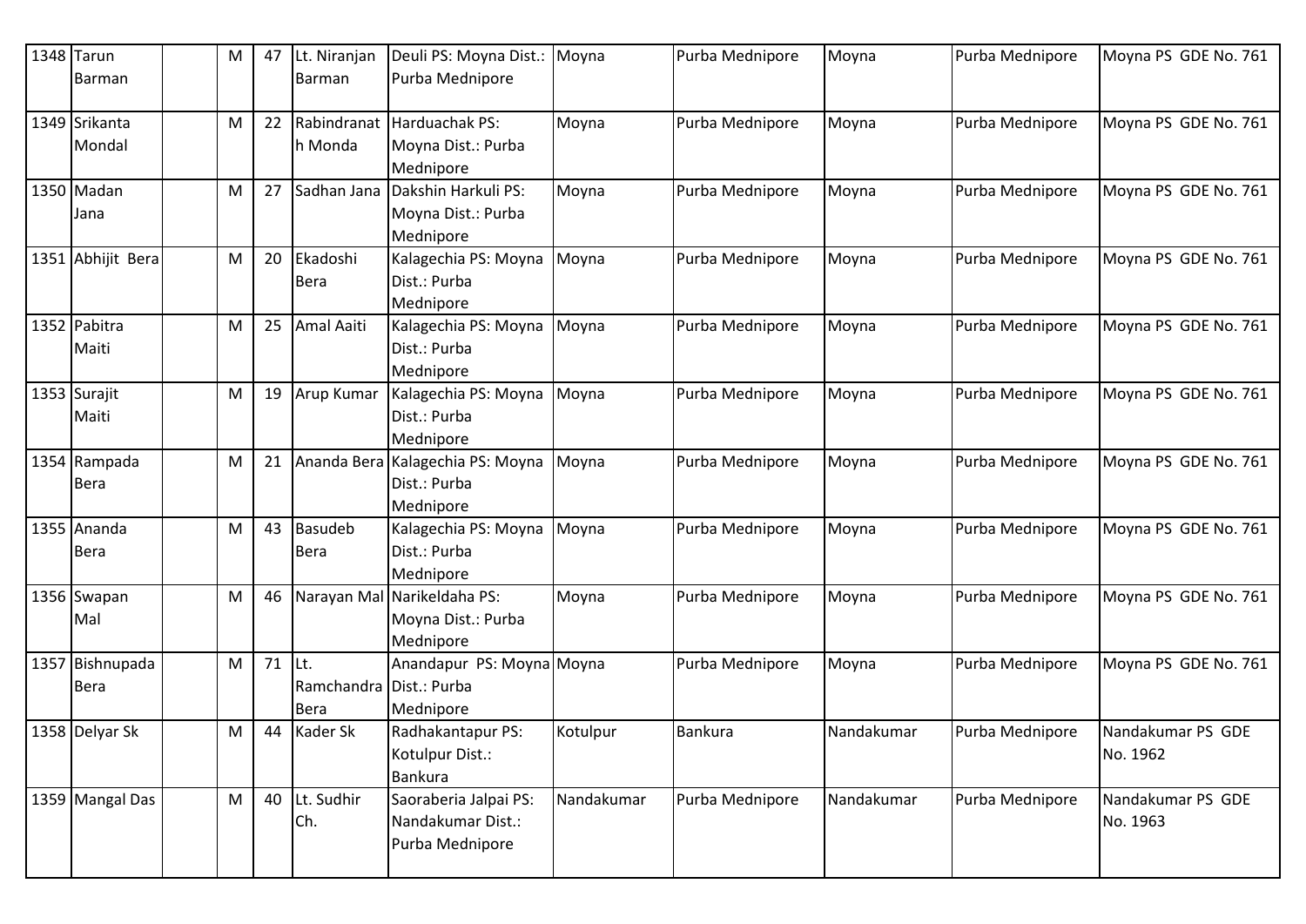| 1348 | Tarun Barman | | M | 47 | Lt. Niranjan Barman | Deuli PS: Moyna Dist.: Purba Mednipore | Moyna | Purba Mednipore | Moyna | Purba Mednipore | Moyna PS GDE No. 761 |
|---|---|---|---|---|---|---|---|---|---|---|---|
| 1349 | Srikanta Mondal | | M | 22 | Rabindranath Monda | Harduachak PS: Moyna Dist.: Purba Mednipore | Moyna | Purba Mednipore | Moyna | Purba Mednipore | Moyna PS GDE No. 761 |
| 1350 | Madan Jana | | M | 27 | Sadhan Jana | Dakshin Harkuli PS: Moyna Dist.: Purba Mednipore | Moyna | Purba Mednipore | Moyna | Purba Mednipore | Moyna PS GDE No. 761 |
| 1351 | Abhijit Bera | | M | 20 | Ekadoshi Bera | Kalagechia PS: Moyna Dist.: Purba Mednipore | Moyna | Purba Mednipore | Moyna | Purba Mednipore | Moyna PS GDE No. 761 |
| 1352 | Pabitra Maiti | | M | 25 | Amal Aaiti | Kalagechia PS: Moyna Dist.: Purba Mednipore | Moyna | Purba Mednipore | Moyna | Purba Mednipore | Moyna PS GDE No. 761 |
| 1353 | Surajit Maiti | | M | 19 | Arup Kumar | Kalagechia PS: Moyna Dist.: Purba Mednipore | Moyna | Purba Mednipore | Moyna | Purba Mednipore | Moyna PS GDE No. 761 |
| 1354 | Rampada Bera | | M | 21 | Ananda Bera | Kalagechia PS: Moyna Dist.: Purba Mednipore | Moyna | Purba Mednipore | Moyna | Purba Mednipore | Moyna PS GDE No. 761 |
| 1355 | Ananda Bera | | M | 43 | Basudeb Bera | Kalagechia PS: Moyna Dist.: Purba Mednipore | Moyna | Purba Mednipore | Moyna | Purba Mednipore | Moyna PS GDE No. 761 |
| 1356 | Swapan Mal | | M | 46 | Narayan Mal | Narikeldaha PS: Moyna Dist.: Purba Mednipore | Moyna | Purba Mednipore | Moyna | Purba Mednipore | Moyna PS GDE No. 761 |
| 1357 | Bishnupada Bera | | M | 71 | Lt. Ramchandra Bera | Anandapur PS: Moyna Dist.: Purba Mednipore | Moyna | Purba Mednipore | Moyna | Purba Mednipore | Moyna PS GDE No. 761 |
| 1358 | Delyar Sk | | M | 44 | Kader Sk | Radhakantapur PS: Kotulpur Dist.: Bankura | Kotulpur | Bankura | Nandakumar | Purba Mednipore | Nandakumar PS GDE No. 1962 |
| 1359 | Mangal Das | | M | 40 | Lt. Sudhir Ch. | Saoraberia Jalpai PS: Nandakumar Dist.: Purba Mednipore | Nandakumar | Purba Mednipore | Nandakumar | Purba Mednipore | Nandakumar PS GDE No. 1963 |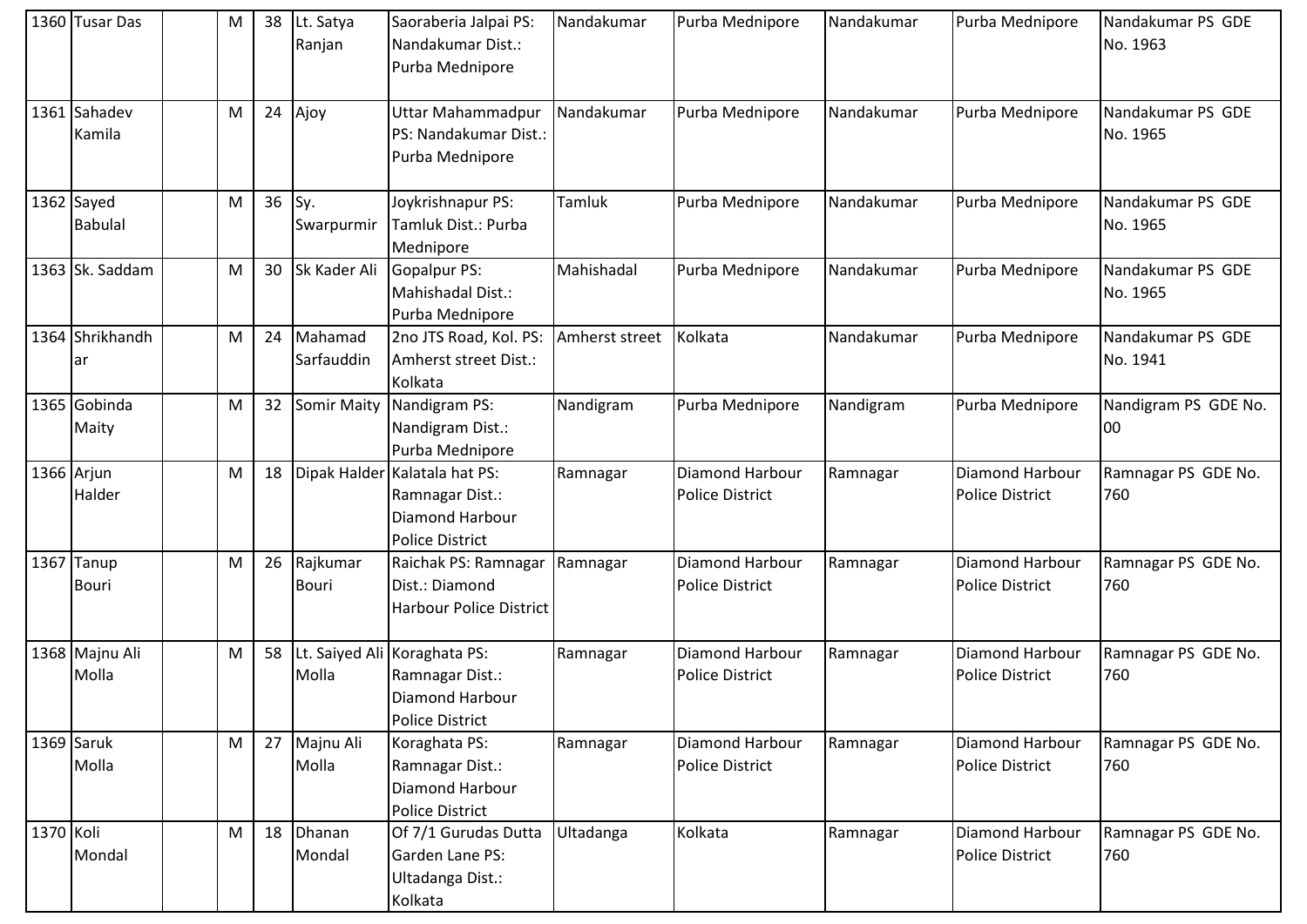| 1360 | Tusar Das | | M | 38 | Lt. Satya Ranjan | Saoraberia Jalpai PS: Nandakumar Dist.: Purba Mednipore | Nandakumar | Purba Mednipore | Nandakumar | Purba Mednipore | Nandakumar PS GDE No. 1963 |
|---|---|---|---|---|---|---|---|---|---|---|---|
| 1361 | Sahadev Kamila | | M | 24 | Ajoy | Uttar Mahammadpur PS: Nandakumar Dist.: Purba Mednipore | Nandakumar | Purba Mednipore | Nandakumar | Purba Mednipore | Nandakumar PS GDE No. 1965 |
| 1362 | Sayed Babulal | | M | 36 | Sy. Swarpurmir | Joykrishnapur PS: Tamluk Dist.: Purba Mednipore | Tamluk | Purba Mednipore | Nandakumar | Purba Mednipore | Nandakumar PS GDE No. 1965 |
| 1363 | Sk. Saddam | | M | 30 | Sk Kader Ali | Gopalpur PS: Mahishadal Dist.: Purba Mednipore | Mahishadal | Purba Mednipore | Nandakumar | Purba Mednipore | Nandakumar PS GDE No. 1965 |
| 1364 | Shrikhandhar | | M | 24 | Mahamad Sarfauddin | 2no JTS Road, Kol. PS: Amherst street Dist.: Kolkata | Amherst street | Kolkata | Nandakumar | Purba Mednipore | Nandakumar PS GDE No. 1941 |
| 1365 | Gobinda Maity | | M | 32 | Somir Maity | Nandigram PS: Nandigram Dist.: Purba Mednipore | Nandigram | Purba Mednipore | Nandigram | Purba Mednipore | Nandigram PS GDE No. 00 |
| 1366 | Arjun Halder | | M | 18 | Dipak Halder | Kalatala hat PS: Ramnagar Dist.: Diamond Harbour Police District | Ramnagar | Diamond Harbour Police District | Ramnagar | Diamond Harbour Police District | Ramnagar PS GDE No. 760 |
| 1367 | Tanup Bouri | | M | 26 | Rajkumar Bouri | Raichak PS: Ramnagar Dist.: Diamond Harbour Police District | Ramnagar | Diamond Harbour Police District | Ramnagar | Diamond Harbour Police District | Ramnagar PS GDE No. 760 |
| 1368 | Majnu Ali Molla | | M | 58 | Lt. Saiyed Ali Molla | Koraghata PS: Ramnagar Dist.: Diamond Harbour Police District | Ramnagar | Diamond Harbour Police District | Ramnagar | Diamond Harbour Police District | Ramnagar PS GDE No. 760 |
| 1369 | Saruk Molla | | M | 27 | Majnu Ali Molla | Koraghata PS: Ramnagar Dist.: Diamond Harbour Police District | Ramnagar | Diamond Harbour Police District | Ramnagar | Diamond Harbour Police District | Ramnagar PS GDE No. 760 |
| 1370 | Koli Mondal | | M | 18 | Dhanan Mondal | Of 7/1 Gurudas Dutta Garden Lane PS: Ultadanga Dist.: Kolkata | Ultadanga | Kolkata | Ramnagar | Diamond Harbour Police District | Ramnagar PS GDE No. 760 |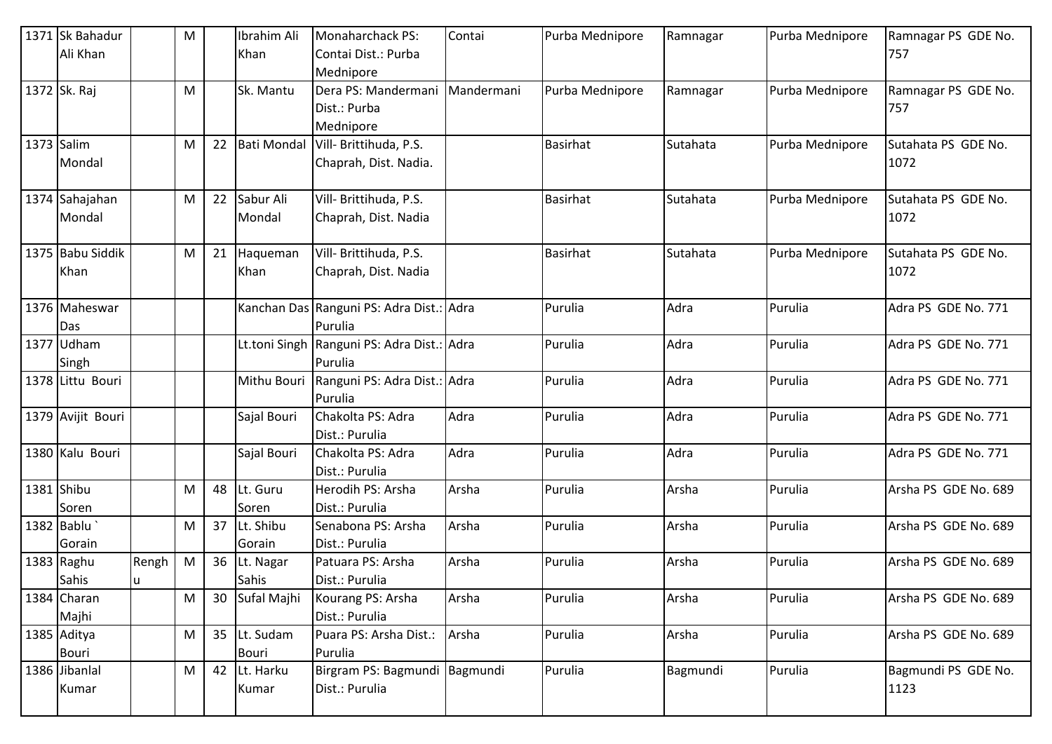| 1371 | Sk Bahadur Ali Khan | | M | | Ibrahim Ali Khan | Monaharchack PS: Contai Dist.: Purba Mednipore | Contai | Purba Mednipore | Ramnagar | Purba Mednipore | Ramnagar PS GDE No. 757 |
|---|---|---|---|---|---|---|---|---|---|---|---|
| 1372 | Sk. Raj | | M | | Sk. Mantu | Dera PS: Mandermani Dist.: Purba Mednipore | Mandermani | Purba Mednipore | Ramnagar | Purba Mednipore | Ramnagar PS GDE No. 757 |
| 1373 | Salim Mondal | | M | 22 | Bati Mondal | Vill- Brittihuda, P.S. Chaprah, Dist. Nadia. | | Basirhat | Sutahata | Purba Mednipore | Sutahata PS GDE No. 1072 |
| 1374 | Sahajahan Mondal | | M | 22 | Sabur Ali Mondal | Vill- Brittihuda, P.S. Chaprah, Dist. Nadia | | Basirhat | Sutahata | Purba Mednipore | Sutahata PS GDE No. 1072 |
| 1375 | Babu Siddik Khan | | M | 21 | Haqueman Khan | Vill- Brittihuda, P.S. Chaprah, Dist. Nadia | | Basirhat | Sutahata | Purba Mednipore | Sutahata PS GDE No. 1072 |
| 1376 | Maheswar Das | | | | Kanchan Das | Ranguni PS: Adra Dist.: Purulia | Adra | Purulia | Adra | Purulia | Adra PS GDE No. 771 |
| 1377 | Udham Singh | | | | Lt.toni Singh | Ranguni PS: Adra Dist.: Purulia | Adra | Purulia | Adra | Purulia | Adra PS GDE No. 771 |
| 1378 | Littu Bouri | | | | Mithu Bouri | Ranguni PS: Adra Dist.: Purulia | Adra | Purulia | Adra | Purulia | Adra PS GDE No. 771 |
| 1379 | Avijit Bouri | | | | Sajal Bouri | Chakolta PS: Adra Dist.: Purulia | Adra | Purulia | Adra | Purulia | Adra PS GDE No. 771 |
| 1380 | Kalu Bouri | | | | Sajal Bouri | Chakolta PS: Adra Dist.: Purulia | Adra | Purulia | Adra | Purulia | Adra PS GDE No. 771 |
| 1381 | Shibu Soren | | M | 48 | Lt. Guru Soren | Herodih PS: Arsha Dist.: Purulia | Arsha | Purulia | Arsha | Purulia | Arsha PS GDE No. 689 |
| 1382 | Bablu ` Gorain | | M | 37 | Lt. Shibu Gorain | Senabona PS: Arsha Dist.: Purulia | Arsha | Purulia | Arsha | Purulia | Arsha PS GDE No. 689 |
| 1383 | Raghu Sahis | Rengh u | M | 36 | Lt. Nagar Sahis | Patuara PS: Arsha Dist.: Purulia | Arsha | Purulia | Arsha | Purulia | Arsha PS GDE No. 689 |
| 1384 | Charan Majhi | | M | 30 | Sufal Majhi | Kourang PS: Arsha Dist.: Purulia | Arsha | Purulia | Arsha | Purulia | Arsha PS GDE No. 689 |
| 1385 | Aditya Bouri | | M | 35 | Lt. Sudam Bouri | Puara PS: Arsha Dist.: Purulia | Arsha | Purulia | Arsha | Purulia | Arsha PS GDE No. 689 |
| 1386 | Jibanlal Kumar | | M | 42 | Lt. Harku Kumar | Birgram PS: Bagmundi Dist.: Purulia | Bagmundi | Purulia | Bagmundi | Purulia | Bagmundi PS GDE No. 1123 |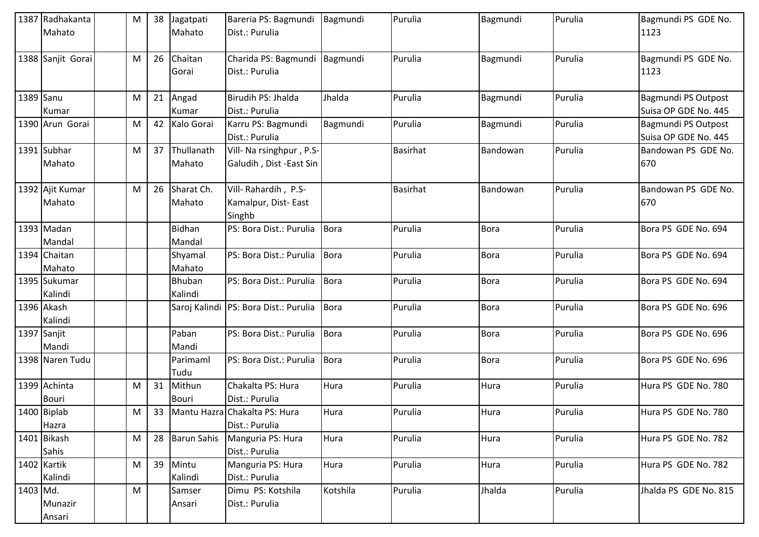| 1387 | Radhakanta Mahato | | M | 38 | Jagatpati Mahato | Bareria PS: Bagmundi Dist.: Purulia | Bagmundi | Purulia | Bagmundi | Purulia | Bagmundi PS GDE No. 1123 |
|---|---|---|---|---|---|---|---|---|---|---|---|
| 1388 | Sanjit Gorai | | M | 26 | Chaitan Gorai | Charida PS: Bagmundi Dist.: Purulia | Bagmundi | Purulia | Bagmundi | Purulia | Bagmundi PS GDE No. 1123 |
| 1389 | Sanu Kumar | | M | 21 | Angad Kumar | Birudih PS: Jhalda Dist.: Purulia | Jhalda | Purulia | Bagmundi | Purulia | Bagmundi PS Outpost Suisa OP GDE No. 445 |
| 1390 | Arun Gorai | | M | 42 | Kalo Gorai | Karru PS: Bagmundi Dist.: Purulia | Bagmundi | Purulia | Bagmundi | Purulia | Bagmundi PS Outpost Suisa OP GDE No. 445 |
| 1391 | Subhar Mahato | | M | 37 | Thullanath Mahato | Vill- Na rsinghpur , P.S-Galudih , Dist -East Sin | | Basirhat | Bandowan | Purulia | Bandowan PS GDE No. 670 |
| 1392 | Ajit Kumar Mahato | | M | 26 | Sharat Ch. Mahato | Vill- Rahardih , P.S-Kamalpur, Dist- East Singhb | | Basirhat | Bandowan | Purulia | Bandowan PS GDE No. 670 |
| 1393 | Madan Mandal | | | | Bidhan Mandal | PS: Bora Dist.: Purulia | Bora | Purulia | Bora | Purulia | Bora PS GDE No. 694 |
| 1394 | Chaitan Mahato | | | | Shyamal Mahato | PS: Bora Dist.: Purulia | Bora | Purulia | Bora | Purulia | Bora PS GDE No. 694 |
| 1395 | Sukumar Kalindi | | | | Bhuban Kalindi | PS: Bora Dist.: Purulia | Bora | Purulia | Bora | Purulia | Bora PS GDE No. 694 |
| 1396 | Akash Kalindi | | | | Saroj Kalindi | PS: Bora Dist.: Purulia | Bora | Purulia | Bora | Purulia | Bora PS GDE No. 696 |
| 1397 | Sanjit Mandi | | | | Paban Mandi | PS: Bora Dist.: Purulia | Bora | Purulia | Bora | Purulia | Bora PS GDE No. 696 |
| 1398 | Naren Tudu | | | | Parimaml Tudu | PS: Bora Dist.: Purulia | Bora | Purulia | Bora | Purulia | Bora PS GDE No. 696 |
| 1399 | Achinta Bouri | | M | 31 | Mithun Bouri | Chakalta PS: Hura Dist.: Purulia | Hura | Purulia | Hura | Purulia | Hura PS GDE No. 780 |
| 1400 | Biplab Hazra | | M | 33 | Mantu Hazra | Chakalta PS: Hura Dist.: Purulia | Hura | Purulia | Hura | Purulia | Hura PS GDE No. 780 |
| 1401 | Bikash Sahis | | M | 28 | Barun Sahis | Manguria PS: Hura Dist.: Purulia | Hura | Purulia | Hura | Purulia | Hura PS GDE No. 782 |
| 1402 | Kartik Kalindi | | M | 39 | Mintu Kalindi | Manguria PS: Hura Dist.: Purulia | Hura | Purulia | Hura | Purulia | Hura PS GDE No. 782 |
| 1403 | Md. Munazir Ansari | | M | | Samser Ansari | Dimu PS: Kotshila Dist.: Purulia | Kotshila | Purulia | Jhalda | Purulia | Jhalda PS GDE No. 815 |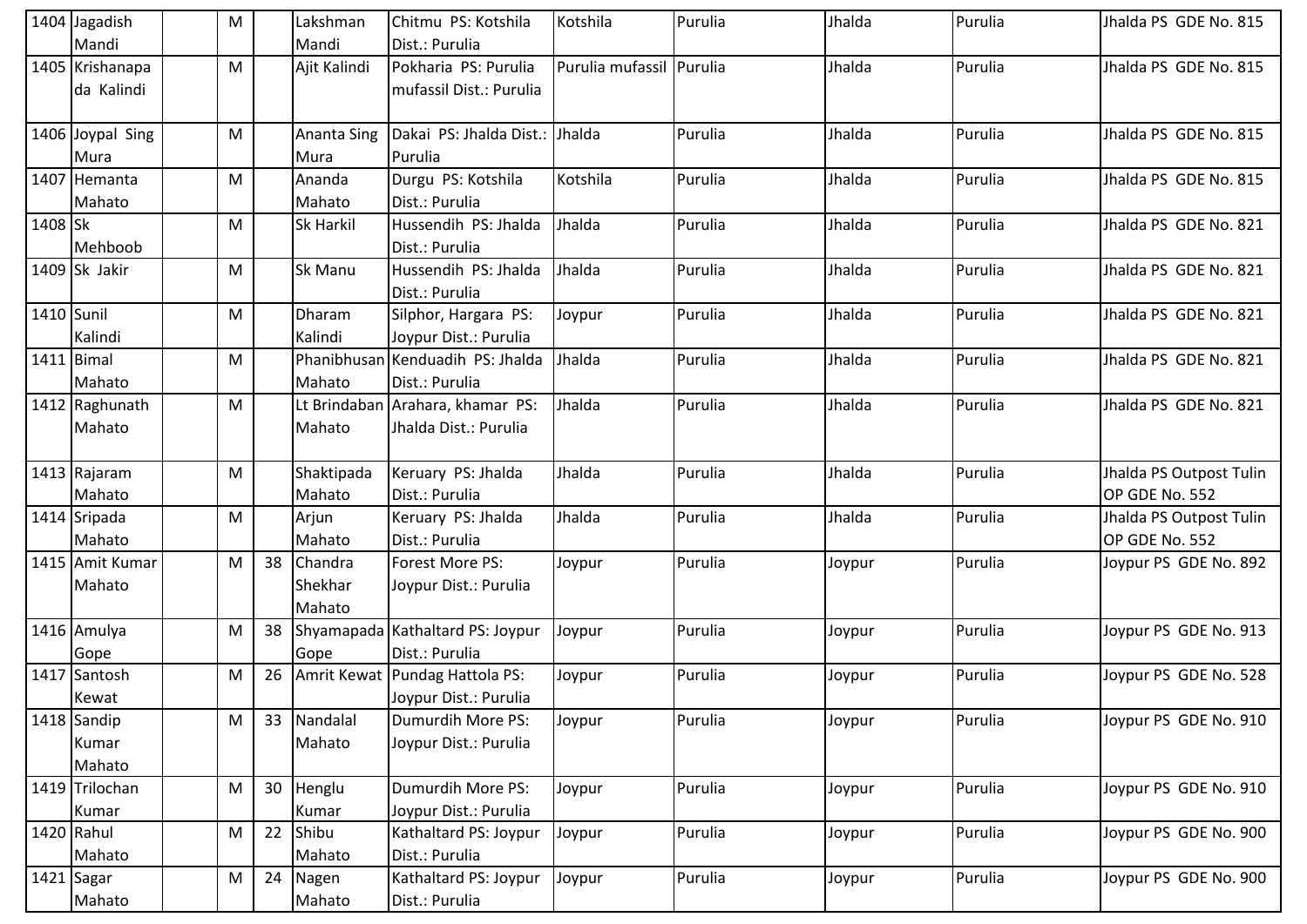| | | | | | | | | | | | |
|---|---|---|---|---|---|---|---|---|---|---|---|
| 1404 | Jagadish Mandi | | M | | Lakshman Mandi | Chitmu PS: Kotshila Dist.: Purulia | Kotshila | Purulia | Jhalda | Purulia | Jhalda PS GDE No. 815 |
| 1405 | Krishanapada Kalindi | | M | | Ajit Kalindi | Pokharia PS: Purulia mufassil Dist.: Purulia | Purulia mufassil | Purulia | Jhalda | Purulia | Jhalda PS GDE No. 815 |
| 1406 | Joypal Sing Mura | | M | | Ananta Sing Mura | Dakai PS: Jhalda Dist.: Purulia | Jhalda | Purulia | Jhalda | Purulia | Jhalda PS GDE No. 815 |
| 1407 | Hemanta Mahato | | M | | Ananda Mahato | Durgu PS: Kotshila Dist.: Purulia | Kotshila | Purulia | Jhalda | Purulia | Jhalda PS GDE No. 815 |
| 1408 | Sk Mehboob | | M | | Sk Harkil | Hussendih PS: Jhalda Dist.: Purulia | Jhalda | Purulia | Jhalda | Purulia | Jhalda PS GDE No. 821 |
| 1409 | Sk Jakir | | M | | Sk Manu | Hussendih PS: Jhalda Dist.: Purulia | Jhalda | Purulia | Jhalda | Purulia | Jhalda PS GDE No. 821 |
| 1410 | Sunil Kalindi | | M | | Dharam Kalindi | Silphor, Hargara PS: Joypur Dist.: Purulia | Joypur | Purulia | Jhalda | Purulia | Jhalda PS GDE No. 821 |
| 1411 | Bimal Mahato | | M | | Phanibhusan Mahato | Kenduadih PS: Jhalda Dist.: Purulia | Jhalda | Purulia | Jhalda | Purulia | Jhalda PS GDE No. 821 |
| 1412 | Raghunath Mahato | | M | | Lt Brindaban Mahato | Arahara, khamar PS: Jhalda Dist.: Purulia | Jhalda | Purulia | Jhalda | Purulia | Jhalda PS GDE No. 821 |
| 1413 | Rajaram Mahato | | M | | Shaktipada Mahato | Keruary PS: Jhalda Dist.: Purulia | Jhalda | Purulia | Jhalda | Purulia | Jhalda PS Outpost Tulin OP GDE No. 552 |
| 1414 | Sripada Mahato | | M | | Arjun Mahato | Keruary PS: Jhalda Dist.: Purulia | Jhalda | Purulia | Jhalda | Purulia | Jhalda PS Outpost Tulin OP GDE No. 552 |
| 1415 | Amit Kumar Mahato | | M | 38 | Chandra Shekhar Mahato | Forest More PS: Joypur Dist.: Purulia | Joypur | Purulia | Joypur | Purulia | Joypur PS GDE No. 892 |
| 1416 | Amulya Gope | | M | 38 | Shyamapada Gope | Kathaltard PS: Joypur Dist.: Purulia | Joypur | Purulia | Joypur | Purulia | Joypur PS GDE No. 913 |
| 1417 | Santosh Kewat | | M | 26 | Amrit Kewat | Pundag Hattola PS: Joypur Dist.: Purulia | Joypur | Purulia | Joypur | Purulia | Joypur PS GDE No. 528 |
| 1418 | Sandip Kumar Mahato | | M | 33 | Nandalal Mahato | Dumurdih More PS: Joypur Dist.: Purulia | Joypur | Purulia | Joypur | Purulia | Joypur PS GDE No. 910 |
| 1419 | Trilochan Kumar | | M | 30 | Henglu Kumar | Dumurdih More PS: Joypur Dist.: Purulia | Joypur | Purulia | Joypur | Purulia | Joypur PS GDE No. 910 |
| 1420 | Rahul Mahato | | M | 22 | Shibu Mahato | Kathaltard PS: Joypur Dist.: Purulia | Joypur | Purulia | Joypur | Purulia | Joypur PS GDE No. 900 |
| 1421 | Sagar Mahato | | M | 24 | Nagen Mahato | Kathaltard PS: Joypur Dist.: Purulia | Joypur | Purulia | Joypur | Purulia | Joypur PS GDE No. 900 |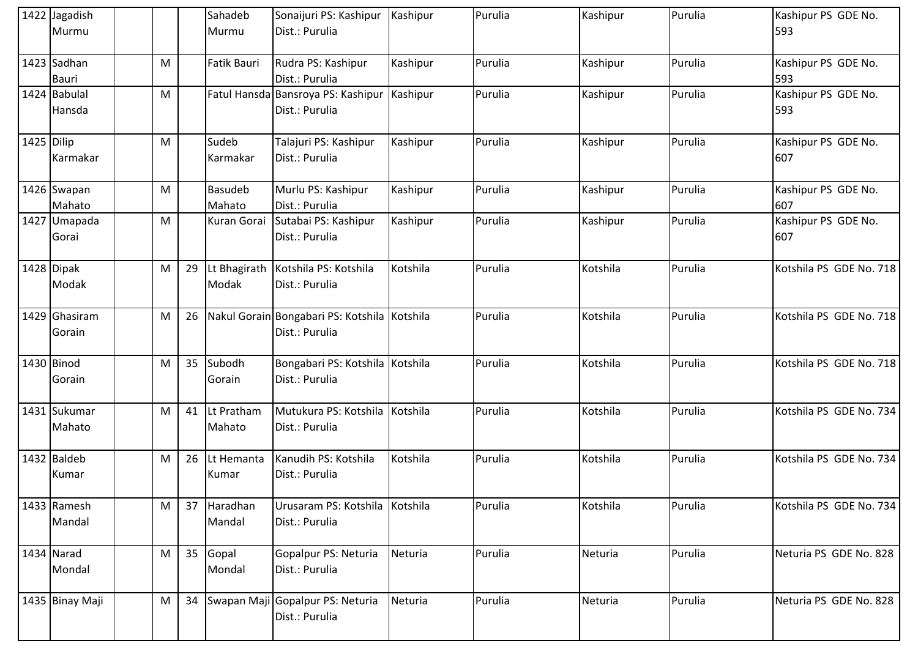| 1422 | Jagadish Murmu | | | | Sahadeb Murmu | Sonaijuri PS: Kashipur Dist.: Purulia | Kashipur | Purulia | Kashipur | Purulia | Kashipur PS GDE No. 593 |
|---|---|---|---|---|---|---|---|---|---|---|---|
| 1423 | Sadhan Bauri | | M | | Fatik Bauri | Rudra PS: Kashipur Dist.: Purulia | Kashipur | Purulia | Kashipur | Purulia | Kashipur PS GDE No. 593 |
| 1424 | Babulal Hansda | | M | | Fatul Hansda | Bansroya PS: Kashipur Dist.: Purulia | Kashipur | Purulia | Kashipur | Purulia | Kashipur PS GDE No. 593 |
| 1425 | Dilip Karmakar | | M | | Sudeb Karmakar | Talajuri PS: Kashipur Dist.: Purulia | Kashipur | Purulia | Kashipur | Purulia | Kashipur PS GDE No. 607 |
| 1426 | Swapan Mahato | | M | | Basudeb Mahato | Murlu PS: Kashipur Dist.: Purulia | Kashipur | Purulia | Kashipur | Purulia | Kashipur PS GDE No. 607 |
| 1427 | Umapada Gorai | | M | | Kuran Gorai | Sutabai PS: Kashipur Dist.: Purulia | Kashipur | Purulia | Kashipur | Purulia | Kashipur PS GDE No. 607 |
| 1428 | Dipak Modak | | M | 29 | Lt Bhagirath Modak | Kotshila PS: Kotshila Dist.: Purulia | Kotshila | Purulia | Kotshila | Purulia | Kotshila PS GDE No. 718 |
| 1429 | Ghasiram Gorain | | M | 26 | Nakul Gorain | Bongabari PS: Kotshila Dist.: Purulia | Kotshila | Purulia | Kotshila | Purulia | Kotshila PS GDE No. 718 |
| 1430 | Binod Gorain | | M | 35 | Subodh Gorain | Bongabari PS: Kotshila Dist.: Purulia | Kotshila | Purulia | Kotshila | Purulia | Kotshila PS GDE No. 718 |
| 1431 | Sukumar Mahato | | M | 41 | Lt Pratham Mahato | Mutukura PS: Kotshila Dist.: Purulia | Kotshila | Purulia | Kotshila | Purulia | Kotshila PS GDE No. 734 |
| 1432 | Baldeb Kumar | | M | 26 | Lt Hemanta Kumar | Kanudih PS: Kotshila Dist.: Purulia | Kotshila | Purulia | Kotshila | Purulia | Kotshila PS GDE No. 734 |
| 1433 | Ramesh Mandal | | M | 37 | Haradhan Mandal | Urusaram PS: Kotshila Dist.: Purulia | Kotshila | Purulia | Kotshila | Purulia | Kotshila PS GDE No. 734 |
| 1434 | Narad Mondal | | M | 35 | Gopal Mondal | Gopalpur PS: Neturia Dist.: Purulia | Neturia | Purulia | Neturia | Purulia | Neturia PS GDE No. 828 |
| 1435 | Binay Maji | | M | 34 | Swapan Maji | Gopalpur PS: Neturia Dist.: Purulia | Neturia | Purulia | Neturia | Purulia | Neturia PS GDE No. 828 |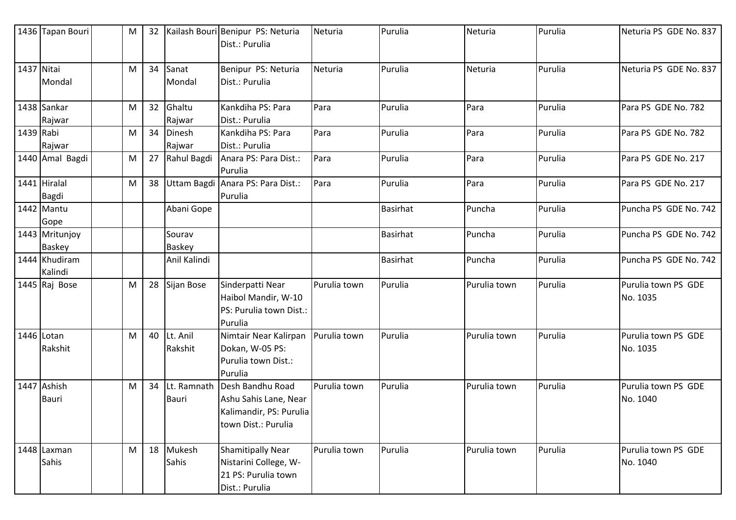| | | | | | | | | | | |
|---|---|---|---|---|---|---|---|---|---|---|
| 1436 | Tapan Bouri | | M | 32 | Kailash Bouri | Benipur PS: Neturia Dist.: Purulia | Neturia | Purulia | Neturia | Purulia | Neturia PS GDE No. 837 |
| 1437 | Nitai Mondal | | M | 34 | Sanat Mondal | Benipur PS: Neturia Dist.: Purulia | Neturia | Purulia | Neturia | Purulia | Neturia PS GDE No. 837 |
| 1438 | Sankar Rajwar | | M | 32 | Ghaltu Rajwar | Kankdiha PS: Para Dist.: Purulia | Para | Purulia | Para | Purulia | Para PS GDE No. 782 |
| 1439 | Rabi Rajwar | | M | 34 | Dinesh Rajwar | Kankdiha PS: Para Dist.: Purulia | Para | Purulia | Para | Purulia | Para PS GDE No. 782 |
| 1440 | Amal Bagdi | | M | 27 | Rahul Bagdi | Anara PS: Para Dist.: Purulia | Para | Purulia | Para | Purulia | Para PS GDE No. 217 |
| 1441 | Hiralal Bagdi | | M | 38 | Uttam Bagdi | Anara PS: Para Dist.: Purulia | Para | Purulia | Para | Purulia | Para PS GDE No. 217 |
| 1442 | Mantu Gope | | | | Abani Gope | | | Basirhat | Puncha | Purulia | Puncha PS GDE No. 742 |
| 1443 | Mritunjoy Baskey | | | | Sourav Baskey | | | Basirhat | Puncha | Purulia | Puncha PS GDE No. 742 |
| 1444 | Khudiram Kalindi | | | | Anil Kalindi | | | Basirhat | Puncha | Purulia | Puncha PS GDE No. 742 |
| 1445 | Raj Bose | | M | 28 | Sijan Bose | Sinderpatti Near Haibol Mandir, W-10 PS: Purulia town Dist.: Purulia | Purulia town | Purulia | Purulia town | Purulia | Purulia town PS GDE No. 1035 |
| 1446 | Lotan Rakshit | | M | 40 | Lt. Anil Rakshit | Nimtair Near Kalirpan Dokan, W-05 PS: Purulia town Dist.: Purulia | Purulia town | Purulia | Purulia town | Purulia | Purulia town PS GDE No. 1035 |
| 1447 | Ashish Bauri | | M | 34 | Lt. Ramnath Bauri | Desh Bandhu Road Ashu Sahis Lane, Near Kalimandir, PS: Purulia town Dist.: Purulia | Purulia town | Purulia | Purulia town | Purulia | Purulia town PS GDE No. 1040 |
| 1448 | Laxman Sahis | | M | 18 | Mukesh Sahis | Shamitipally Near Nistarini College, W-21 PS: Purulia town Dist.: Purulia | Purulia town | Purulia | Purulia town | Purulia | Purulia town PS GDE No. 1040 |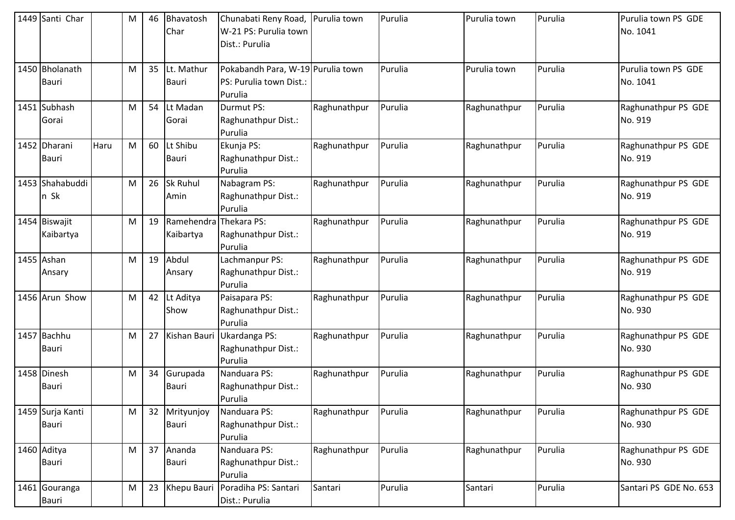| 1449 | Santi Char | | M | 46 | Bhavatosh Char | Chunabati Reny Road, W-21 PS: Purulia town Dist.: Purulia | Purulia town | Purulia | Purulia town | Purulia | Purulia town PS GDE No. 1041 |
|---|---|---|---|---|---|---|---|---|---|---|---|
| 1450 | Bholanath Bauri | | M | 35 | Lt. Mathur Bauri | Pokabandh Para, W-19 PS: Purulia town Dist.: Purulia | Purulia town | Purulia | Purulia town | Purulia | Purulia town PS GDE No. 1041 |
| 1451 | Subhash Gorai | | M | 54 | Lt Madan Gorai | Durmut PS: Raghunathpur Dist.: Purulia | Raghunathpur | Purulia | Raghunathpur | Purulia | Raghunathpur PS GDE No. 919 |
| 1452 | Dharani Bauri | Haru | M | 60 | Lt Shibu Bauri | Ekunja PS: Raghunathpur Dist.: Purulia | Raghunathpur | Purulia | Raghunathpur | Purulia | Raghunathpur PS GDE No. 919 |
| 1453 | Shahabuddin Sk | | M | 26 | Sk Ruhul Amin | Nabagram PS: Raghunathpur Dist.: Purulia | Raghunathpur | Purulia | Raghunathpur | Purulia | Raghunathpur PS GDE No. 919 |
| 1454 | Biswajit Kaibartya | | M | 19 | Ramehendra Kaibartya | Thekara PS: Raghunathpur Dist.: Purulia | Raghunathpur | Purulia | Raghunathpur | Purulia | Raghunathpur PS GDE No. 919 |
| 1455 | Ashan Ansary | | M | 19 | Abdul Ansary | Lachmanpur PS: Raghunathpur Dist.: Purulia | Raghunathpur | Purulia | Raghunathpur | Purulia | Raghunathpur PS GDE No. 919 |
| 1456 | Arun Show | | M | 42 | Lt Aditya Show | Paisapara PS: Raghunathpur Dist.: Purulia | Raghunathpur | Purulia | Raghunathpur | Purulia | Raghunathpur PS GDE No. 930 |
| 1457 | Bachhu Bauri | | M | 27 | Kishan Bauri | Ukardanga PS: Raghunathpur Dist.: Purulia | Raghunathpur | Purulia | Raghunathpur | Purulia | Raghunathpur PS GDE No. 930 |
| 1458 | Dinesh Bauri | | M | 34 | Gurupada Bauri | Nanduara PS: Raghunathpur Dist.: Purulia | Raghunathpur | Purulia | Raghunathpur | Purulia | Raghunathpur PS GDE No. 930 |
| 1459 | Surja Kanti Bauri | | M | 32 | Mrityunjoy Bauri | Nanduara PS: Raghunathpur Dist.: Purulia | Raghunathpur | Purulia | Raghunathpur | Purulia | Raghunathpur PS GDE No. 930 |
| 1460 | Aditya Bauri | | M | 37 | Ananda Bauri | Nanduara PS: Raghunathpur Dist.: Purulia | Raghunathpur | Purulia | Raghunathpur | Purulia | Raghunathpur PS GDE No. 930 |
| 1461 | Gouranga Bauri | | M | 23 | Khepu Bauri | Poradiha PS: Santari Dist.: Purulia | Santari | Purulia | Santari | Purulia | Santari PS GDE No. 653 |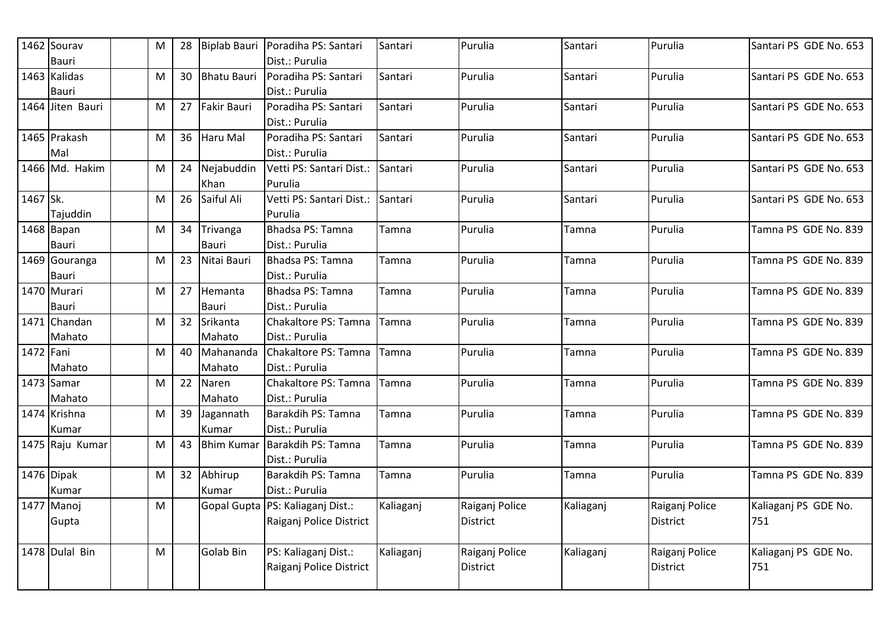| | | | | | | | | | | | |
|---|---|---|---|---|---|---|---|---|---|---|---|
| 1462 | Sourav Bauri | | M | 28 | Biplab Bauri | Poradiha PS: Santari Dist.: Purulia | Santari | Purulia | Santari | Purulia | Santari PS GDE No. 653 |
| 1463 | Kalidas Bauri | | M | 30 | Bhatu Bauri | Poradiha PS: Santari Dist.: Purulia | Santari | Purulia | Santari | Purulia | Santari PS GDE No. 653 |
| 1464 | Jiten Bauri | | M | 27 | Fakir Bauri | Poradiha PS: Santari Dist.: Purulia | Santari | Purulia | Santari | Purulia | Santari PS GDE No. 653 |
| 1465 | Prakash Mal | | M | 36 | Haru Mal | Poradiha PS: Santari Dist.: Purulia | Santari | Purulia | Santari | Purulia | Santari PS GDE No. 653 |
| 1466 | Md. Hakim | | M | 24 | Nejabuddin Khan | Vetti PS: Santari Dist.: Purulia | Santari | Purulia | Santari | Purulia | Santari PS GDE No. 653 |
| 1467 | Sk. Tajuddin | | M | 26 | Saiful Ali | Vetti PS: Santari Dist.: Purulia | Santari | Purulia | Santari | Purulia | Santari PS GDE No. 653 |
| 1468 | Bapan Bauri | | M | 34 | Trivanga Bauri | Bhadsa PS: Tamna Dist.: Purulia | Tamna | Purulia | Tamna | Purulia | Tamna PS GDE No. 839 |
| 1469 | Gouranga Bauri | | M | 23 | Nitai Bauri | Bhadsa PS: Tamna Dist.: Purulia | Tamna | Purulia | Tamna | Purulia | Tamna PS GDE No. 839 |
| 1470 | Murari Bauri | | M | 27 | Hemanta Bauri | Bhadsa PS: Tamna Dist.: Purulia | Tamna | Purulia | Tamna | Purulia | Tamna PS GDE No. 839 |
| 1471 | Chandan Mahato | | M | 32 | Srikanta Mahato | Chakaltore PS: Tamna Dist.: Purulia | Tamna | Purulia | Tamna | Purulia | Tamna PS GDE No. 839 |
| 1472 | Fani Mahato | | M | 40 | Mahananda Mahato | Chakaltore PS: Tamna Dist.: Purulia | Tamna | Purulia | Tamna | Purulia | Tamna PS GDE No. 839 |
| 1473 | Samar Mahato | | M | 22 | Naren Mahato | Chakaltore PS: Tamna Dist.: Purulia | Tamna | Purulia | Tamna | Purulia | Tamna PS GDE No. 839 |
| 1474 | Krishna Kumar | | M | 39 | Jagannath Kumar | Barakdih PS: Tamna Dist.: Purulia | Tamna | Purulia | Tamna | Purulia | Tamna PS GDE No. 839 |
| 1475 | Raju Kumar | | M | 43 | Bhim Kumar | Barakdih PS: Tamna Dist.: Purulia | Tamna | Purulia | Tamna | Purulia | Tamna PS GDE No. 839 |
| 1476 | Dipak Kumar | | M | 32 | Abhirup Kumar | Barakdih PS: Tamna Dist.: Purulia | Tamna | Purulia | Tamna | Purulia | Tamna PS GDE No. 839 |
| 1477 | Manoj Gupta | | M | | Gopal Gupta | PS: Kaliaganj Dist.: Raiganj Police District | Kaliaganj | Raiganj Police District | Kaliaganj | Raiganj Police District | Kaliaganj PS GDE No. 751 |
| 1478 | Dulal Bin | | M | | Golab Bin | PS: Kaliaganj Dist.: Raiganj Police District | Kaliaganj | Raiganj Police District | Kaliaganj | Raiganj Police District | Kaliaganj PS GDE No. 751 |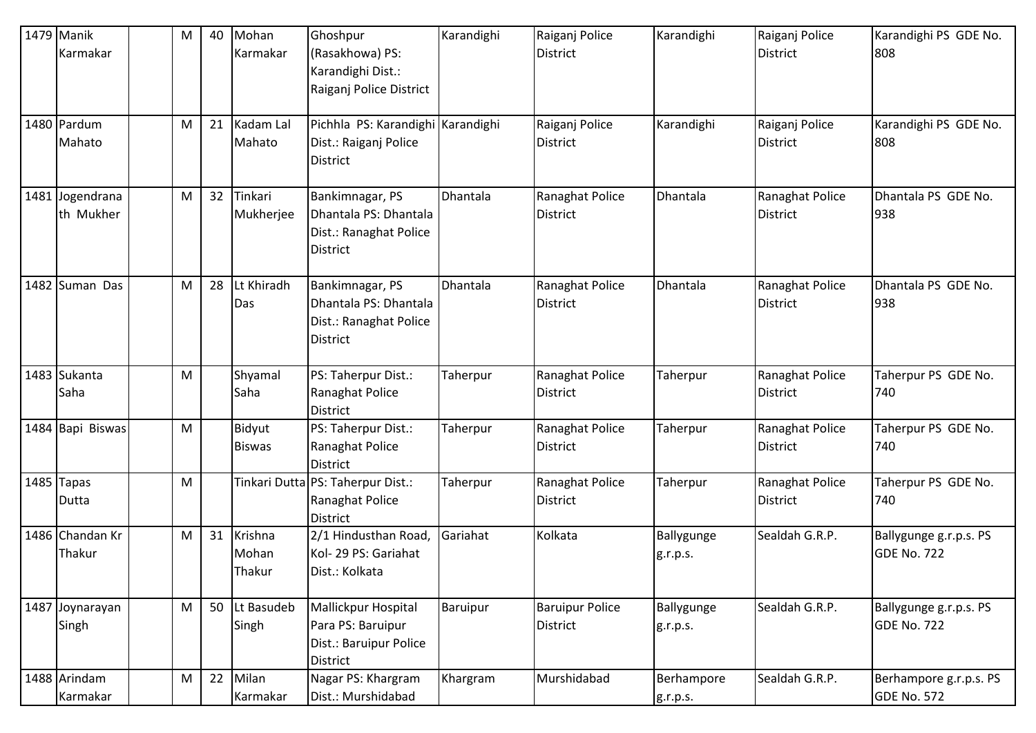| 1479 | Manik Karmakar | | M | 40 | Mohan Karmakar | Ghoshpur (Rasakhowa) PS: Karandighi Dist.: Raiganj Police District | Karandighi | Raiganj Police District | Karandighi | Raiganj Police District | Karandighi PS GDE No. 808 |
|---|---|---|---|---|---|---|---|---|---|---|---|
| 1480 | Pardum Mahato | | M | 21 | Kadam Lal Mahato | Pichhla PS: Karandighi Dist.: Raiganj Police District | Karandighi | Raiganj Police District | Karandighi | Raiganj Police District | Karandighi PS GDE No. 808 |
| 1481 | Jogendranath Mukher | | M | 32 | Tinkari Mukherjee | Bankimnagar, PS Dhantala PS: Dhantala Dist.: Ranaghat Police District | Dhantala | Ranaghat Police District | Dhantala | Ranaghat Police District | Dhantala PS GDE No. 938 |
| 1482 | Suman Das | | M | 28 | Lt Khiradh Das | Bankimnagar, PS Dhantala PS: Dhantala Dist.: Ranaghat Police District | Dhantala | Ranaghat Police District | Dhantala | Ranaghat Police District | Dhantala PS GDE No. 938 |
| 1483 | Sukanta Saha | | M | | Shyamal Saha | PS: Taherpur Dist.: Ranaghat Police District | Taherpur | Ranaghat Police District | Taherpur | Ranaghat Police District | Taherpur PS GDE No. 740 |
| 1484 | Bapi Biswas | | M | | Bidyut Biswas | PS: Taherpur Dist.: Ranaghat Police District | Taherpur | Ranaghat Police District | Taherpur | Ranaghat Police District | Taherpur PS GDE No. 740 |
| 1485 | Tapas Dutta | | M | | Tinkari Dutta | PS: Taherpur Dist.: Ranaghat Police District | Taherpur | Ranaghat Police District | Taherpur | Ranaghat Police District | Taherpur PS GDE No. 740 |
| 1486 | Chandan Kr Thakur | | M | 31 | Krishna Mohan Thakur | 2/1 Hindusthan Road, Kol- 29 PS: Gariahat Dist.: Kolkata | Gariahat | Kolkata | Ballygunge g.r.p.s. | Sealdah G.R.P. | Ballygunge g.r.p.s. PS GDE No. 722 |
| 1487 | Joynarayan Singh | | M | 50 | Lt Basudeb Singh | Mallickpur Hospital Para PS: Baruipur Dist.: Baruipur Police District | Baruipur | Baruipur Police District | Ballygunge g.r.p.s. | Sealdah G.R.P. | Ballygunge g.r.p.s. PS GDE No. 722 |
| 1488 | Arindam Karmakar | | M | 22 | Milan Karmakar | Nagar PS: Khargram Dist.: Murshidabad | Khargram | Murshidabad | Berhampore g.r.p.s. | Sealdah G.R.P. | Berhampore g.r.p.s. PS GDE No. 572 |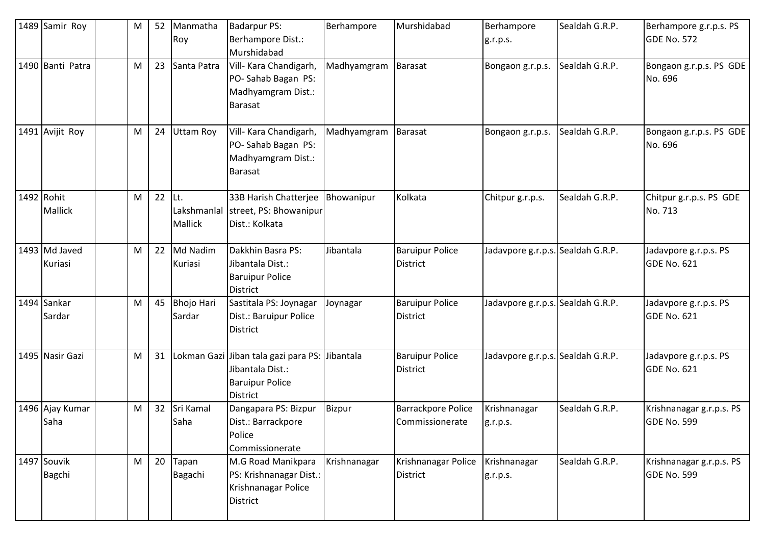| 1489 | Samir Roy | | M | 52 | Manmatha Roy | Badarpur PS: Berhampore Dist.: Murshidabad | Berhampore | Murshidabad | Berhampore g.r.p.s. | Sealdah G.R.P. | Berhampore g.r.p.s. PS GDE No. 572 |
|---|---|---|---|---|---|---|---|---|---|---|---|
| 1490 | Banti Patra | | M | 23 | Santa Patra | Vill- Kara Chandigarh, PO- Sahab Bagan PS: Madhyamgram Dist.: Barasat | Madhyamgram | Barasat | Bongaon g.r.p.s. | Sealdah G.R.P. | Bongaon g.r.p.s. PS GDE No. 696 |
| 1491 | Avijit Roy | | M | 24 | Uttam Roy | Vill- Kara Chandigarh, PO- Sahab Bagan PS: Madhyamgram Dist.: Barasat | Madhyamgram | Barasat | Bongaon g.r.p.s. | Sealdah G.R.P. | Bongaon g.r.p.s. PS GDE No. 696 |
| 1492 | Rohit Mallick | | M | 22 | Lt. Lakshmanlal Mallick | 33B Harish Chatterjee street, PS: Bhowanipur Dist.: Kolkata | Bhowanipur | Kolkata | Chitpur g.r.p.s. | Sealdah G.R.P. | Chitpur g.r.p.s. PS GDE No. 713 |
| 1493 | Md Javed Kuriasi | | M | 22 | Md Nadim Kuriasi | Dakkhin Basra PS: Jibantala Dist.: Baruipur Police District | Jibantala | Baruipur Police District | Jadavpore g.r.p.s. | Sealdah G.R.P. | Jadavpore g.r.p.s. PS GDE No. 621 |
| 1494 | Sankar Sardar | | M | 45 | Bhojo Hari Sardar | Sastitala PS: Joynagar Dist.: Baruipur Police District | Joynagar | Baruipur Police District | Jadavpore g.r.p.s. | Sealdah G.R.P. | Jadavpore g.r.p.s. PS GDE No. 621 |
| 1495 | Nasir Gazi | | M | 31 | Lokman Gazi | Jiban tala gazi para PS: Jibantala Dist.: Baruipur Police District | Jibantala | Baruipur Police District | Jadavpore g.r.p.s. | Sealdah G.R.P. | Jadavpore g.r.p.s. PS GDE No. 621 |
| 1496 | Ajay Kumar Saha | | M | 32 | Sri Kamal Saha | Dangapara PS: Bizpur Dist.: Barrackpore Police Commissionerate | Bizpur | Barrackpore Police Commissionerate | Krishnanagar g.r.p.s. | Sealdah G.R.P. | Krishnanagar g.r.p.s. PS GDE No. 599 |
| 1497 | Souvik Bagchi | | M | 20 | Tapan Bagachi | M.G Road Manikpara PS: Krishnanagar Dist.: Krishnanagar Police District | Krishnanagar | Krishnanagar Police District | Krishnanagar g.r.p.s. | Sealdah G.R.P. | Krishnanagar g.r.p.s. PS GDE No. 599 |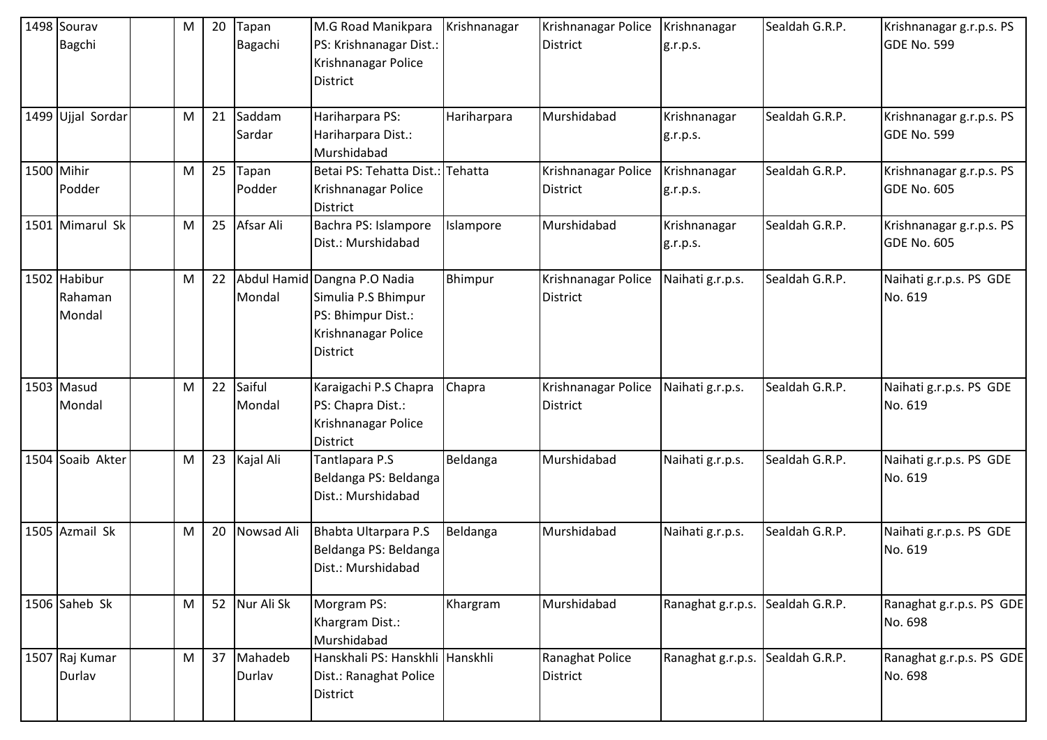| 1498 | Sourav Bagchi | | M | 20 | Tapan Bagachi | M.G Road Manikpara PS: Krishnanagar Dist.: Krishnanagar Police District | Krishnanagar | Krishnanagar Police District | Krishnanagar g.r.p.s. | Sealdah G.R.P. | Krishnanagar g.r.p.s. PS GDE No. 599 |
|---|---|---|---|---|---|---|---|---|---|---|---|
| 1499 | Ujjal Sordar | | M | 21 | Saddam Sardar | Hariharpara PS: Hariharpara Dist.: Murshidabad | Hariharpara | Murshidabad | Krishnanagar g.r.p.s. | Sealdah G.R.P. | Krishnanagar g.r.p.s. PS GDE No. 599 |
| 1500 | Mihir Podder | | M | 25 | Tapan Podder | Betai PS: Tehatta Dist.: Krishnanagar Police District | Tehatta | Krishnanagar Police District | Krishnanagar g.r.p.s. | Sealdah G.R.P. | Krishnanagar g.r.p.s. PS GDE No. 605 |
| 1501 | Mimarul Sk | | M | 25 | Afsar Ali | Bachra PS: Islampore Dist.: Murshidabad | Islampore | Murshidabad | Krishnanagar g.r.p.s. | Sealdah G.R.P. | Krishnanagar g.r.p.s. PS GDE No. 605 |
| 1502 | Habibur Rahaman Mondal | | M | 22 | Abdul Hamid Mondal | Dangna P.O Nadia Simulia P.S Bhimpur PS: Bhimpur Dist.: Krishnanagar Police District | Bhimpur | Krishnanagar Police District | Naihati g.r.p.s. | Sealdah G.R.P. | Naihati g.r.p.s. PS GDE No. 619 |
| 1503 | Masud Mondal | | M | 22 | Saiful Mondal | Karaigachi P.S Chapra PS: Chapra Dist.: Krishnanagar Police District | Chapra | Krishnanagar Police District | Naihati g.r.p.s. | Sealdah G.R.P. | Naihati g.r.p.s. PS GDE No. 619 |
| 1504 | Soaib Akter | | M | 23 | Kajal Ali | Tantlapara P.S Beldanga PS: Beldanga Dist.: Murshidabad | Beldanga | Murshidabad | Naihati g.r.p.s. | Sealdah G.R.P. | Naihati g.r.p.s. PS GDE No. 619 |
| 1505 | Azmail Sk | | M | 20 | Nowsad Ali | Bhabta Ultarpara P.S Beldanga PS: Beldanga Dist.: Murshidabad | Beldanga | Murshidabad | Naihati g.r.p.s. | Sealdah G.R.P. | Naihati g.r.p.s. PS GDE No. 619 |
| 1506 | Saheb Sk | | M | 52 | Nur Ali Sk | Morgram PS: Khargram Dist.: Murshidabad | Khargram | Murshidabad | Ranaghat g.r.p.s. | Sealdah G.R.P. | Ranaghat g.r.p.s. PS GDE No. 698 |
| 1507 | Raj Kumar Durlav | | M | 37 | Mahadeb Durlav | Hanskhali PS: Hanskhli Dist.: Ranaghat Police District | Hanskhli | Ranaghat Police District | Ranaghat g.r.p.s. | Sealdah G.R.P. | Ranaghat g.r.p.s. PS GDE No. 698 |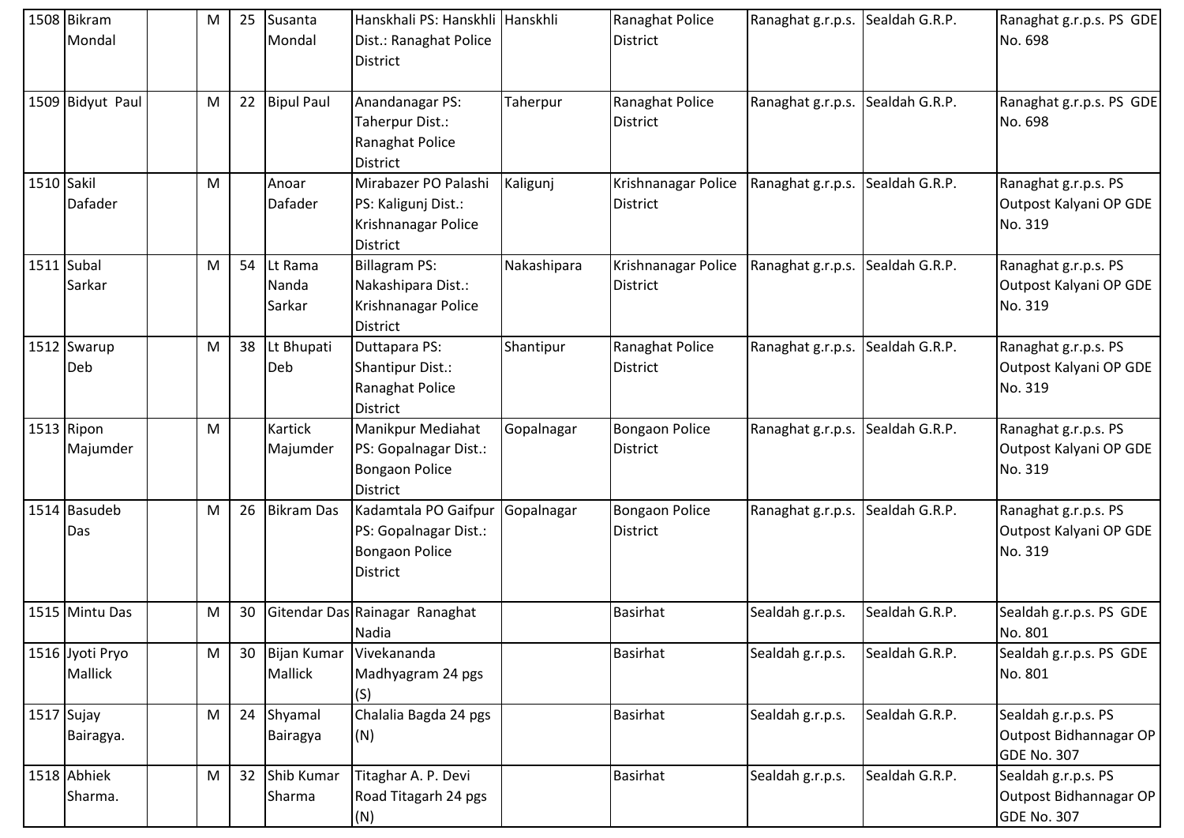| | | | | | | | | | | |
|---|---|---|---|---|---|---|---|---|---|---|
| 1508 | Bikram Mondal | | M | 25 | Susanta Mondal | Hanskhali PS: Hanskhli Dist.: Ranaghat Police District | Hanskhli | Ranaghat Police District | Ranaghat g.r.p.s. | Sealdah G.R.P. | Ranaghat g.r.p.s. PS GDE No. 698 |
| 1509 | Bidyut Paul | | M | 22 | Bipul Paul | Anandanagar PS: Taherpur Dist.: Ranaghat Police District | Taherpur | Ranaghat Police District | Ranaghat g.r.p.s. | Sealdah G.R.P. | Ranaghat g.r.p.s. PS GDE No. 698 |
| 1510 | Sakil Dafader | | M | | Anoar Dafader | Mirabazer PO Palashi PS: Kaligunj Dist.: Krishnanagar Police District | Kaligunj | Krishnanagar Police District | Ranaghat g.r.p.s. | Sealdah G.R.P. | Ranaghat g.r.p.s. PS Outpost Kalyani OP GDE No. 319 |
| 1511 | Subal Sarkar | | M | 54 | Lt Rama Nanda Sarkar | Billagram PS: Nakashipara Dist.: Krishnanagar Police District | Nakashipara | Krishnanagar Police District | Ranaghat g.r.p.s. | Sealdah G.R.P. | Ranaghat g.r.p.s. PS Outpost Kalyani OP GDE No. 319 |
| 1512 | Swarup Deb | | M | 38 | Lt Bhupati Deb | Duttapara PS: Shantipur Dist.: Ranaghat Police District | Shantipur | Ranaghat Police District | Ranaghat g.r.p.s. | Sealdah G.R.P. | Ranaghat g.r.p.s. PS Outpost Kalyani OP GDE No. 319 |
| 1513 | Ripon Majumder | | M | | Kartick Majumder | Manikpur Mediahat PS: Gopalnagar Dist.: Bongaon Police District | Gopalnagar | Bongaon Police District | Ranaghat g.r.p.s. | Sealdah G.R.P. | Ranaghat g.r.p.s. PS Outpost Kalyani OP GDE No. 319 |
| 1514 | Basudeb Das | | M | 26 | Bikram Das | Kadamtala PO Gaifpur PS: Gopalnagar Dist.: Bongaon Police District | Gopalnagar | Bongaon Police District | Ranaghat g.r.p.s. | Sealdah G.R.P. | Ranaghat g.r.p.s. PS Outpost Kalyani OP GDE No. 319 |
| 1515 | Mintu Das | | M | 30 | Gitendar Das | Rainagar Ranaghat Nadia | | Basirhat | Sealdah g.r.p.s. | Sealdah G.R.P. | Sealdah g.r.p.s. PS GDE No. 801 |
| 1516 | Jyoti Pryo Mallick | | M | 30 | Bijan Kumar Mallick | Vivekananda Madhyagram 24 pgs (S) | | Basirhat | Sealdah g.r.p.s. | Sealdah G.R.P. | Sealdah g.r.p.s. PS GDE No. 801 |
| 1517 | Sujay Bairagya. | | M | 24 | Shyamal Bairagya | Chalalia Bagda 24 pgs (N) | | Basirhat | Sealdah g.r.p.s. | Sealdah G.R.P. | Sealdah g.r.p.s. PS Outpost Bidhannagar OP GDE No. 307 |
| 1518 | Abhiek Sharma. | | M | 32 | Shib Kumar Sharma | Titaghar A. P. Devi Road Titagarh 24 pgs (N) | | Basirhat | Sealdah g.r.p.s. | Sealdah G.R.P. | Sealdah g.r.p.s. PS Outpost Bidhannagar OP GDE No. 307 |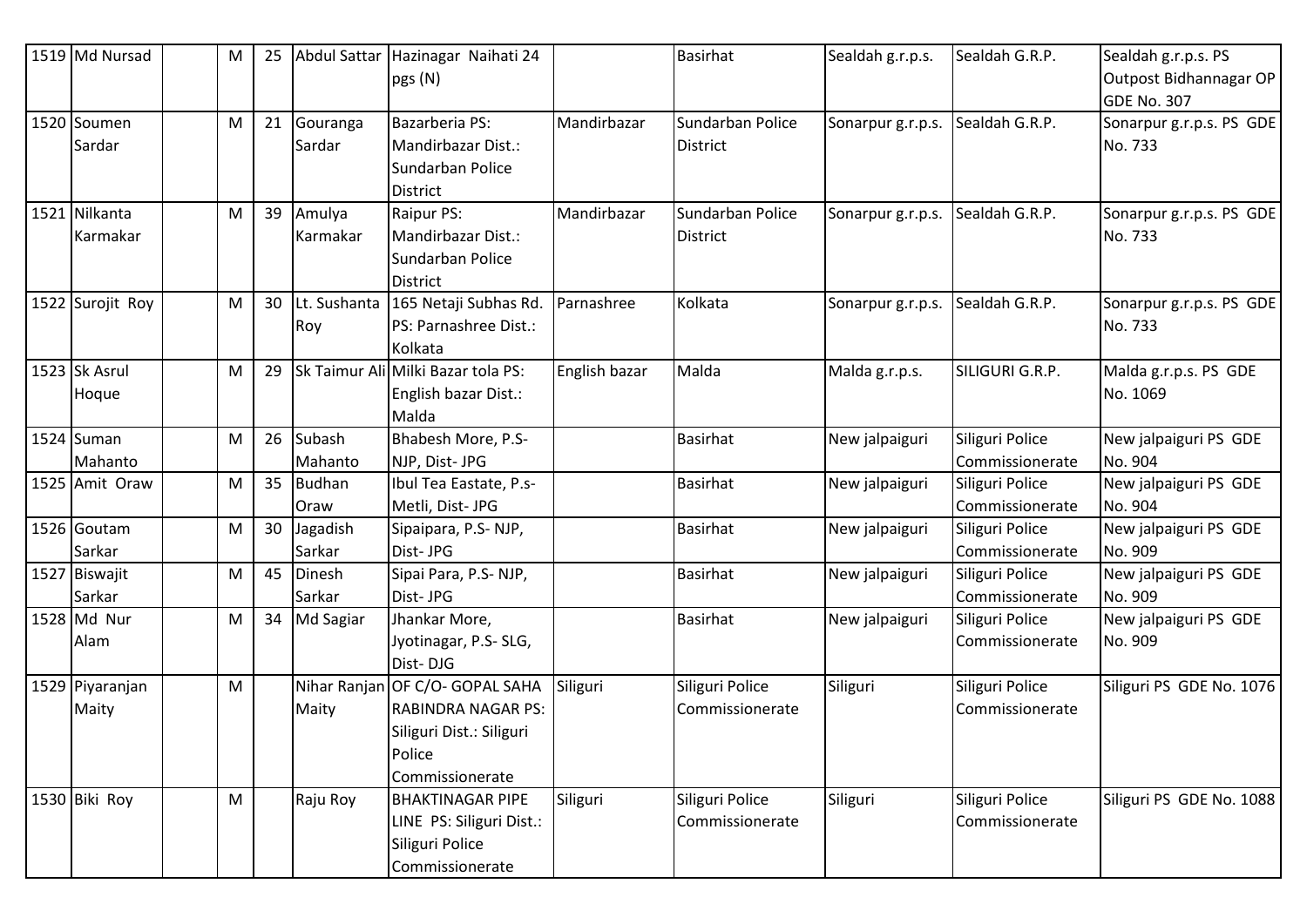| | | | | | | | | | | | |
|---|---|---|---|---|---|---|---|---|---|---|---|
| 1519 | Md Nursad | | M | 25 | Abdul Sattar | Hazinagar Naihati 24 pgs (N) | | Basirhat | Sealdah g.r.p.s. | Sealdah G.R.P. | Sealdah g.r.p.s. PS Outpost Bidhannagar OP GDE No. 307 |
| 1520 | Soumen Sardar | | M | 21 | Gouranga Sardar | Bazarberia PS: Mandirbazar Dist.: Sundarban Police District | Mandirbazar | Sundarban Police District | Sonarpur g.r.p.s. | Sealdah G.R.P. | Sonarpur g.r.p.s. PS GDE No. 733 |
| 1521 | Nilkanta Karmakar | | M | 39 | Amulya Karmakar | Raipur PS: Mandirbazar Dist.: Sundarban Police District | Mandirbazar | Sundarban Police District | Sonarpur g.r.p.s. | Sealdah G.R.P. | Sonarpur g.r.p.s. PS GDE No. 733 |
| 1522 | Surojit Roy | | M | 30 | Lt. Sushanta Roy | 165 Netaji Subhas Rd. PS: Parnashree Dist.: Kolkata | Parnashree | Kolkata | Sonarpur g.r.p.s. | Sealdah G.R.P. | Sonarpur g.r.p.s. PS GDE No. 733 |
| 1523 | Sk Asrul Hoque | | M | 29 | Sk Taimur Ali | Milki Bazar tola PS: English bazar Dist.: Malda | English bazar | Malda | Malda g.r.p.s. | SILIGURI G.R.P. | Malda g.r.p.s. PS GDE No. 1069 |
| 1524 | Suman Mahanto | | M | 26 | Subash Mahanto | Bhabesh More, P.S- NJP, Dist- JPG | | Basirhat | New jalpaiguri | Siliguri Police Commissionerate | New jalpaiguri PS GDE No. 904 |
| 1525 | Amit Oraw | | M | 35 | Budhan Oraw | Ibul Tea Eastate, P.s- Metli, Dist- JPG | | Basirhat | New jalpaiguri | Siliguri Police Commissionerate | New jalpaiguri PS GDE No. 904 |
| 1526 | Goutam Sarkar | | M | 30 | Jagadish Sarkar | Sipaipara, P.S- NJP, Dist- JPG | | Basirhat | New jalpaiguri | Siliguri Police Commissionerate | New jalpaiguri PS GDE No. 909 |
| 1527 | Biswajit Sarkar | | M | 45 | Dinesh Sarkar | Sipai Para, P.S- NJP, Dist- JPG | | Basirhat | New jalpaiguri | Siliguri Police Commissionerate | New jalpaiguri PS GDE No. 909 |
| 1528 | Md Nur Alam | | M | 34 | Md Sagiar | Jhankar More, Jyotinagar, P.S- SLG, Dist- DJG | | Basirhat | New jalpaiguri | Siliguri Police Commissionerate | New jalpaiguri PS GDE No. 909 |
| 1529 | Piyaranjan Maity | | M | | Nihar Ranjan Maity | OF C/O- GOPAL SAHA RABINDRA NAGAR PS: Siliguri Dist.: Siliguri Police Commissionerate | Siliguri | Siliguri Police Commissionerate | Siliguri | Siliguri Police Commissionerate | Siliguri PS GDE No. 1076 |
| 1530 | Biki Roy | | M | | Raju Roy | BHAKTINAGAR PIPE LINE PS: Siliguri Dist.: Siliguri Police Commissionerate | Siliguri | Siliguri Police Commissionerate | Siliguri | Siliguri Police Commissionerate | Siliguri PS GDE No. 1088 |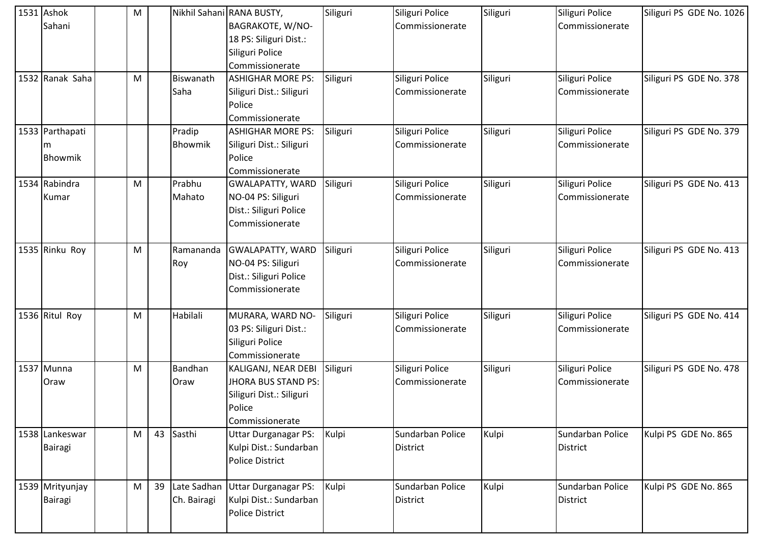| | | | | | | | | | | |
|---|---|---|---|---|---|---|---|---|---|---|
| 1531 | Ashok Sahani | | M | | Nikhil Sahani | RANA BUSTY, BAGRAKOTE, W/NO-18 PS: Siliguri Dist.: Siliguri Police Commissionerate | Siliguri | Siliguri Police Commissionerate | Siliguri | Siliguri Police Commissionerate | Siliguri PS GDE No. 1026 |
| 1532 | Ranak Saha | | M | | Biswanath Saha | ASHIGHAR MORE PS: Siliguri Dist.: Siliguri Police Commissionerate | Siliguri | Siliguri Police Commissionerate | Siliguri | Siliguri Police Commissionerate | Siliguri PS GDE No. 378 |
| 1533 | Parthapatim Bhowmik | | | | Pradip Bhowmik | ASHIGHAR MORE PS: Siliguri Dist.: Siliguri Police Commissionerate | Siliguri | Siliguri Police Commissionerate | Siliguri | Siliguri Police Commissionerate | Siliguri PS GDE No. 379 |
| 1534 | Rabindra Kumar | | M | | Prabhu Mahato | GWALAPATTY, WARD NO-04 PS: Siliguri Dist.: Siliguri Police Commissionerate | Siliguri | Siliguri Police Commissionerate | Siliguri | Siliguri Police Commissionerate | Siliguri PS GDE No. 413 |
| 1535 | Rinku Roy | | M | | Ramananda Roy | GWALAPATTY, WARD NO-04 PS: Siliguri Dist.: Siliguri Police Commissionerate | Siliguri | Siliguri Police Commissionerate | Siliguri | Siliguri Police Commissionerate | Siliguri PS GDE No. 413 |
| 1536 | Ritul Roy | | M | | Habilali | MURARA, WARD NO-03 PS: Siliguri Dist.: Siliguri Police Commissionerate | Siliguri | Siliguri Police Commissionerate | Siliguri | Siliguri Police Commissionerate | Siliguri PS GDE No. 414 |
| 1537 | Munna Oraw | | M | | Bandhan Oraw | KALIGANJ, NEAR DEBI JHORA BUS STAND PS: Siliguri Dist.: Siliguri Police Commissionerate | Siliguri | Siliguri Police Commissionerate | Siliguri | Siliguri Police Commissionerate | Siliguri PS GDE No. 478 |
| 1538 | Lankeswar Bairagi | | M | 43 | Sasthi | Uttar Durganagar PS: Kulpi Dist.: Sundarban Police District | Kulpi | Sundarban Police District | Kulpi | Sundarban Police District | Kulpi PS GDE No. 865 |
| 1539 | Mrityunjay Bairagi | | M | 39 | Late Sadhan Ch. Bairagi | Uttar Durganagar PS: Kulpi Dist.: Sundarban Police District | Kulpi | Sundarban Police District | Kulpi | Sundarban Police District | Kulpi PS GDE No. 865 |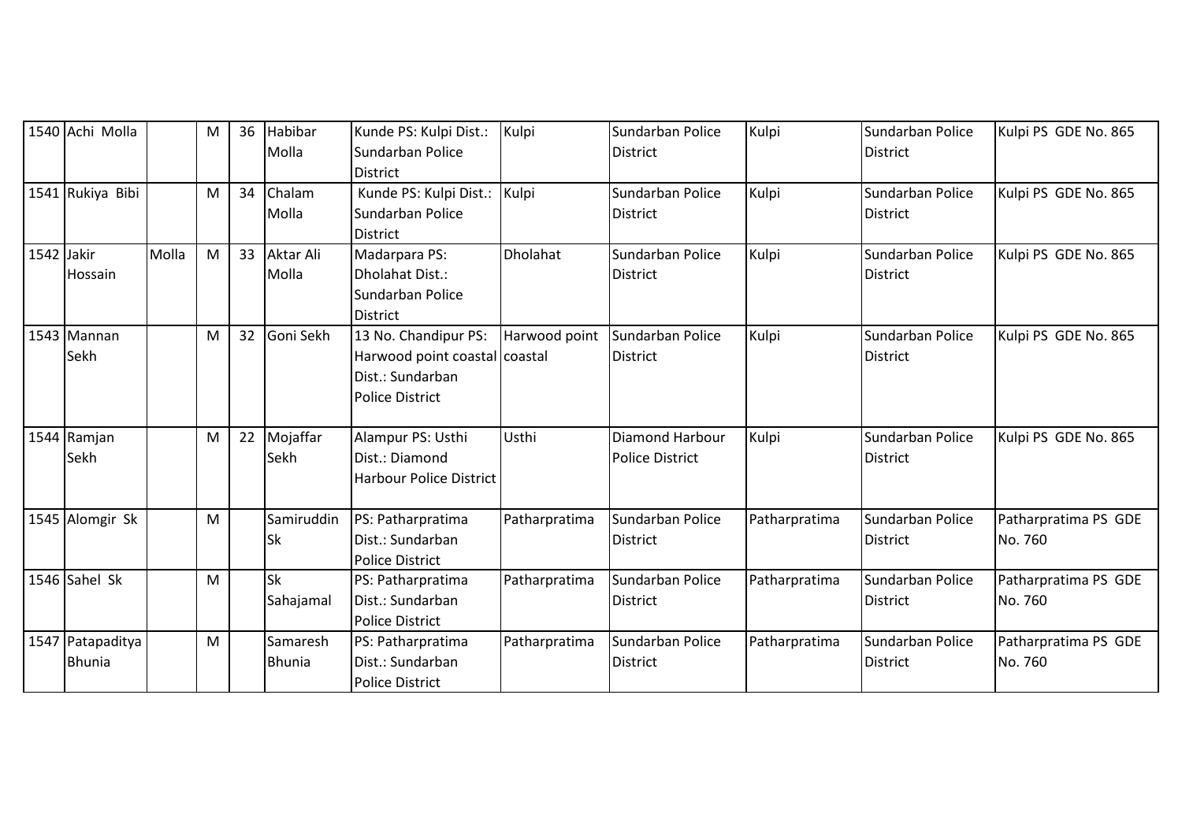| | | | | | | | | | | | |
|---|---|---|---|---|---|---|---|---|---|---|---|
| 1540 | Achi Molla | | M | 36 | Habibar Molla | Kunde PS: Kulpi Dist.: Sundarban Police District | Kulpi | Sundarban Police District | Kulpi | Sundarban Police District | Kulpi PS GDE No. 865 |
| 1541 | Rukiya Bibi | | M | 34 | Chalam Molla | Kunde PS: Kulpi Dist.: Sundarban Police District | Kulpi | Sundarban Police District | Kulpi | Sundarban Police District | Kulpi PS GDE No. 865 |
| 1542 | Jakir Hossain | Molla | M | 33 | Aktar Ali Molla | Madarpara PS: Dholahat Dist.: Sundarban Police District | Dholahat | Sundarban Police District | Kulpi | Sundarban Police District | Kulpi PS GDE No. 865 |
| 1543 | Mannan Sekh | | M | 32 | Goni Sekh | 13 No. Chandipur PS: Harwood point coastal Dist.: Sundarban Police District | Harwood point coastal | Sundarban Police District | Kulpi | Sundarban Police District | Kulpi PS GDE No. 865 |
| 1544 | Ramjan Sekh | | M | 22 | Mojaffar Sekh | Alampur PS: Usthi Dist.: Diamond Harbour Police District | Usthi | Diamond Harbour Police District | Kulpi | Sundarban Police District | Kulpi PS GDE No. 865 |
| 1545 | Alomgir Sk | | M | | Samiruddin Sk | PS: Patharpratima Dist.: Sundarban Police District | Patharpratima | Sundarban Police District | Patharpratima | Sundarban Police District | Patharpratima PS GDE No. 760 |
| 1546 | Sahel Sk | | M | | Sk Sahajamal | PS: Patharpratima Dist.: Sundarban Police District | Patharpratima | Sundarban Police District | Patharpratima | Sundarban Police District | Patharpratima PS GDE No. 760 |
| 1547 | Patapaditya Bhunia | | M | | Samaresh Bhunia | PS: Patharpratima Dist.: Sundarban Police District | Patharpratima | Sundarban Police District | Patharpratima | Sundarban Police District | Patharpratima PS GDE No. 760 |